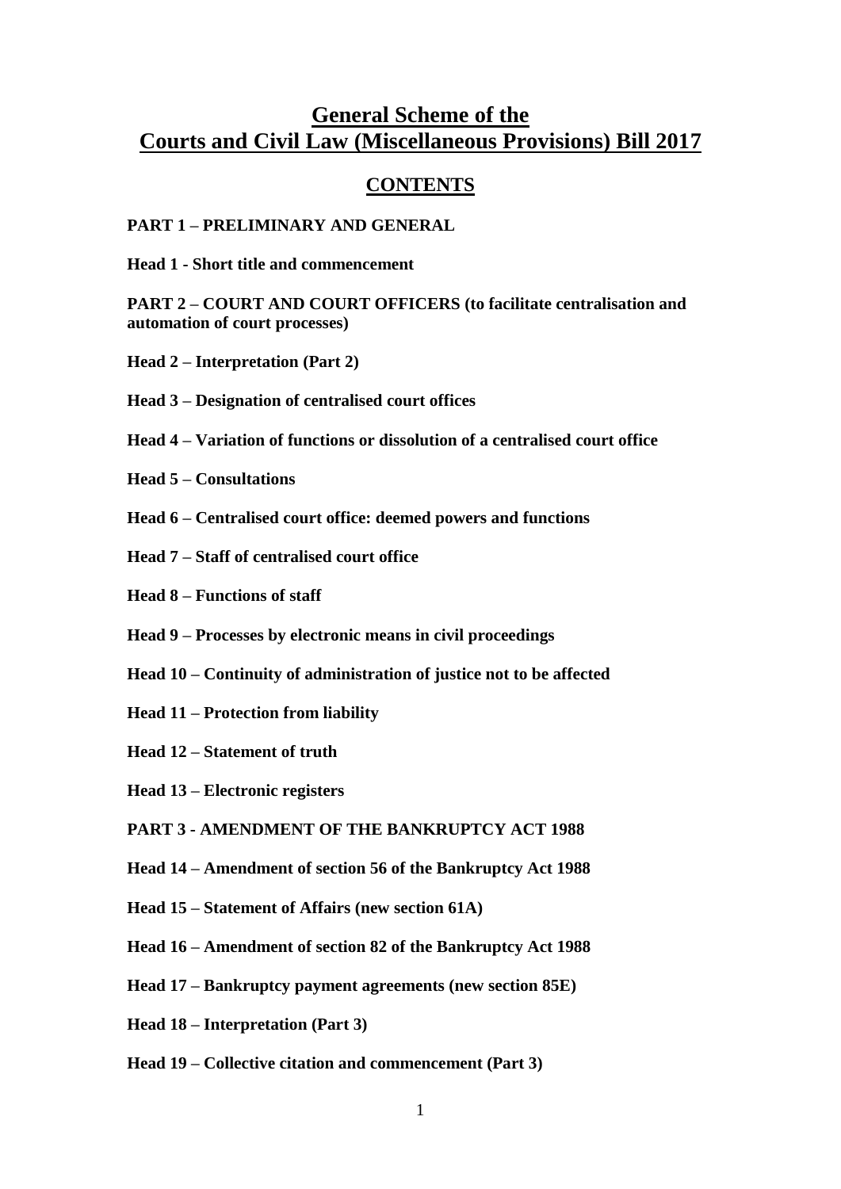# General Scheme of the Courts and Civil Law (Miscellaneous Provisions) Bill 2017

## CONTENTS

**PART 1 – PRELIMINARY AND GENERAL**

**Head 1 - Short title and commencement**

**PART 2 – COURT AND COURT OFFICERS (to facilitate centralisation and automation of court processes)**

**Head 2 – Interpretation (Part 2)**

**Head 3 – Designation of centralised court offices**

**Head 4 – Variation of functions or dissolution of a centralised court office**

**Head 5 – Consultations**

**Head 6 – Centralised court office: deemed powers and functions**

**Head 7 – Staff of centralised court office**

**Head 8 – Functions of staff**

**Head 9 – Processes by electronic means in civil proceedings**

**Head 10 – Continuity of administration of justice not to be affected**

**Head 11 – Protection from liability**

**Head 12 – Statement of truth**

**Head 13 – Electronic registers**

**PART 3 - AMENDMENT OF THE BANKRUPTCY ACT 1988**

**Head 14 – Amendment of section 56 of the Bankruptcy Act 1988**

**Head 15 – Statement of Affairs (new section 61A)**

**Head 16 – Amendment of section 82 of the Bankruptcy Act 1988**

**Head 17 – Bankruptcy payment agreements (new section 85E)**

**Head 18 – Interpretation (Part 3)**

**Head 19 – Collective citation and commencement (Part 3)**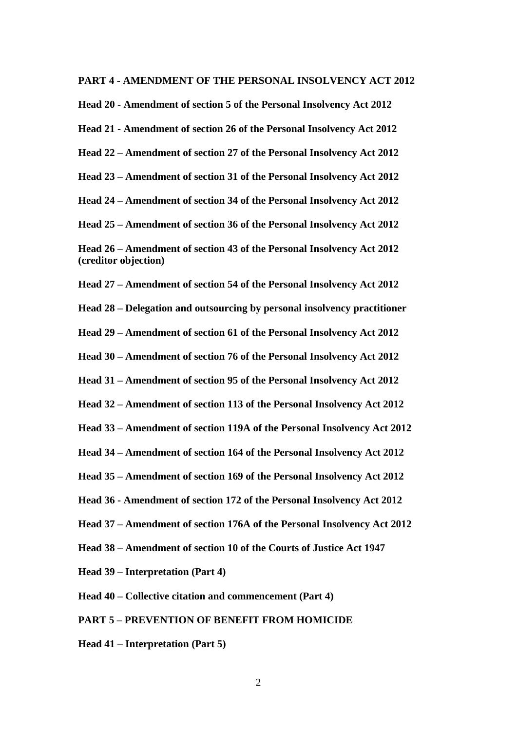**PART 4 - AMENDMENT OF THE PERSONAL INSOLVENCY ACT 2012**

**Head 20 - Amendment of section 5 of the Personal Insolvency Act 2012**

**Head 21 - Amendment of section 26 of the Personal Insolvency Act 2012**

**Head 22 – Amendment of section 27 of the Personal Insolvency Act 2012**

**Head 23 – Amendment of section 31 of the Personal Insolvency Act 2012**

**Head 24 – Amendment of section 34 of the Personal Insolvency Act 2012**

**Head 25 – Amendment of section 36 of the Personal Insolvency Act 2012**

**Head 26 – Amendment of section 43 of the Personal Insolvency Act 2012 (creditor objection)**

**Head 27 – Amendment of section 54 of the Personal Insolvency Act 2012**

**Head 28 – Delegation and outsourcing by personal insolvency practitioner**

**Head 29 – Amendment of section 61 of the Personal Insolvency Act 2012**

**Head 30 – Amendment of section 76 of the Personal Insolvency Act 2012**

**Head 31 – Amendment of section 95 of the Personal Insolvency Act 2012**

**Head 32 – Amendment of section 113 of the Personal Insolvency Act 2012**

**Head 33 – Amendment of section 119A of the Personal Insolvency Act 2012**

**Head 34 – Amendment of section 164 of the Personal Insolvency Act 2012**

**Head 35 – Amendment of section 169 of the Personal Insolvency Act 2012**

**Head 36 - Amendment of section 172 of the Personal Insolvency Act 2012**

**Head 37 – Amendment of section 176A of the Personal Insolvency Act 2012**

**Head 38 – Amendment of section 10 of the Courts of Justice Act 1947**

**Head 39 – Interpretation (Part 4)**

**Head 40 – Collective citation and commencement (Part 4)**

**PART 5 – PREVENTION OF BENEFIT FROM HOMICIDE**

**Head 41 – Interpretation (Part 5)**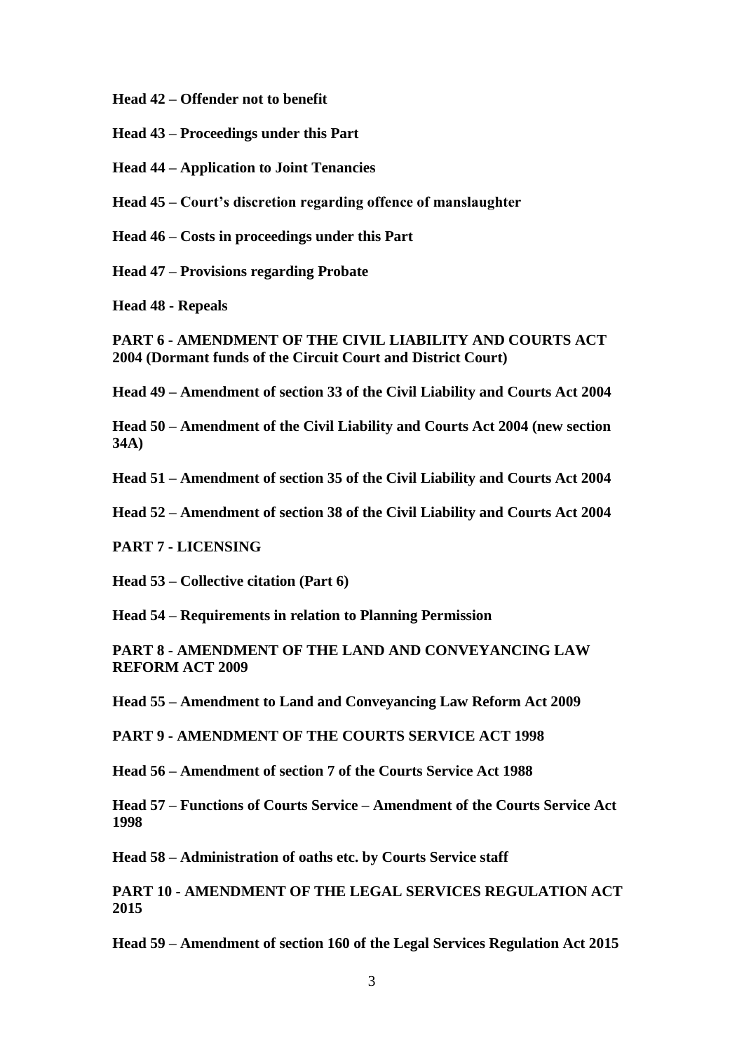**Head 42 – Offender not to benefit**

**Head 43 – Proceedings under this Part**

**Head 44 – Application to Joint Tenancies**

**Head 45 – Court's discretion regarding offence of manslaughter**

**Head 46 – Costs in proceedings under this Part**

**Head 47 – Provisions regarding Probate**

**Head 48 - Repeals**

**PART 6 - AMENDMENT OF THE CIVIL LIABILITY AND COURTS ACT 2004 (Dormant funds of the Circuit Court and District Court)**

**Head 49 – Amendment of section 33 of the Civil Liability and Courts Act 2004**

**Head 50 – Amendment of the Civil Liability and Courts Act 2004 (new section 34A)**

**Head 51 – Amendment of section 35 of the Civil Liability and Courts Act 2004**

**Head 52 – Amendment of section 38 of the Civil Liability and Courts Act 2004**

**PART 7 - LICENSING**

**Head 53 – Collective citation (Part 6)**

**Head 54 – Requirements in relation to Planning Permission**

**PART 8 - AMENDMENT OF THE LAND AND CONVEYANCING LAW REFORM ACT 2009**

**Head 55 – Amendment to Land and Conveyancing Law Reform Act 2009**

**PART 9 - AMENDMENT OF THE COURTS SERVICE ACT 1998**

**Head 56 – Amendment of section 7 of the Courts Service Act 1988**

**Head 57 – Functions of Courts Service – Amendment of the Courts Service Act 1998**

**Head 58 – Administration of oaths etc. by Courts Service staff**

**PART 10 - AMENDMENT OF THE LEGAL SERVICES REGULATION ACT 2015**

**Head 59 – Amendment of section 160 of the Legal Services Regulation Act 2015**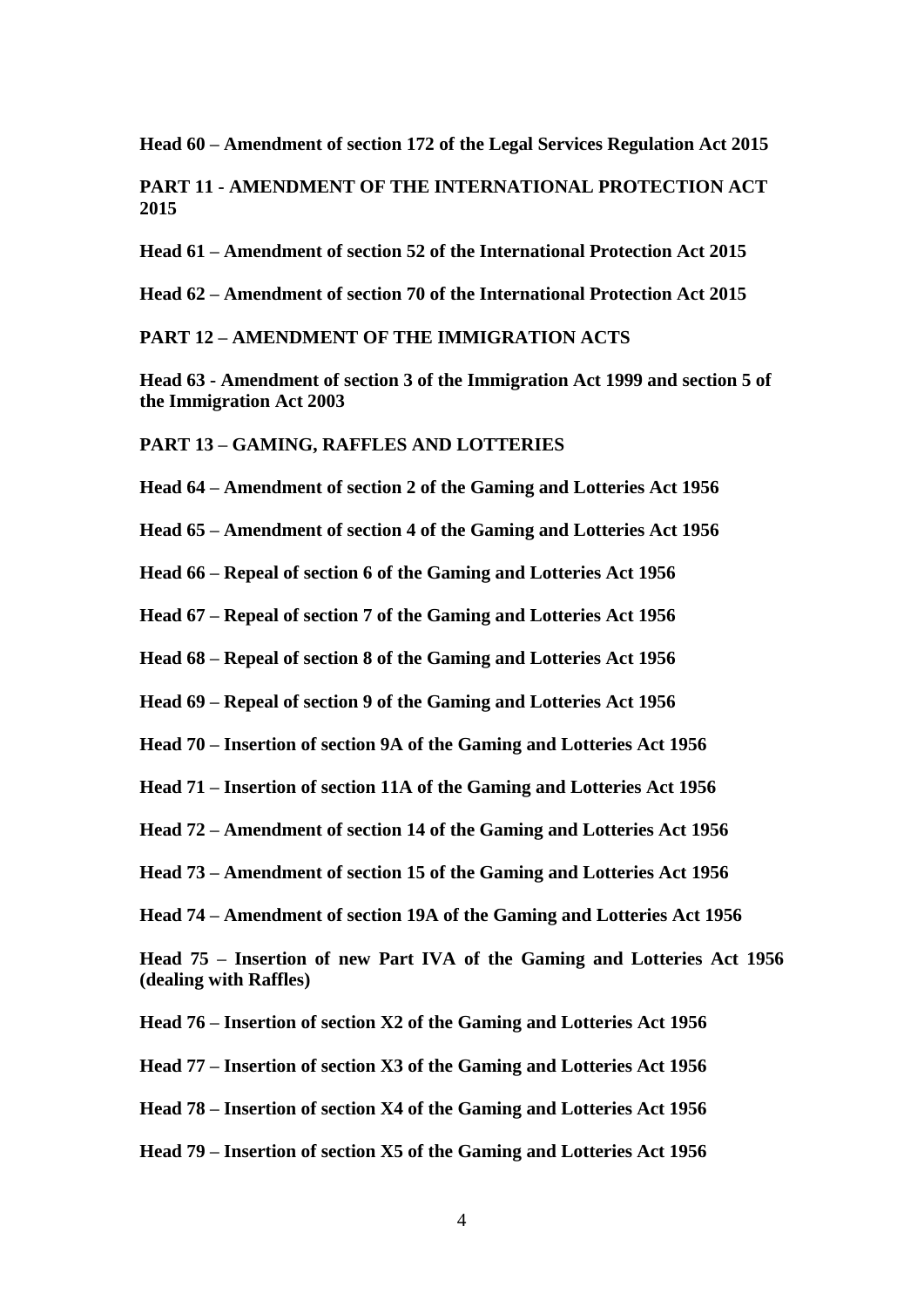**Head 60 – Amendment of section 172 of the Legal Services Regulation Act 2015**

**PART 11 - AMENDMENT OF THE INTERNATIONAL PROTECTION ACT 2015**

**Head 61 – Amendment of section 52 of the International Protection Act 2015**

**Head 62 – Amendment of section 70 of the International Protection Act 2015**

**PART 12 – AMENDMENT OF THE IMMIGRATION ACTS**

**Head 63 - Amendment of section 3 of the Immigration Act 1999 and section 5 of the Immigration Act 2003**

**PART 13 – GAMING, RAFFLES AND LOTTERIES**

**Head 64 – Amendment of section 2 of the Gaming and Lotteries Act 1956**

**Head 65 – Amendment of section 4 of the Gaming and Lotteries Act 1956**

**Head 66 – Repeal of section 6 of the Gaming and Lotteries Act 1956**

**Head 67 – Repeal of section 7 of the Gaming and Lotteries Act 1956**

**Head 68 – Repeal of section 8 of the Gaming and Lotteries Act 1956**

**Head 69 – Repeal of section 9 of the Gaming and Lotteries Act 1956**

**Head 70 – Insertion of section 9A of the Gaming and Lotteries Act 1956**

**Head 71 – Insertion of section 11A of the Gaming and Lotteries Act 1956**

**Head 72 – Amendment of section 14 of the Gaming and Lotteries Act 1956**

**Head 73 – Amendment of section 15 of the Gaming and Lotteries Act 1956**

**Head 74 – Amendment of section 19A of the Gaming and Lotteries Act 1956**

**Head 75 – Insertion of new Part IVA of the Gaming and Lotteries Act 1956 (dealing with Raffles)**

**Head 76 – Insertion of section X2 of the Gaming and Lotteries Act 1956**

**Head 77 – Insertion of section X3 of the Gaming and Lotteries Act 1956**

**Head 78 – Insertion of section X4 of the Gaming and Lotteries Act 1956**

**Head 79 – Insertion of section X5 of the Gaming and Lotteries Act 1956**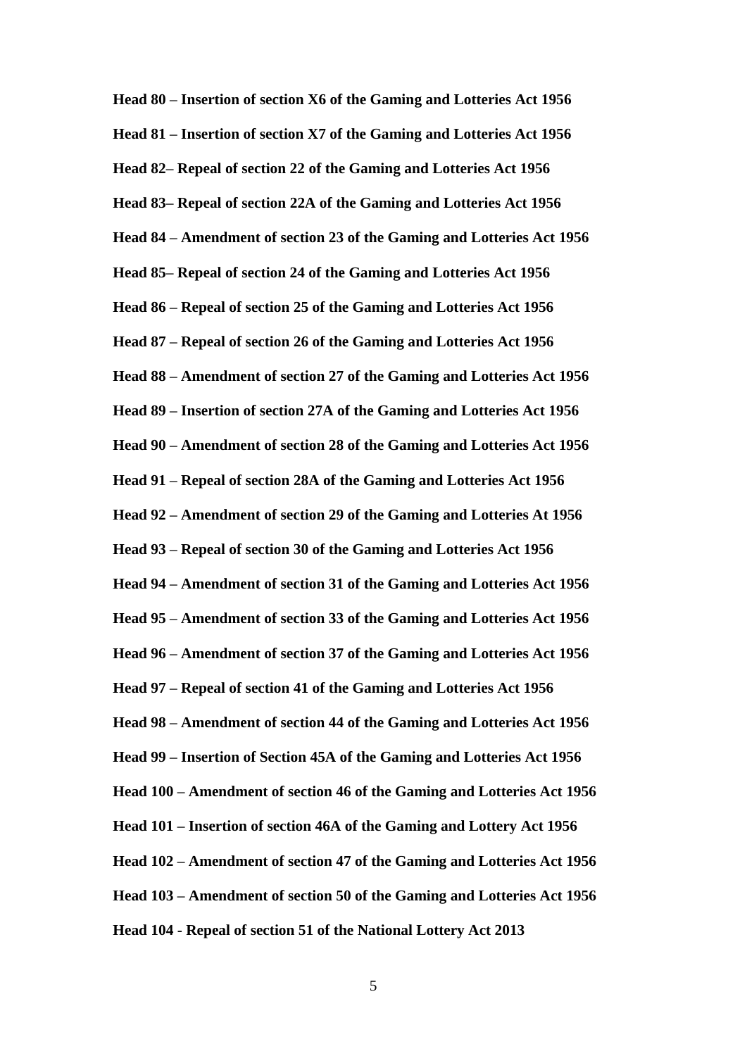**Head 80 – Insertion of section X6 of the Gaming and Lotteries Act 1956**

**Head 81 – Insertion of section X7 of the Gaming and Lotteries Act 1956**

**Head 82– Repeal of section 22 of the Gaming and Lotteries Act 1956**

**Head 83– Repeal of section 22A of the Gaming and Lotteries Act 1956**

**Head 84 – Amendment of section 23 of the Gaming and Lotteries Act 1956**

**Head 85– Repeal of section 24 of the Gaming and Lotteries Act 1956**

**Head 86 – Repeal of section 25 of the Gaming and Lotteries Act 1956**

**Head 87 – Repeal of section 26 of the Gaming and Lotteries Act 1956**

**Head 88 – Amendment of section 27 of the Gaming and Lotteries Act 1956**

**Head 89 – Insertion of section 27A of the Gaming and Lotteries Act 1956**

**Head 90 – Amendment of section 28 of the Gaming and Lotteries Act 1956**

**Head 91 – Repeal of section 28A of the Gaming and Lotteries Act 1956**

**Head 92 – Amendment of section 29 of the Gaming and Lotteries At 1956**

**Head 93 – Repeal of section 30 of the Gaming and Lotteries Act 1956**

**Head 94 – Amendment of section 31 of the Gaming and Lotteries Act 1956**

**Head 95 – Amendment of section 33 of the Gaming and Lotteries Act 1956**

**Head 96 – Amendment of section 37 of the Gaming and Lotteries Act 1956**

**Head 97 – Repeal of section 41 of the Gaming and Lotteries Act 1956**

**Head 98 – Amendment of section 44 of the Gaming and Lotteries Act 1956**

**Head 99 – Insertion of Section 45A of the Gaming and Lotteries Act 1956**

**Head 100 – Amendment of section 46 of the Gaming and Lotteries Act 1956**

**Head 101 – Insertion of section 46A of the Gaming and Lottery Act 1956**

**Head 102 – Amendment of section 47 of the Gaming and Lotteries Act 1956**

**Head 103 – Amendment of section 50 of the Gaming and Lotteries Act 1956**

**Head 104 - Repeal of section 51 of the National Lottery Act 2013**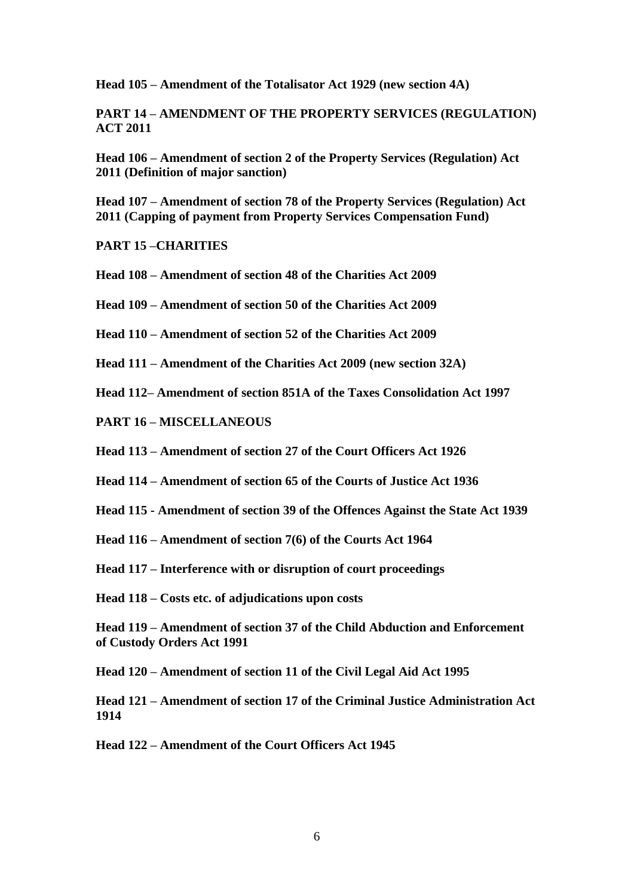**Head 105 – Amendment of the Totalisator Act 1929 (new section 4A)**

**PART 14 – AMENDMENT OF THE PROPERTY SERVICES (REGULATION) ACT 2011**

**Head 106 – Amendment of section 2 of the Property Services (Regulation) Act 2011 (Definition of major sanction)**

**Head 107 – Amendment of section 78 of the Property Services (Regulation) Act 2011 (Capping of payment from Property Services Compensation Fund)**

**PART 15 –CHARITIES**

**Head 108 – Amendment of section 48 of the Charities Act 2009**

**Head 109 – Amendment of section 50 of the Charities Act 2009**

**Head 110 – Amendment of section 52 of the Charities Act 2009**

**Head 111 – Amendment of the Charities Act 2009 (new section 32A)**

**Head 112– Amendment of section 851A of the Taxes Consolidation Act 1997**

**PART 16 – MISCELLANEOUS**

**Head 113 – Amendment of section 27 of the Court Officers Act 1926**

**Head 114 – Amendment of section 65 of the Courts of Justice Act 1936**

**Head 115 - Amendment of section 39 of the Offences Against the State Act 1939**

**Head 116 – Amendment of section 7(6) of the Courts Act 1964**

**Head 117 – Interference with or disruption of court proceedings**

**Head 118 – Costs etc. of adjudications upon costs**

**Head 119 – Amendment of section 37 of the Child Abduction and Enforcement of Custody Orders Act 1991**

**Head 120 – Amendment of section 11 of the Civil Legal Aid Act 1995**

**Head 121 – Amendment of section 17 of the Criminal Justice Administration Act 1914**

**Head 122 – Amendment of the Court Officers Act 1945**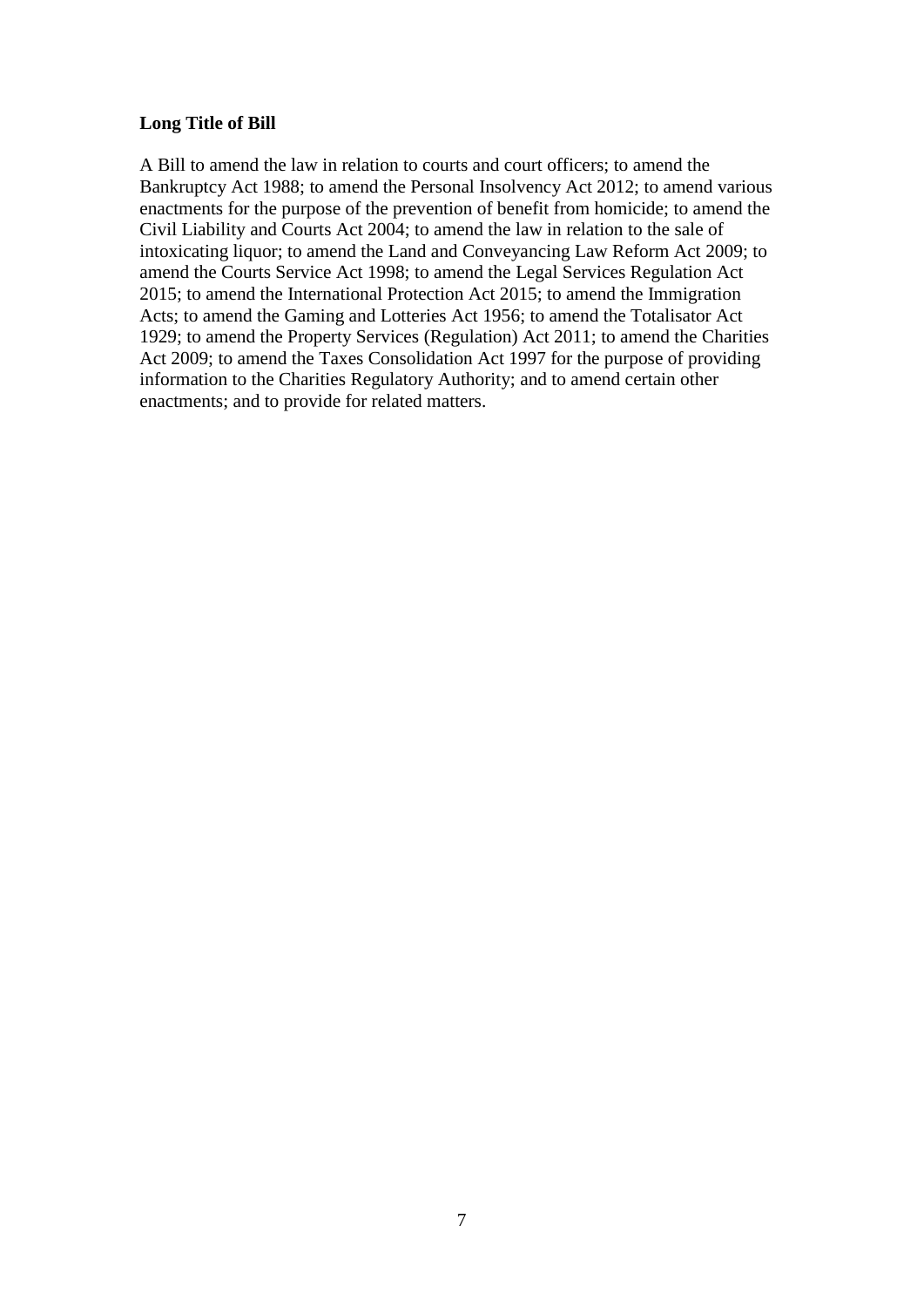**Long Title of Bill**

A Bill to amend the law in relation to courts and court officers; to amend the Bankruptcy Act 1988; to amend the Personal Insolvency Act 2012; to amend various enactments for the purpose of the prevention of benefit from homicide; to amend the Civil Liability and Courts Act 2004; to amend the law in relation to the sale of intoxicating liquor; to amend the Land and Conveyancing Law Reform Act 2009; to amend the Courts Service Act 1998; to amend the Legal Services Regulation Act 2015; to amend the International Protection Act 2015; to amend the Immigration Acts; to amend the Gaming and Lotteries Act 1956; to amend the Totalisator Act 1929; to amend the Property Services (Regulation) Act 2011; to amend the Charities Act 2009; to amend the Taxes Consolidation Act 1997 for the purpose of providing information to the Charities Regulatory Authority; and to amend certain other enactments; and to provide for related matters.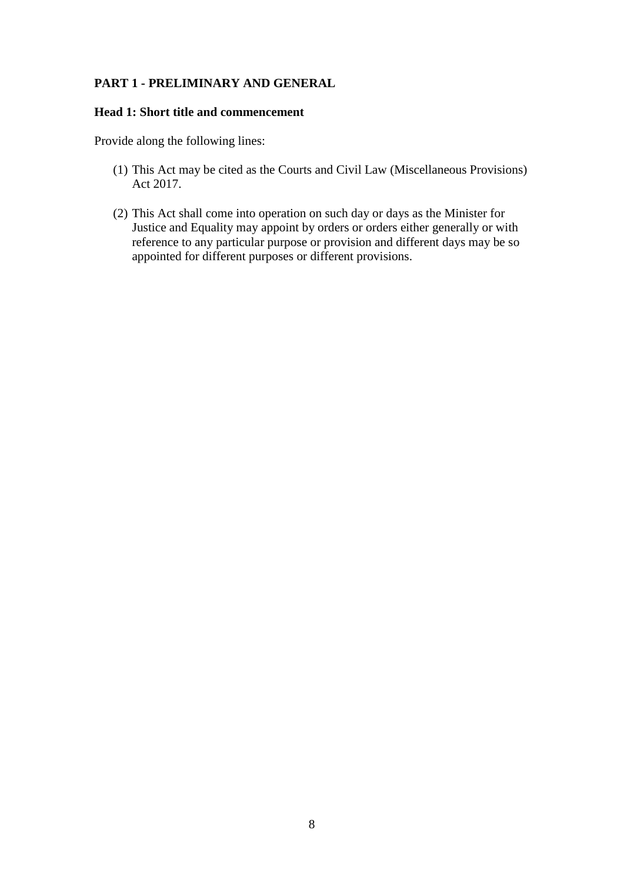## PART 1 - PRELIMINARY AND GENERAL

### Head 1: Short title and commencement

Provide along the following lines:

(1) This Act may be cited as the Courts and Civil Law (Miscellaneous Provisions) Act 2017.

(2) This Act shall come into operation on such day or days as the Minister for Justice and Equality may appoint by orders or orders either generally or with reference to any particular purpose or provision and different days may be so appointed for different purposes or different provisions.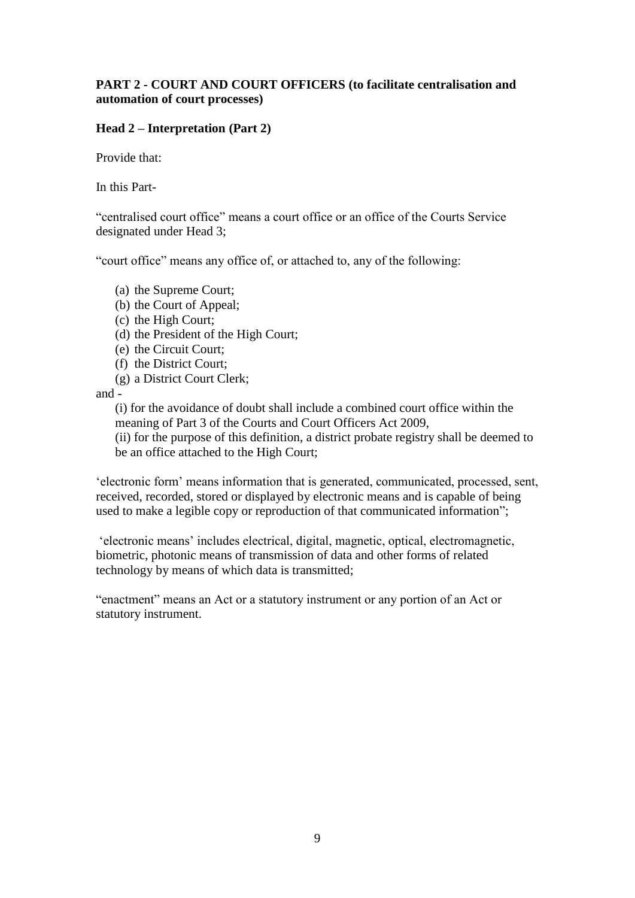**PART 2 - COURT AND COURT OFFICERS (to facilitate centralisation and automation of court processes)**

**Head 2 – Interpretation (Part 2)**

Provide that:

In this Part-

“centralised court office” means a court office or an office of the Courts Service designated under Head 3;

“court office” means any office of, or attached to, any of the following:

(a) the Supreme Court;
(b) the Court of Appeal;
(c) the High Court;
(d) the President of the High Court;
(e) the Circuit Court;
(f) the District Court;
(g) a District Court Clerk;

and -

(i) for the avoidance of doubt shall include a combined court office within the meaning of Part 3 of the Courts and Court Officers Act 2009,
(ii) for the purpose of this definition, a district probate registry shall be deemed to be an office attached to the High Court;

‘electronic form’ means information that is generated, communicated, processed, sent, received, recorded, stored or displayed by electronic means and is capable of being used to make a legible copy or reproduction of that communicated information”;

‘electronic means’ includes electrical, digital, magnetic, optical, electromagnetic, biometric, photonic means of transmission of data and other forms of related technology by means of which data is transmitted;

“enactment” means an Act or a statutory instrument or any portion of an Act or statutory instrument.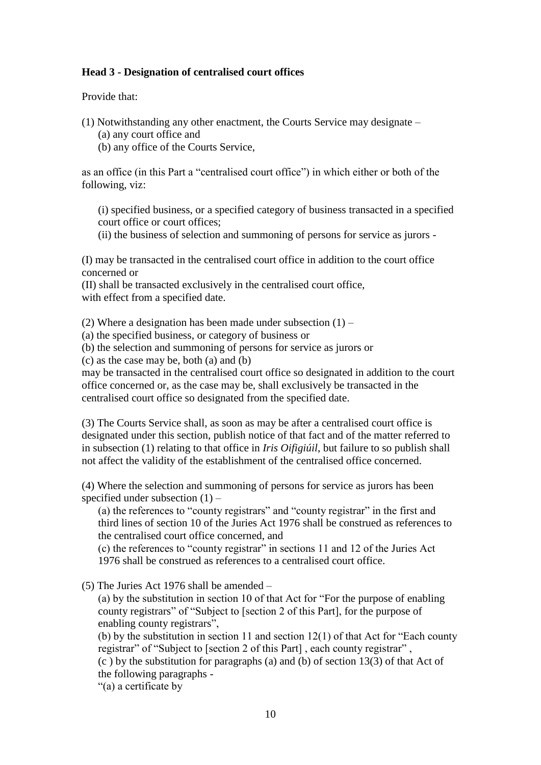**Head 3 - Designation of centralised court offices**

Provide that:

(1) Notwithstanding any other enactment, the Courts Service may designate –

(a) any court office and

(b) any office of the Courts Service,

as an office (in this Part a "centralised court office") in which either or both of the following, viz:

(i) specified business, or a specified category of business transacted in a specified court office or court offices;

(ii) the business of selection and summoning of persons for service as jurors -

(I) may be transacted in the centralised court office in addition to the court office concerned or

(II) shall be transacted exclusively in the centralised court office,

with effect from a specified date.

(2) Where a designation has been made under subsection (1) –

(a) the specified business, or category of business or

(b) the selection and summoning of persons for service as jurors or

(c) as the case may be, both (a) and (b)

may be transacted in the centralised court office so designated in addition to the court office concerned or, as the case may be, shall exclusively be transacted in the centralised court office so designated from the specified date.

(3) The Courts Service shall, as soon as may be after a centralised court office is designated under this section, publish notice of that fact and of the matter referred to in subsection (1) relating to that office in *Iris Oifigiúil*, but failure to so publish shall not affect the validity of the establishment of the centralised office concerned.

(4) Where the selection and summoning of persons for service as jurors has been specified under subsection (1) –

(a) the references to "county registrars" and "county registrar" in the first and third lines of section 10 of the Juries Act 1976 shall be construed as references to the centralised court office concerned, and

(c) the references to "county registrar" in sections 11 and 12 of the Juries Act 1976 shall be construed as references to a centralised court office.

(5) The Juries Act 1976 shall be amended –

(a) by the substitution in section 10 of that Act for "For the purpose of enabling county registrars" of "Subject to [section 2 of this Part], for the purpose of enabling county registrars",

(b) by the substitution in section 11 and section 12(1) of that Act for "Each county registrar" of "Subject to [section 2 of this Part] , each county registrar" ,

(c ) by the substitution for paragraphs (a) and (b) of section 13(3) of that Act of the following paragraphs -

"(a) a certificate by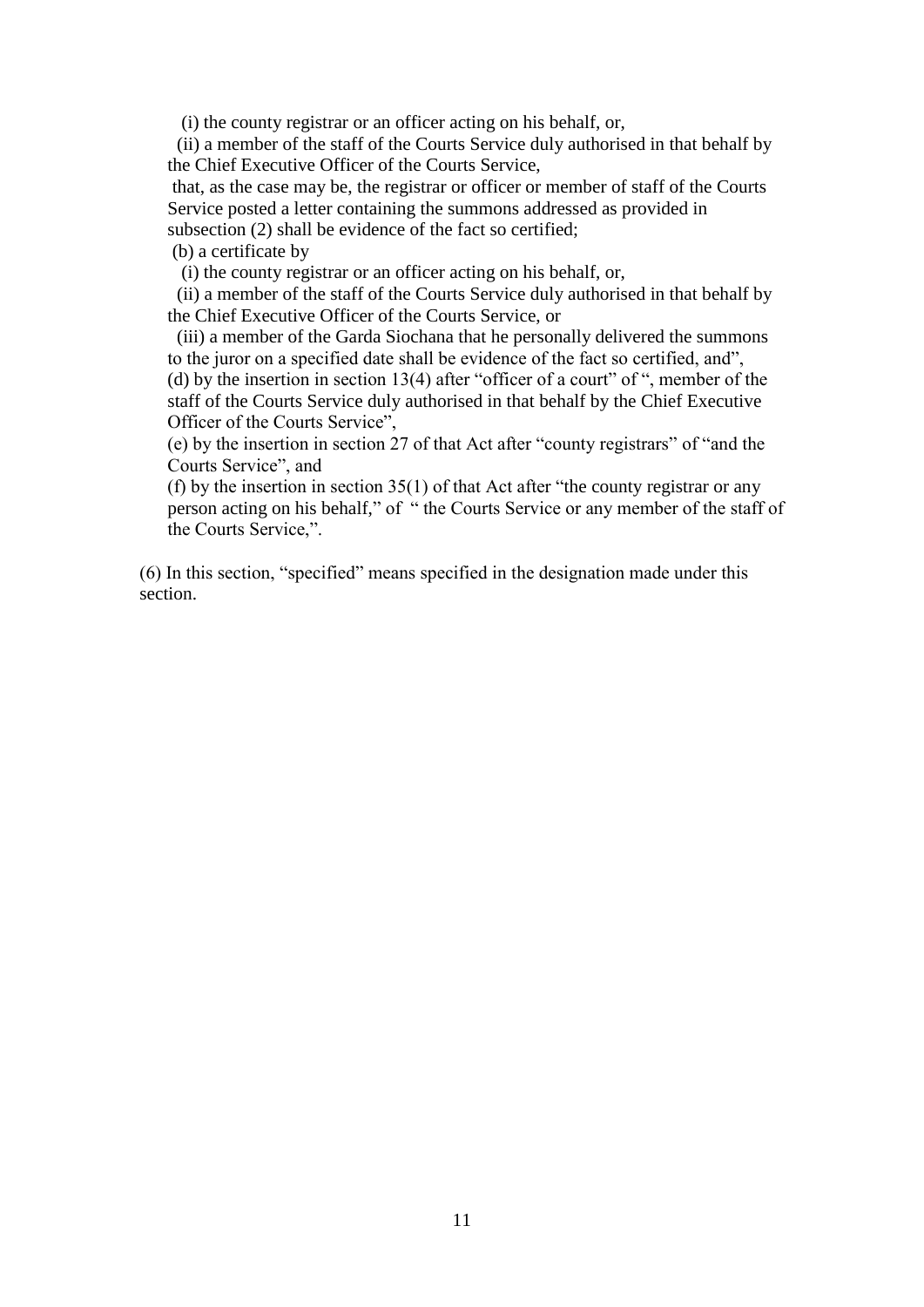(i) the county registrar or an officer acting on his behalf, or,

(ii) a member of the staff of the Courts Service duly authorised in that behalf by the Chief Executive Officer of the Courts Service,

that, as the case may be, the registrar or officer or member of staff of the Courts Service posted a letter containing the summons addressed as provided in subsection (2) shall be evidence of the fact so certified;

(b) a certificate by

(i) the county registrar or an officer acting on his behalf, or,

(ii) a member of the staff of the Courts Service duly authorised in that behalf by the Chief Executive Officer of the Courts Service, or

(iii) a member of the Garda Siochana that he personally delivered the summons to the juror on a specified date shall be evidence of the fact so certified, and",

(d) by the insertion in section 13(4) after "officer of a court" of ", member of the staff of the Courts Service duly authorised in that behalf by the Chief Executive Officer of the Courts Service",

(e) by the insertion in section 27 of that Act after "county registrars" of "and the Courts Service", and

(f) by the insertion in section 35(1) of that Act after "the county registrar or any person acting on his behalf," of " the Courts Service or any member of the staff of the Courts Service,".

(6) In this section, "specified" means specified in the designation made under this section.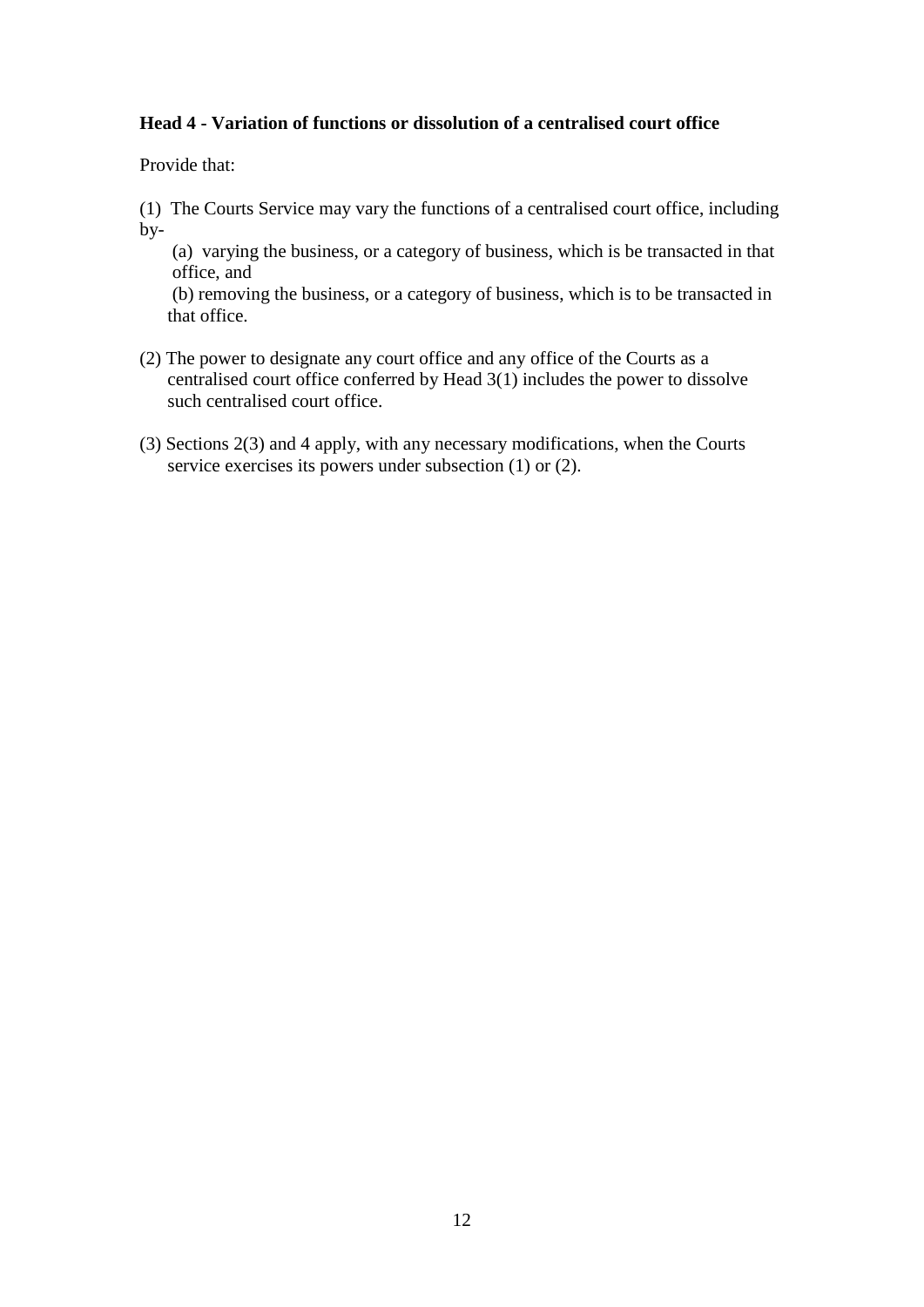**Head 4 - Variation of functions or dissolution of a centralised court office**

Provide that:

(1) The Courts Service may vary the functions of a centralised court office, including by-

(a) varying the business, or a category of business, which is be transacted in that office, and

(b) removing the business, or a category of business, which is to be transacted in that office.

(2) The power to designate any court office and any office of the Courts as a centralised court office conferred by Head 3(1) includes the power to dissolve such centralised court office.

(3) Sections 2(3) and 4 apply, with any necessary modifications, when the Courts service exercises its powers under subsection (1) or (2).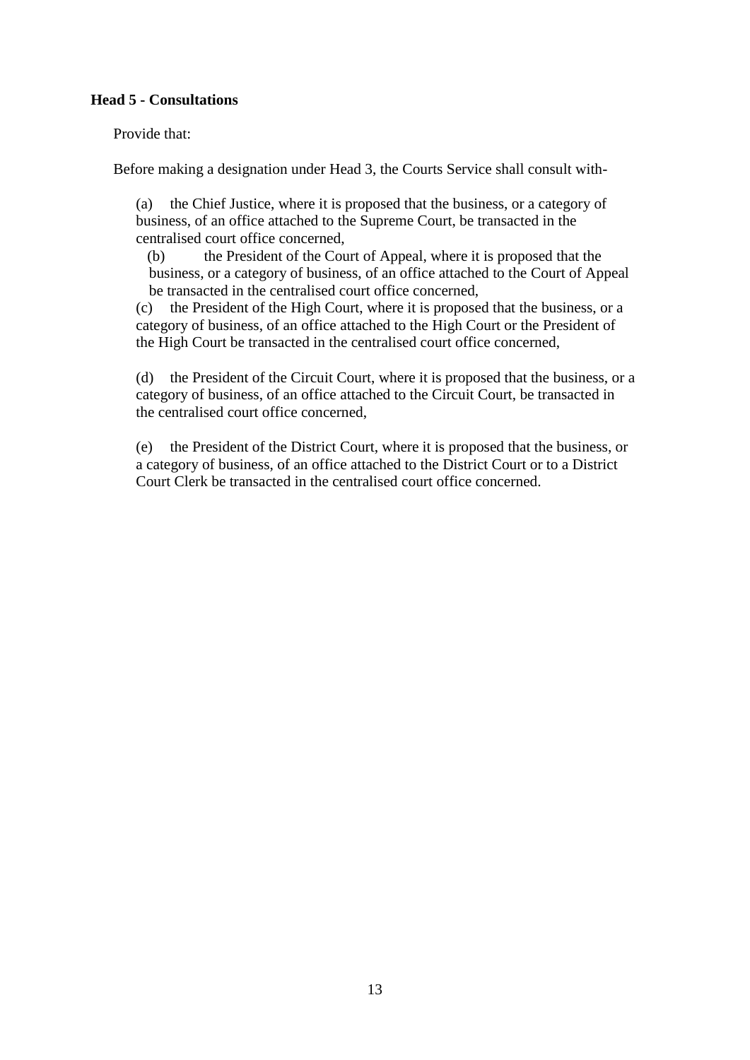**Head 5 - Consultations**

Provide that:

Before making a designation under Head 3, the Courts Service shall consult with-

(a) the Chief Justice, where it is proposed that the business, or a category of business, of an office attached to the Supreme Court, be transacted in the centralised court office concerned,

(b) the President of the Court of Appeal, where it is proposed that the business, or a category of business, of an office attached to the Court of Appeal be transacted in the centralised court office concerned,

(c) the President of the High Court, where it is proposed that the business, or a category of business, of an office attached to the High Court or the President of the High Court be transacted in the centralised court office concerned,

(d) the President of the Circuit Court, where it is proposed that the business, or a category of business, of an office attached to the Circuit Court, be transacted in the centralised court office concerned,

(e) the President of the District Court, where it is proposed that the business, or a category of business, of an office attached to the District Court or to a District Court Clerk be transacted in the centralised court office concerned.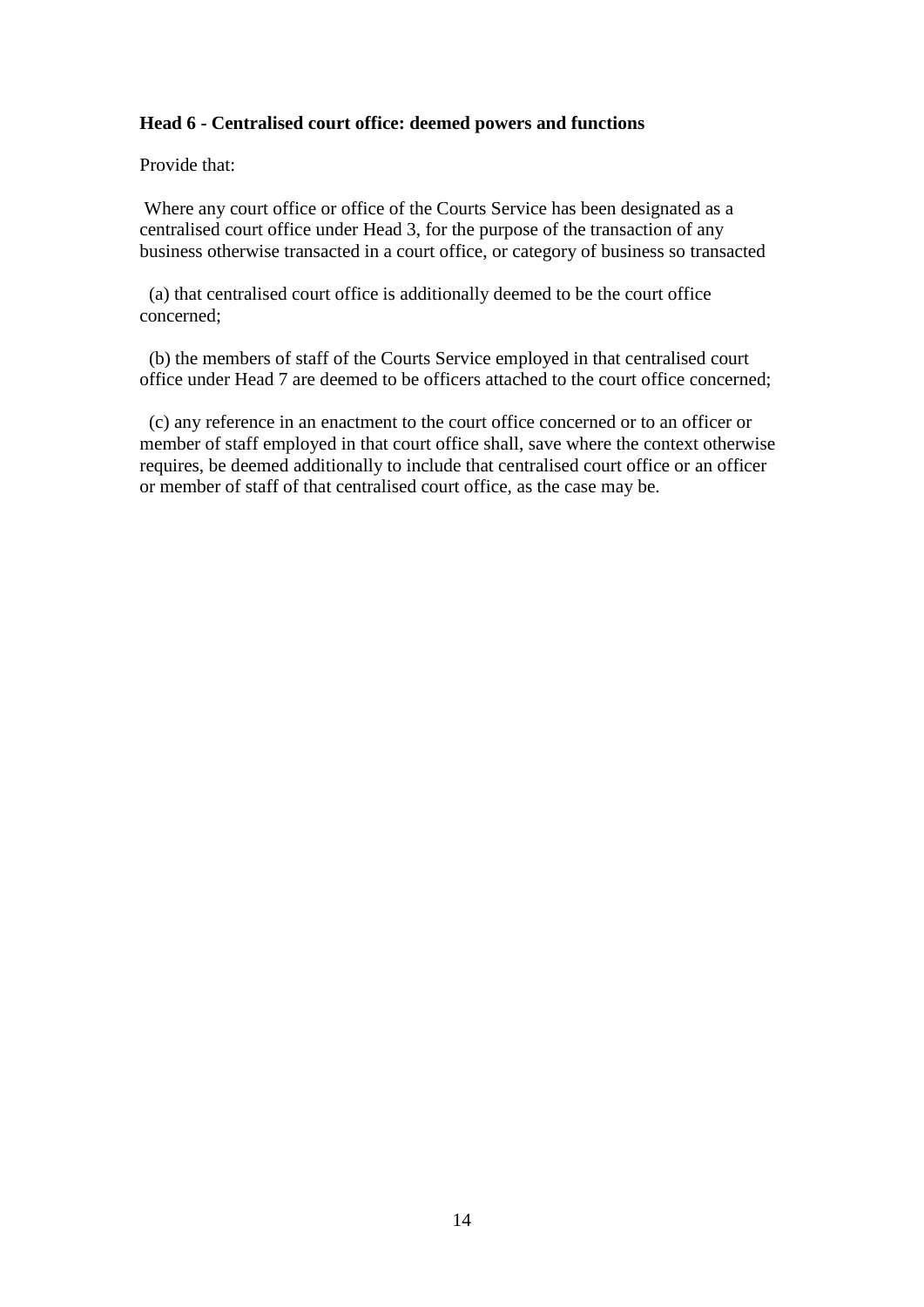**Head 6 - Centralised court office: deemed powers and functions**

Provide that:

Where any court office or office of the Courts Service has been designated as a centralised court office under Head 3, for the purpose of the transaction of any business otherwise transacted in a court office, or category of business so transacted

(a) that centralised court office is additionally deemed to be the court office concerned;

(b) the members of staff of the Courts Service employed in that centralised court office under Head 7 are deemed to be officers attached to the court office concerned;

(c) any reference in an enactment to the court office concerned or to an officer or member of staff employed in that court office shall, save where the context otherwise requires, be deemed additionally to include that centralised court office or an officer or member of staff of that centralised court office, as the case may be.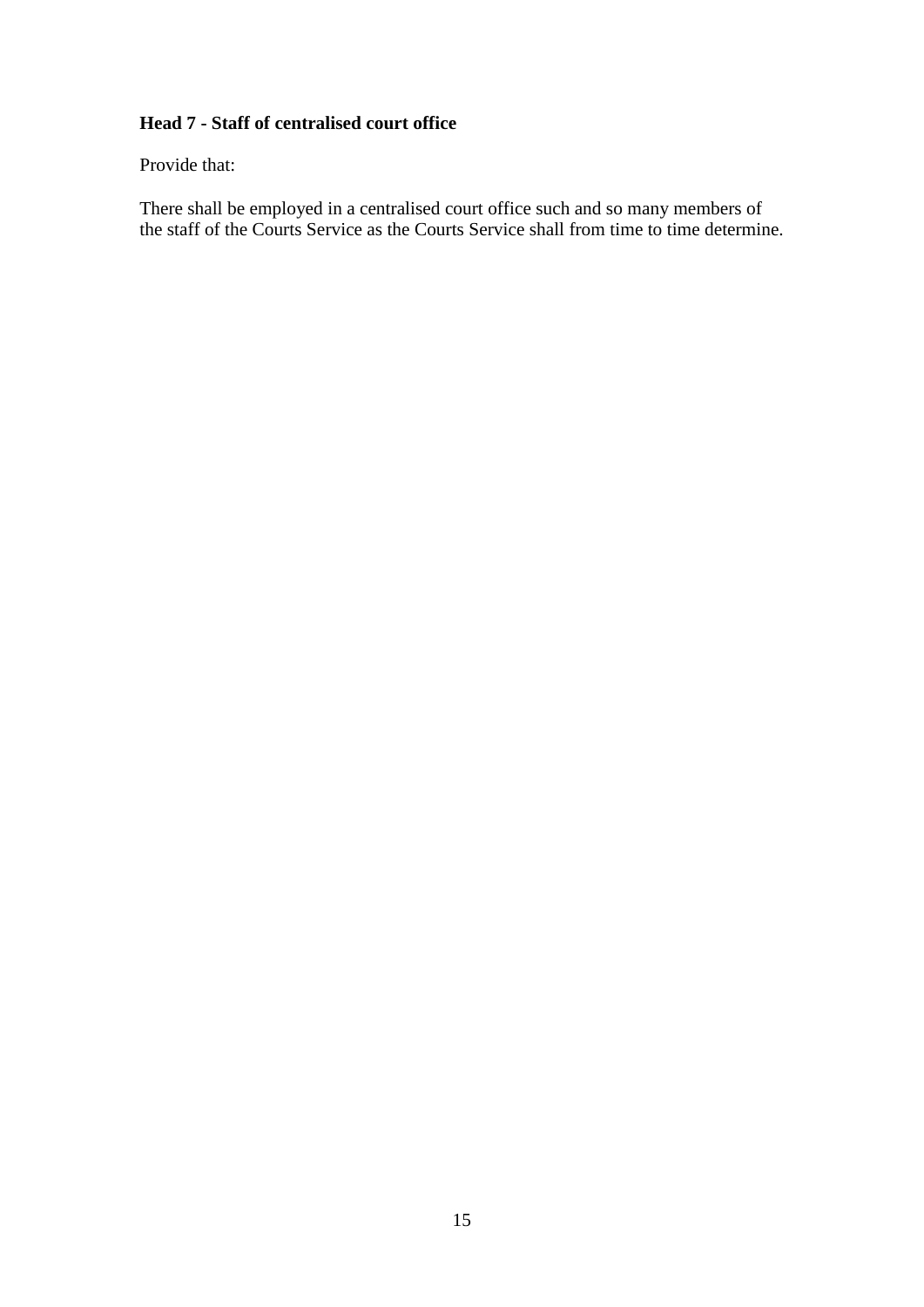**Head 7 - Staff of centralised court office**

Provide that:

There shall be employed in a centralised court office such and so many members of the staff of the Courts Service as the Courts Service shall from time to time determine.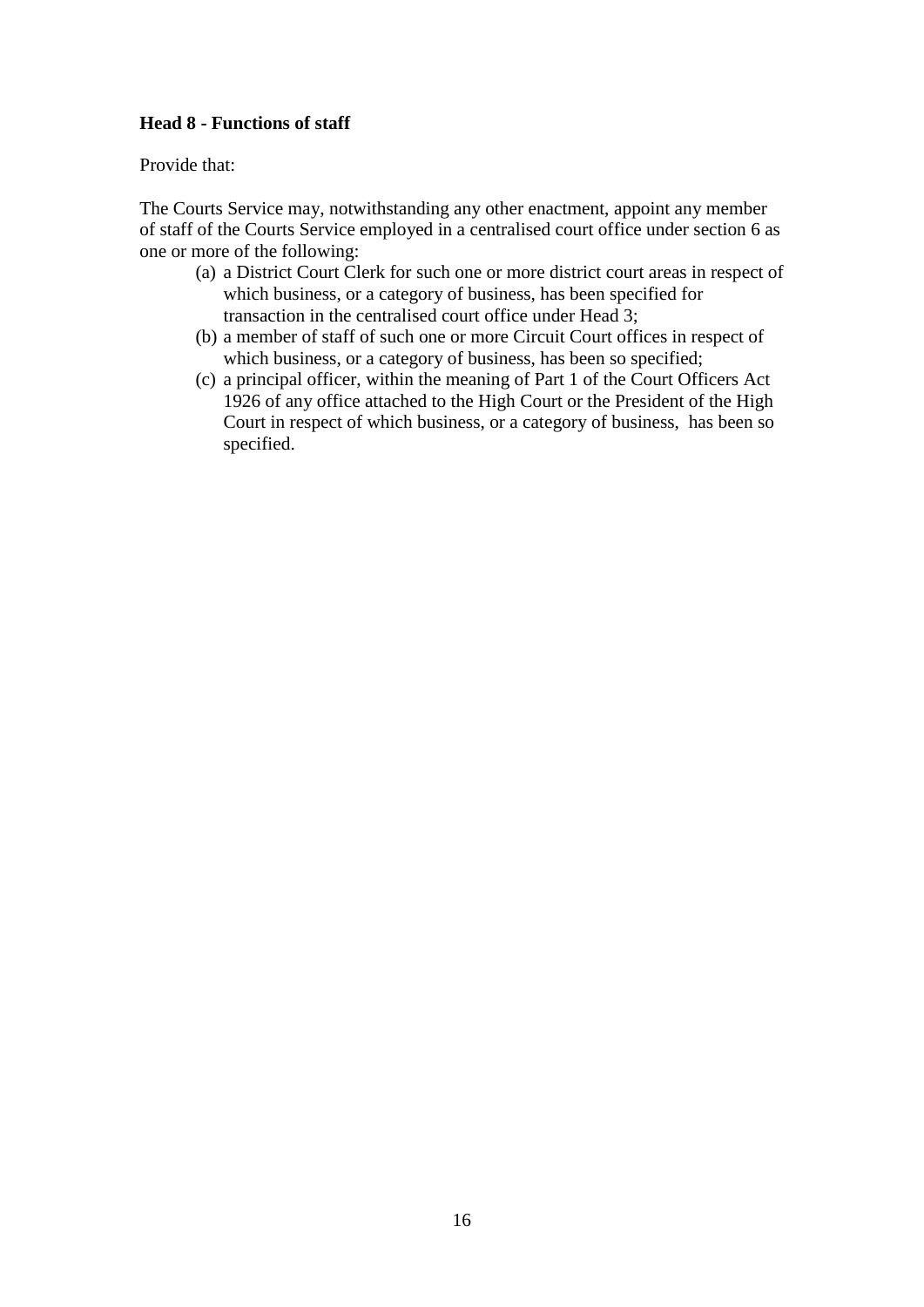**Head 8 - Functions of staff**

Provide that:

The Courts Service may, notwithstanding any other enactment, appoint any member of staff of the Courts Service employed in a centralised court office under section 6 as one or more of the following:

(a) a District Court Clerk for such one or more district court areas in respect of which business, or a category of business, has been specified for transaction in the centralised court office under Head 3;

(b) a member of staff of such one or more Circuit Court offices in respect of which business, or a category of business, has been so specified;

(c) a principal officer, within the meaning of Part 1 of the Court Officers Act 1926 of any office attached to the High Court or the President of the High Court in respect of which business, or a category of business, has been so specified.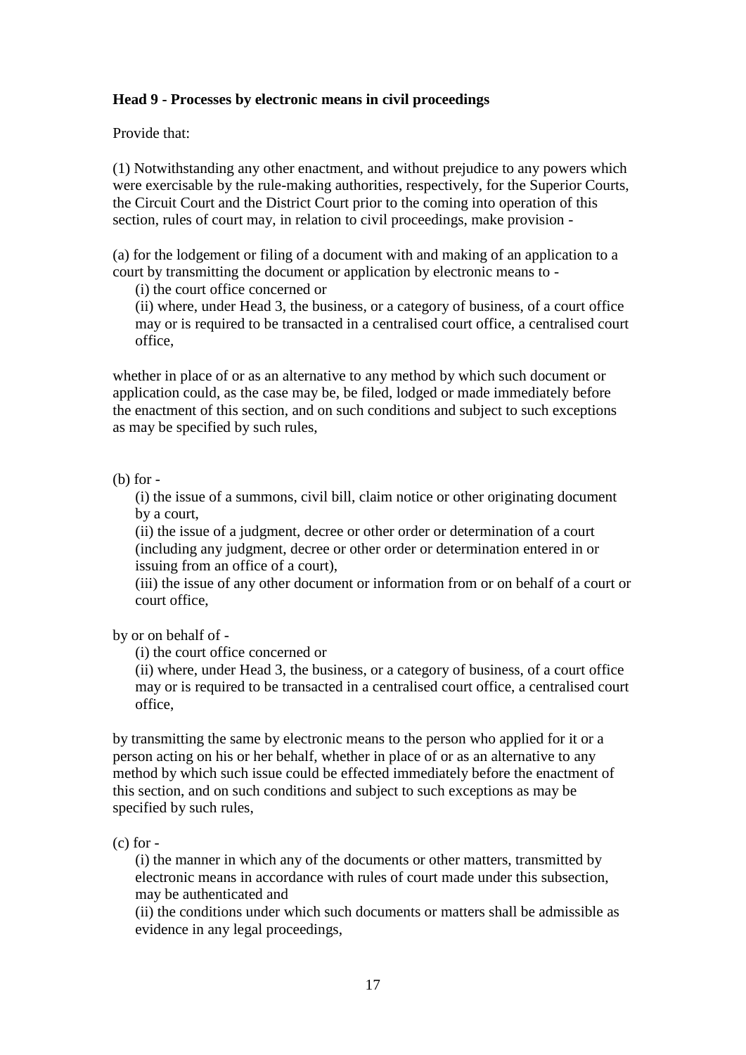**Head 9 - Processes by electronic means in civil proceedings**

Provide that:

(1) Notwithstanding any other enactment, and without prejudice to any powers which were exercisable by the rule-making authorities, respectively, for the Superior Courts, the Circuit Court and the District Court prior to the coming into operation of this section, rules of court may, in relation to civil proceedings, make provision -

(a) for the lodgement or filing of a document with and making of an application to a court by transmitting the document or application by electronic means to -

(i) the court office concerned or

(ii) where, under Head 3, the business, or a category of business, of a court office may or is required to be transacted in a centralised court office, a centralised court office,

whether in place of or as an alternative to any method by which such document or application could, as the case may be, be filed, lodged or made immediately before the enactment of this section, and on such conditions and subject to such exceptions as may be specified by such rules,

(b) for -

(i) the issue of a summons, civil bill, claim notice or other originating document by a court,

(ii) the issue of a judgment, decree or other order or determination of a court (including any judgment, decree or other order or determination entered in or issuing from an office of a court),

(iii) the issue of any other document or information from or on behalf of a court or court office,

by or on behalf of -

(i) the court office concerned or

(ii) where, under Head 3, the business, or a category of business, of a court office may or is required to be transacted in a centralised court office, a centralised court office,

by transmitting the same by electronic means to the person who applied for it or a person acting on his or her behalf, whether in place of or as an alternative to any method by which such issue could be effected immediately before the enactment of this section, and on such conditions and subject to such exceptions as may be specified by such rules,

(c) for -

(i) the manner in which any of the documents or other matters, transmitted by electronic means in accordance with rules of court made under this subsection, may be authenticated and

(ii) the conditions under which such documents or matters shall be admissible as evidence in any legal proceedings,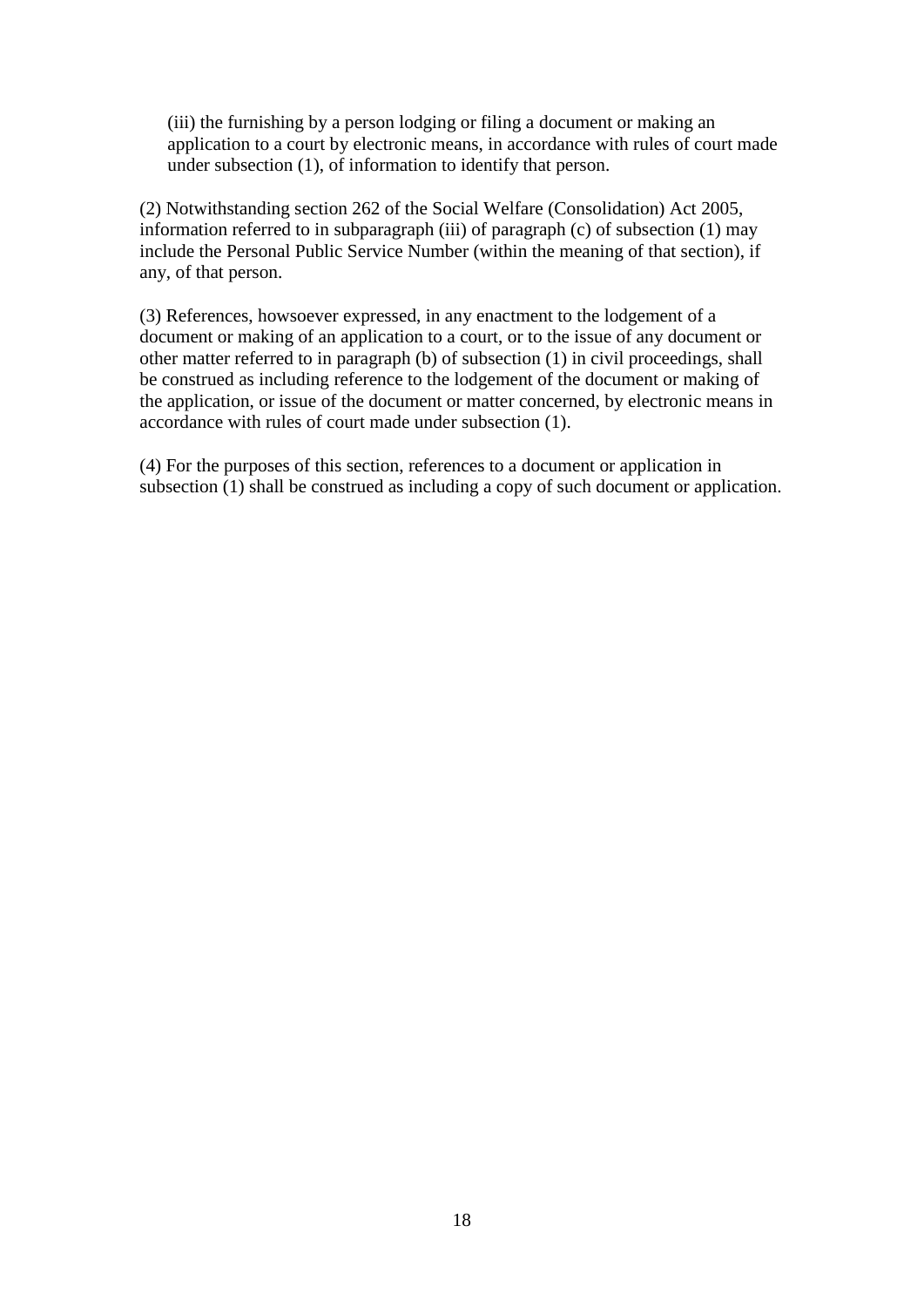(iii) the furnishing by a person lodging or filing a document or making an application to a court by electronic means, in accordance with rules of court made under subsection (1), of information to identify that person.

(2) Notwithstanding section 262 of the Social Welfare (Consolidation) Act 2005, information referred to in subparagraph (iii) of paragraph (c) of subsection (1) may include the Personal Public Service Number (within the meaning of that section), if any, of that person.

(3) References, howsoever expressed, in any enactment to the lodgement of a document or making of an application to a court, or to the issue of any document or other matter referred to in paragraph (b) of subsection (1) in civil proceedings, shall be construed as including reference to the lodgement of the document or making of the application, or issue of the document or matter concerned, by electronic means in accordance with rules of court made under subsection (1).

(4) For the purposes of this section, references to a document or application in subsection (1) shall be construed as including a copy of such document or application.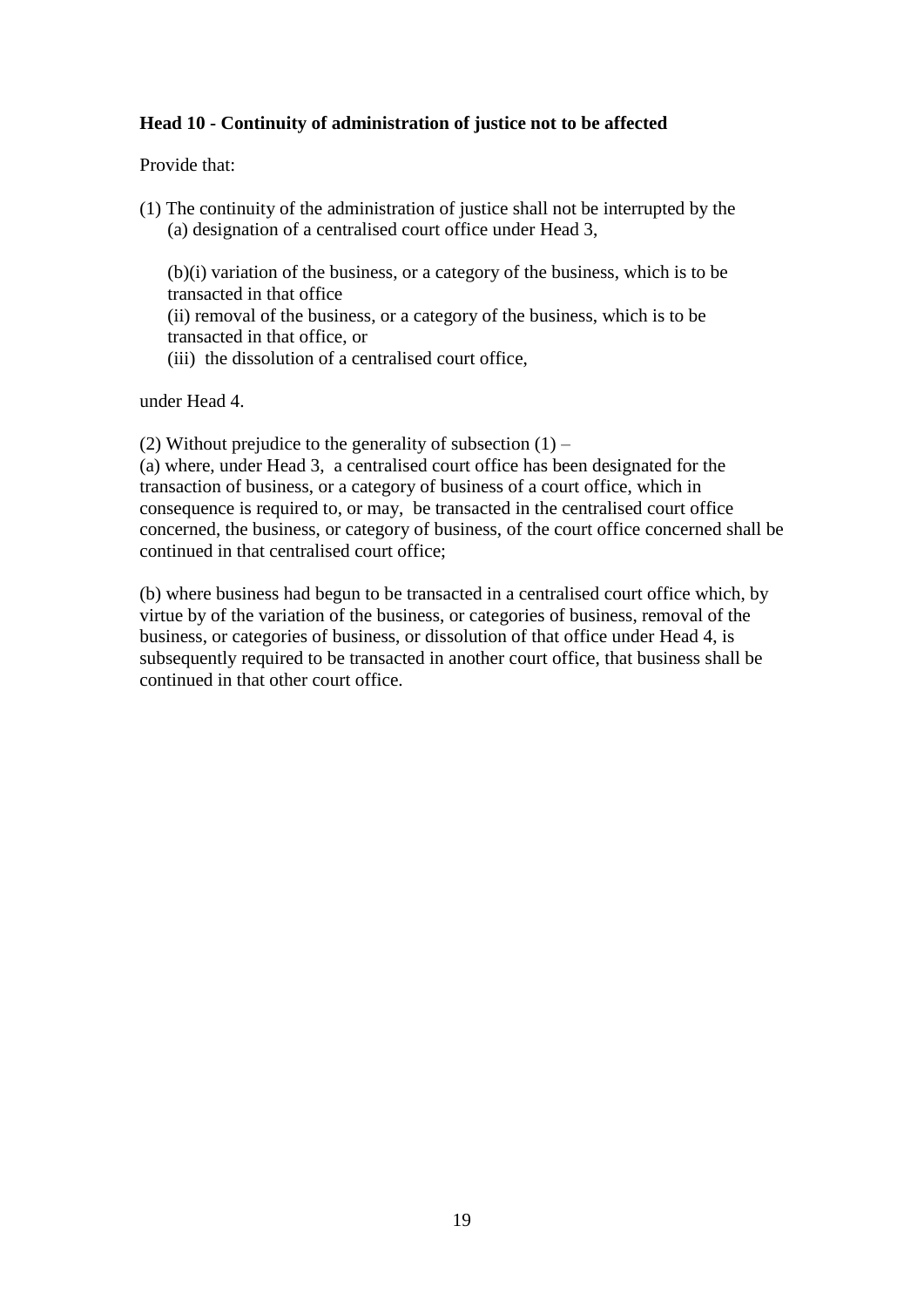**Head 10 - Continuity of administration of justice not to be affected**

Provide that:

(1) The continuity of the administration of justice shall not be interrupted by the
   (a) designation of a centralised court office under Head 3,

   (b)(i) variation of the business, or a category of the business, which is to be transacted in that office
   (ii) removal of the business, or a category of the business, which is to be transacted in that office, or
   (iii) the dissolution of a centralised court office,

under Head 4.

(2) Without prejudice to the generality of subsection (1) –
(a) where, under Head 3, a centralised court office has been designated for the transaction of business, or a category of business of a court office, which in consequence is required to, or may, be transacted in the centralised court office concerned, the business, or category of business, of the court office concerned shall be continued in that centralised court office;

(b) where business had begun to be transacted in a centralised court office which, by virtue by of the variation of the business, or categories of business, removal of the business, or categories of business, or dissolution of that office under Head 4, is subsequently required to be transacted in another court office, that business shall be continued in that other court office.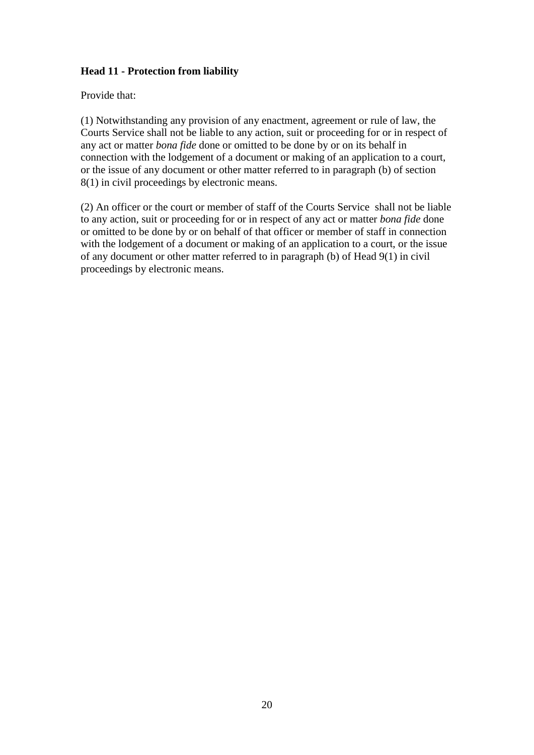**Head 11 - Protection from liability**

Provide that:

(1) Notwithstanding any provision of any enactment, agreement or rule of law, the Courts Service shall not be liable to any action, suit or proceeding for or in respect of any act or matter *bona fide* done or omitted to be done by or on its behalf in connection with the lodgement of a document or making of an application to a court, or the issue of any document or other matter referred to in paragraph (b) of section 8(1) in civil proceedings by electronic means.

(2) An officer or the court or member of staff of the Courts Service shall not be liable to any action, suit or proceeding for or in respect of any act or matter *bona fide* done or omitted to be done by or on behalf of that officer or member of staff in connection with the lodgement of a document or making of an application to a court, or the issue of any document or other matter referred to in paragraph (b) of Head 9(1) in civil proceedings by electronic means.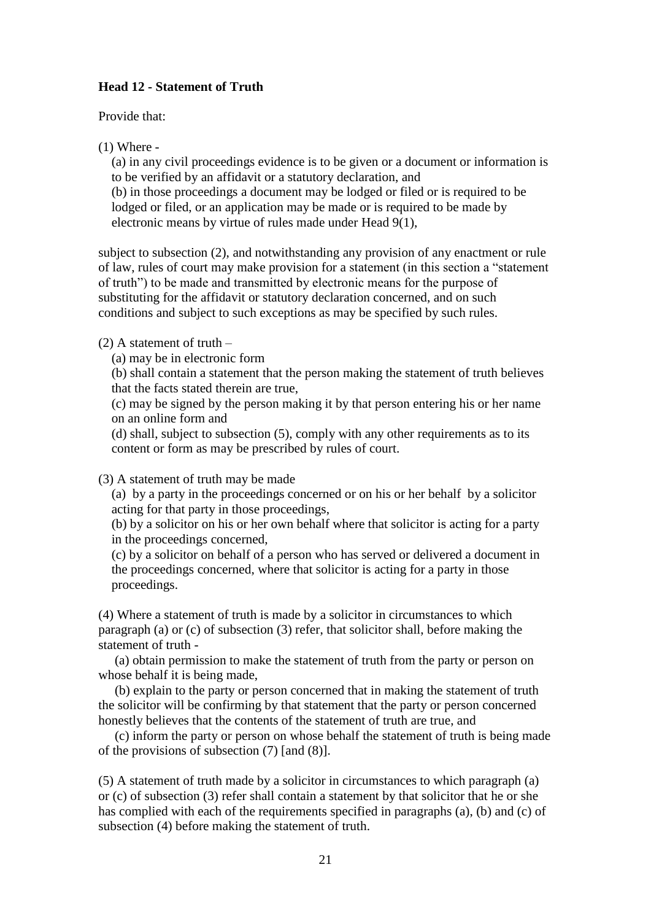**Head 12 - Statement of Truth**

Provide that:

(1) Where -

(a) in any civil proceedings evidence is to be given or a document or information is to be verified by an affidavit or a statutory declaration, and

(b) in those proceedings a document may be lodged or filed or is required to be lodged or filed, or an application may be made or is required to be made by electronic means by virtue of rules made under Head 9(1),

subject to subsection (2), and notwithstanding any provision of any enactment or rule of law, rules of court may make provision for a statement (in this section a "statement of truth") to be made and transmitted by electronic means for the purpose of substituting for the affidavit or statutory declaration concerned, and on such conditions and subject to such exceptions as may be specified by such rules.

(2) A statement of truth –

(a) may be in electronic form

(b) shall contain a statement that the person making the statement of truth believes that the facts stated therein are true,

(c) may be signed by the person making it by that person entering his or her name on an online form and

(d) shall, subject to subsection (5), comply with any other requirements as to its content or form as may be prescribed by rules of court.

(3) A statement of truth may be made

(a) by a party in the proceedings concerned or on his or her behalf by a solicitor acting for that party in those proceedings,

(b) by a solicitor on his or her own behalf where that solicitor is acting for a party in the proceedings concerned,

(c) by a solicitor on behalf of a person who has served or delivered a document in the proceedings concerned, where that solicitor is acting for a party in those proceedings.

(4) Where a statement of truth is made by a solicitor in circumstances to which paragraph (a) or (c) of subsection (3) refer, that solicitor shall, before making the statement of truth -

(a) obtain permission to make the statement of truth from the party or person on whose behalf it is being made,

(b) explain to the party or person concerned that in making the statement of truth the solicitor will be confirming by that statement that the party or person concerned honestly believes that the contents of the statement of truth are true, and

(c) inform the party or person on whose behalf the statement of truth is being made of the provisions of subsection (7) [and (8)].

(5) A statement of truth made by a solicitor in circumstances to which paragraph (a) or (c) of subsection (3) refer shall contain a statement by that solicitor that he or she has complied with each of the requirements specified in paragraphs (a), (b) and (c) of subsection (4) before making the statement of truth.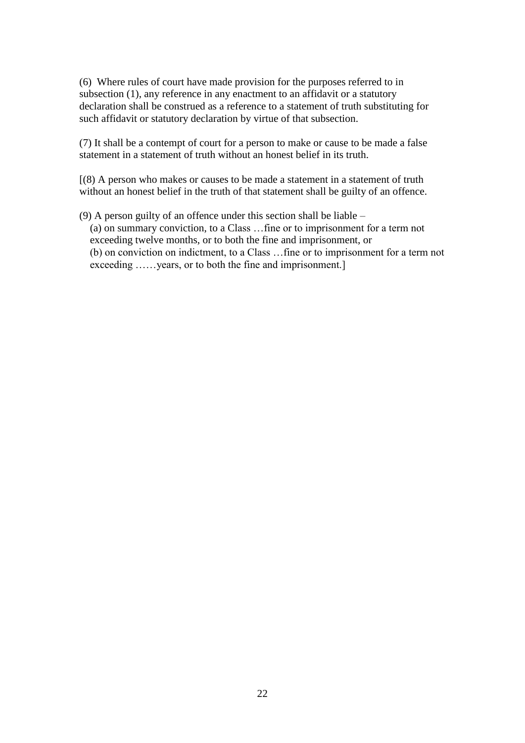(6) Where rules of court have made provision for the purposes referred to in subsection (1), any reference in any enactment to an affidavit or a statutory declaration shall be construed as a reference to a statement of truth substituting for such affidavit or statutory declaration by virtue of that subsection.

(7) It shall be a contempt of court for a person to make or cause to be made a false statement in a statement of truth without an honest belief in its truth.

[(8) A person who makes or causes to be made a statement in a statement of truth without an honest belief in the truth of that statement shall be guilty of an offence.

(9) A person guilty of an offence under this section shall be liable –

(a) on summary conviction, to a Class …fine or to imprisonment for a term not exceeding twelve months, or to both the fine and imprisonment, or

(b) on conviction on indictment, to a Class …fine or to imprisonment for a term not exceeding ……years, or to both the fine and imprisonment.]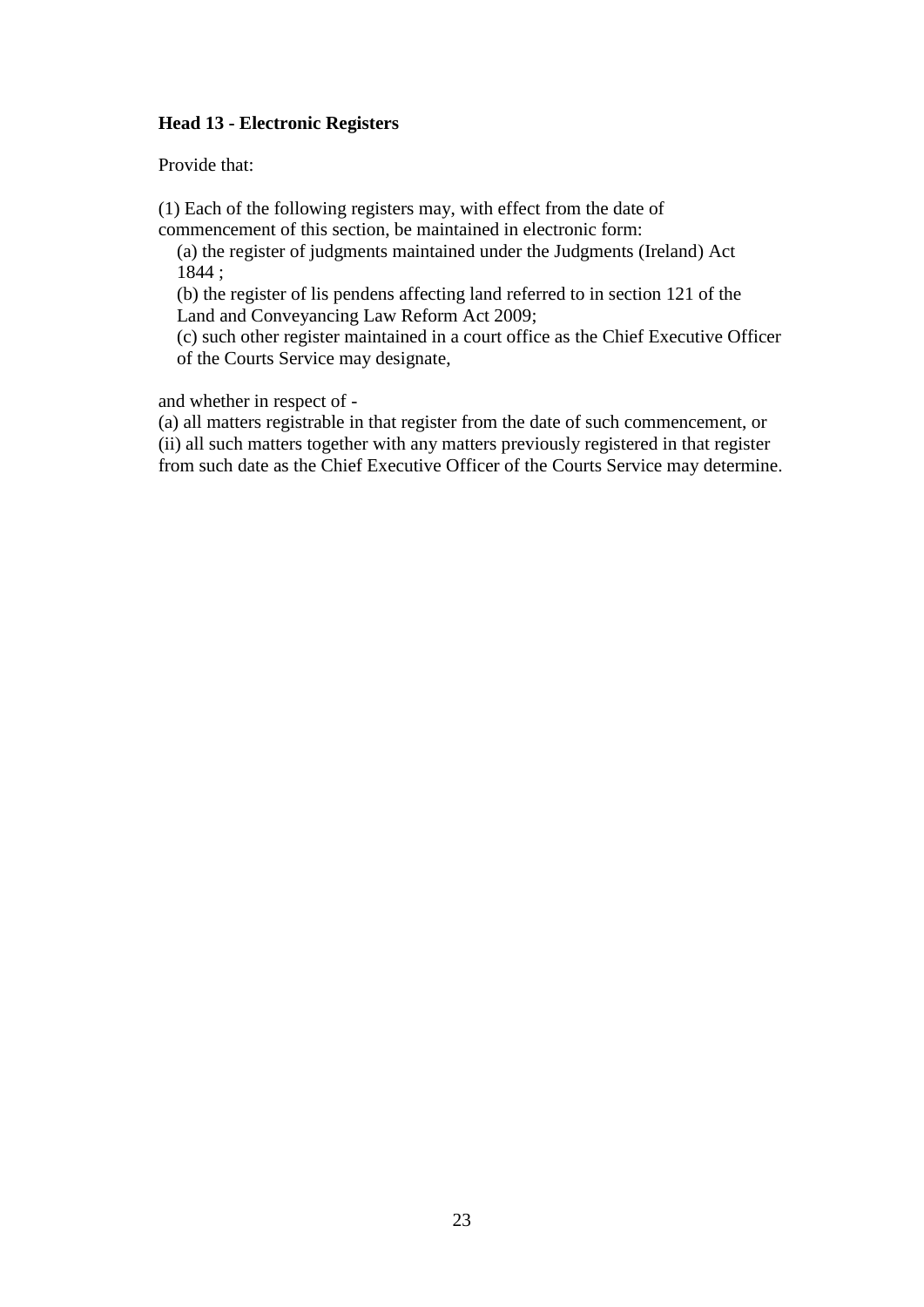**Head 13 - Electronic Registers**

Provide that:

(1) Each of the following registers may, with effect from the date of commencement of this section, be maintained in electronic form:

(a) the register of judgments maintained under the Judgments (Ireland) Act 1844 ;

(b) the register of lis pendens affecting land referred to in section 121 of the Land and Conveyancing Law Reform Act 2009;

(c) such other register maintained in a court office as the Chief Executive Officer of the Courts Service may designate,

and whether in respect of -

(a) all matters registrable in that register from the date of such commencement, or

(ii) all such matters together with any matters previously registered in that register from such date as the Chief Executive Officer of the Courts Service may determine.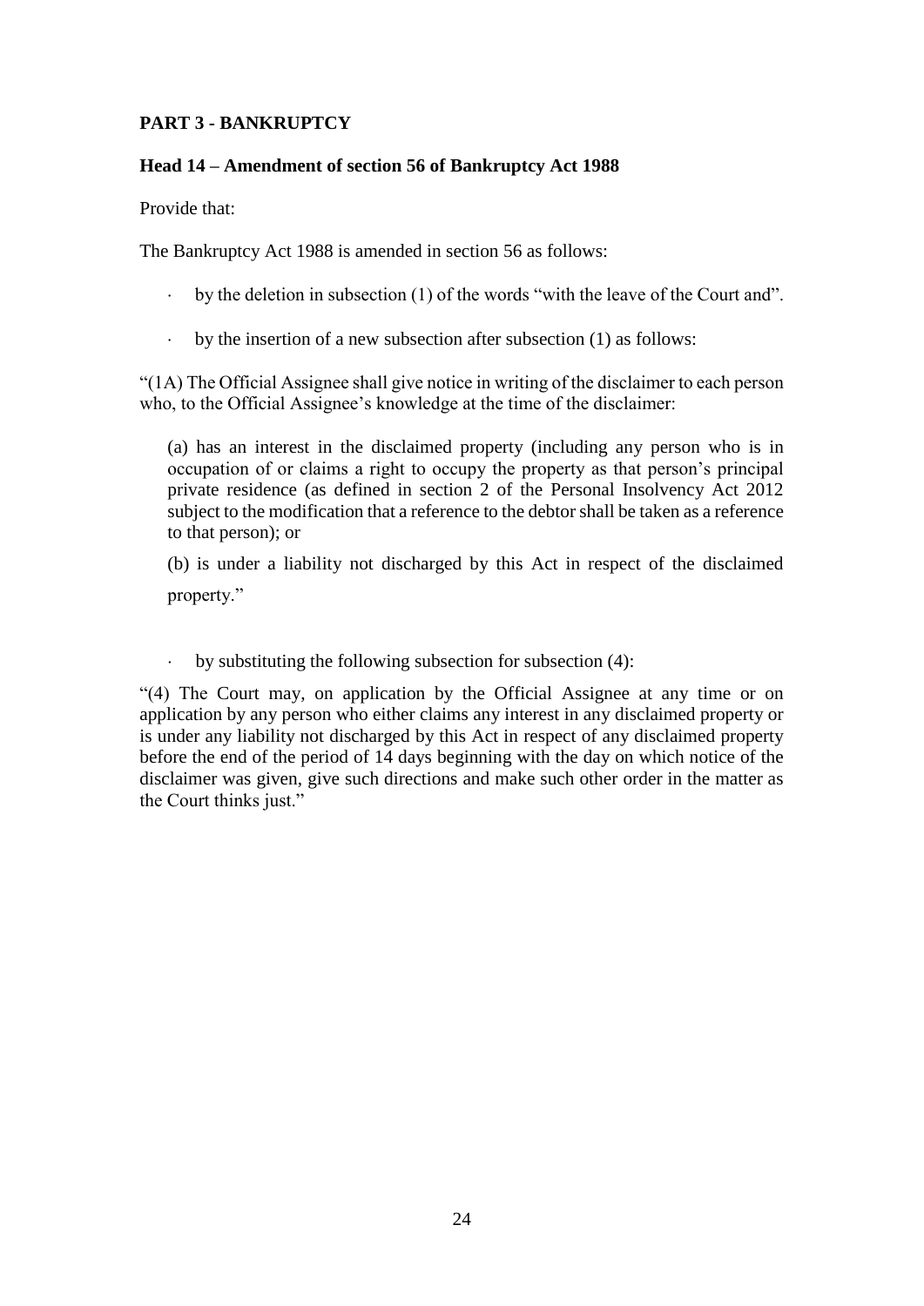**PART 3 - BANKRUPTCY**

**Head 14 – Amendment of section 56 of Bankruptcy Act 1988**

Provide that:

The Bankruptcy Act 1988 is amended in section 56 as follows:

- by the deletion in subsection (1) of the words "with the leave of the Court and".

- by the insertion of a new subsection after subsection (1) as follows:

"(1A) The Official Assignee shall give notice in writing of the disclaimer to each person who, to the Official Assignee's knowledge at the time of the disclaimer:

(a) has an interest in the disclaimed property (including any person who is in occupation of or claims a right to occupy the property as that person's principal private residence (as defined in section 2 of the Personal Insolvency Act 2012 subject to the modification that a reference to the debtor shall be taken as a reference to that person); or

(b) is under a liability not discharged by this Act in respect of the disclaimed property."

- by substituting the following subsection for subsection (4):

"(4) The Court may, on application by the Official Assignee at any time or on application by any person who either claims any interest in any disclaimed property or is under any liability not discharged by this Act in respect of any disclaimed property before the end of the period of 14 days beginning with the day on which notice of the disclaimer was given, give such directions and make such other order in the matter as the Court thinks just."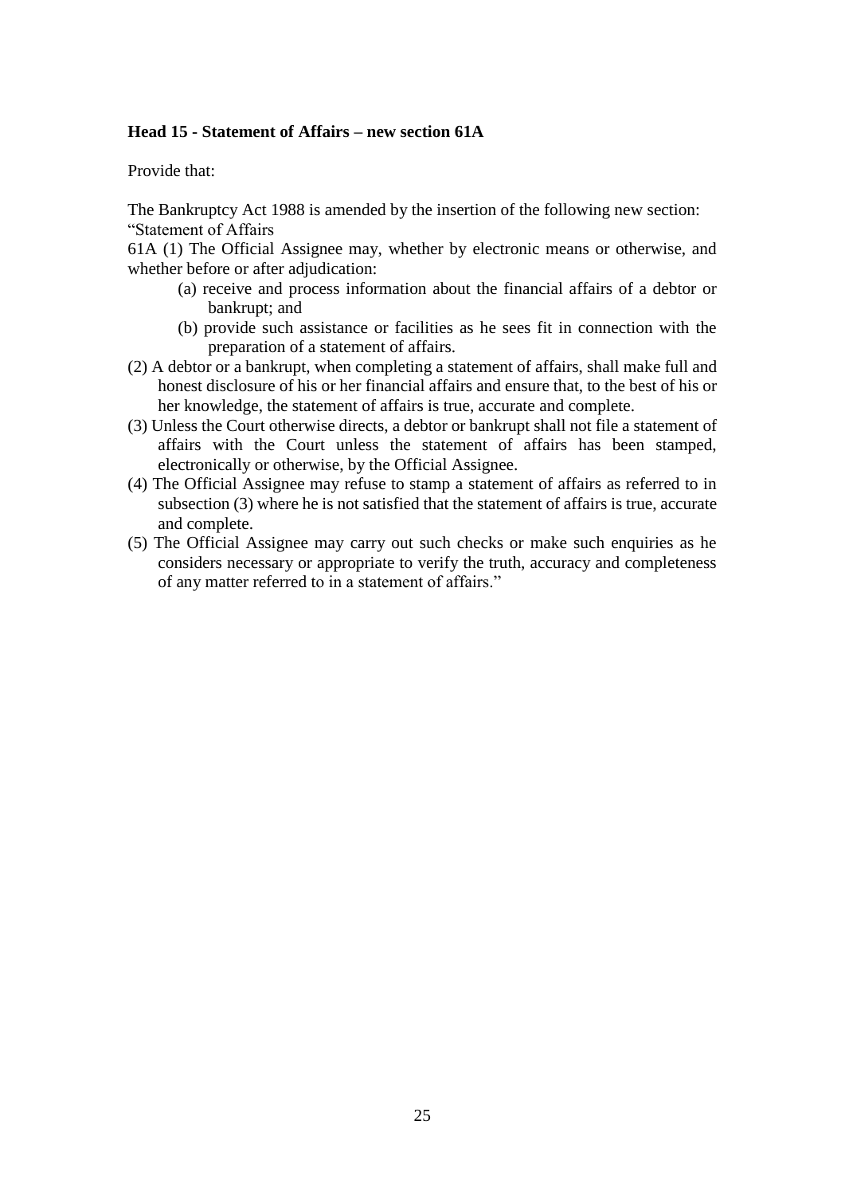**Head 15 - Statement of Affairs – new section 61A**

Provide that:

The Bankruptcy Act 1988 is amended by the insertion of the following new section:
"Statement of Affairs

61A (1) The Official Assignee may, whether by electronic means or otherwise, and whether before or after adjudication:

- (a) receive and process information about the financial affairs of a debtor or bankrupt; and
- (b) provide such assistance or facilities as he sees fit in connection with the preparation of a statement of affairs.

(2) A debtor or a bankrupt, when completing a statement of affairs, shall make full and honest disclosure of his or her financial affairs and ensure that, to the best of his or her knowledge, the statement of affairs is true, accurate and complete.

(3) Unless the Court otherwise directs, a debtor or bankrupt shall not file a statement of affairs with the Court unless the statement of affairs has been stamped, electronically or otherwise, by the Official Assignee.

(4) The Official Assignee may refuse to stamp a statement of affairs as referred to in subsection (3) where he is not satisfied that the statement of affairs is true, accurate and complete.

(5) The Official Assignee may carry out such checks or make such enquiries as he considers necessary or appropriate to verify the truth, accuracy and completeness of any matter referred to in a statement of affairs."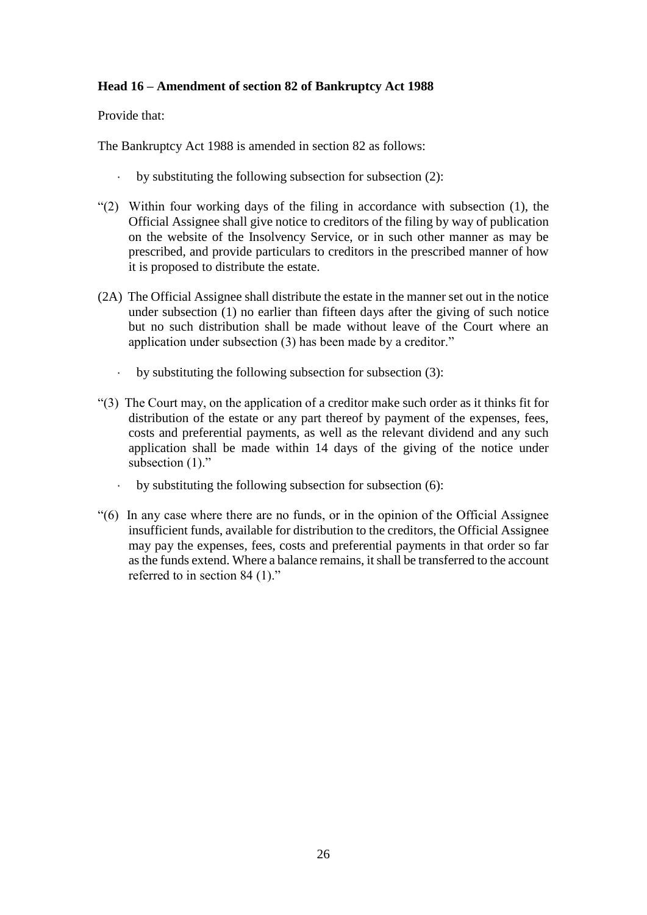**Head 16 – Amendment of section 82 of Bankruptcy Act 1988**

Provide that:

The Bankruptcy Act 1988 is amended in section 82 as follows:

- by substituting the following subsection for subsection (2):

"(2) Within four working days of the filing in accordance with subsection (1), the Official Assignee shall give notice to creditors of the filing by way of publication on the website of the Insolvency Service, or in such other manner as may be prescribed, and provide particulars to creditors in the prescribed manner of how it is proposed to distribute the estate.

(2A) The Official Assignee shall distribute the estate in the manner set out in the notice under subsection (1) no earlier than fifteen days after the giving of such notice but no such distribution shall be made without leave of the Court where an application under subsection (3) has been made by a creditor."

- by substituting the following subsection for subsection (3):

"(3) The Court may, on the application of a creditor make such order as it thinks fit for distribution of the estate or any part thereof by payment of the expenses, fees, costs and preferential payments, as well as the relevant dividend and any such application shall be made within 14 days of the giving of the notice under subsection (1)."

- by substituting the following subsection for subsection (6):

"(6) In any case where there are no funds, or in the opinion of the Official Assignee insufficient funds, available for distribution to the creditors, the Official Assignee may pay the expenses, fees, costs and preferential payments in that order so far as the funds extend. Where a balance remains, it shall be transferred to the account referred to in section 84 (1)."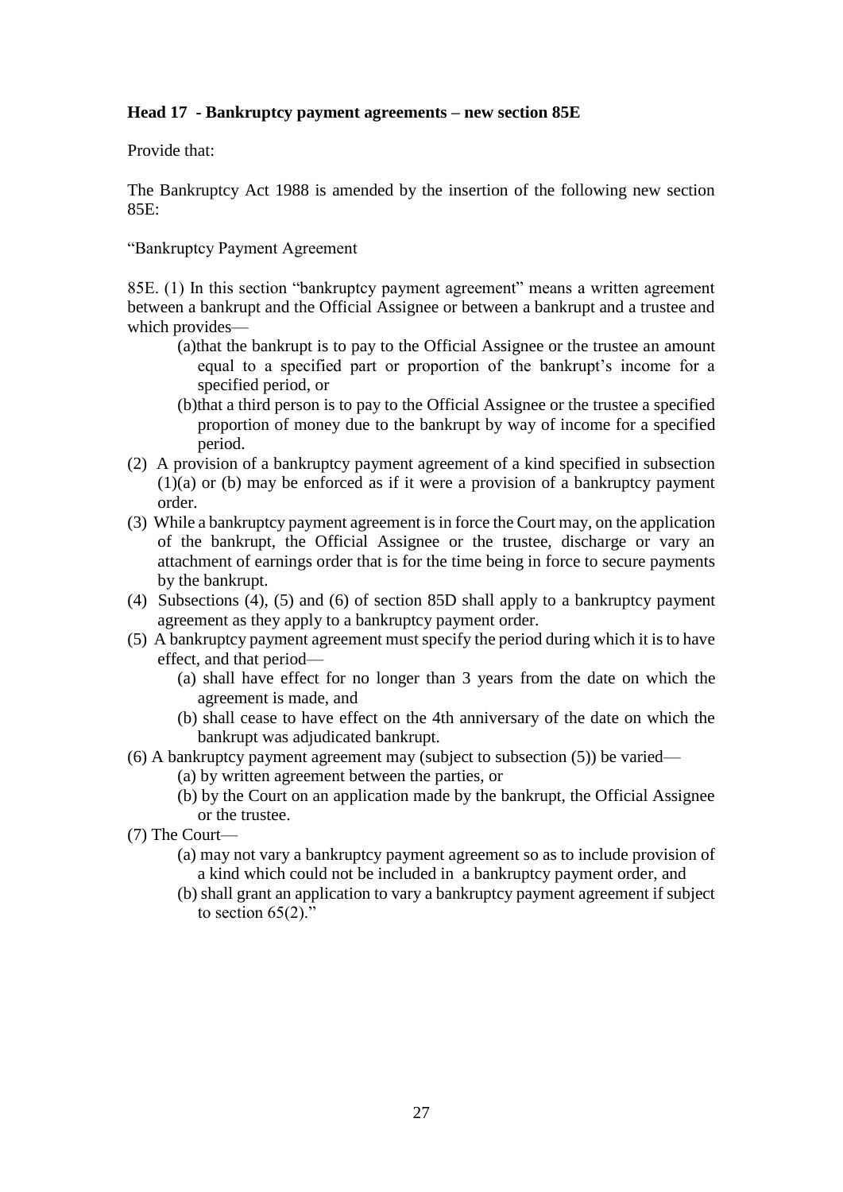**Head 17 - Bankruptcy payment agreements – new section 85E**

Provide that:

The Bankruptcy Act 1988 is amended by the insertion of the following new section 85E:

"Bankruptcy Payment Agreement

85E. (1) In this section "bankruptcy payment agreement" means a written agreement between a bankrupt and the Official Assignee or between a bankrupt and a trustee and which provides—

- (a) that the bankrupt is to pay to the Official Assignee or the trustee an amount equal to a specified part or proportion of the bankrupt's income for a specified period, or
- (b) that a third person is to pay to the Official Assignee or the trustee a specified proportion of money due to the bankrupt by way of income for a specified period.

(2) A provision of a bankruptcy payment agreement of a kind specified in subsection (1)(a) or (b) may be enforced as if it were a provision of a bankruptcy payment order.

(3) While a bankruptcy payment agreement is in force the Court may, on the application of the bankrupt, the Official Assignee or the trustee, discharge or vary an attachment of earnings order that is for the time being in force to secure payments by the bankrupt.

(4) Subsections (4), (5) and (6) of section 85D shall apply to a bankruptcy payment agreement as they apply to a bankruptcy payment order.

(5) A bankruptcy payment agreement must specify the period during which it is to have effect, and that period—

- (a) shall have effect for no longer than 3 years from the date on which the agreement is made, and
- (b) shall cease to have effect on the 4th anniversary of the date on which the bankrupt was adjudicated bankrupt.

(6) A bankruptcy payment agreement may (subject to subsection (5)) be varied—

- (a) by written agreement between the parties, or
- (b) by the Court on an application made by the bankrupt, the Official Assignee or the trustee.

(7) The Court—

- (a) may not vary a bankruptcy payment agreement so as to include provision of a kind which could not be included in a bankruptcy payment order, and
- (b) shall grant an application to vary a bankruptcy payment agreement if subject to section 65(2)."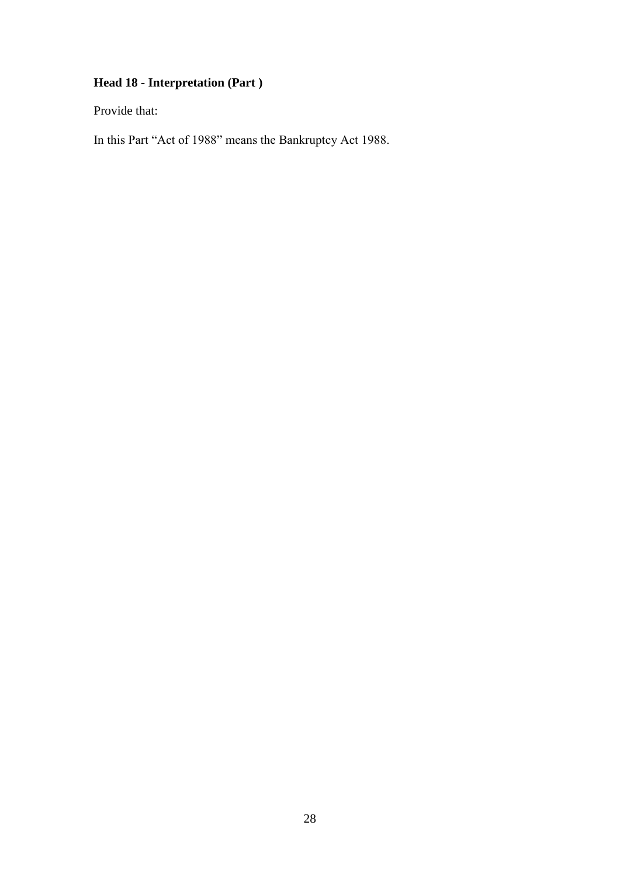**Head 18 - Interpretation (Part )**

Provide that:

In this Part "Act of 1988" means the Bankruptcy Act 1988.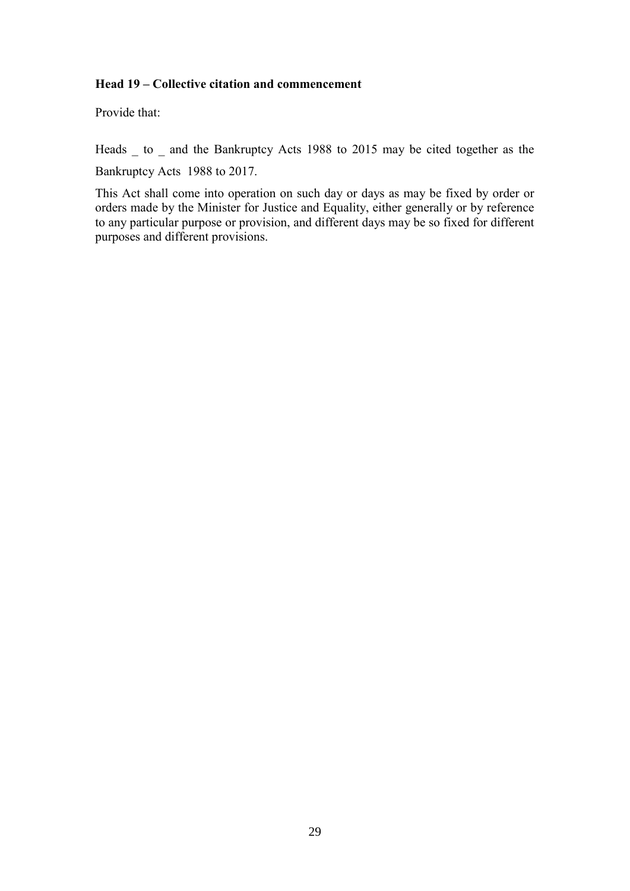**Head 19 – Collective citation and commencement**

Provide that:

Heads _ to _ and the Bankruptcy Acts 1988 to 2015 may be cited together as the Bankruptcy Acts 1988 to 2017.

This Act shall come into operation on such day or days as may be fixed by order or orders made by the Minister for Justice and Equality, either generally or by reference to any particular purpose or provision, and different days may be so fixed for different purposes and different provisions.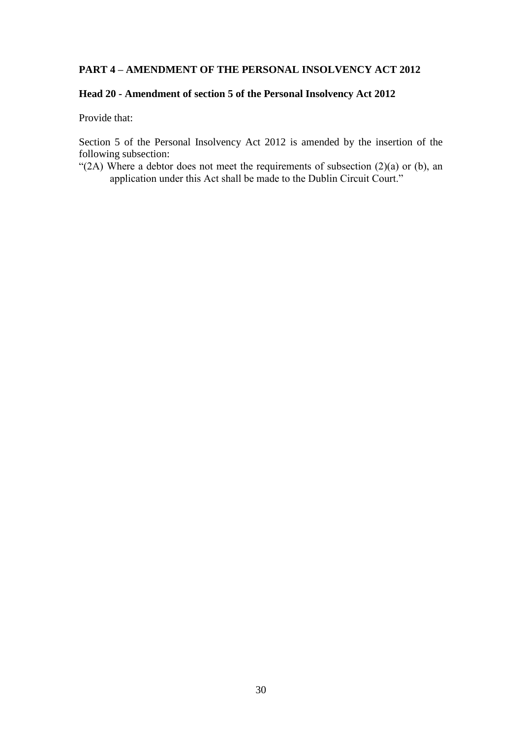## PART 4 – AMENDMENT OF THE PERSONAL INSOLVENCY ACT 2012

### Head 20 - Amendment of section 5 of the Personal Insolvency Act 2012

Provide that:

Section 5 of the Personal Insolvency Act 2012 is amended by the insertion of the following subsection:

"(2A) Where a debtor does not meet the requirements of subsection (2)(a) or (b), an application under this Act shall be made to the Dublin Circuit Court."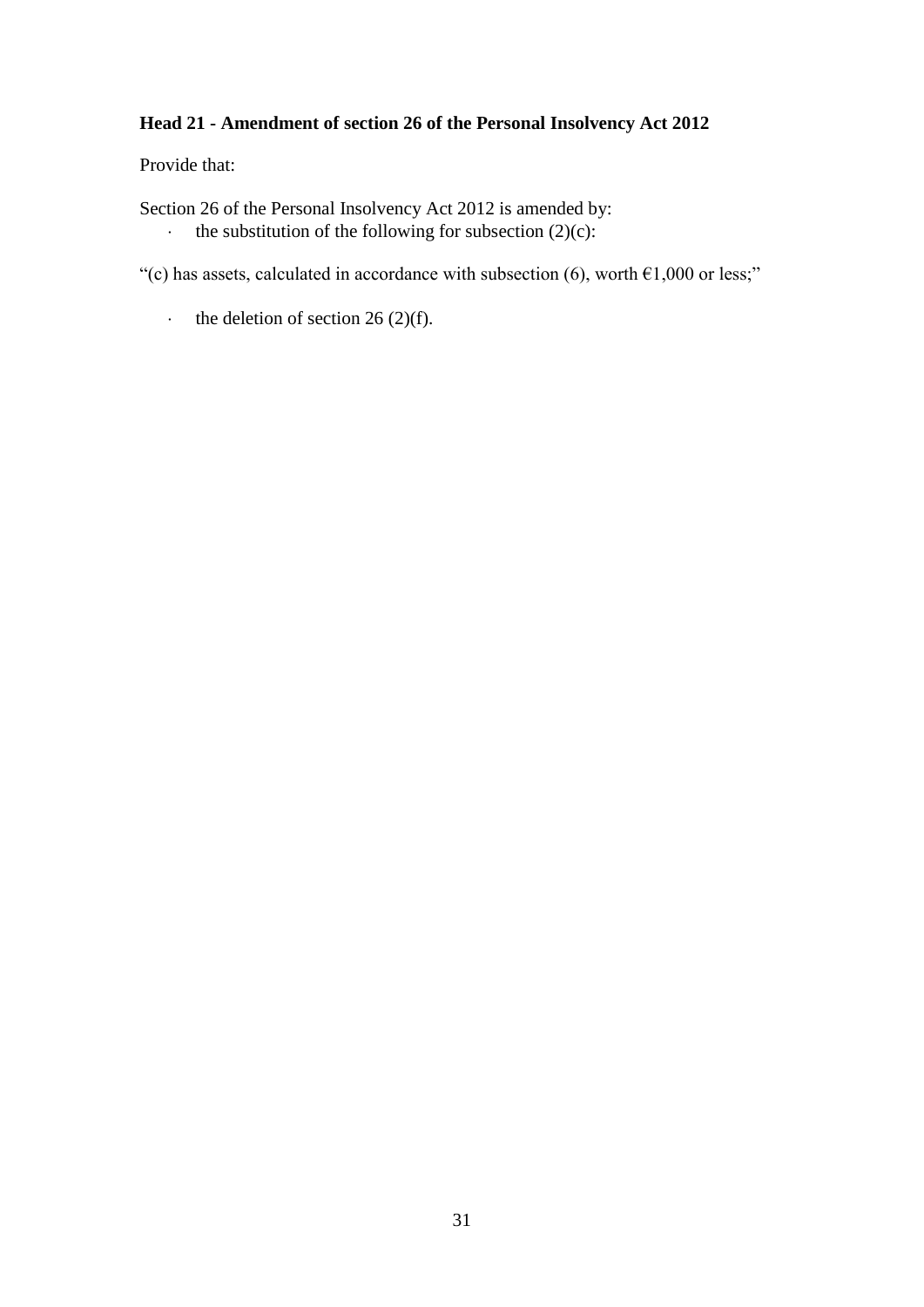**Head 21 - Amendment of section 26 of the Personal Insolvency Act 2012**

Provide that:

Section 26 of the Personal Insolvency Act 2012 is amended by:

- the substitution of the following for subsection (2)(c):

"(c) has assets, calculated in accordance with subsection (6), worth €1,000 or less;"

- the deletion of section 26 (2)(f).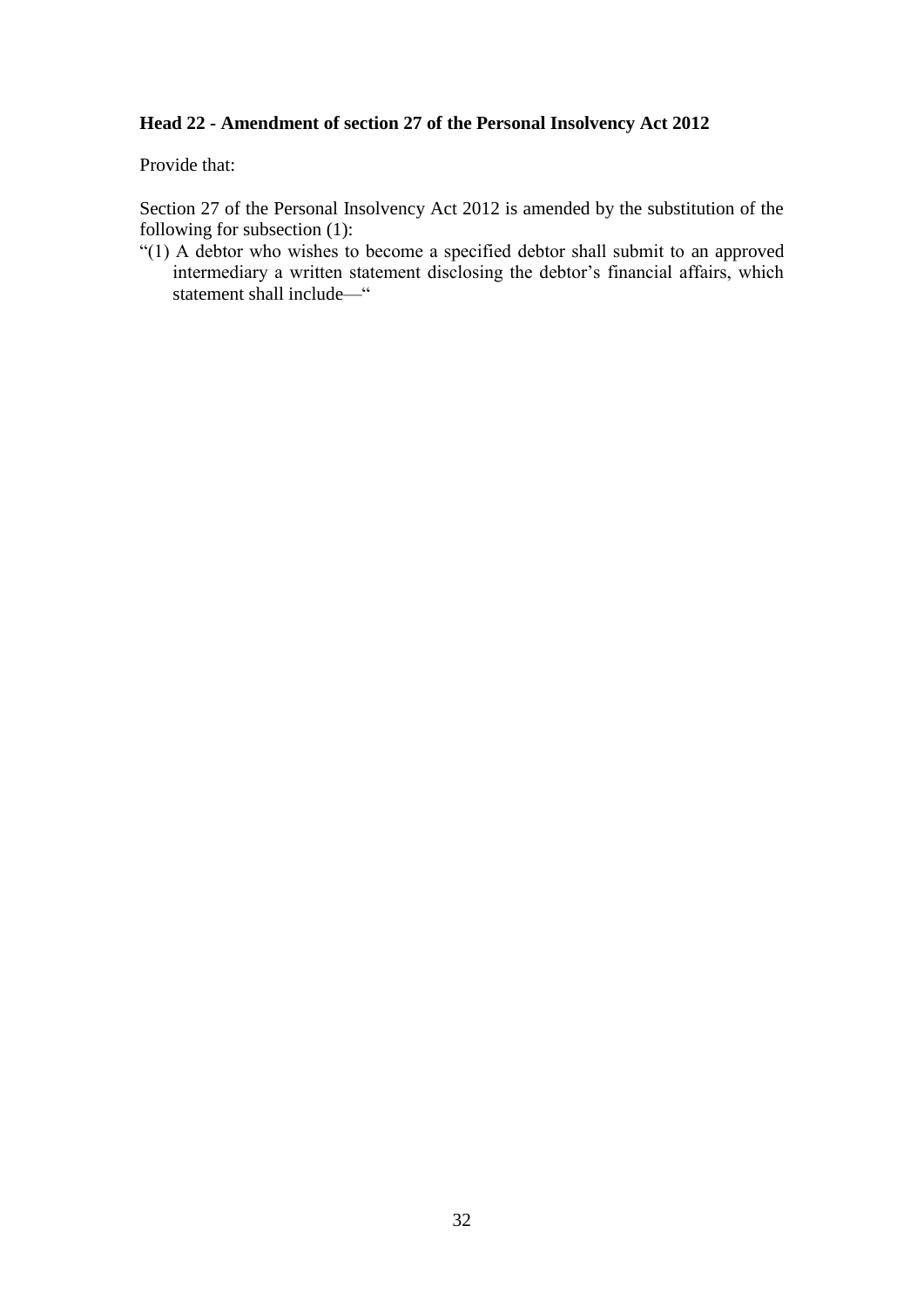**Head 22 - Amendment of section 27 of the Personal Insolvency Act 2012**

Provide that:

Section 27 of the Personal Insolvency Act 2012 is amended by the substitution of the following for subsection (1):

"(1) A debtor who wishes to become a specified debtor shall submit to an approved intermediary a written statement disclosing the debtor's financial affairs, which statement shall include—"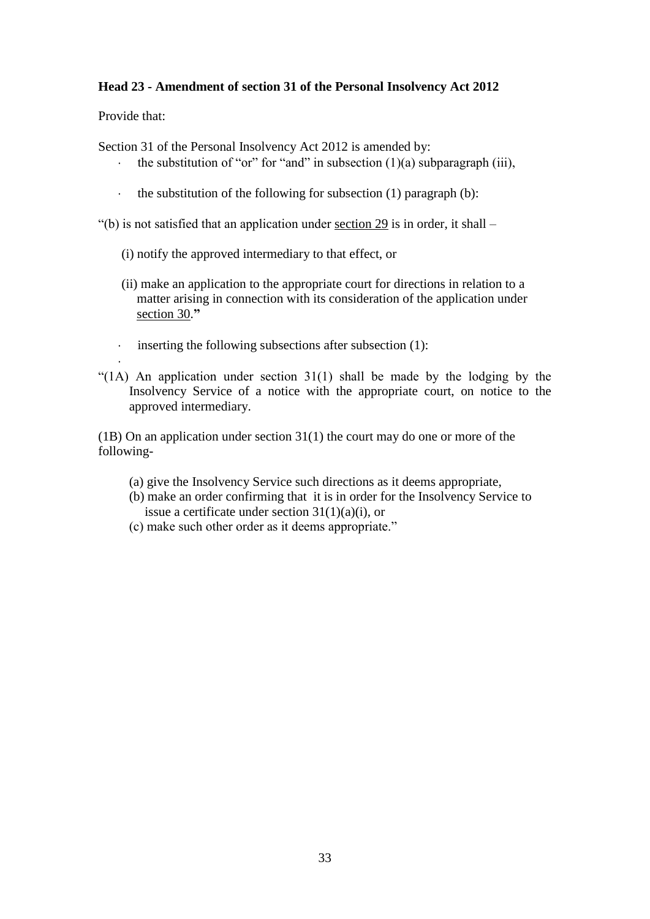**Head 23 - Amendment of section 31 of the Personal Insolvency Act 2012**

Provide that:

Section 31 of the Personal Insolvency Act 2012 is amended by:

- the substitution of "or" for "and" in subsection (1)(a) subparagraph (iii),
- the substitution of the following for subsection (1) paragraph (b):

"(b) is not satisfied that an application under section 29 is in order, it shall –

(i) notify the approved intermediary to that effect, or

(ii) make an application to the appropriate court for directions in relation to a matter arising in connection with its consideration of the application under section 30."

- inserting the following subsections after subsection (1):

"(1A) An application under section 31(1) shall be made by the lodging by the Insolvency Service of a notice with the appropriate court, on notice to the approved intermediary.

(1B) On an application under section 31(1) the court may do one or more of the following-

(a) give the Insolvency Service such directions as it deems appropriate,
(b) make an order confirming that it is in order for the Insolvency Service to issue a certificate under section 31(1)(a)(i), or
(c) make such other order as it deems appropriate."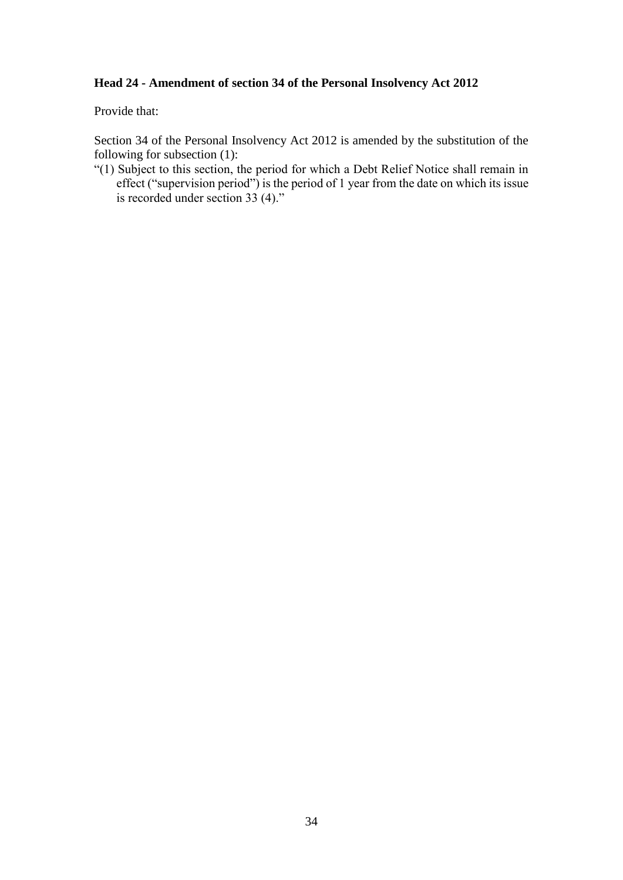**Head 24 - Amendment of section 34 of the Personal Insolvency Act 2012**

Provide that:

Section 34 of the Personal Insolvency Act 2012 is amended by the substitution of the following for subsection (1):

"(1) Subject to this section, the period for which a Debt Relief Notice shall remain in effect ("supervision period") is the period of 1 year from the date on which its issue is recorded under section 33 (4)."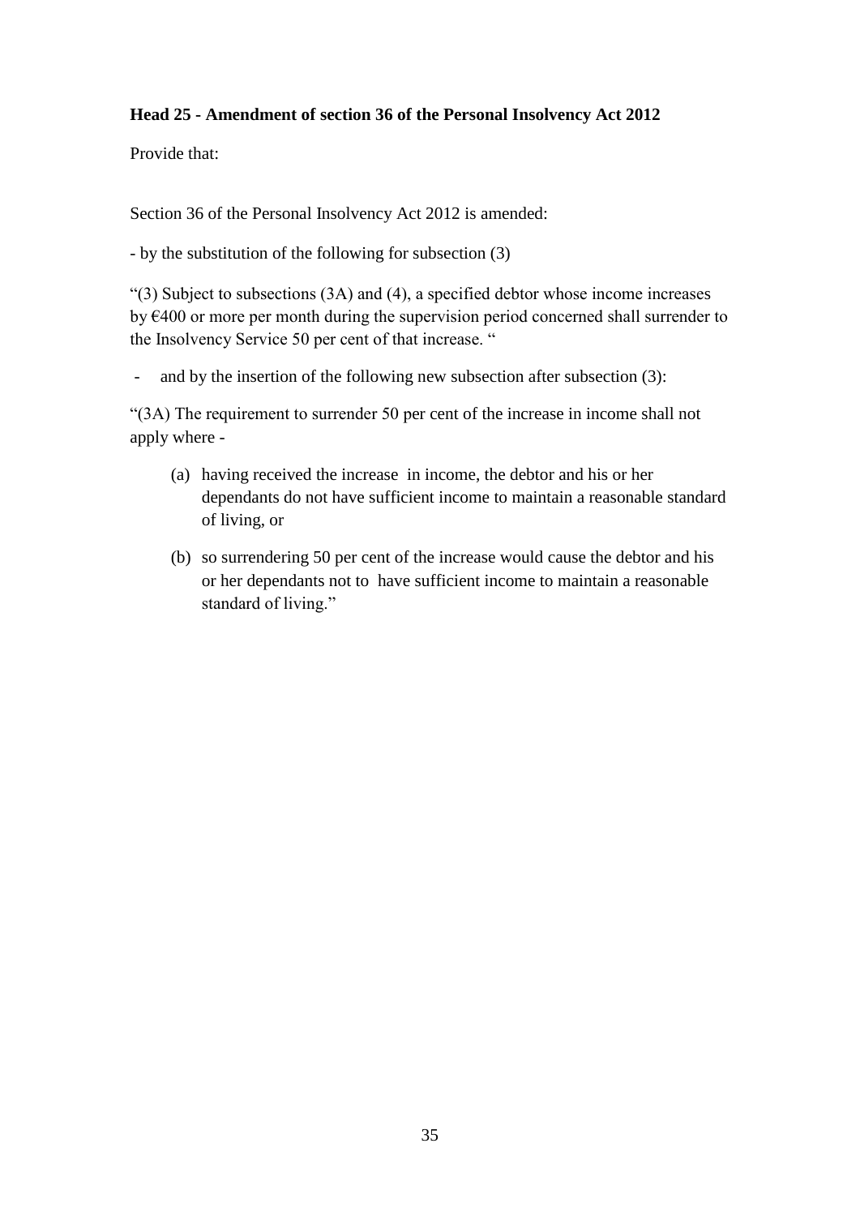**Head 25 - Amendment of section 36 of the Personal Insolvency Act 2012**

Provide that:

Section 36 of the Personal Insolvency Act 2012 is amended:

- by the substitution of the following for subsection (3)

"(3) Subject to subsections (3A) and (4), a specified debtor whose income increases by €400 or more per month during the supervision period concerned shall surrender to the Insolvency Service 50 per cent of that increase. "

- and by the insertion of the following new subsection after subsection (3):

"(3A) The requirement to surrender 50 per cent of the increase in income shall not apply where -

(a) having received the increase in income, the debtor and his or her dependants do not have sufficient income to maintain a reasonable standard of living, or

(b) so surrendering 50 per cent of the increase would cause the debtor and his or her dependants not to have sufficient income to maintain a reasonable standard of living."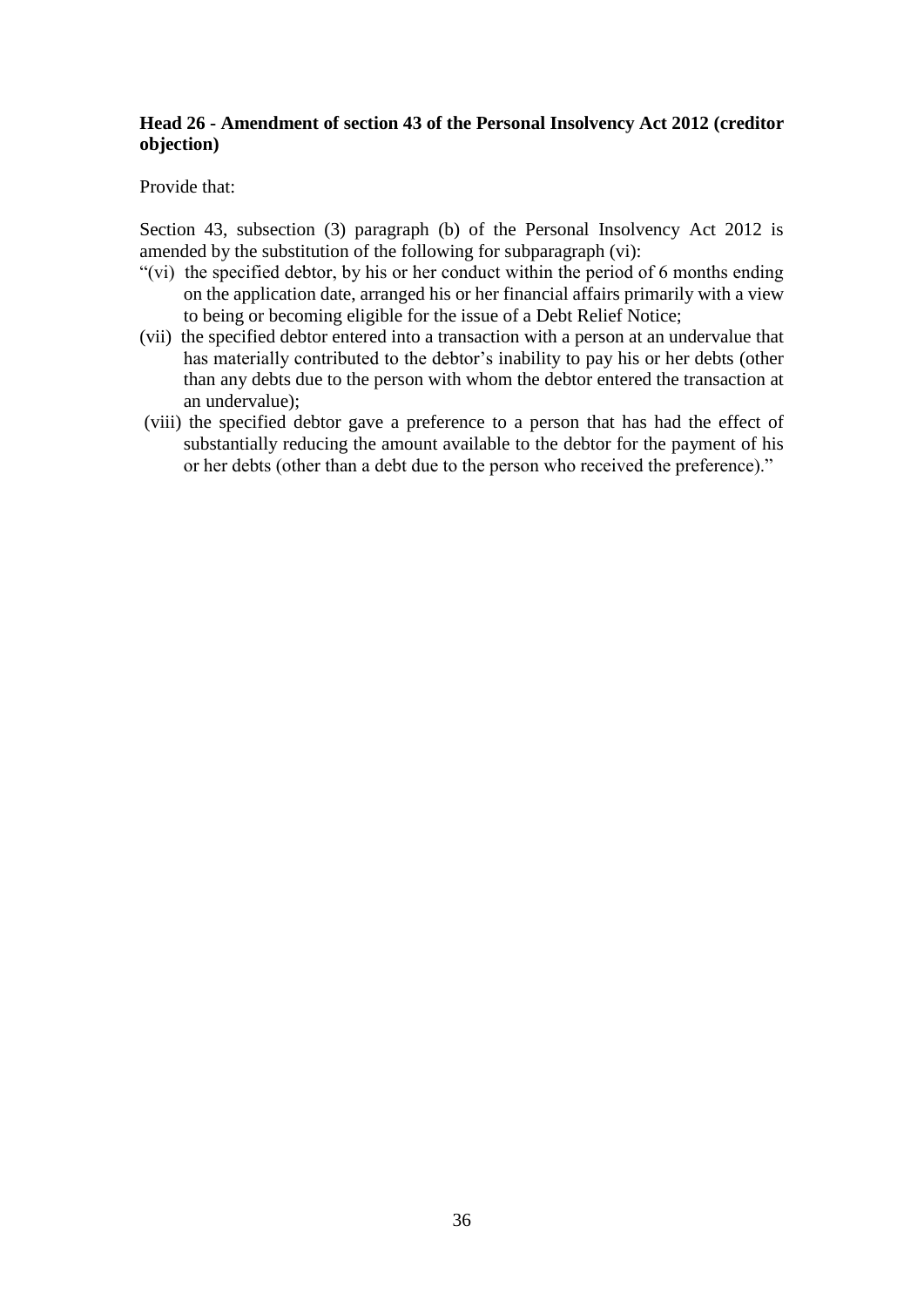**Head 26 - Amendment of section 43 of the Personal Insolvency Act 2012 (creditor objection)**

Provide that:

Section 43, subsection (3) paragraph (b) of the Personal Insolvency Act 2012 is amended by the substitution of the following for subparagraph (vi):

"(vi) the specified debtor, by his or her conduct within the period of 6 months ending on the application date, arranged his or her financial affairs primarily with a view to being or becoming eligible for the issue of a Debt Relief Notice;

(vii) the specified debtor entered into a transaction with a person at an undervalue that has materially contributed to the debtor's inability to pay his or her debts (other than any debts due to the person with whom the debtor entered the transaction at an undervalue);

(viii) the specified debtor gave a preference to a person that has had the effect of substantially reducing the amount available to the debtor for the payment of his or her debts (other than a debt due to the person who received the preference)."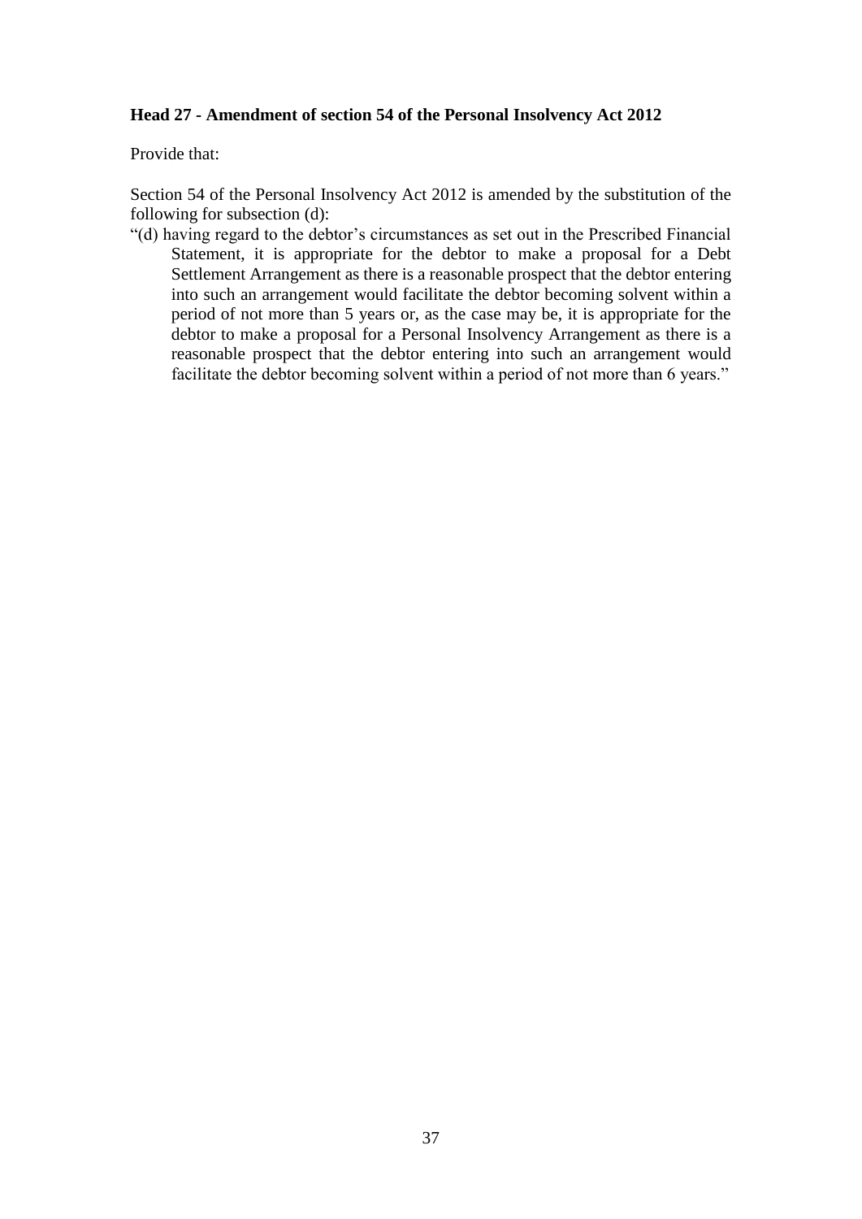**Head 27 - Amendment of section 54 of the Personal Insolvency Act 2012**

Provide that:

Section 54 of the Personal Insolvency Act 2012 is amended by the substitution of the following for subsection (d):

"(d) having regard to the debtor's circumstances as set out in the Prescribed Financial Statement, it is appropriate for the debtor to make a proposal for a Debt Settlement Arrangement as there is a reasonable prospect that the debtor entering into such an arrangement would facilitate the debtor becoming solvent within a period of not more than 5 years or, as the case may be, it is appropriate for the debtor to make a proposal for a Personal Insolvency Arrangement as there is a reasonable prospect that the debtor entering into such an arrangement would facilitate the debtor becoming solvent within a period of not more than 6 years."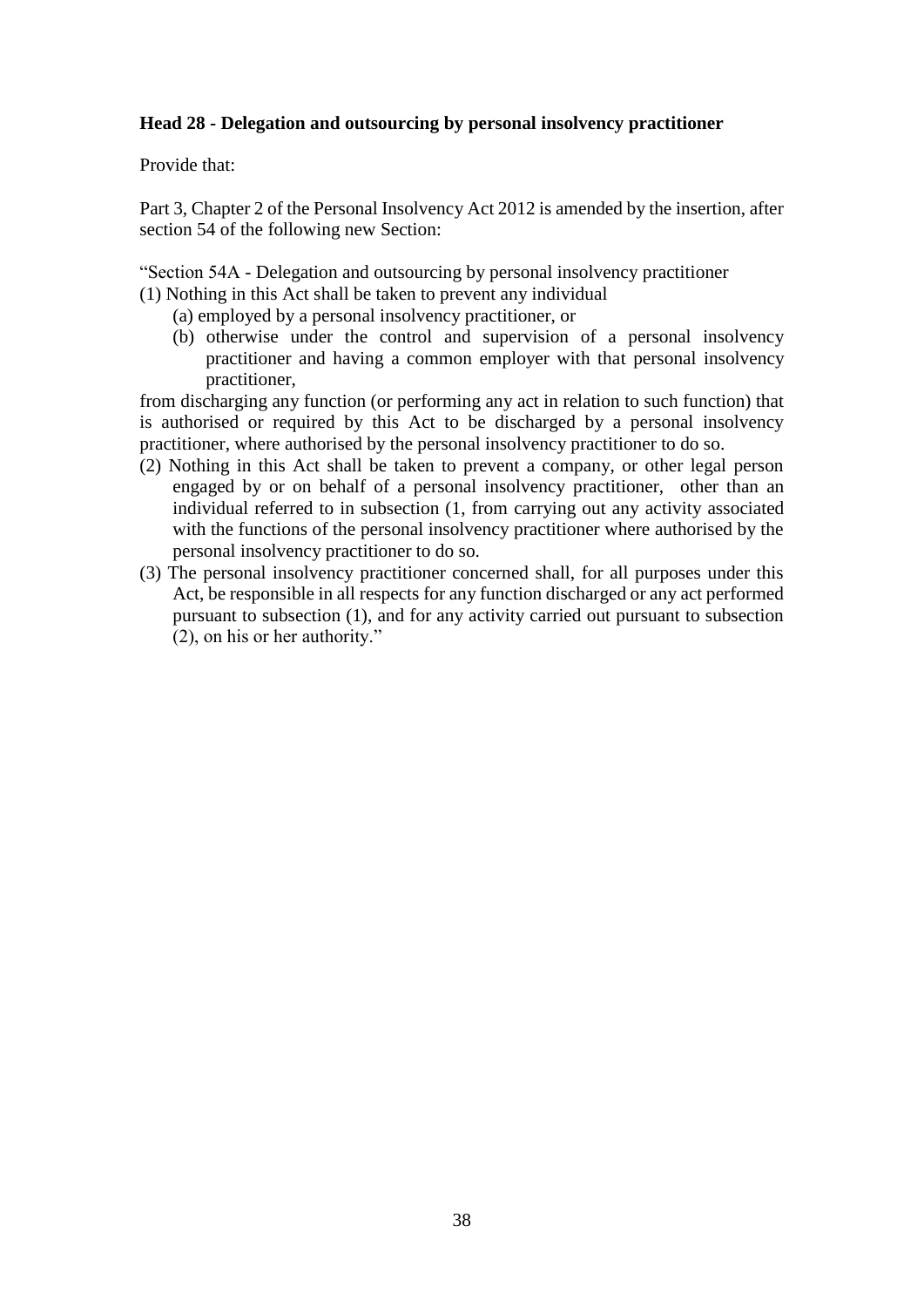**Head 28 - Delegation and outsourcing by personal insolvency practitioner**

Provide that:

Part 3, Chapter 2 of the Personal Insolvency Act 2012 is amended by the insertion, after section 54 of the following new Section:

"Section 54A - Delegation and outsourcing by personal insolvency practitioner

(1) Nothing in this Act shall be taken to prevent any individual

    (a) employed by a personal insolvency practitioner, or

    (b) otherwise under the control and supervision of a personal insolvency practitioner and having a common employer with that personal insolvency practitioner,

from discharging any function (or performing any act in relation to such function) that is authorised or required by this Act to be discharged by a personal insolvency practitioner, where authorised by the personal insolvency practitioner to do so.

(2) Nothing in this Act shall be taken to prevent a company, or other legal person engaged by or on behalf of a personal insolvency practitioner, other than an individual referred to in subsection (1, from carrying out any activity associated with the functions of the personal insolvency practitioner where authorised by the personal insolvency practitioner to do so.

(3) The personal insolvency practitioner concerned shall, for all purposes under this Act, be responsible in all respects for any function discharged or any act performed pursuant to subsection (1), and for any activity carried out pursuant to subsection (2), on his or her authority."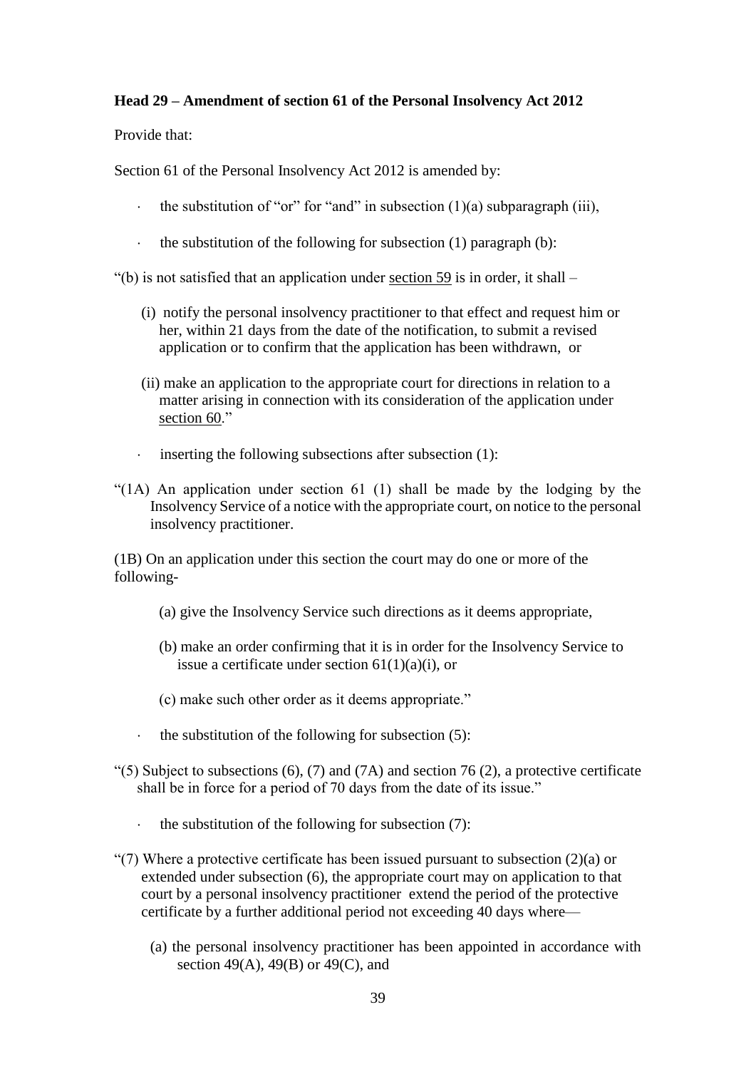**Head 29 – Amendment of section 61 of the Personal Insolvency Act 2012**

Provide that:

Section 61 of the Personal Insolvency Act 2012 is amended by:

- the substitution of "or" for "and" in subsection (1)(a) subparagraph (iii),

- the substitution of the following for subsection (1) paragraph (b):

"(b) is not satisfied that an application under section 59 is in order, it shall –

(i) notify the personal insolvency practitioner to that effect and request him or her, within 21 days from the date of the notification, to submit a revised application or to confirm that the application has been withdrawn, or

(ii) make an application to the appropriate court for directions in relation to a matter arising in connection with its consideration of the application under section 60."

- inserting the following subsections after subsection (1):

"(1A) An application under section 61 (1) shall be made by the lodging by the Insolvency Service of a notice with the appropriate court, on notice to the personal insolvency practitioner.

(1B) On an application under this section the court may do one or more of the following-

(a) give the Insolvency Service such directions as it deems appropriate,

(b) make an order confirming that it is in order for the Insolvency Service to issue a certificate under section 61(1)(a)(i), or

(c) make such other order as it deems appropriate."

- the substitution of the following for subsection (5):

"(5) Subject to subsections (6), (7) and (7A) and section 76 (2), a protective certificate shall be in force for a period of 70 days from the date of its issue."

- the substitution of the following for subsection (7):

"(7) Where a protective certificate has been issued pursuant to subsection (2)(a) or extended under subsection (6), the appropriate court may on application to that court by a personal insolvency practitioner extend the period of the protective certificate by a further additional period not exceeding 40 days where—

(a) the personal insolvency practitioner has been appointed in accordance with section 49(A), 49(B) or 49(C), and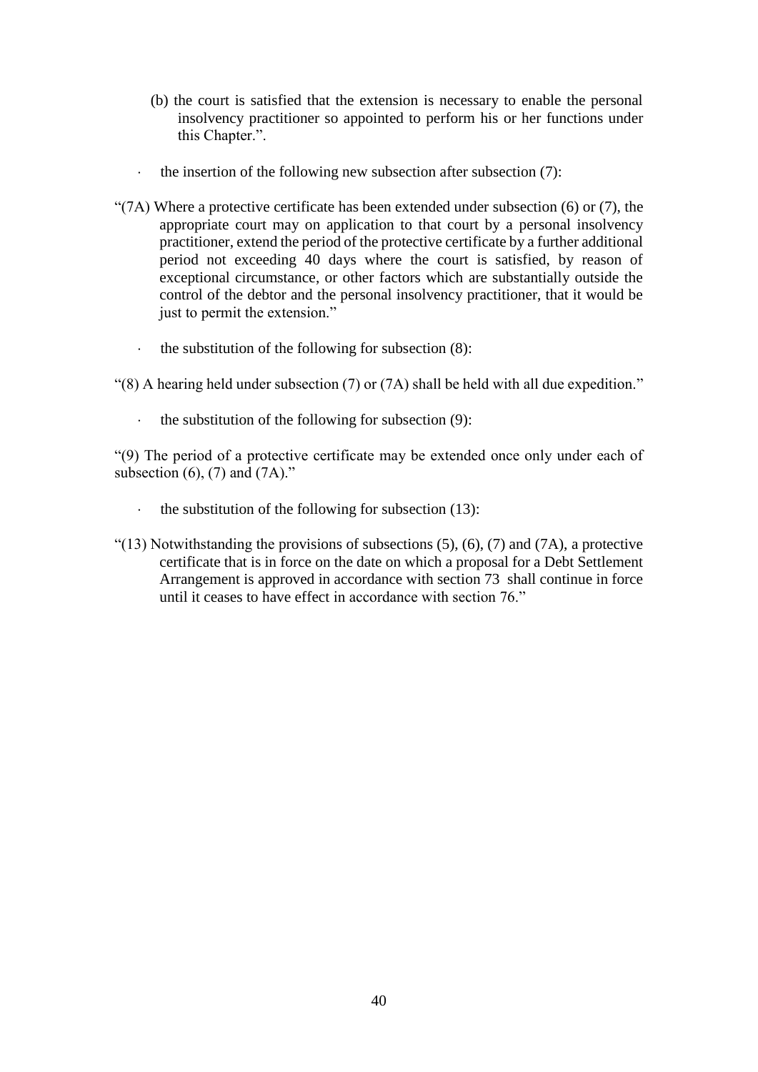(b) the court is satisfied that the extension is necessary to enable the personal insolvency practitioner so appointed to perform his or her functions under this Chapter.".

- the insertion of the following new subsection after subsection (7):

"(7A) Where a protective certificate has been extended under subsection (6) or (7), the appropriate court may on application to that court by a personal insolvency practitioner, extend the period of the protective certificate by a further additional period not exceeding 40 days where the court is satisfied, by reason of exceptional circumstance, or other factors which are substantially outside the control of the debtor and the personal insolvency practitioner, that it would be just to permit the extension."

- the substitution of the following for subsection (8):

"(8) A hearing held under subsection (7) or (7A) shall be held with all due expedition."

- the substitution of the following for subsection (9):

"(9) The period of a protective certificate may be extended once only under each of subsection (6), (7) and (7A)."

- the substitution of the following for subsection (13):

"(13) Notwithstanding the provisions of subsections (5), (6), (7) and (7A), a protective certificate that is in force on the date on which a proposal for a Debt Settlement Arrangement is approved in accordance with section 73 shall continue in force until it ceases to have effect in accordance with section 76."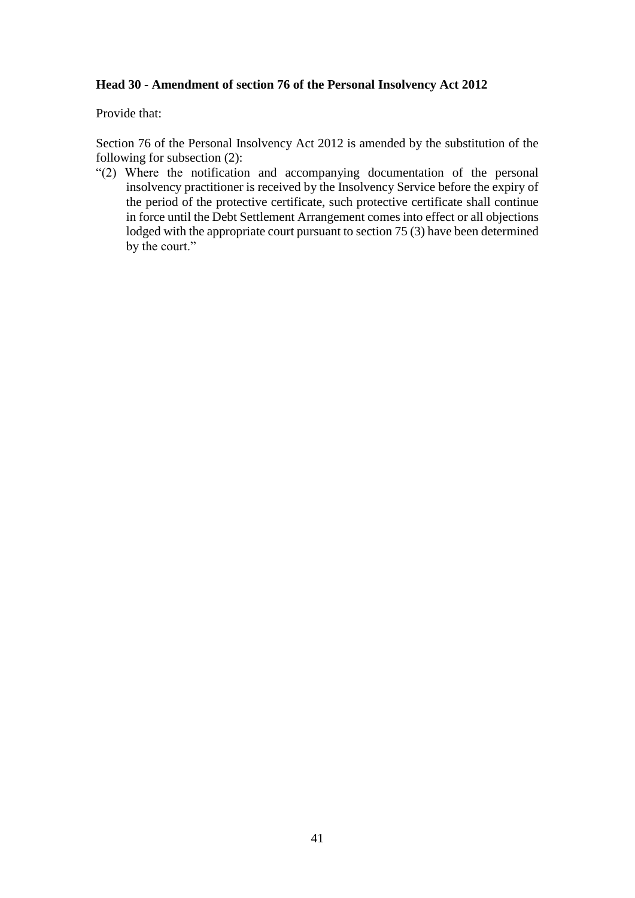**Head 30 - Amendment of section 76 of the Personal Insolvency Act 2012**

Provide that:

Section 76 of the Personal Insolvency Act 2012 is amended by the substitution of the following for subsection (2):

"(2) Where the notification and accompanying documentation of the personal insolvency practitioner is received by the Insolvency Service before the expiry of the period of the protective certificate, such protective certificate shall continue in force until the Debt Settlement Arrangement comes into effect or all objections lodged with the appropriate court pursuant to section 75 (3) have been determined by the court."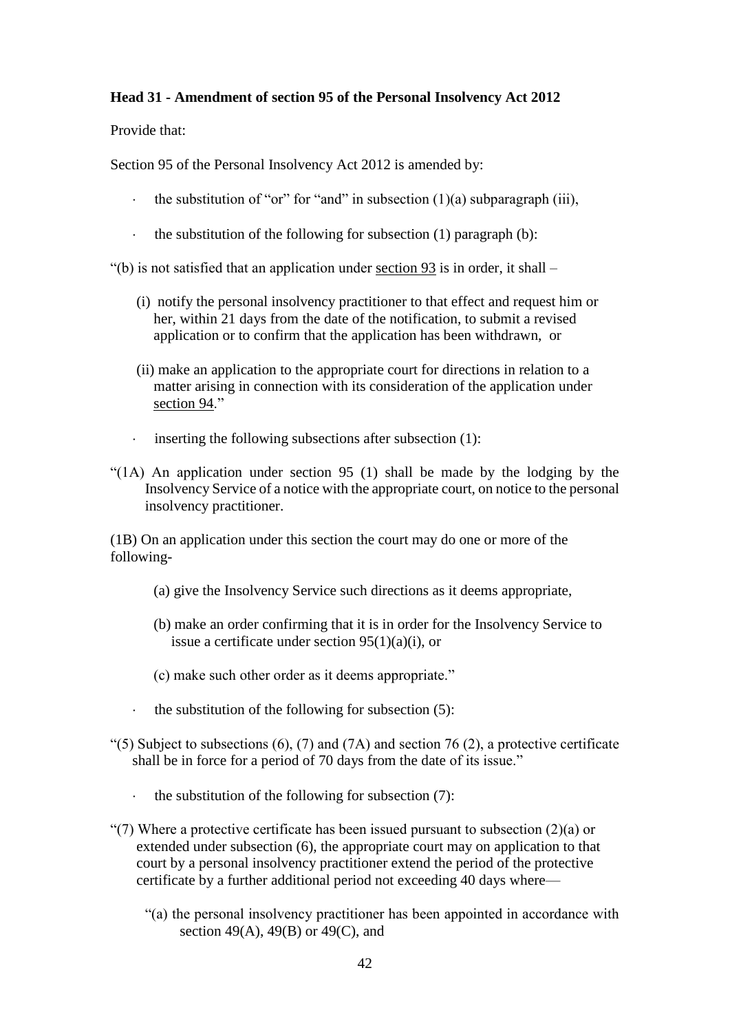**Head 31 - Amendment of section 95 of the Personal Insolvency Act 2012**

Provide that:

Section 95 of the Personal Insolvency Act 2012 is amended by:

- the substitution of "or" for "and" in subsection (1)(a) subparagraph (iii),
- the substitution of the following for subsection (1) paragraph (b):

"(b) is not satisfied that an application under section 93 is in order, it shall –

(i) notify the personal insolvency practitioner to that effect and request him or her, within 21 days from the date of the notification, to submit a revised application or to confirm that the application has been withdrawn, or

(ii) make an application to the appropriate court for directions in relation to a matter arising in connection with its consideration of the application under section 94."

- inserting the following subsections after subsection (1):

"(1A) An application under section 95 (1) shall be made by the lodging by the Insolvency Service of a notice with the appropriate court, on notice to the personal insolvency practitioner.

(1B) On an application under this section the court may do one or more of the following-

(a) give the Insolvency Service such directions as it deems appropriate,

(b) make an order confirming that it is in order for the Insolvency Service to issue a certificate under section 95(1)(a)(i), or

(c) make such other order as it deems appropriate."

- the substitution of the following for subsection (5):

"(5) Subject to subsections (6), (7) and (7A) and section 76 (2), a protective certificate shall be in force for a period of 70 days from the date of its issue."

- the substitution of the following for subsection (7):

"(7) Where a protective certificate has been issued pursuant to subsection (2)(a) or extended under subsection (6), the appropriate court may on application to that court by a personal insolvency practitioner extend the period of the protective certificate by a further additional period not exceeding 40 days where—

"(a) the personal insolvency practitioner has been appointed in accordance with section 49(A), 49(B) or 49(C), and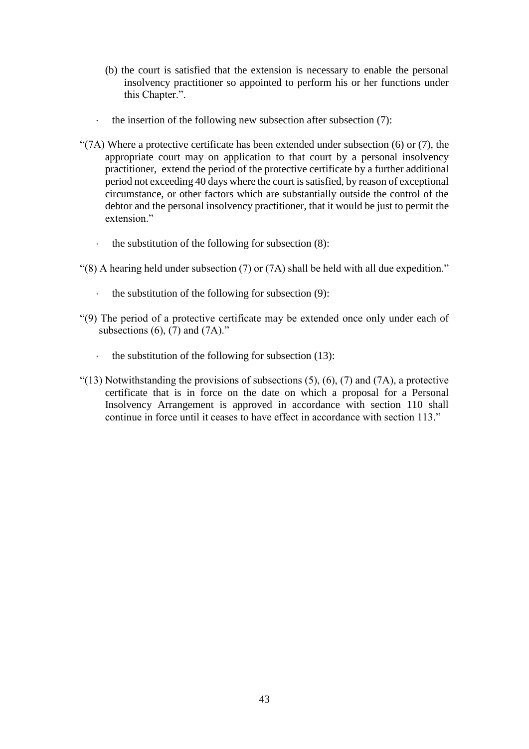(b) the court is satisfied that the extension is necessary to enable the personal insolvency practitioner so appointed to perform his or her functions under this Chapter.”.

- the insertion of the following new subsection after subsection (7):

“(7A) Where a protective certificate has been extended under subsection (6) or (7), the appropriate court may on application to that court by a personal insolvency practitioner, extend the period of the protective certificate by a further additional period not exceeding 40 days where the court is satisfied, by reason of exceptional circumstance, or other factors which are substantially outside the control of the debtor and the personal insolvency practitioner, that it would be just to permit the extension.”

- the substitution of the following for subsection (8):

“(8) A hearing held under subsection (7) or (7A) shall be held with all due expedition.”

- the substitution of the following for subsection (9):

“(9) The period of a protective certificate may be extended once only under each of subsections (6), (7) and (7A).”

- the substitution of the following for subsection (13):

“(13) Notwithstanding the provisions of subsections (5), (6), (7) and (7A), a protective certificate that is in force on the date on which a proposal for a Personal Insolvency Arrangement is approved in accordance with section 110 shall continue in force until it ceases to have effect in accordance with section 113.”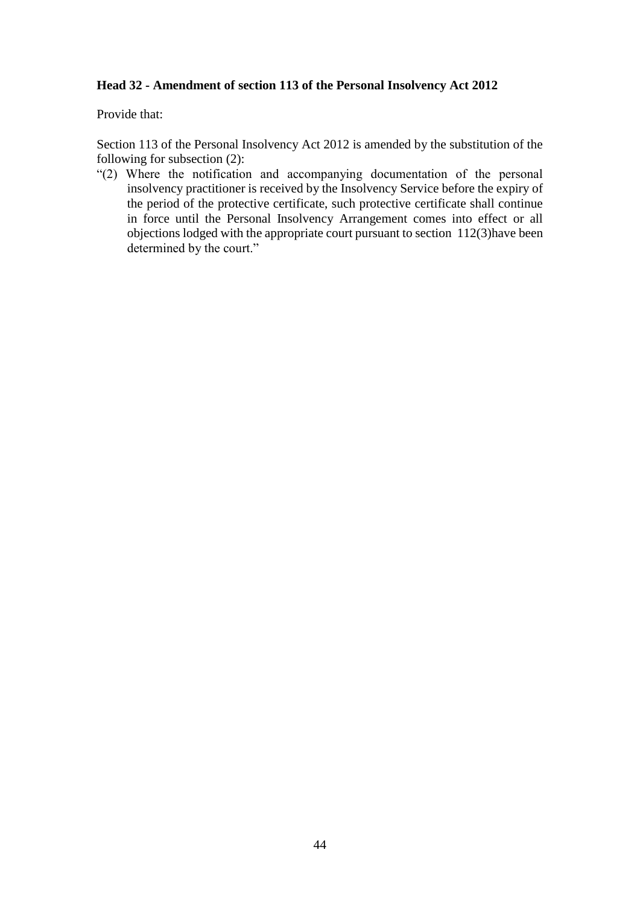**Head 32 - Amendment of section 113 of the Personal Insolvency Act 2012**

Provide that:

Section 113 of the Personal Insolvency Act 2012 is amended by the substitution of the following for subsection (2):

"(2) Where the notification and accompanying documentation of the personal insolvency practitioner is received by the Insolvency Service before the expiry of the period of the protective certificate, such protective certificate shall continue in force until the Personal Insolvency Arrangement comes into effect or all objections lodged with the appropriate court pursuant to section 112(3)have been determined by the court."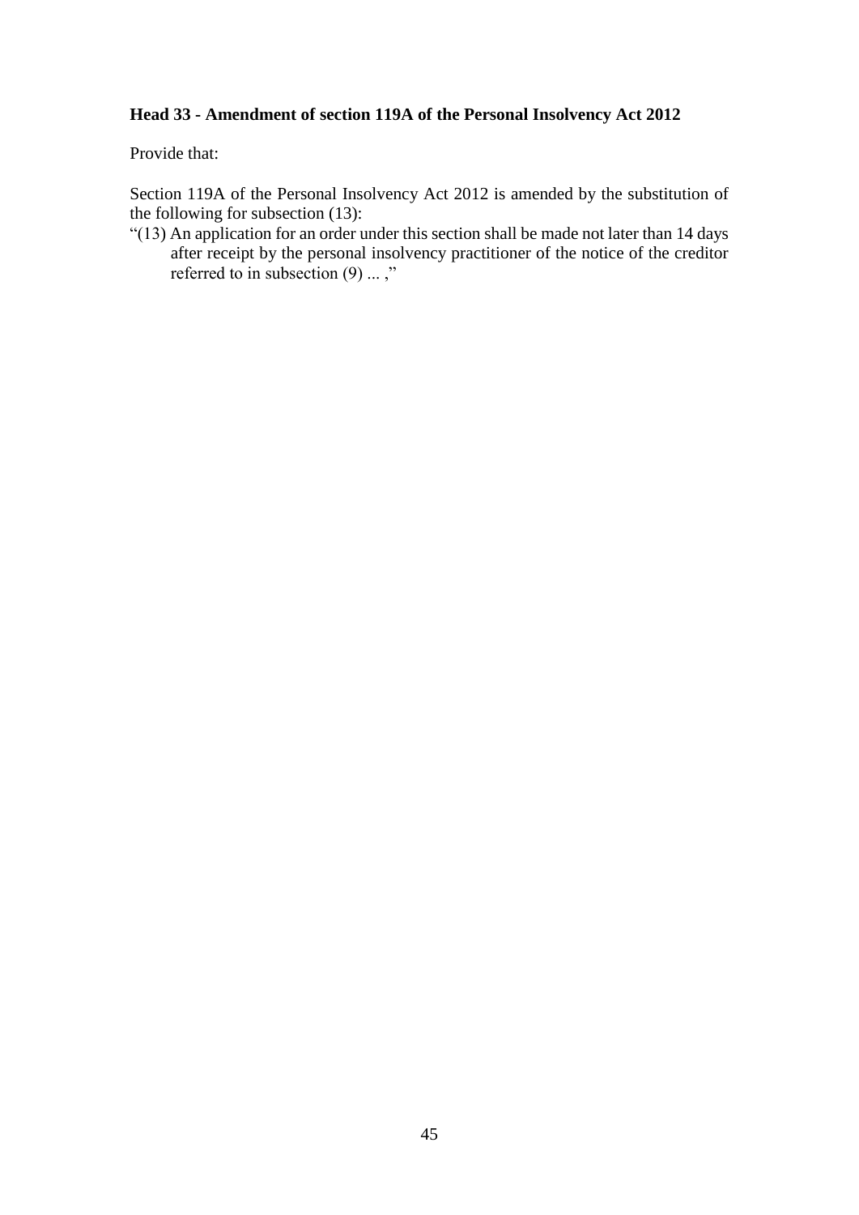**Head 33 - Amendment of section 119A of the Personal Insolvency Act 2012**

Provide that:

Section 119A of the Personal Insolvency Act 2012 is amended by the substitution of the following for subsection (13):

"(13) An application for an order under this section shall be made not later than 14 days after receipt by the personal insolvency practitioner of the notice of the creditor referred to in subsection (9) ... ,"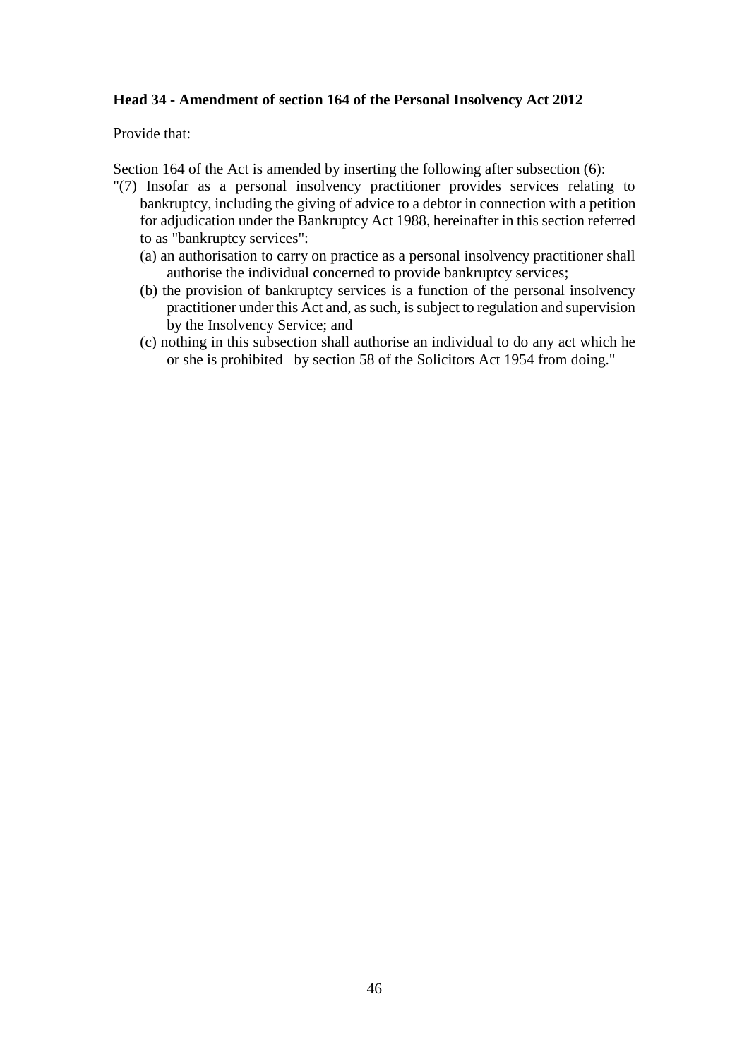**Head 34 - Amendment of section 164 of the Personal Insolvency Act 2012**

Provide that:

Section 164 of the Act is amended by inserting the following after subsection (6):

"(7) Insofar as a personal insolvency practitioner provides services relating to bankruptcy, including the giving of advice to a debtor in connection with a petition for adjudication under the Bankruptcy Act 1988, hereinafter in this section referred to as "bankruptcy services":

(a) an authorisation to carry on practice as a personal insolvency practitioner shall authorise the individual concerned to provide bankruptcy services;

(b) the provision of bankruptcy services is a function of the personal insolvency practitioner under this Act and, as such, is subject to regulation and supervision by the Insolvency Service; and

(c) nothing in this subsection shall authorise an individual to do any act which he or she is prohibited by section 58 of the Solicitors Act 1954 from doing."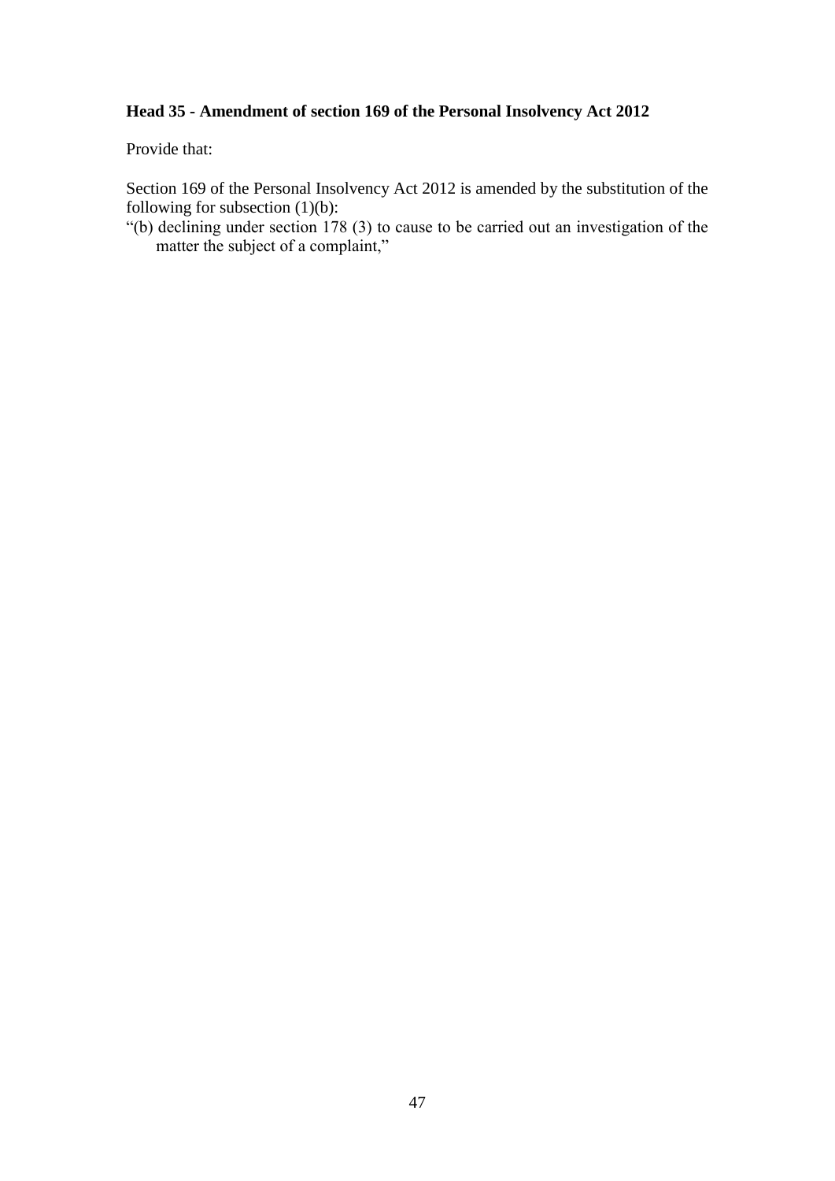**Head 35 - Amendment of section 169 of the Personal Insolvency Act 2012**

Provide that:

Section 169 of the Personal Insolvency Act 2012 is amended by the substitution of the following for subsection (1)(b):

"(b) declining under section 178 (3) to cause to be carried out an investigation of the matter the subject of a complaint,"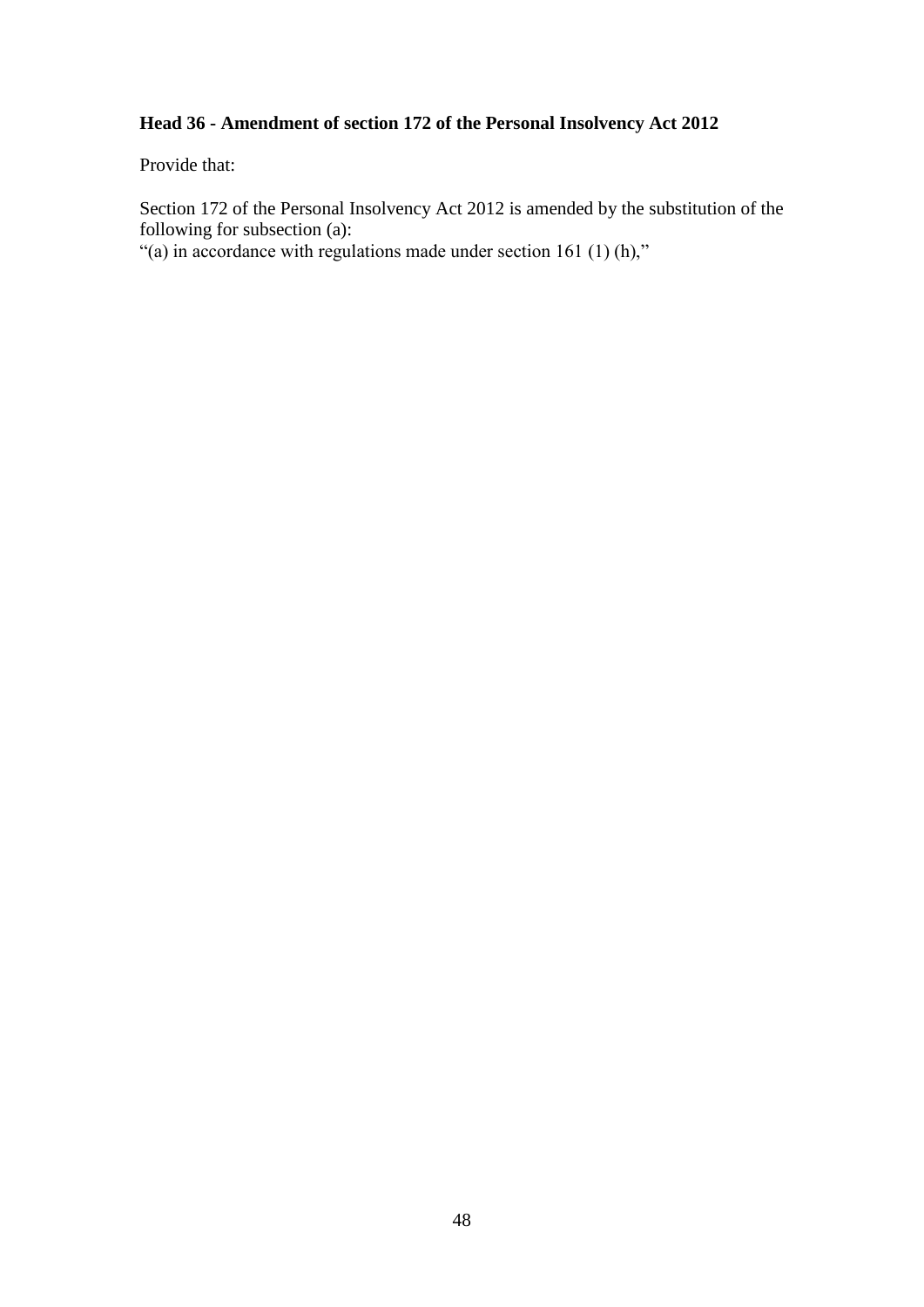**Head 36 - Amendment of section 172 of the Personal Insolvency Act 2012**

Provide that:

Section 172 of the Personal Insolvency Act 2012 is amended by the substitution of the following for subsection (a):
"(a) in accordance with regulations made under section 161 (1) (h),"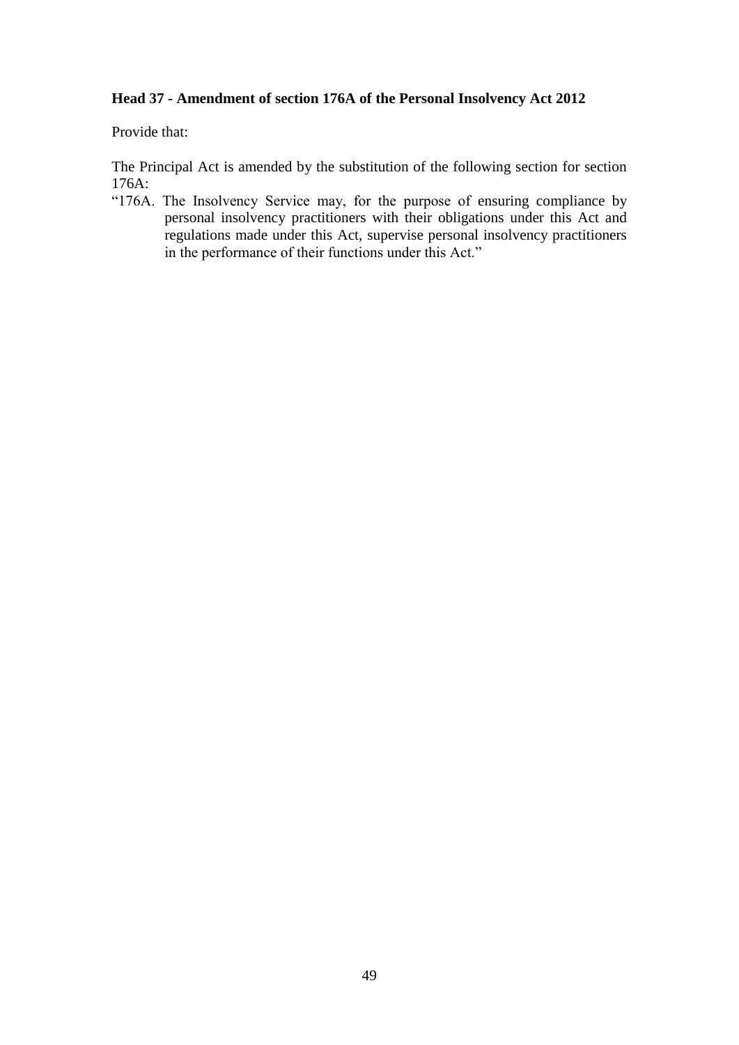**Head 37 - Amendment of section 176A of the Personal Insolvency Act 2012**

Provide that:

The Principal Act is amended by the substitution of the following section for section 176A:

"176A. The Insolvency Service may, for the purpose of ensuring compliance by personal insolvency practitioners with their obligations under this Act and regulations made under this Act, supervise personal insolvency practitioners in the performance of their functions under this Act."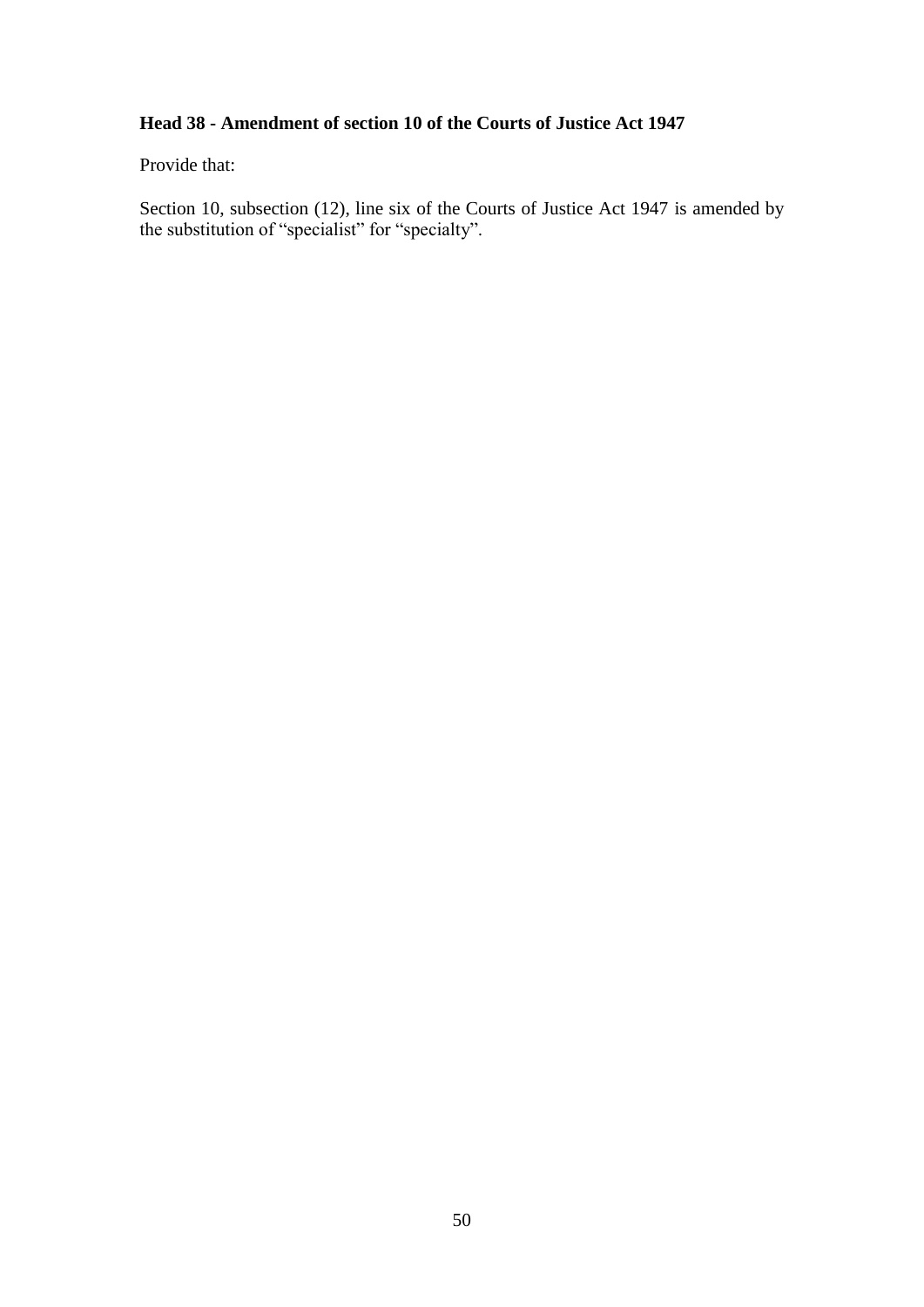**Head 38 - Amendment of section 10 of the Courts of Justice Act 1947**

Provide that:

Section 10, subsection (12), line six of the Courts of Justice Act 1947 is amended by the substitution of "specialist" for "specialty".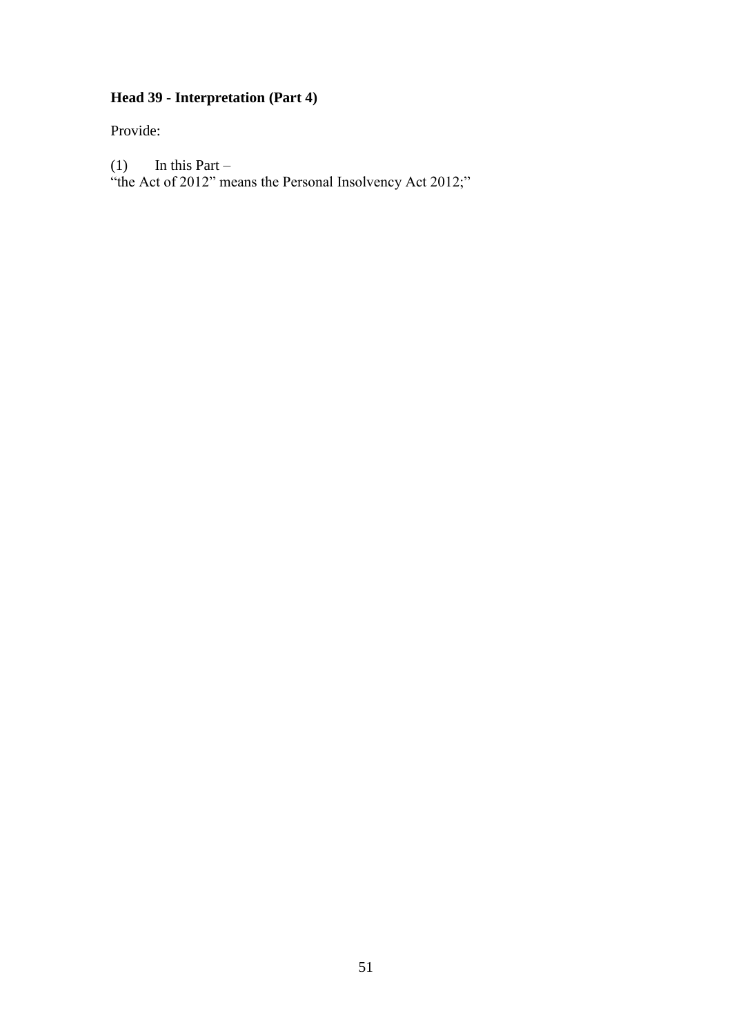**Head 39 - Interpretation (Part 4)**

Provide:

(1) In this Part –
"the Act of 2012" means the Personal Insolvency Act 2012;"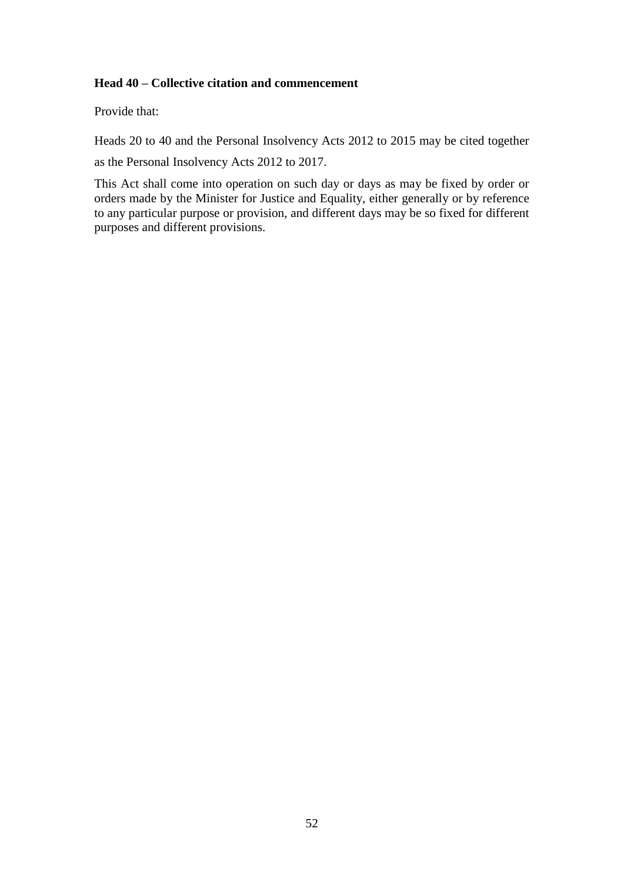**Head 40 – Collective citation and commencement**

Provide that:

Heads 20 to 40 and the Personal Insolvency Acts 2012 to 2015 may be cited together as the Personal Insolvency Acts 2012 to 2017.

This Act shall come into operation on such day or days as may be fixed by order or orders made by the Minister for Justice and Equality, either generally or by reference to any particular purpose or provision, and different days may be so fixed for different purposes and different provisions.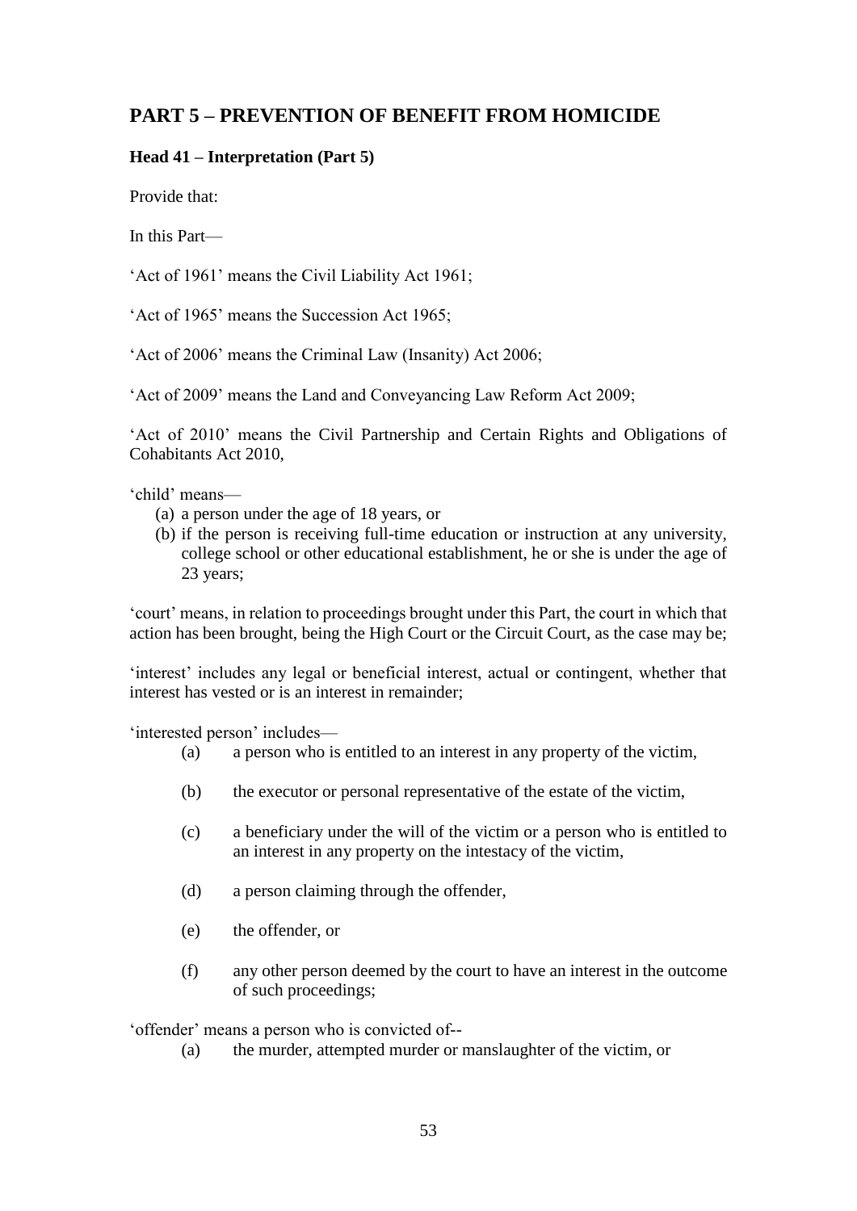## PART 5 – PREVENTION OF BENEFIT FROM HOMICIDE

### Head 41 – Interpretation (Part 5)

Provide that:

In this Part—

'Act of 1961' means the Civil Liability Act 1961;

'Act of 1965' means the Succession Act 1965;

'Act of 2006' means the Criminal Law (Insanity) Act 2006;

'Act of 2009' means the Land and Conveyancing Law Reform Act 2009;

'Act of 2010' means the Civil Partnership and Certain Rights and Obligations of Cohabitants Act 2010,

'child' means—

(a) a person under the age of 18 years, or

(b) if the person is receiving full-time education or instruction at any university, college school or other educational establishment, he or she is under the age of 23 years;

'court' means, in relation to proceedings brought under this Part, the court in which that action has been brought, being the High Court or the Circuit Court, as the case may be;

'interest' includes any legal or beneficial interest, actual or contingent, whether that interest has vested or is an interest in remainder;

'interested person' includes—

(a) a person who is entitled to an interest in any property of the victim,

(b) the executor or personal representative of the estate of the victim,

(c) a beneficiary under the will of the victim or a person who is entitled to an interest in any property on the intestacy of the victim,

(d) a person claiming through the offender,

(e) the offender, or

(f) any other person deemed by the court to have an interest in the outcome of such proceedings;

'offender' means a person who is convicted of--

(a) the murder, attempted murder or manslaughter of the victim, or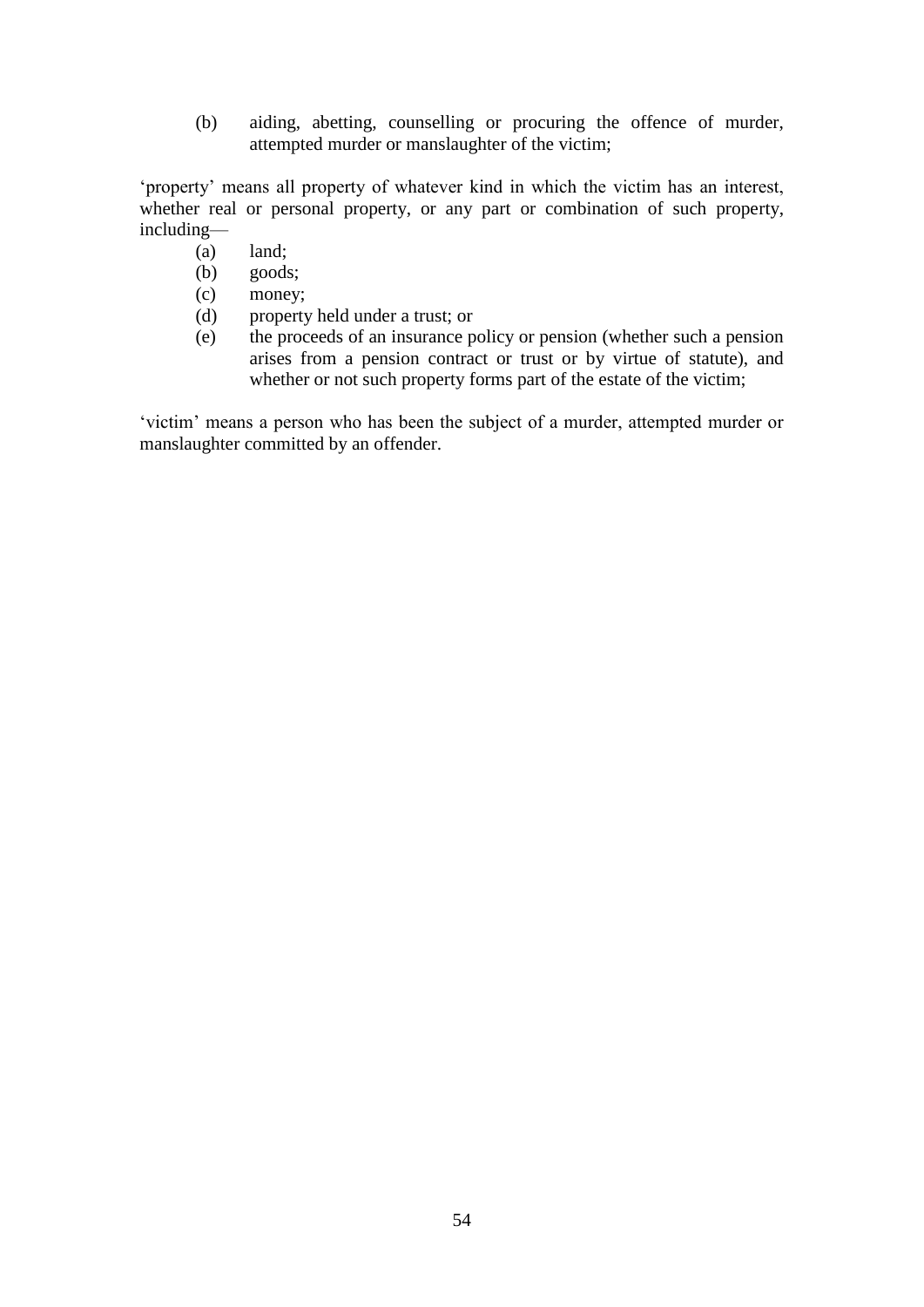(b) aiding, abetting, counselling or procuring the offence of murder, attempted murder or manslaughter of the victim;

'property' means all property of whatever kind in which the victim has an interest, whether real or personal property, or any part or combination of such property, including—

(a) land;
(b) goods;
(c) money;
(d) property held under a trust; or
(e) the proceeds of an insurance policy or pension (whether such a pension arises from a pension contract or trust or by virtue of statute), and whether or not such property forms part of the estate of the victim;

'victim' means a person who has been the subject of a murder, attempted murder or manslaughter committed by an offender.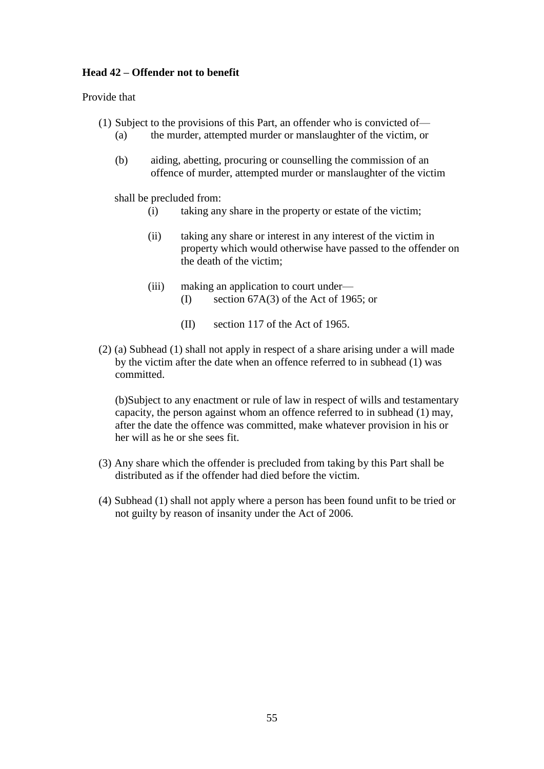**Head 42 – Offender not to benefit**

Provide that

(1) Subject to the provisions of this Part, an offender who is convicted of—

  (a) the murder, attempted murder or manslaughter of the victim, or

  (b) aiding, abetting, procuring or counselling the commission of an offence of murder, attempted murder or manslaughter of the victim

  shall be precluded from:

    (i) taking any share in the property or estate of the victim;

    (ii) taking any share or interest in any interest of the victim in property which would otherwise have passed to the offender on the death of the victim;

    (iii) making an application to court under—

      (I) section 67A(3) of the Act of 1965; or

      (II) section 117 of the Act of 1965.

(2) (a) Subhead (1) shall not apply in respect of a share arising under a will made by the victim after the date when an offence referred to in subhead (1) was committed.

  (b)Subject to any enactment or rule of law in respect of wills and testamentary capacity, the person against whom an offence referred to in subhead (1) may, after the date the offence was committed, make whatever provision in his or her will as he or she sees fit.

(3) Any share which the offender is precluded from taking by this Part shall be distributed as if the offender had died before the victim.

(4) Subhead (1) shall not apply where a person has been found unfit to be tried or not guilty by reason of insanity under the Act of 2006.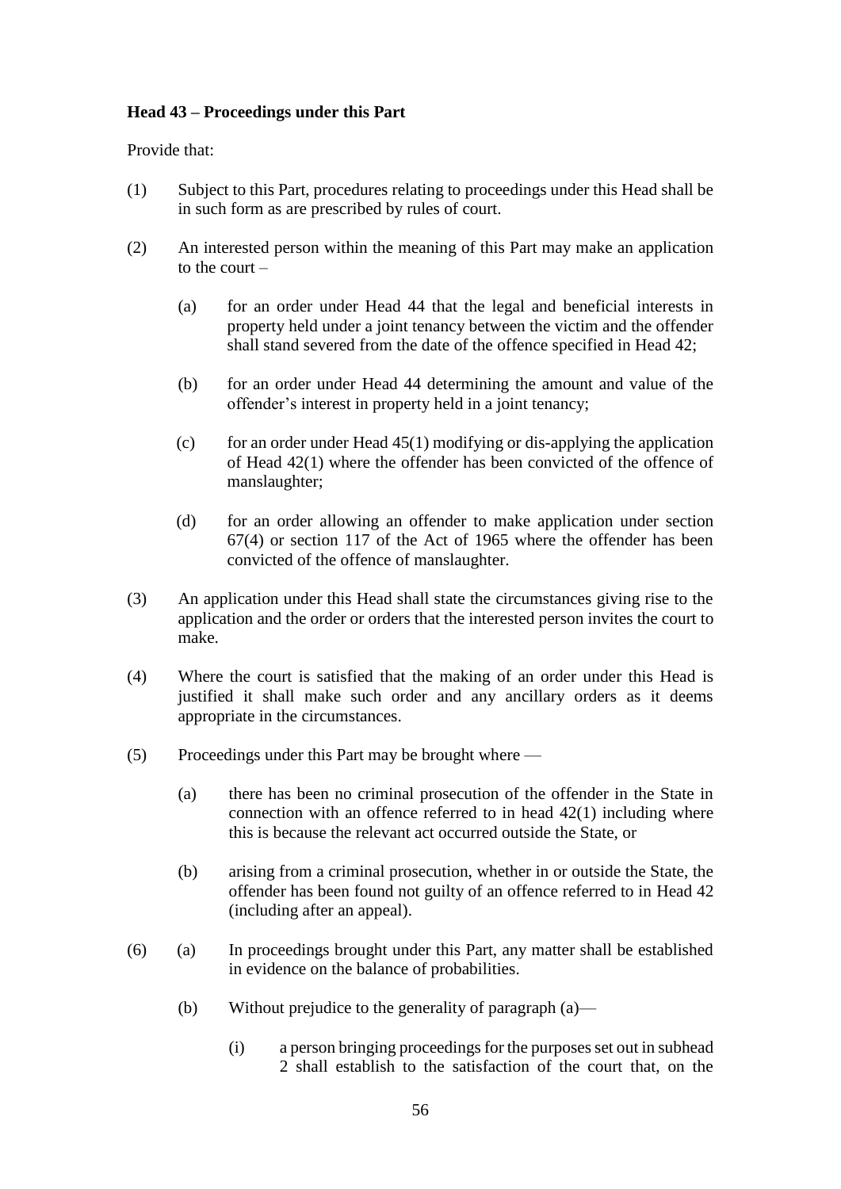**Head 43 – Proceedings under this Part**

Provide that:

(1) Subject to this Part, procedures relating to proceedings under this Head shall be in such form as are prescribed by rules of court.

(2) An interested person within the meaning of this Part may make an application to the court –

  (a) for an order under Head 44 that the legal and beneficial interests in property held under a joint tenancy between the victim and the offender shall stand severed from the date of the offence specified in Head 42;

  (b) for an order under Head 44 determining the amount and value of the offender's interest in property held in a joint tenancy;

  (c) for an order under Head 45(1) modifying or dis-applying the application of Head 42(1) where the offender has been convicted of the offence of manslaughter;

  (d) for an order allowing an offender to make application under section 67(4) or section 117 of the Act of 1965 where the offender has been convicted of the offence of manslaughter.

(3) An application under this Head shall state the circumstances giving rise to the application and the order or orders that the interested person invites the court to make.

(4) Where the court is satisfied that the making of an order under this Head is justified it shall make such order and any ancillary orders as it deems appropriate in the circumstances.

(5) Proceedings under this Part may be brought where —

  (a) there has been no criminal prosecution of the offender in the State in connection with an offence referred to in head 42(1) including where this is because the relevant act occurred outside the State, or

  (b) arising from a criminal prosecution, whether in or outside the State, the offender has been found not guilty of an offence referred to in Head 42 (including after an appeal).

(6) (a) In proceedings brought under this Part, any matter shall be established in evidence on the balance of probabilities.

  (b) Without prejudice to the generality of paragraph (a)—

    (i) a person bringing proceedings for the purposes set out in subhead 2 shall establish to the satisfaction of the court that, on the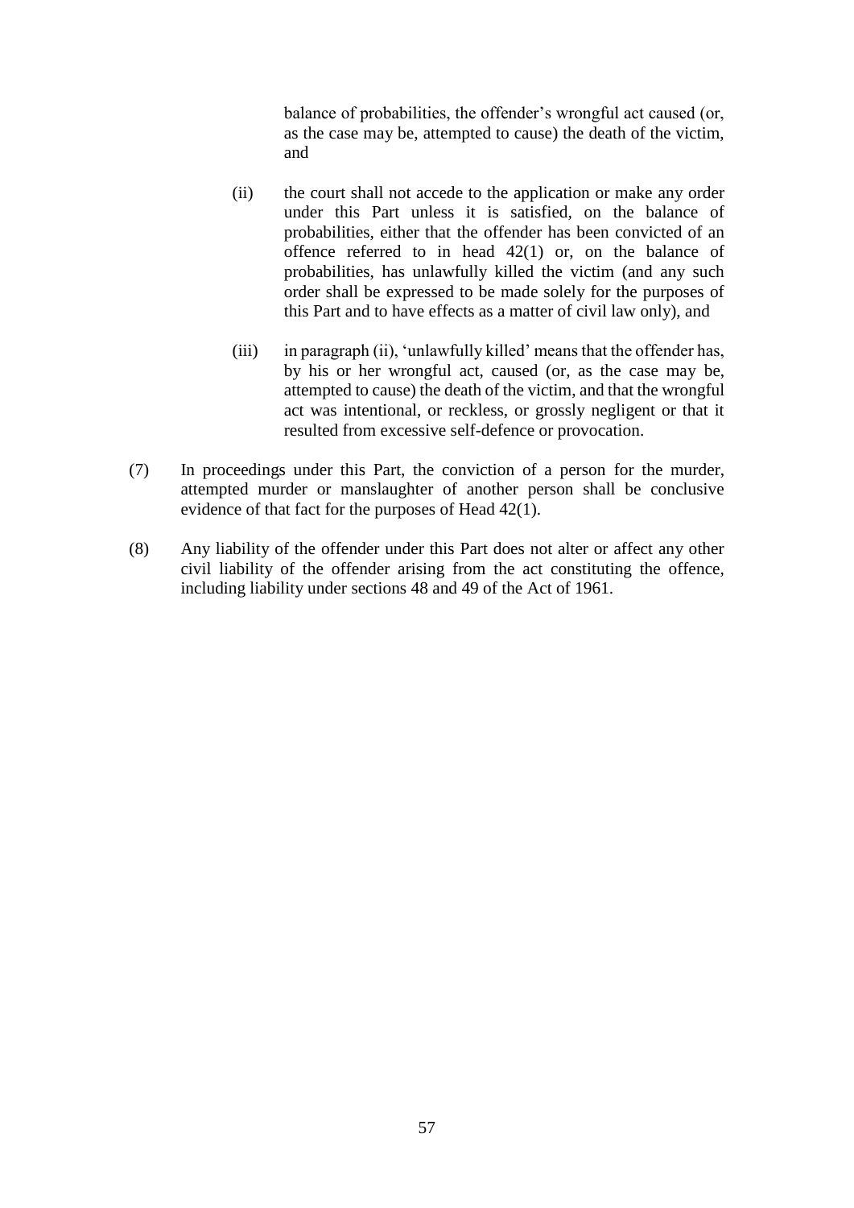balance of probabilities, the offender's wrongful act caused (or, as the case may be, attempted to cause) the death of the victim, and

(ii) the court shall not accede to the application or make any order under this Part unless it is satisfied, on the balance of probabilities, either that the offender has been convicted of an offence referred to in head 42(1) or, on the balance of probabilities, has unlawfully killed the victim (and any such order shall be expressed to be made solely for the purposes of this Part and to have effects as a matter of civil law only), and

(iii) in paragraph (ii), 'unlawfully killed' means that the offender has, by his or her wrongful act, caused (or, as the case may be, attempted to cause) the death of the victim, and that the wrongful act was intentional, or reckless, or grossly negligent or that it resulted from excessive self-defence or provocation.

(7) In proceedings under this Part, the conviction of a person for the murder, attempted murder or manslaughter of another person shall be conclusive evidence of that fact for the purposes of Head 42(1).

(8) Any liability of the offender under this Part does not alter or affect any other civil liability of the offender arising from the act constituting the offence, including liability under sections 48 and 49 of the Act of 1961.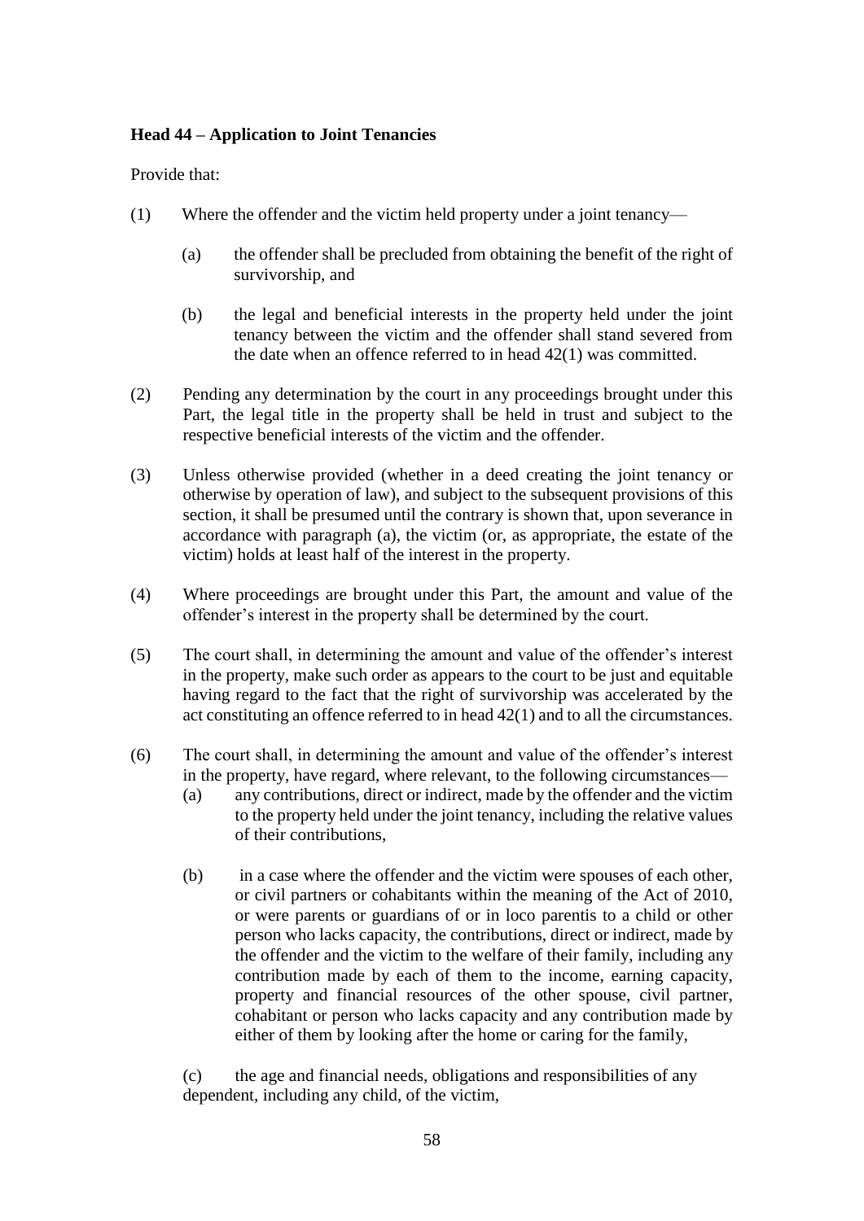**Head 44 – Application to Joint Tenancies**

Provide that:

(1) Where the offender and the victim held property under a joint tenancy—

 (a) the offender shall be precluded from obtaining the benefit of the right of survivorship, and

 (b) the legal and beneficial interests in the property held under the joint tenancy between the victim and the offender shall stand severed from the date when an offence referred to in head 42(1) was committed.

(2) Pending any determination by the court in any proceedings brought under this Part, the legal title in the property shall be held in trust and subject to the respective beneficial interests of the victim and the offender.

(3) Unless otherwise provided (whether in a deed creating the joint tenancy or otherwise by operation of law), and subject to the subsequent provisions of this section, it shall be presumed until the contrary is shown that, upon severance in accordance with paragraph (a), the victim (or, as appropriate, the estate of the victim) holds at least half of the interest in the property.

(4) Where proceedings are brought under this Part, the amount and value of the offender's interest in the property shall be determined by the court.

(5) The court shall, in determining the amount and value of the offender's interest in the property, make such order as appears to the court to be just and equitable having regard to the fact that the right of survivorship was accelerated by the act constituting an offence referred to in head 42(1) and to all the circumstances.

(6) The court shall, in determining the amount and value of the offender's interest in the property, have regard, where relevant, to the following circumstances—

 (a) any contributions, direct or indirect, made by the offender and the victim to the property held under the joint tenancy, including the relative values of their contributions,

 (b) in a case where the offender and the victim were spouses of each other, or civil partners or cohabitants within the meaning of the Act of 2010, or were parents or guardians of or in loco parentis to a child or other person who lacks capacity, the contributions, direct or indirect, made by the offender and the victim to the welfare of their family, including any contribution made by each of them to the income, earning capacity, property and financial resources of the other spouse, civil partner, cohabitant or person who lacks capacity and any contribution made by either of them by looking after the home or caring for the family,

 (c) the age and financial needs, obligations and responsibilities of any dependent, including any child, of the victim,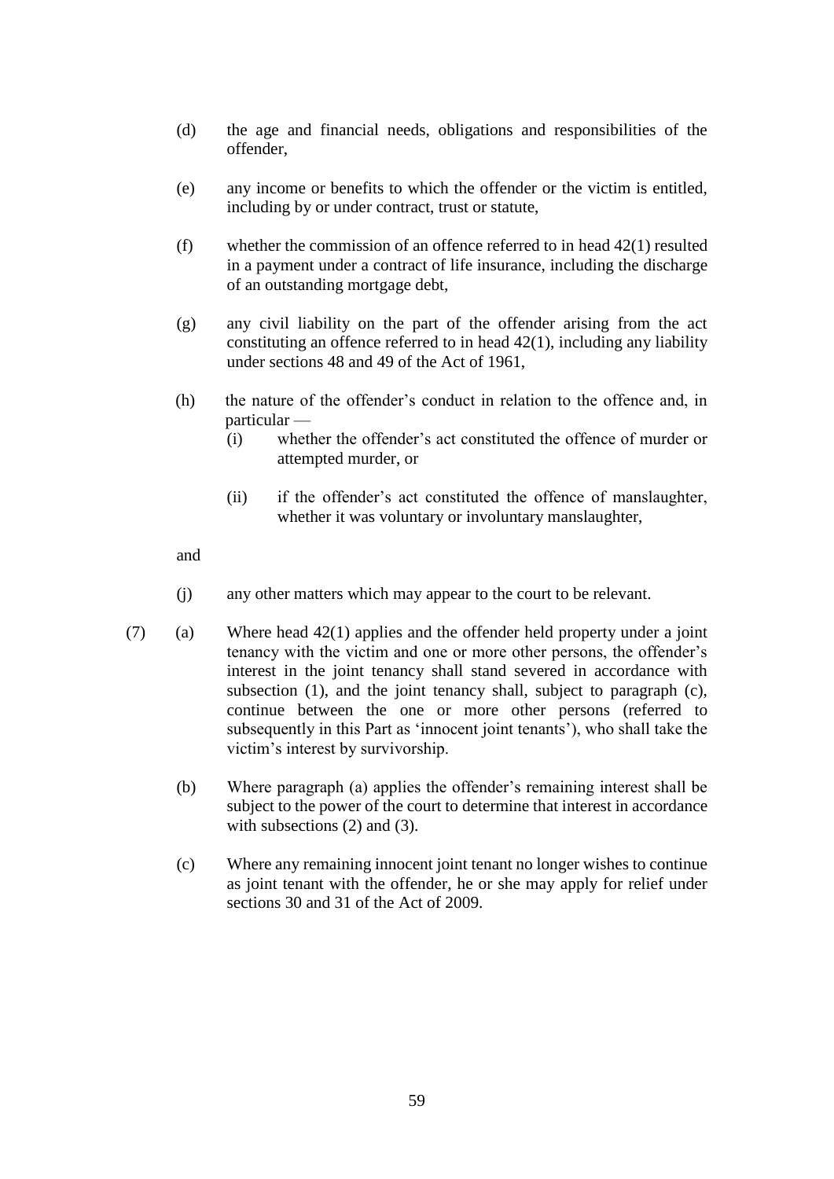(d) the age and financial needs, obligations and responsibilities of the offender,

(e) any income or benefits to which the offender or the victim is entitled, including by or under contract, trust or statute,

(f) whether the commission of an offence referred to in head 42(1) resulted in a payment under a contract of life insurance, including the discharge of an outstanding mortgage debt,

(g) any civil liability on the part of the offender arising from the act constituting an offence referred to in head 42(1), including any liability under sections 48 and 49 of the Act of 1961,

(h) the nature of the offender's conduct in relation to the offence and, in particular —

  (i) whether the offender's act constituted the offence of murder or attempted murder, or

  (ii) if the offender's act constituted the offence of manslaughter, whether it was voluntary or involuntary manslaughter,

and

(j) any other matters which may appear to the court to be relevant.

(7) (a) Where head 42(1) applies and the offender held property under a joint tenancy with the victim and one or more other persons, the offender's interest in the joint tenancy shall stand severed in accordance with subsection (1), and the joint tenancy shall, subject to paragraph (c), continue between the one or more other persons (referred to subsequently in this Part as 'innocent joint tenants'), who shall take the victim's interest by survivorship.

(b) Where paragraph (a) applies the offender's remaining interest shall be subject to the power of the court to determine that interest in accordance with subsections (2) and (3).

(c) Where any remaining innocent joint tenant no longer wishes to continue as joint tenant with the offender, he or she may apply for relief under sections 30 and 31 of the Act of 2009.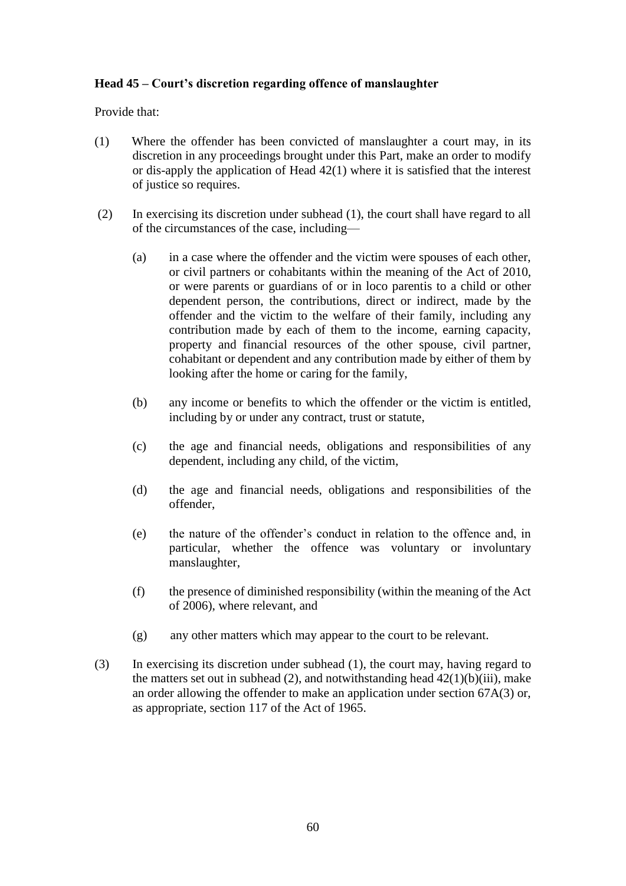**Head 45 – Court's discretion regarding offence of manslaughter**

Provide that:

(1) Where the offender has been convicted of manslaughter a court may, in its discretion in any proceedings brought under this Part, make an order to modify or dis-apply the application of Head 42(1) where it is satisfied that the interest of justice so requires.

(2) In exercising its discretion under subhead (1), the court shall have regard to all of the circumstances of the case, including—

(a) in a case where the offender and the victim were spouses of each other, or civil partners or cohabitants within the meaning of the Act of 2010, or were parents or guardians of or in loco parentis to a child or other dependent person, the contributions, direct or indirect, made by the offender and the victim to the welfare of their family, including any contribution made by each of them to the income, earning capacity, property and financial resources of the other spouse, civil partner, cohabitant or dependent and any contribution made by either of them by looking after the home or caring for the family,

(b) any income or benefits to which the offender or the victim is entitled, including by or under any contract, trust or statute,

(c) the age and financial needs, obligations and responsibilities of any dependent, including any child, of the victim,

(d) the age and financial needs, obligations and responsibilities of the offender,

(e) the nature of the offender's conduct in relation to the offence and, in particular, whether the offence was voluntary or involuntary manslaughter,

(f) the presence of diminished responsibility (within the meaning of the Act of 2006), where relevant, and

(g) any other matters which may appear to the court to be relevant.

(3) In exercising its discretion under subhead (1), the court may, having regard to the matters set out in subhead (2), and notwithstanding head 42(1)(b)(iii), make an order allowing the offender to make an application under section 67A(3) or, as appropriate, section 117 of the Act of 1965.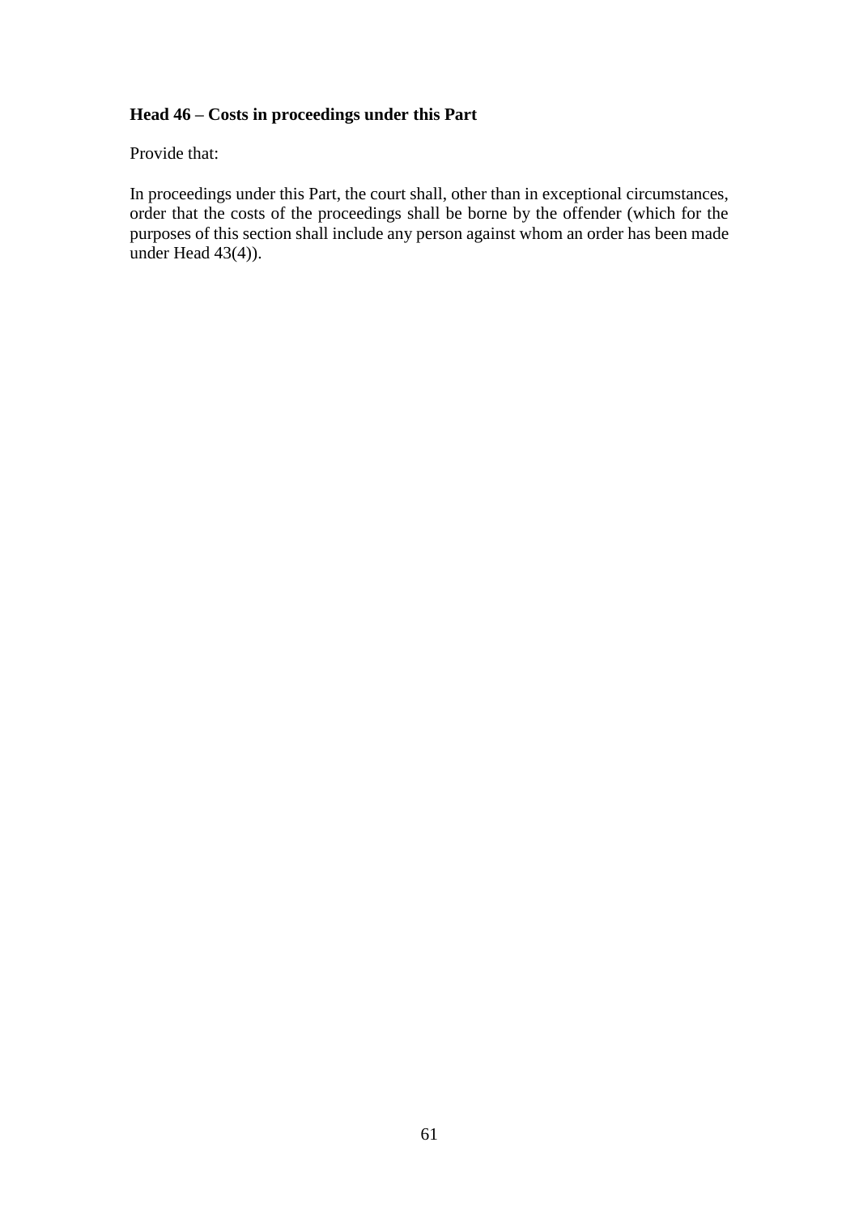**Head 46 – Costs in proceedings under this Part**

Provide that:

In proceedings under this Part, the court shall, other than in exceptional circumstances, order that the costs of the proceedings shall be borne by the offender (which for the purposes of this section shall include any person against whom an order has been made under Head 43(4)).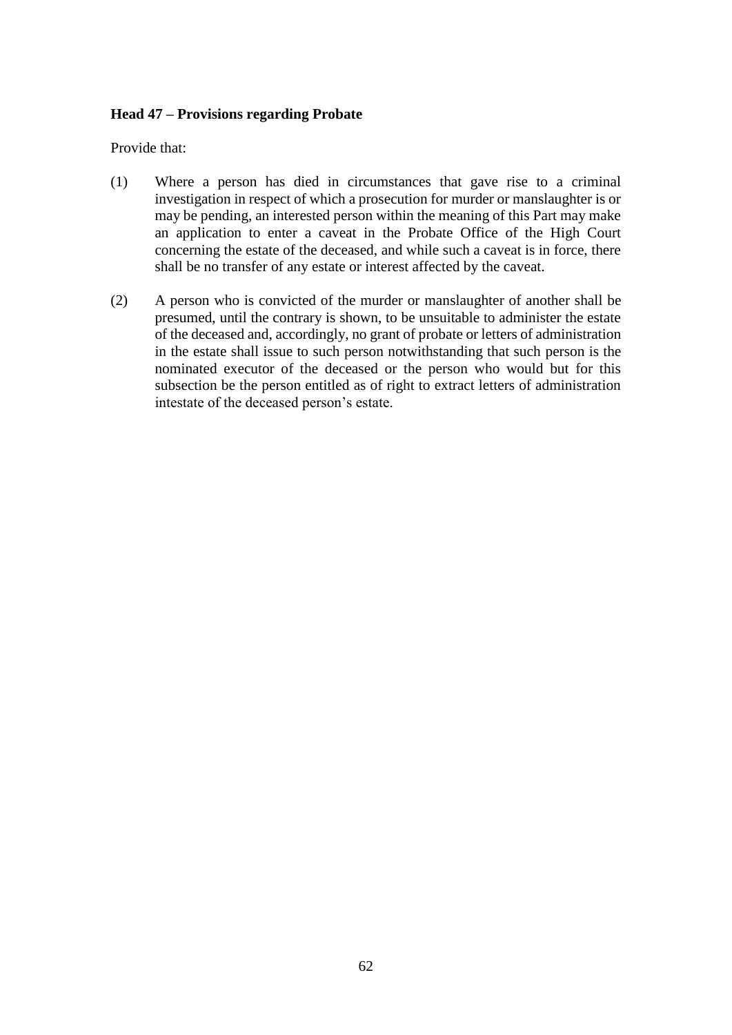**Head 47 – Provisions regarding Probate**

Provide that:

(1) Where a person has died in circumstances that gave rise to a criminal investigation in respect of which a prosecution for murder or manslaughter is or may be pending, an interested person within the meaning of this Part may make an application to enter a caveat in the Probate Office of the High Court concerning the estate of the deceased, and while such a caveat is in force, there shall be no transfer of any estate or interest affected by the caveat.

(2) A person who is convicted of the murder or manslaughter of another shall be presumed, until the contrary is shown, to be unsuitable to administer the estate of the deceased and, accordingly, no grant of probate or letters of administration in the estate shall issue to such person notwithstanding that such person is the nominated executor of the deceased or the person who would but for this subsection be the person entitled as of right to extract letters of administration intestate of the deceased person's estate.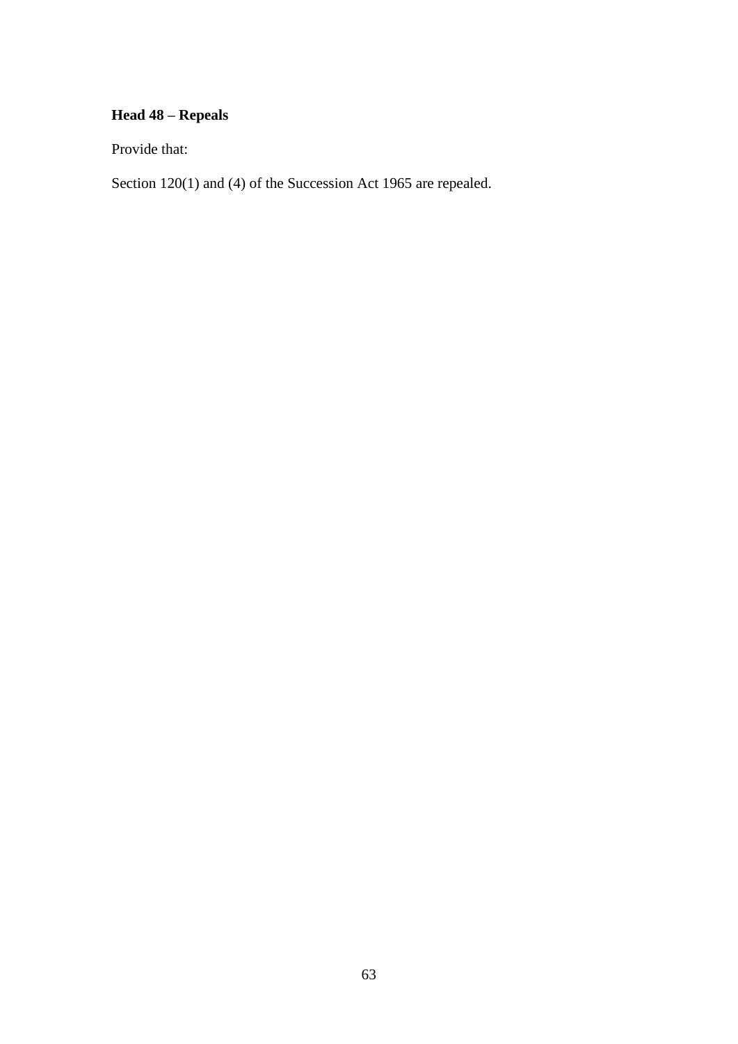**Head 48 – Repeals**

Provide that:

Section 120(1) and (4) of the Succession Act 1965 are repealed.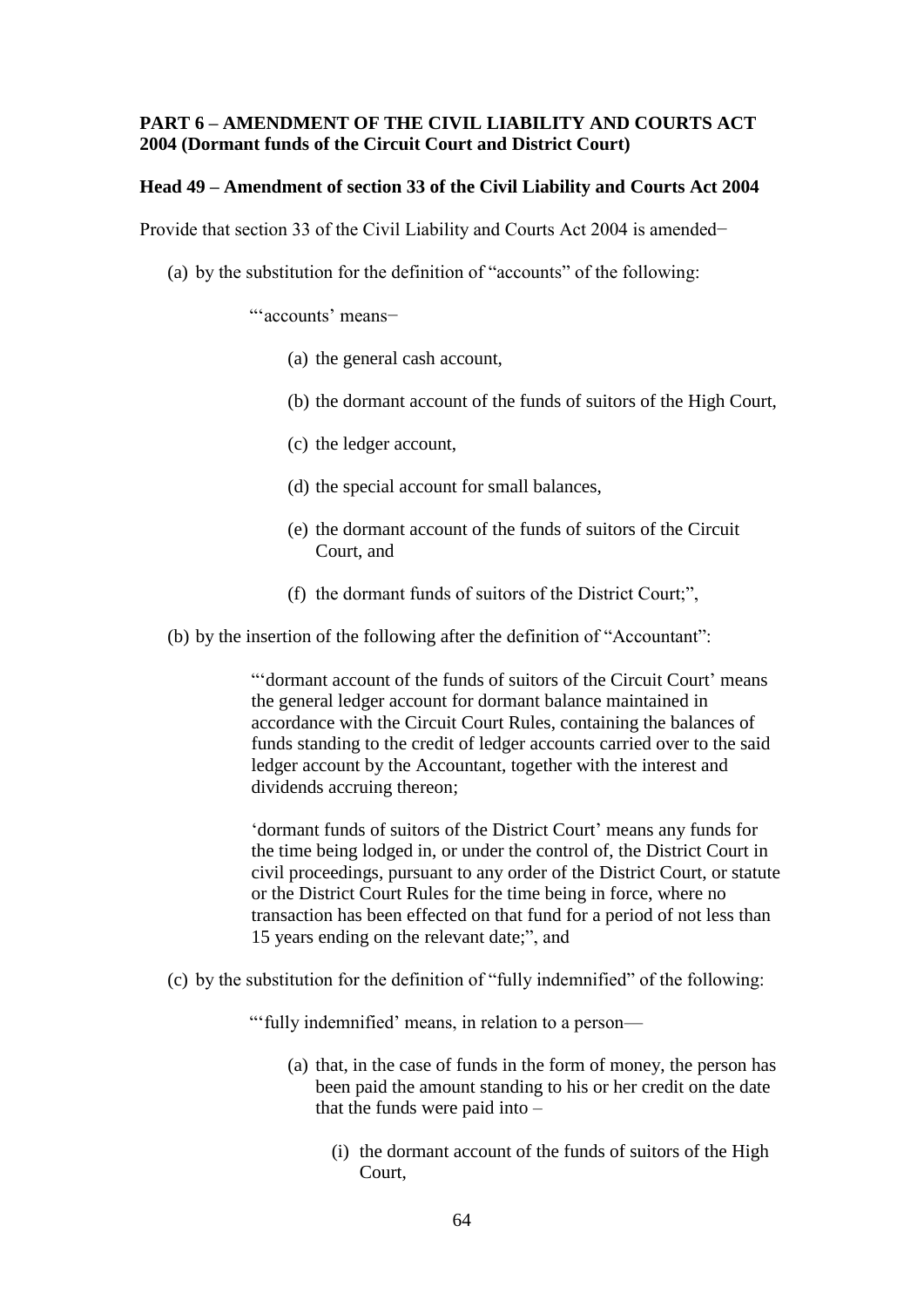**PART 6 – AMENDMENT OF THE CIVIL LIABILITY AND COURTS ACT 2004 (Dormant funds of the Circuit Court and District Court)**

**Head 49 – Amendment of section 33 of the Civil Liability and Courts Act 2004**

Provide that section 33 of the Civil Liability and Courts Act 2004 is amended−

(a) by the substitution for the definition of "accounts" of the following:

"'accounts' means−

(a) the general cash account,

(b) the dormant account of the funds of suitors of the High Court,

(c) the ledger account,

(d) the special account for small balances,

(e) the dormant account of the funds of suitors of the Circuit Court, and

(f) the dormant funds of suitors of the District Court;",

(b) by the insertion of the following after the definition of "Accountant":

"'dormant account of the funds of suitors of the Circuit Court' means the general ledger account for dormant balance maintained in accordance with the Circuit Court Rules, containing the balances of funds standing to the credit of ledger accounts carried over to the said ledger account by the Accountant, together with the interest and dividends accruing thereon;

'dormant funds of suitors of the District Court' means any funds for the time being lodged in, or under the control of, the District Court in civil proceedings, pursuant to any order of the District Court, or statute or the District Court Rules for the time being in force, where no transaction has been effected on that fund for a period of not less than 15 years ending on the relevant date;", and

(c) by the substitution for the definition of "fully indemnified" of the following:

"'fully indemnified' means, in relation to a person—

(a) that, in the case of funds in the form of money, the person has been paid the amount standing to his or her credit on the date that the funds were paid into –

(i) the dormant account of the funds of suitors of the High Court,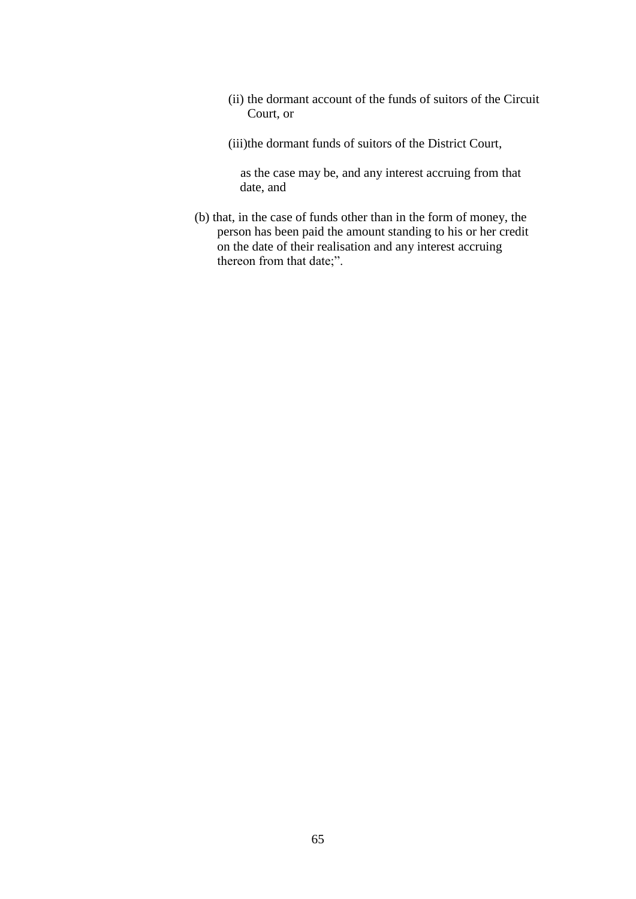(ii) the dormant account of the funds of suitors of the Circuit Court, or

(iii)the dormant funds of suitors of the District Court,

as the case may be, and any interest accruing from that date, and

(b) that, in the case of funds other than in the form of money, the person has been paid the amount standing to his or her credit on the date of their realisation and any interest accruing thereon from that date;”.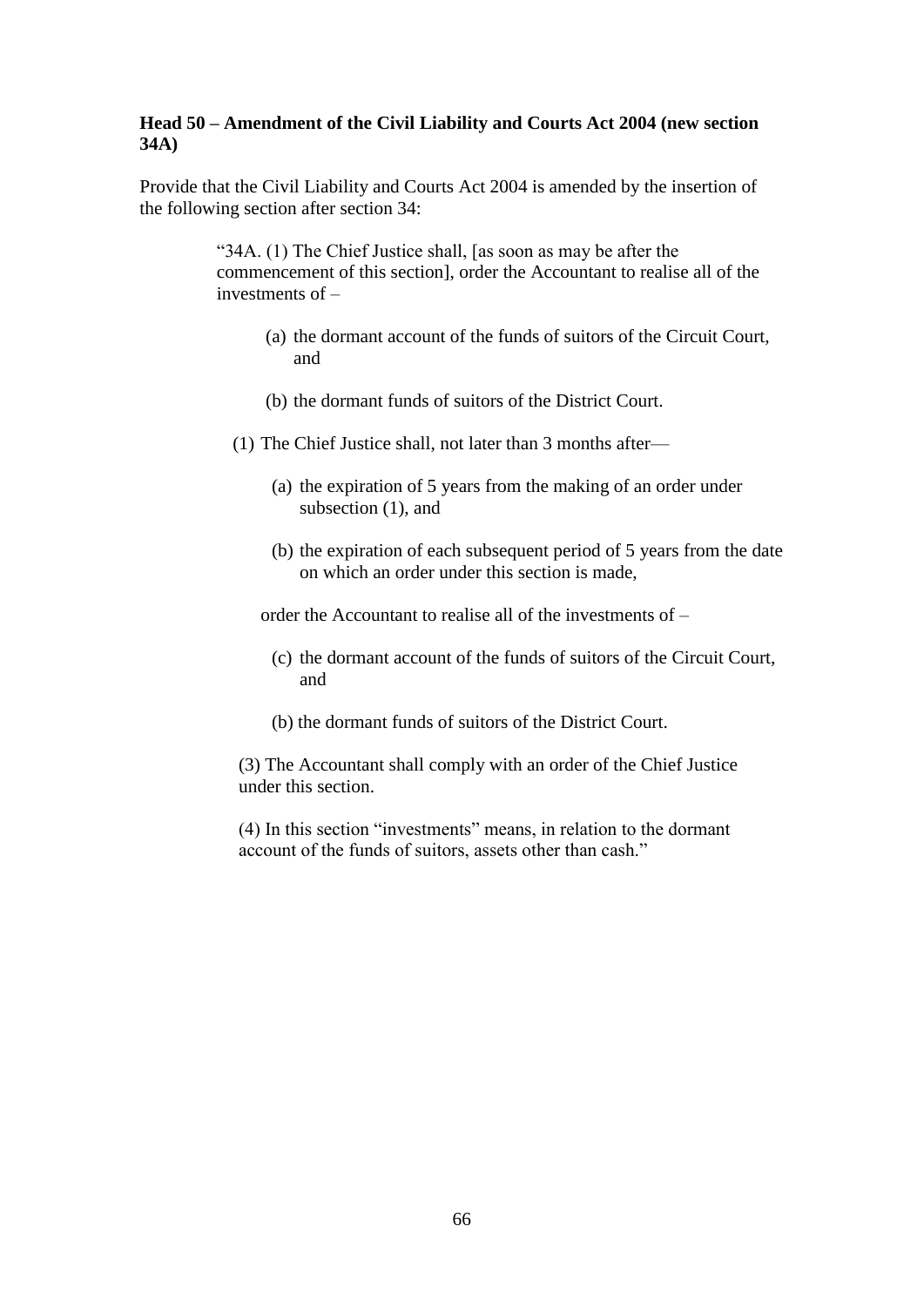**Head 50 – Amendment of the Civil Liability and Courts Act 2004 (new section 34A)**

Provide that the Civil Liability and Courts Act 2004 is amended by the insertion of the following section after section 34:

> "34A. (1) The Chief Justice shall, [as soon as may be after the commencement of this section], order the Accountant to realise all of the investments of –
>
> (a) the dormant account of the funds of suitors of the Circuit Court, and
>
> (b) the dormant funds of suitors of the District Court.
>
> (1) The Chief Justice shall, not later than 3 months after—
>
> (a) the expiration of 5 years from the making of an order under subsection (1), and
>
> (b) the expiration of each subsequent period of 5 years from the date on which an order under this section is made,
>
> order the Accountant to realise all of the investments of –
>
> (c) the dormant account of the funds of suitors of the Circuit Court, and
>
> (b) the dormant funds of suitors of the District Court.
>
> (3) The Accountant shall comply with an order of the Chief Justice under this section.
>
> (4) In this section "investments" means, in relation to the dormant account of the funds of suitors, assets other than cash."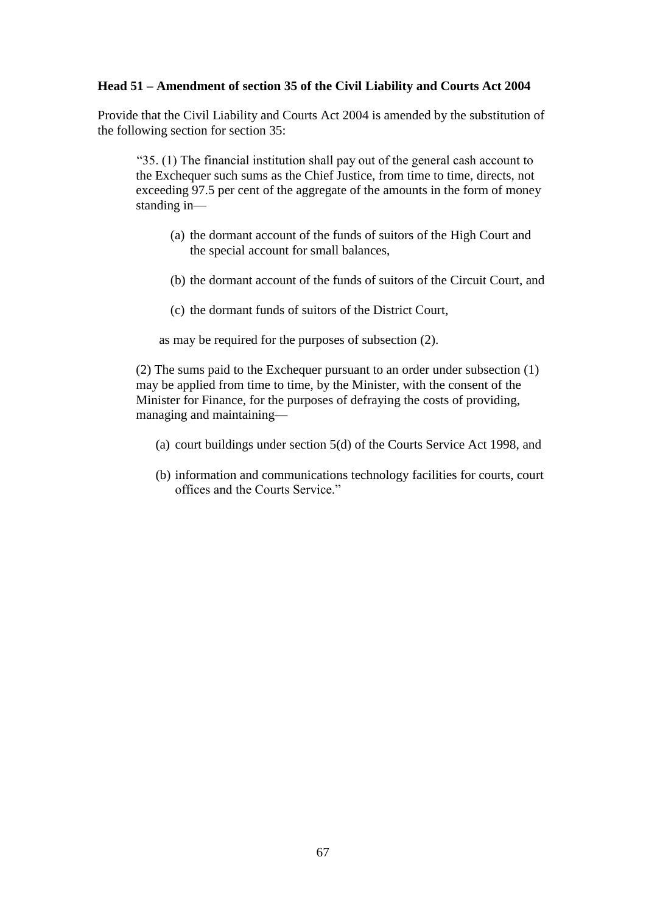**Head 51 – Amendment of section 35 of the Civil Liability and Courts Act 2004**

Provide that the Civil Liability and Courts Act 2004 is amended by the substitution of the following section for section 35:

> "35. (1) The financial institution shall pay out of the general cash account to the Exchequer such sums as the Chief Justice, from time to time, directs, not exceeding 97.5 per cent of the aggregate of the amounts in the form of money standing in—
>
> (a) the dormant account of the funds of suitors of the High Court and the special account for small balances,
>
> (b) the dormant account of the funds of suitors of the Circuit Court, and
>
> (c) the dormant funds of suitors of the District Court,
>
> as may be required for the purposes of subsection (2).
>
> (2) The sums paid to the Exchequer pursuant to an order under subsection (1) may be applied from time to time, by the Minister, with the consent of the Minister for Finance, for the purposes of defraying the costs of providing, managing and maintaining—
>
> (a) court buildings under section 5(d) of the Courts Service Act 1998, and
>
> (b) information and communications technology facilities for courts, court offices and the Courts Service."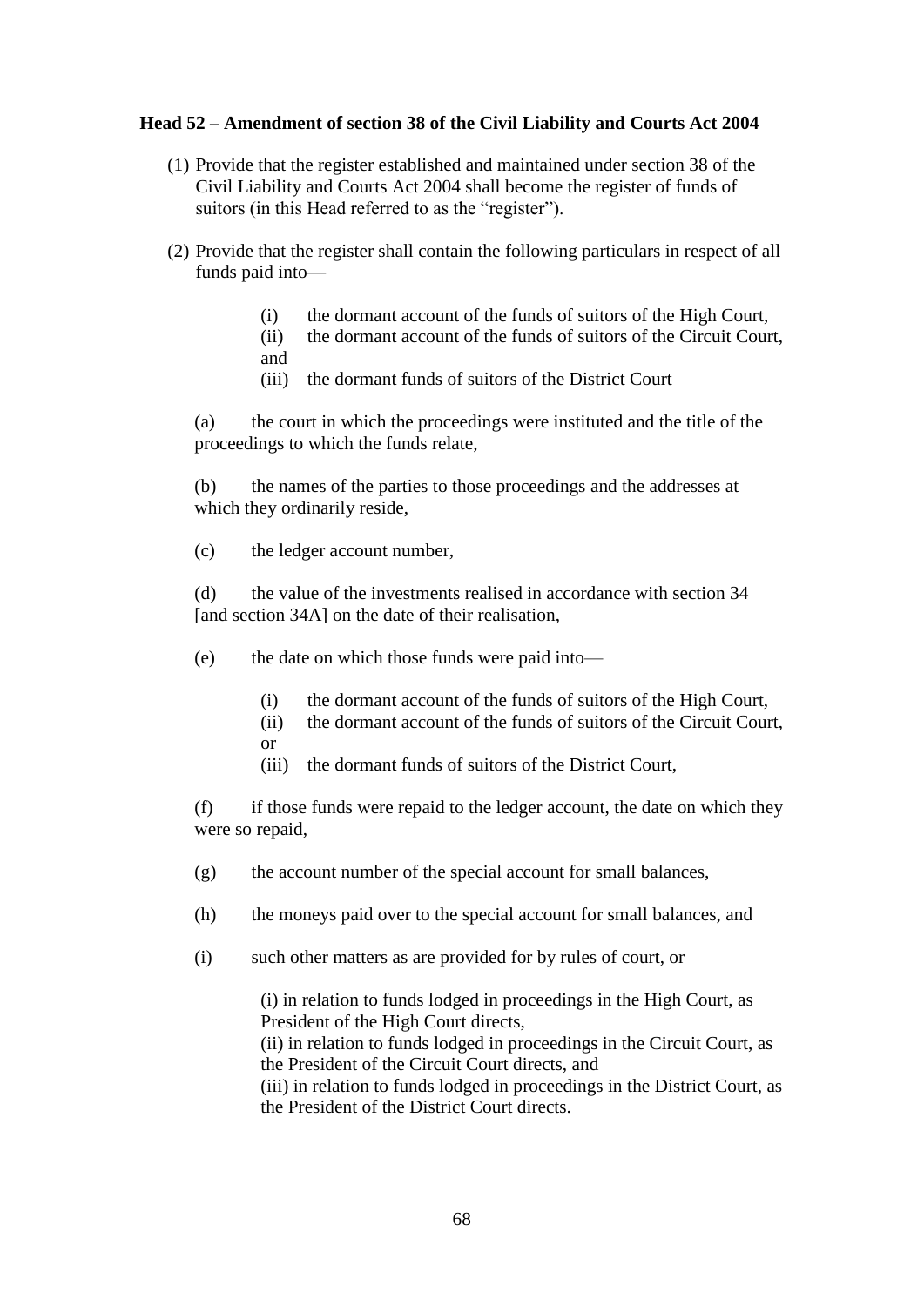**Head 52 – Amendment of section 38 of the Civil Liability and Courts Act 2004**

(1) Provide that the register established and maintained under section 38 of the Civil Liability and Courts Act 2004 shall become the register of funds of suitors (in this Head referred to as the "register").

(2) Provide that the register shall contain the following particulars in respect of all funds paid into—

(i) the dormant account of the funds of suitors of the High Court,
(ii) the dormant account of the funds of suitors of the Circuit Court, and
(iii) the dormant funds of suitors of the District Court

(a) the court in which the proceedings were instituted and the title of the proceedings to which the funds relate,

(b) the names of the parties to those proceedings and the addresses at which they ordinarily reside,

(c) the ledger account number,

(d) the value of the investments realised in accordance with section 34 [and section 34A] on the date of their realisation,

(e) the date on which those funds were paid into—

(i) the dormant account of the funds of suitors of the High Court,
(ii) the dormant account of the funds of suitors of the Circuit Court, or
(iii) the dormant funds of suitors of the District Court,

(f) if those funds were repaid to the ledger account, the date on which they were so repaid,

(g) the account number of the special account for small balances,

(h) the moneys paid over to the special account for small balances, and

(i) such other matters as are provided for by rules of court, or

(i) in relation to funds lodged in proceedings in the High Court, as President of the High Court directs,
(ii) in relation to funds lodged in proceedings in the Circuit Court, as the President of the Circuit Court directs, and
(iii) in relation to funds lodged in proceedings in the District Court, as the President of the District Court directs.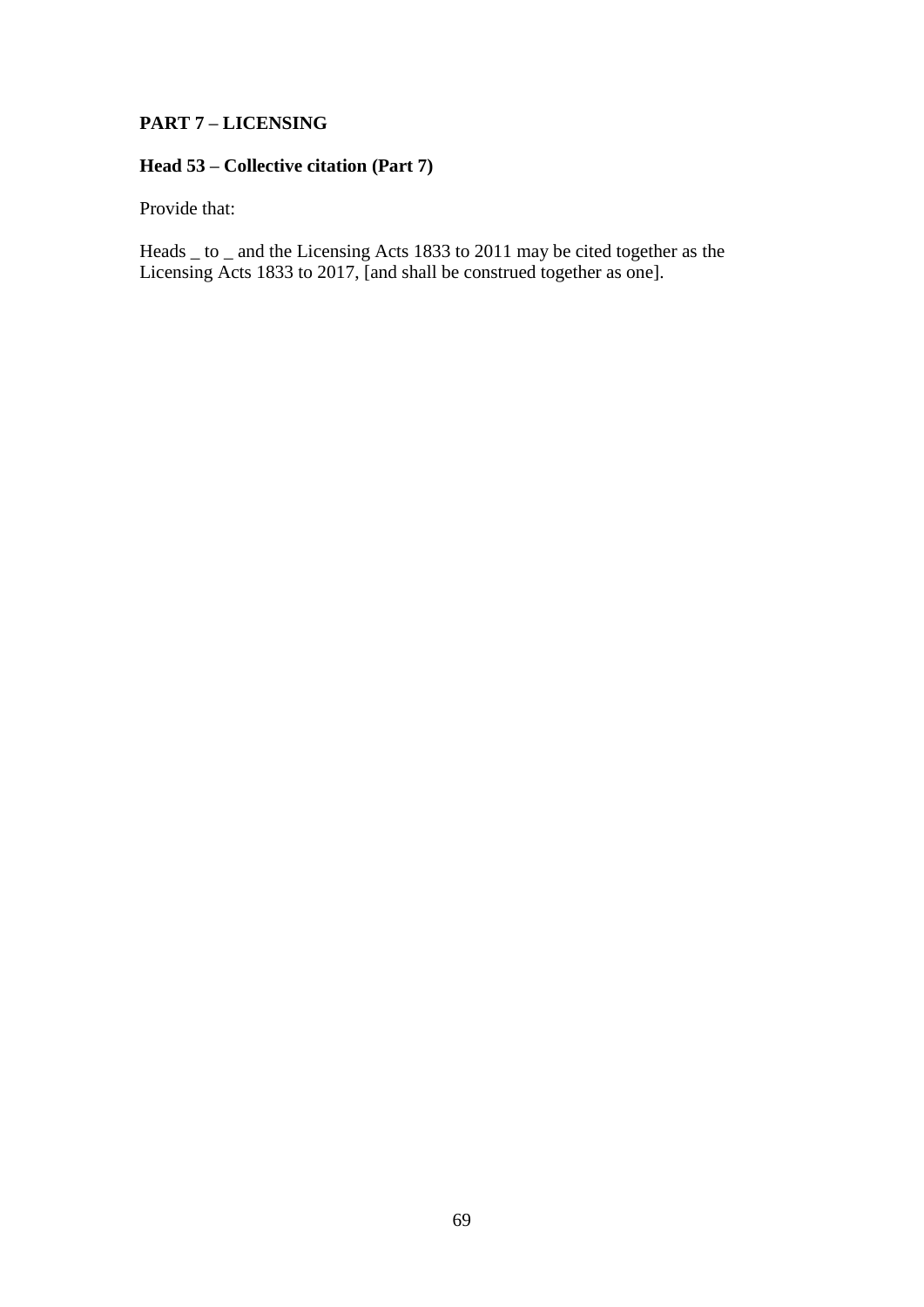**PART 7 – LICENSING**

**Head 53 – Collective citation (Part 7)**

Provide that:

Heads _ to _ and the Licensing Acts 1833 to 2011 may be cited together as the Licensing Acts 1833 to 2017, [and shall be construed together as one].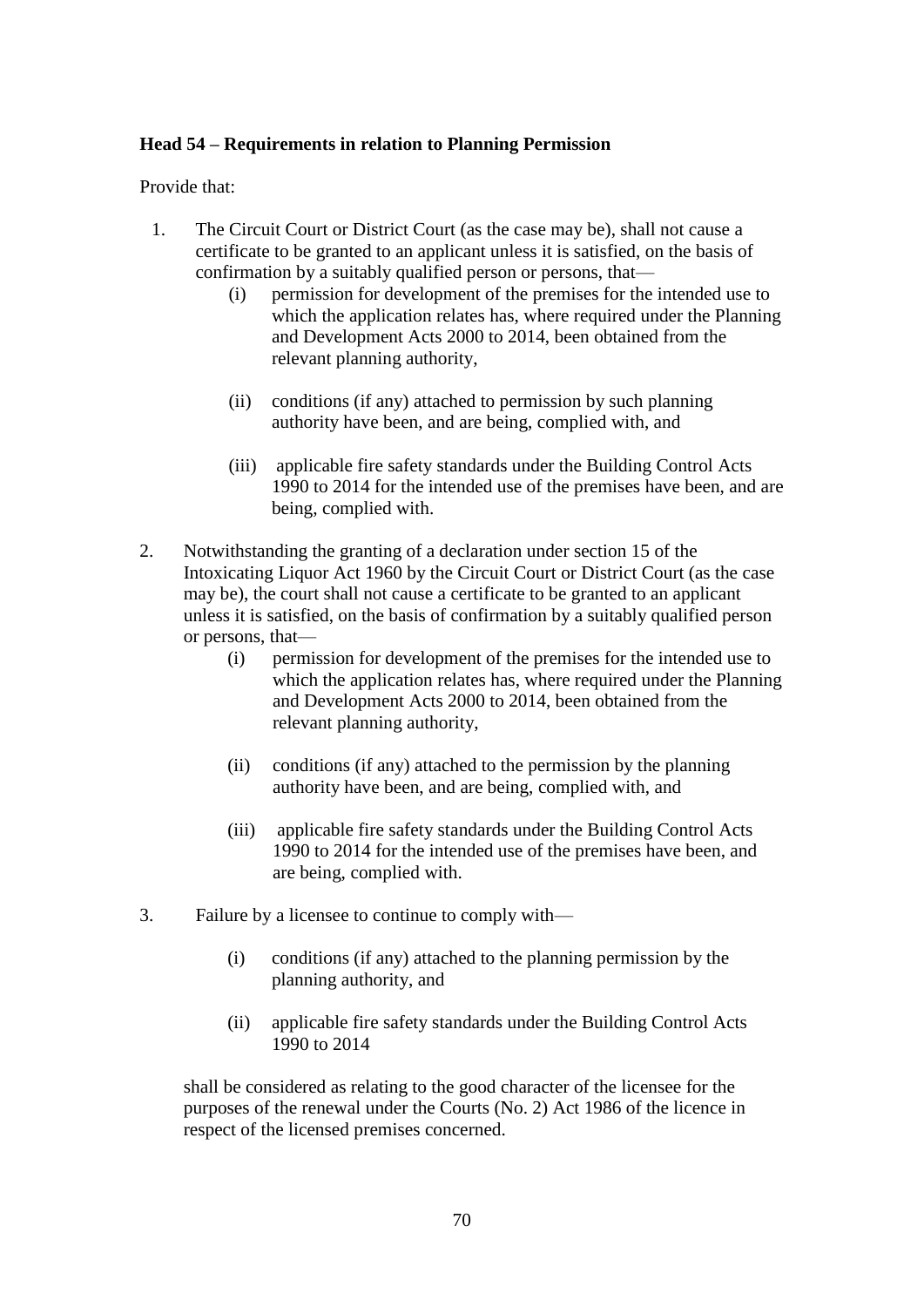**Head 54 – Requirements in relation to Planning Permission**

Provide that:

1. The Circuit Court or District Court (as the case may be), shall not cause a certificate to be granted to an applicant unless it is satisfied, on the basis of confirmation by a suitably qualified person or persons, that—

   (i) permission for development of the premises for the intended use to which the application relates has, where required under the Planning and Development Acts 2000 to 2014, been obtained from the relevant planning authority,

   (ii) conditions (if any) attached to permission by such planning authority have been, and are being, complied with, and

   (iii) applicable fire safety standards under the Building Control Acts 1990 to 2014 for the intended use of the premises have been, and are being, complied with.

2. Notwithstanding the granting of a declaration under section 15 of the Intoxicating Liquor Act 1960 by the Circuit Court or District Court (as the case may be), the court shall not cause a certificate to be granted to an applicant unless it is satisfied, on the basis of confirmation by a suitably qualified person or persons, that—

   (i) permission for development of the premises for the intended use to which the application relates has, where required under the Planning and Development Acts 2000 to 2014, been obtained from the relevant planning authority,

   (ii) conditions (if any) attached to the permission by the planning authority have been, and are being, complied with, and

   (iii) applicable fire safety standards under the Building Control Acts 1990 to 2014 for the intended use of the premises have been, and are being, complied with.

3. Failure by a licensee to continue to comply with—

   (i) conditions (if any) attached to the planning permission by the planning authority, and

   (ii) applicable fire safety standards under the Building Control Acts 1990 to 2014

   shall be considered as relating to the good character of the licensee for the purposes of the renewal under the Courts (No. 2) Act 1986 of the licence in respect of the licensed premises concerned.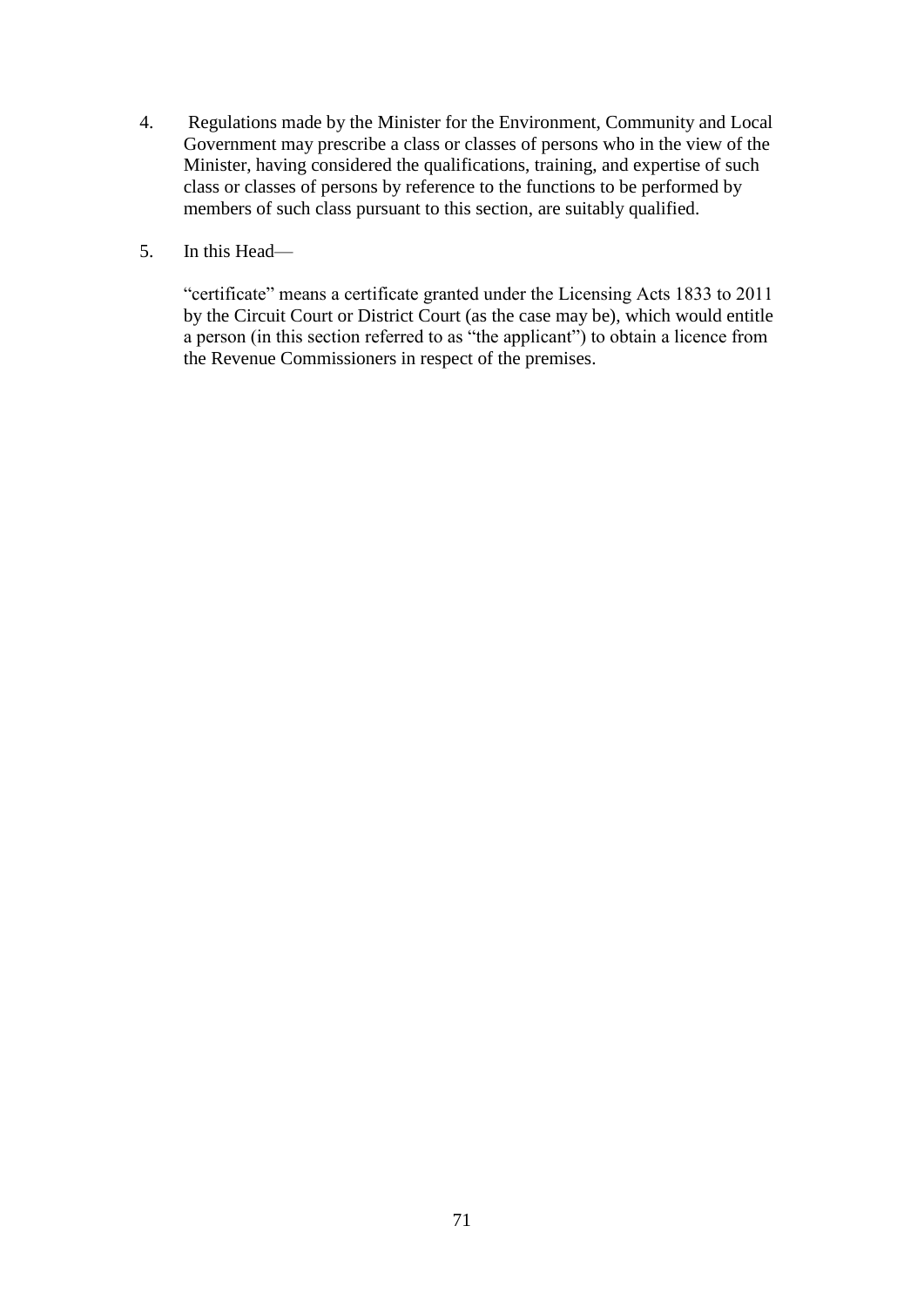4. Regulations made by the Minister for the Environment, Community and Local Government may prescribe a class or classes of persons who in the view of the Minister, having considered the qualifications, training, and expertise of such class or classes of persons by reference to the functions to be performed by members of such class pursuant to this section, are suitably qualified.

5. In this Head—

   "certificate" means a certificate granted under the Licensing Acts 1833 to 2011 by the Circuit Court or District Court (as the case may be), which would entitle a person (in this section referred to as "the applicant") to obtain a licence from the Revenue Commissioners in respect of the premises.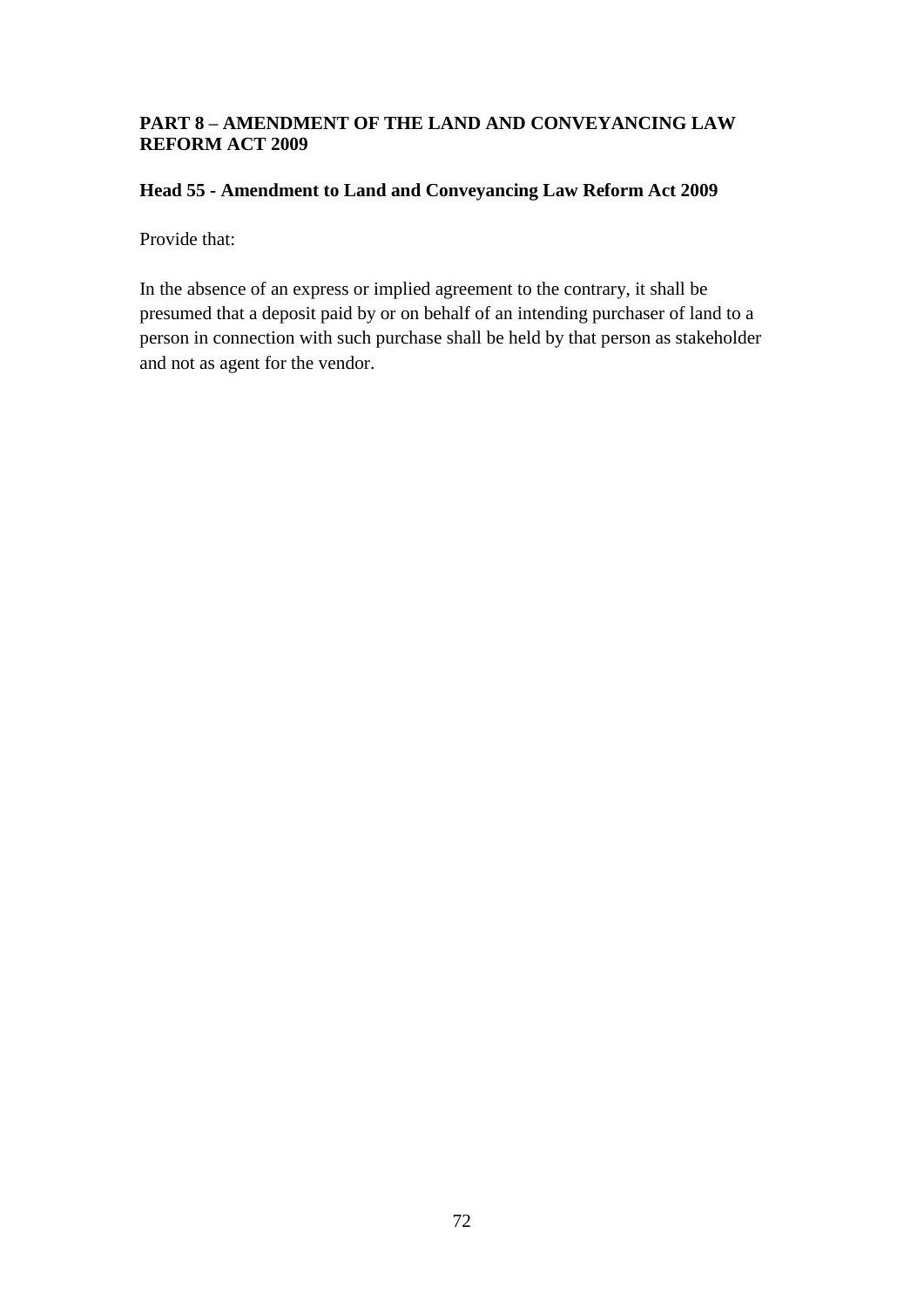## PART 8 – AMENDMENT OF THE LAND AND CONVEYANCING LAW REFORM ACT 2009

### Head 55 - Amendment to Land and Conveyancing Law Reform Act 2009

Provide that:

In the absence of an express or implied agreement to the contrary, it shall be presumed that a deposit paid by or on behalf of an intending purchaser of land to a person in connection with such purchase shall be held by that person as stakeholder and not as agent for the vendor.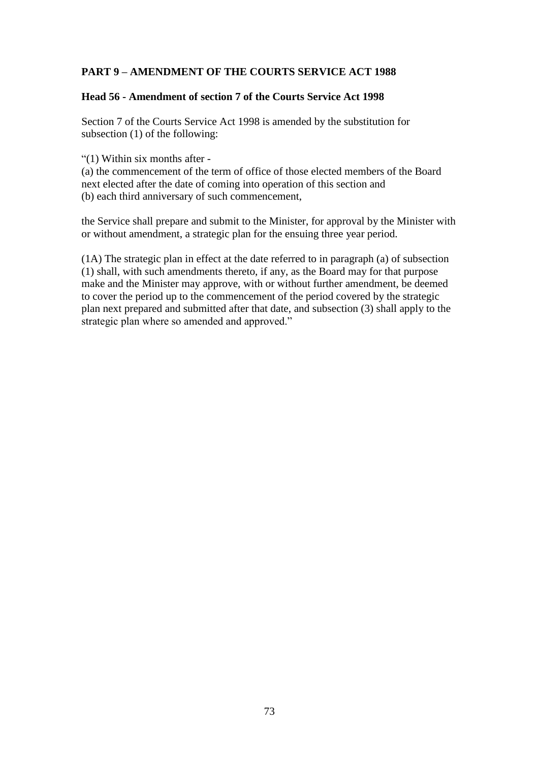**PART 9 – AMENDMENT OF THE COURTS SERVICE ACT 1988**

**Head 56 - Amendment of section 7 of the Courts Service Act 1998**

Section 7 of the Courts Service Act 1998 is amended by the substitution for subsection (1) of the following:

"(1) Within six months after -
(a) the commencement of the term of office of those elected members of the Board next elected after the date of coming into operation of this section and
(b) each third anniversary of such commencement,

the Service shall prepare and submit to the Minister, for approval by the Minister with or without amendment, a strategic plan for the ensuing three year period.

(1A) The strategic plan in effect at the date referred to in paragraph (a) of subsection (1) shall, with such amendments thereto, if any, as the Board may for that purpose make and the Minister may approve, with or without further amendment, be deemed to cover the period up to the commencement of the period covered by the strategic plan next prepared and submitted after that date, and subsection (3) shall apply to the strategic plan where so amended and approved."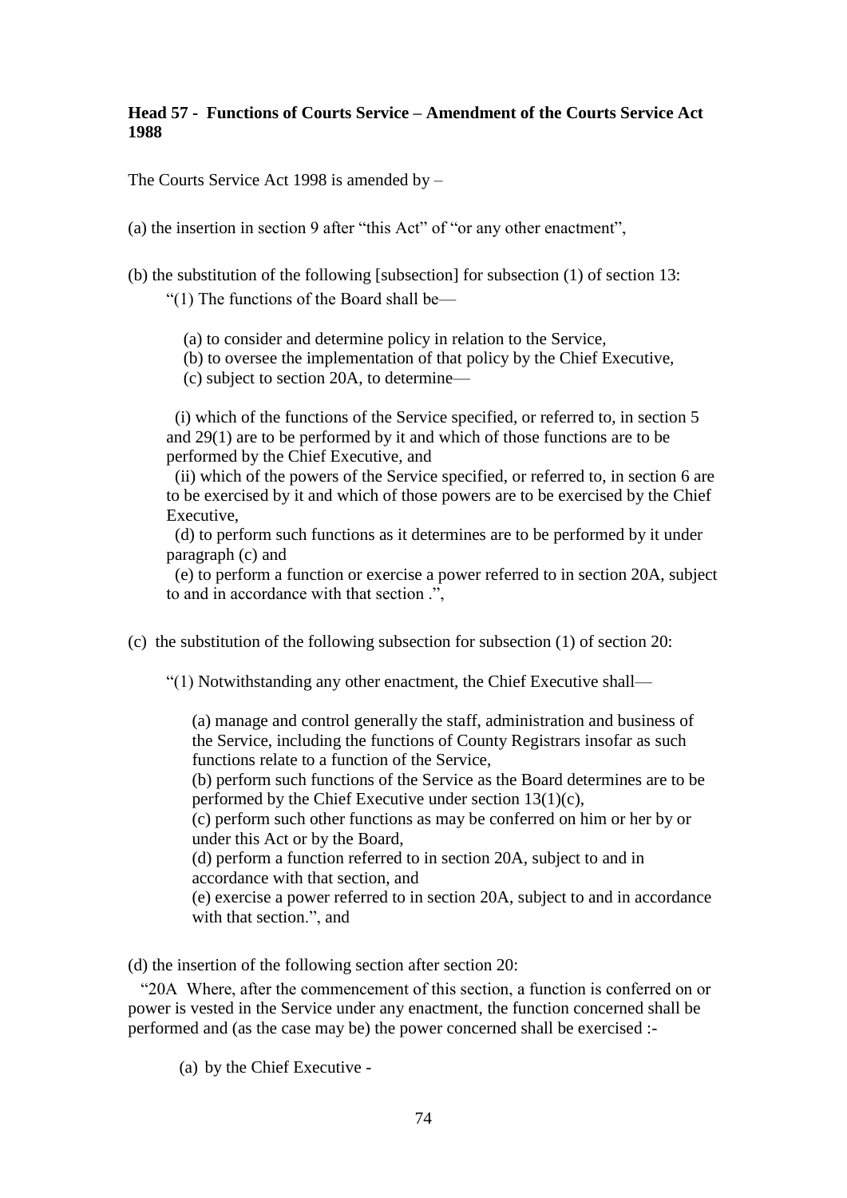**Head 57 - Functions of Courts Service – Amendment of the Courts Service Act 1988**

The Courts Service Act 1998 is amended by –

(a) the insertion in section 9 after "this Act" of "or any other enactment",

(b) the substitution of the following [subsection] for subsection (1) of section 13:

"(1) The functions of the Board shall be—

(a) to consider and determine policy in relation to the Service,
(b) to oversee the implementation of that policy by the Chief Executive,
(c) subject to section 20A, to determine—

(i) which of the functions of the Service specified, or referred to, in section 5 and 29(1) are to be performed by it and which of those functions are to be performed by the Chief Executive, and
(ii) which of the powers of the Service specified, or referred to, in section 6 are to be exercised by it and which of those powers are to be exercised by the Chief Executive,
(d) to perform such functions as it determines are to be performed by it under paragraph (c) and
(e) to perform a function or exercise a power referred to in section 20A, subject to and in accordance with that section .",

(c) the substitution of the following subsection for subsection (1) of section 20:

"(1) Notwithstanding any other enactment, the Chief Executive shall—

(a) manage and control generally the staff, administration and business of the Service, including the functions of County Registrars insofar as such functions relate to a function of the Service,
(b) perform such functions of the Service as the Board determines are to be performed by the Chief Executive under section 13(1)(c),
(c) perform such other functions as may be conferred on him or her by or under this Act or by the Board,
(d) perform a function referred to in section 20A, subject to and in accordance with that section, and
(e) exercise a power referred to in section 20A, subject to and in accordance with that section.", and

(d) the insertion of the following section after section 20:

"20A Where, after the commencement of this section, a function is conferred on or power is vested in the Service under any enactment, the function concerned shall be performed and (as the case may be) the power concerned shall be exercised :-

(a) by the Chief Executive -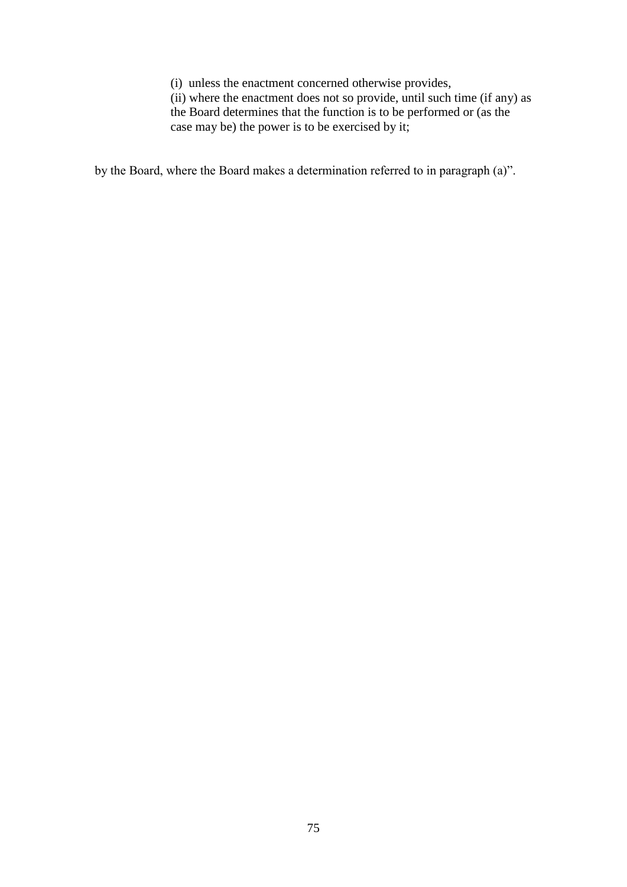(i) unless the enactment concerned otherwise provides,

(ii) where the enactment does not so provide, until such time (if any) as the Board determines that the function is to be performed or (as the case may be) the power is to be exercised by it;

by the Board, where the Board makes a determination referred to in paragraph (a)".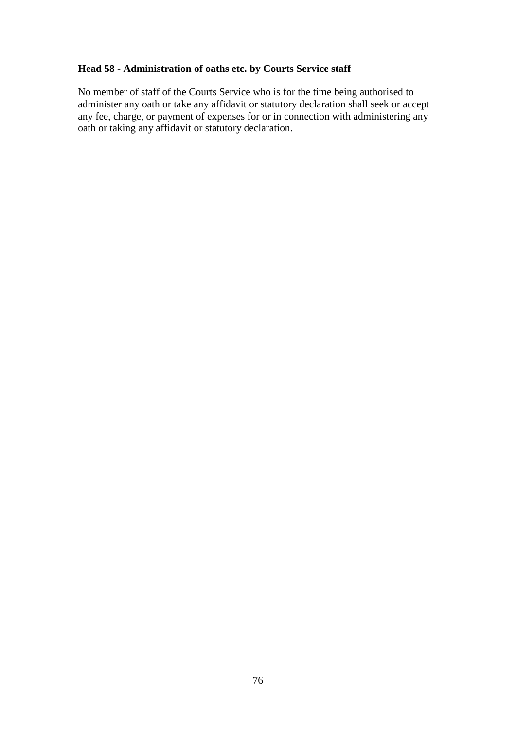**Head 58 - Administration of oaths etc. by Courts Service staff**

No member of staff of the Courts Service who is for the time being authorised to administer any oath or take any affidavit or statutory declaration shall seek or accept any fee, charge, or payment of expenses for or in connection with administering any oath or taking any affidavit or statutory declaration.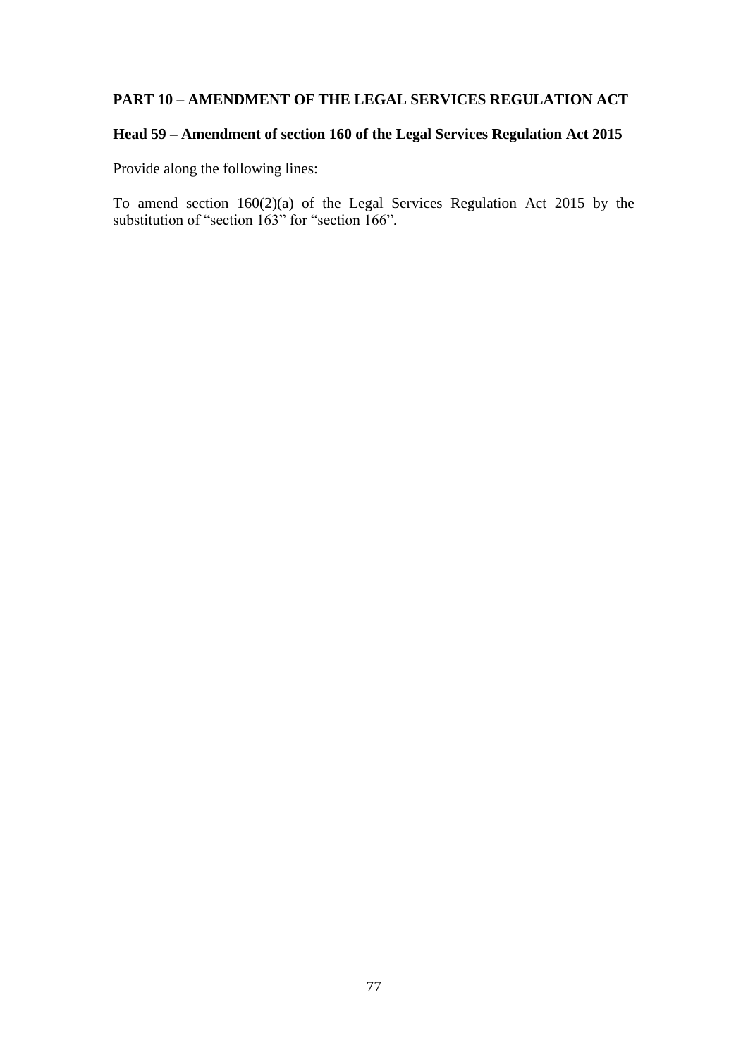## PART 10 – AMENDMENT OF THE LEGAL SERVICES REGULATION ACT

### Head 59 – Amendment of section 160 of the Legal Services Regulation Act 2015

Provide along the following lines:

To amend section 160(2)(a) of the Legal Services Regulation Act 2015 by the substitution of "section 163" for "section 166".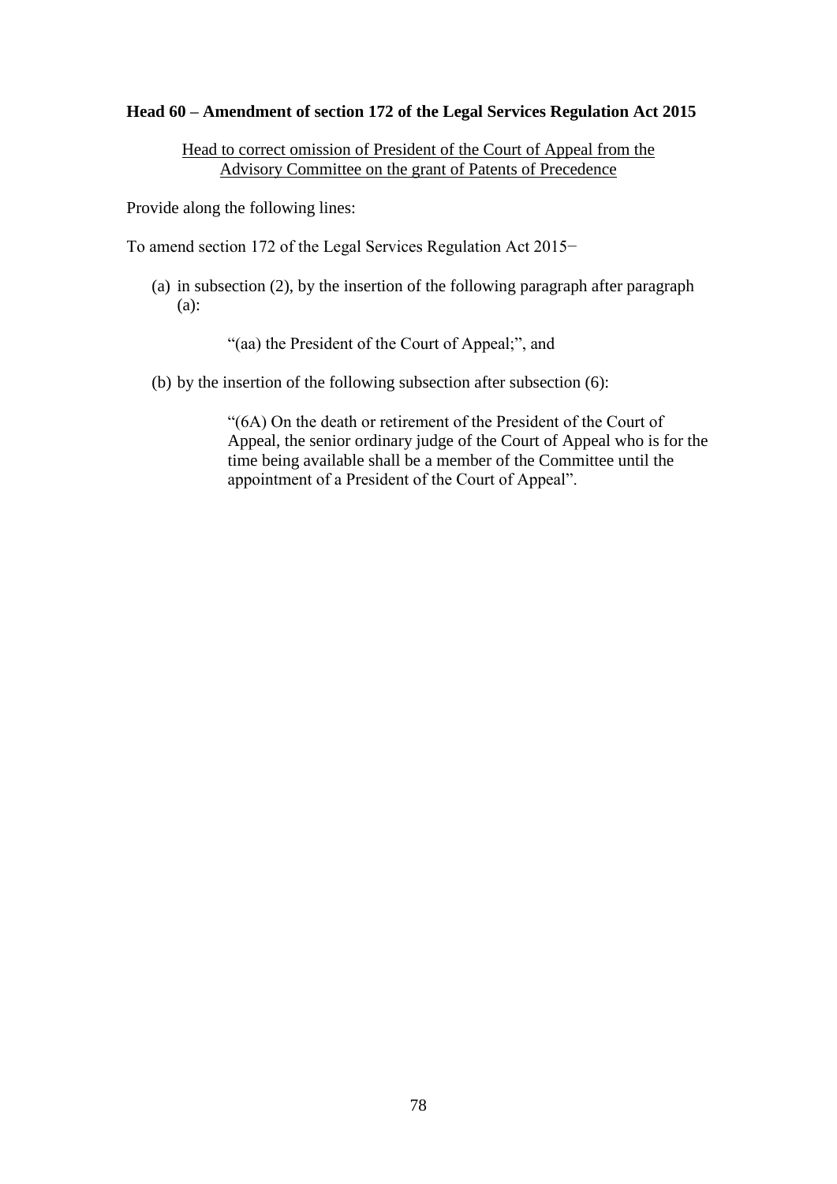**Head 60 – Amendment of section 172 of the Legal Services Regulation Act 2015**

<u>Head to correct omission of President of the Court of Appeal from the Advisory Committee on the grant of Patents of Precedence</u>

Provide along the following lines:

To amend section 172 of the Legal Services Regulation Act 2015−

(a) in subsection (2), by the insertion of the following paragraph after paragraph (a):

> "(aa) the President of the Court of Appeal;", and

(b) by the insertion of the following subsection after subsection (6):

> "(6A) On the death or retirement of the President of the Court of Appeal, the senior ordinary judge of the Court of Appeal who is for the time being available shall be a member of the Committee until the appointment of a President of the Court of Appeal".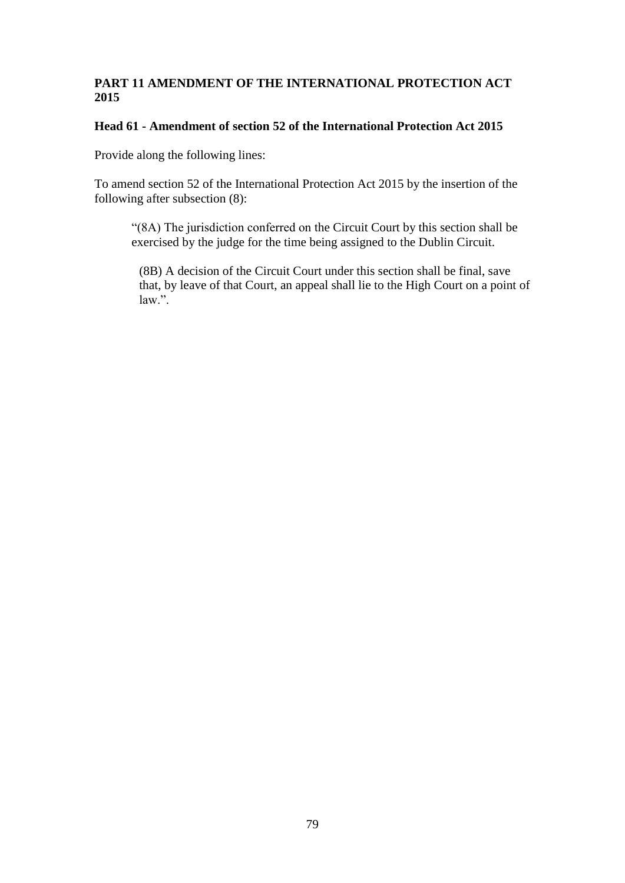## PART 11 AMENDMENT OF THE INTERNATIONAL PROTECTION ACT 2015

### Head 61 - Amendment of section 52 of the International Protection Act 2015

Provide along the following lines:

To amend section 52 of the International Protection Act 2015 by the insertion of the following after subsection (8):

> "(8A) The jurisdiction conferred on the Circuit Court by this section shall be exercised by the judge for the time being assigned to the Dublin Circuit.
>
> (8B) A decision of the Circuit Court under this section shall be final, save that, by leave of that Court, an appeal shall lie to the High Court on a point of law.".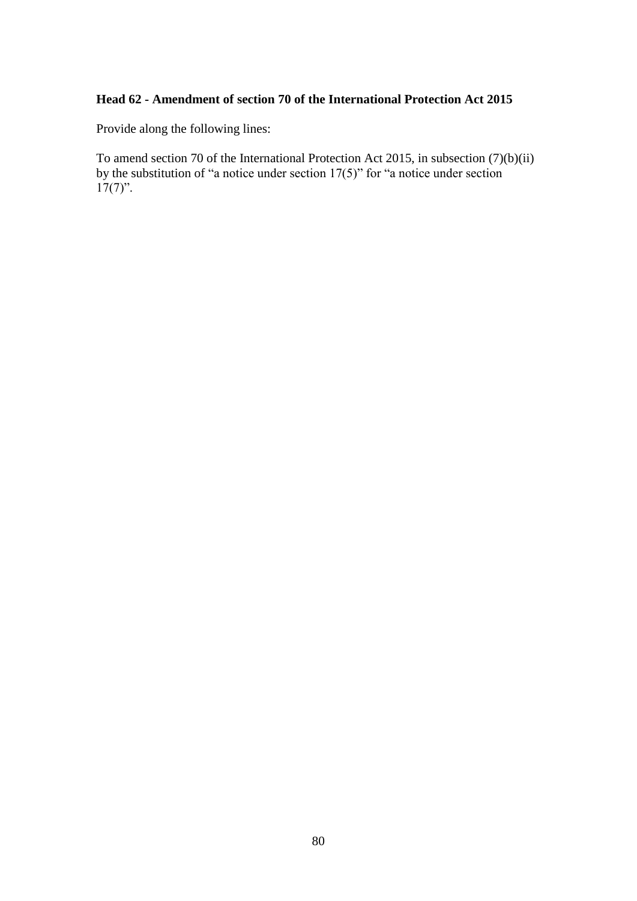**Head 62 - Amendment of section 70 of the International Protection Act 2015**

Provide along the following lines:

To amend section 70 of the International Protection Act 2015, in subsection (7)(b)(ii) by the substitution of "a notice under section 17(5)" for "a notice under section 17(7)".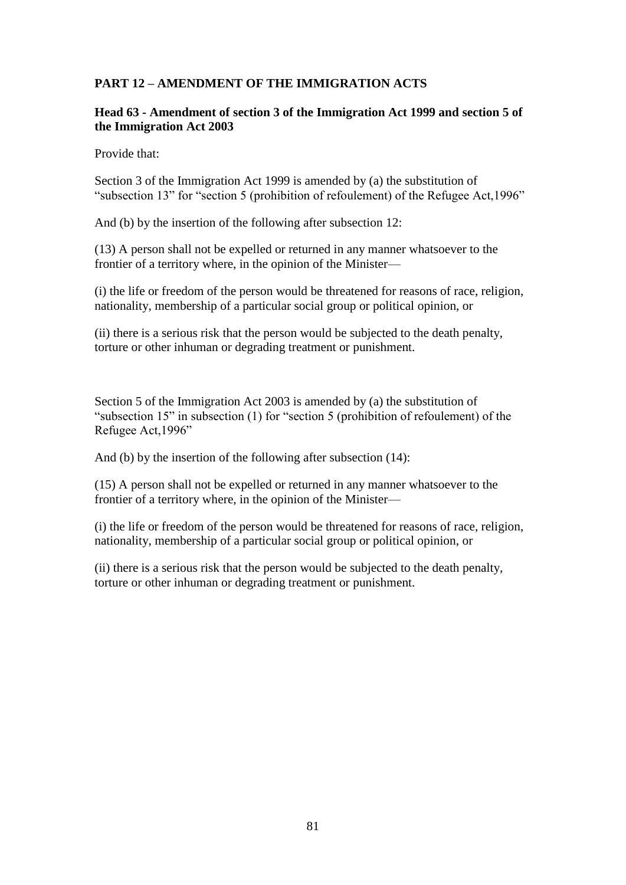**PART 12 – AMENDMENT OF THE IMMIGRATION ACTS**

**Head 63 - Amendment of section 3 of the Immigration Act 1999 and section 5 of the Immigration Act 2003**

Provide that:

Section 3 of the Immigration Act 1999 is amended by (a) the substitution of "subsection 13" for "section 5 (prohibition of refoulement) of the Refugee Act,1996"

And (b) by the insertion of the following after subsection 12:

(13) A person shall not be expelled or returned in any manner whatsoever to the frontier of a territory where, in the opinion of the Minister—

(i) the life or freedom of the person would be threatened for reasons of race, religion, nationality, membership of a particular social group or political opinion, or

(ii) there is a serious risk that the person would be subjected to the death penalty, torture or other inhuman or degrading treatment or punishment.

Section 5 of the Immigration Act 2003 is amended by (a) the substitution of "subsection 15" in subsection (1) for "section 5 (prohibition of refoulement) of the Refugee Act,1996"

And (b) by the insertion of the following after subsection (14):

(15) A person shall not be expelled or returned in any manner whatsoever to the frontier of a territory where, in the opinion of the Minister—

(i) the life or freedom of the person would be threatened for reasons of race, religion, nationality, membership of a particular social group or political opinion, or

(ii) there is a serious risk that the person would be subjected to the death penalty, torture or other inhuman or degrading treatment or punishment.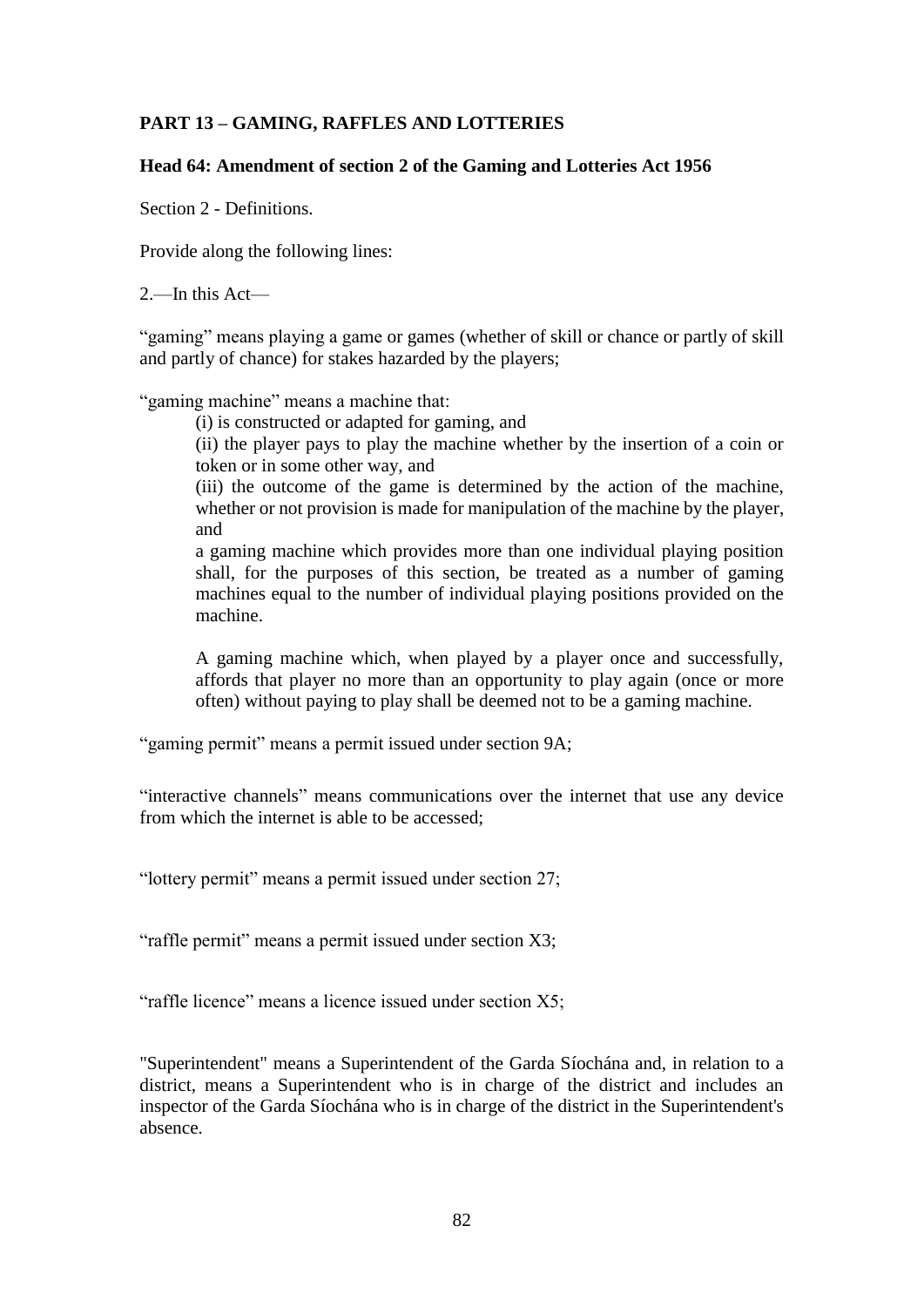**PART 13 – GAMING, RAFFLES AND LOTTERIES**

**Head 64: Amendment of section 2 of the Gaming and Lotteries Act 1956**

Section 2 - Definitions.

Provide along the following lines:

2.—In this Act—

“gaming” means playing a game or games (whether of skill or chance or partly of skill and partly of chance) for stakes hazarded by the players;

“gaming machine” means a machine that:

(i) is constructed or adapted for gaming, and

(ii) the player pays to play the machine whether by the insertion of a coin or token or in some other way, and

(iii) the outcome of the game is determined by the action of the machine, whether or not provision is made for manipulation of the machine by the player, and

a gaming machine which provides more than one individual playing position shall, for the purposes of this section, be treated as a number of gaming machines equal to the number of individual playing positions provided on the machine.

A gaming machine which, when played by a player once and successfully, affords that player no more than an opportunity to play again (once or more often) without paying to play shall be deemed not to be a gaming machine.

“gaming permit” means a permit issued under section 9A;

“interactive channels” means communications over the internet that use any device from which the internet is able to be accessed;

“lottery permit” means a permit issued under section 27;

“raffle permit” means a permit issued under section X3;

“raffle licence” means a licence issued under section X5;

"Superintendent" means a Superintendent of the Garda Síochána and, in relation to a district, means a Superintendent who is in charge of the district and includes an inspector of the Garda Síochána who is in charge of the district in the Superintendent's absence.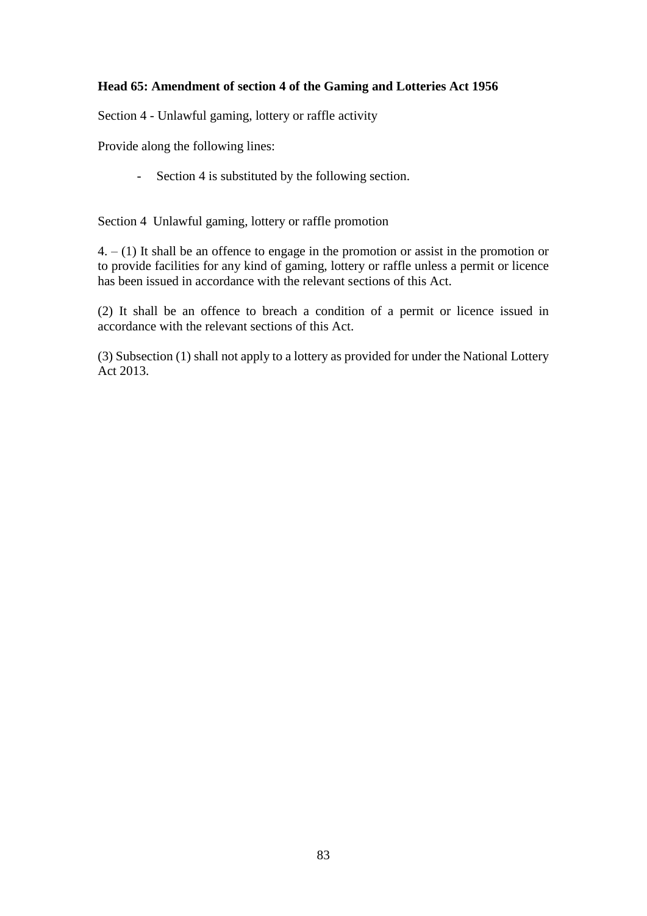**Head 65: Amendment of section 4 of the Gaming and Lotteries Act 1956**

Section 4 - Unlawful gaming, lottery or raffle activity

Provide along the following lines:

- Section 4 is substituted by the following section.

Section 4 Unlawful gaming, lottery or raffle promotion

4. – (1) It shall be an offence to engage in the promotion or assist in the promotion or to provide facilities for any kind of gaming, lottery or raffle unless a permit or licence has been issued in accordance with the relevant sections of this Act.

(2) It shall be an offence to breach a condition of a permit or licence issued in accordance with the relevant sections of this Act.

(3) Subsection (1) shall not apply to a lottery as provided for under the National Lottery Act 2013.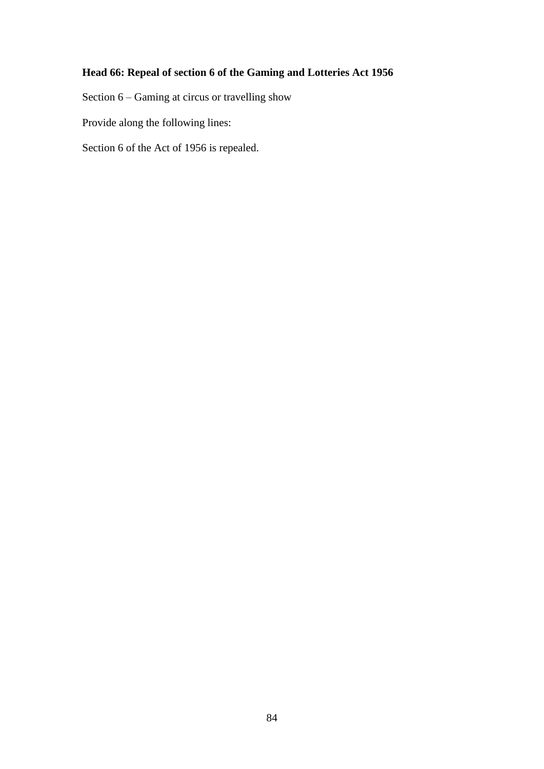**Head 66: Repeal of section 6 of the Gaming and Lotteries Act 1956**

Section 6 – Gaming at circus or travelling show

Provide along the following lines:

Section 6 of the Act of 1956 is repealed.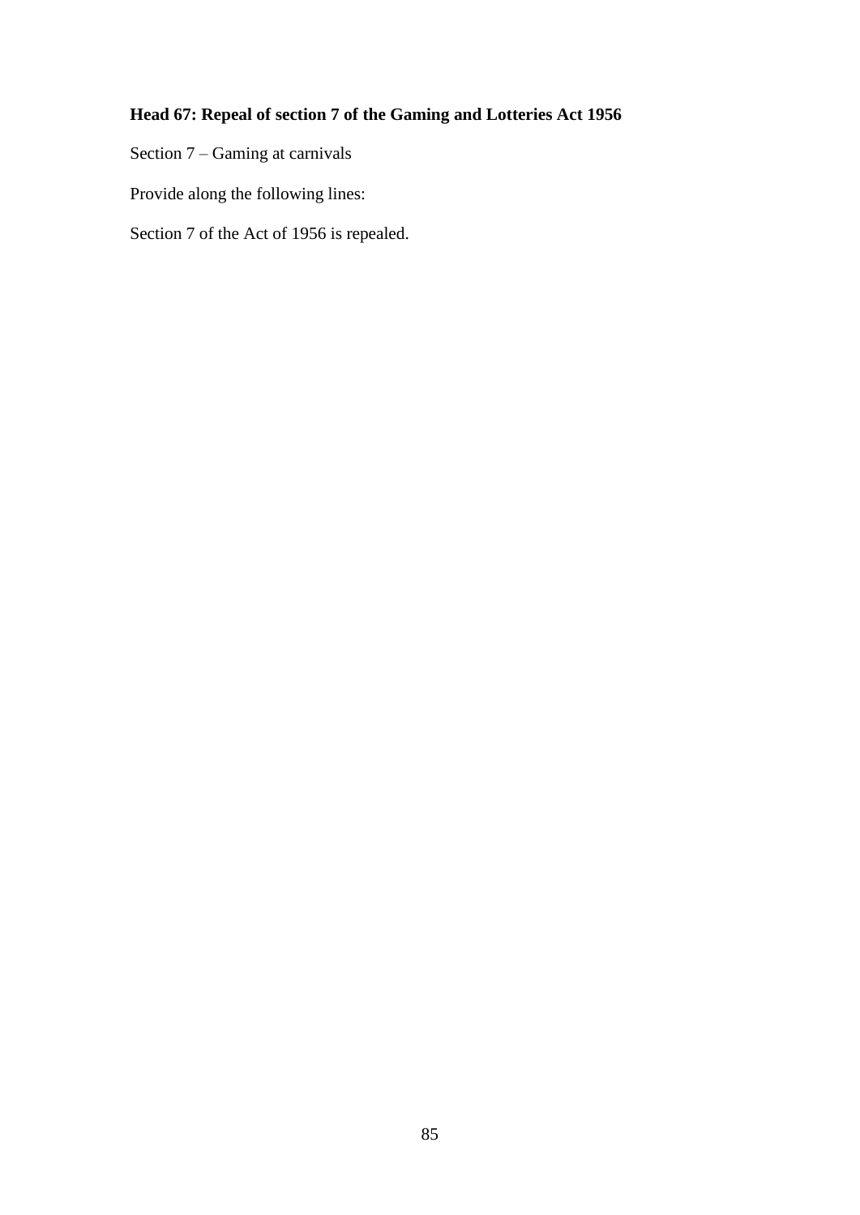**Head 67: Repeal of section 7 of the Gaming and Lotteries Act 1956**

Section 7 – Gaming at carnivals

Provide along the following lines:

Section 7 of the Act of 1956 is repealed.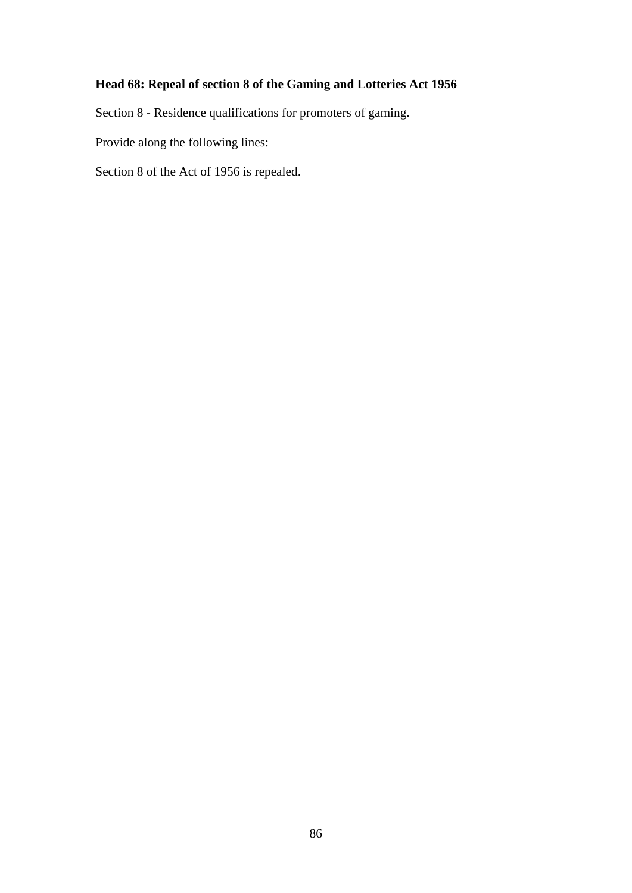**Head 68: Repeal of section 8 of the Gaming and Lotteries Act 1956**

Section 8 - Residence qualifications for promoters of gaming.

Provide along the following lines:

Section 8 of the Act of 1956 is repealed.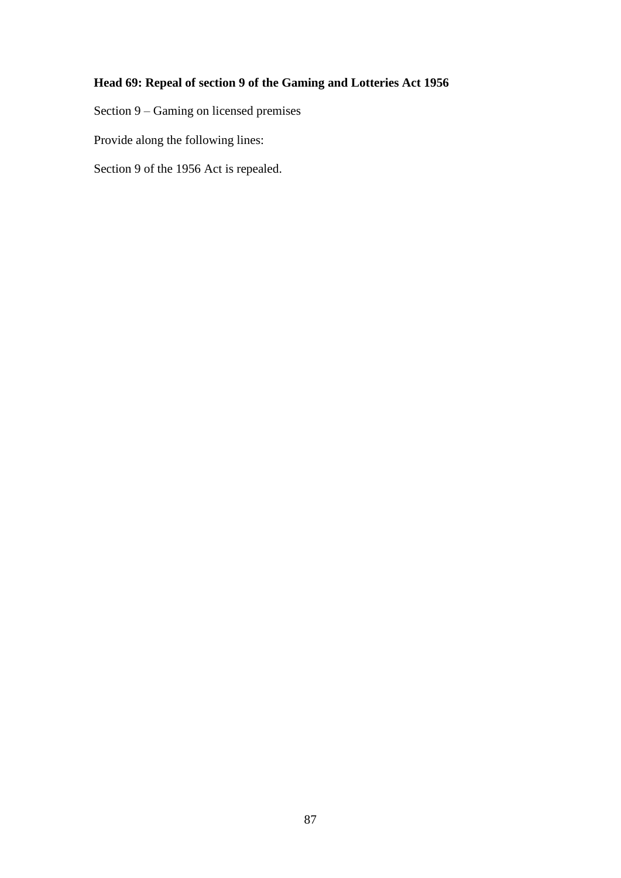**Head 69: Repeal of section 9 of the Gaming and Lotteries Act 1956**

Section 9 – Gaming on licensed premises

Provide along the following lines:

Section 9 of the 1956 Act is repealed.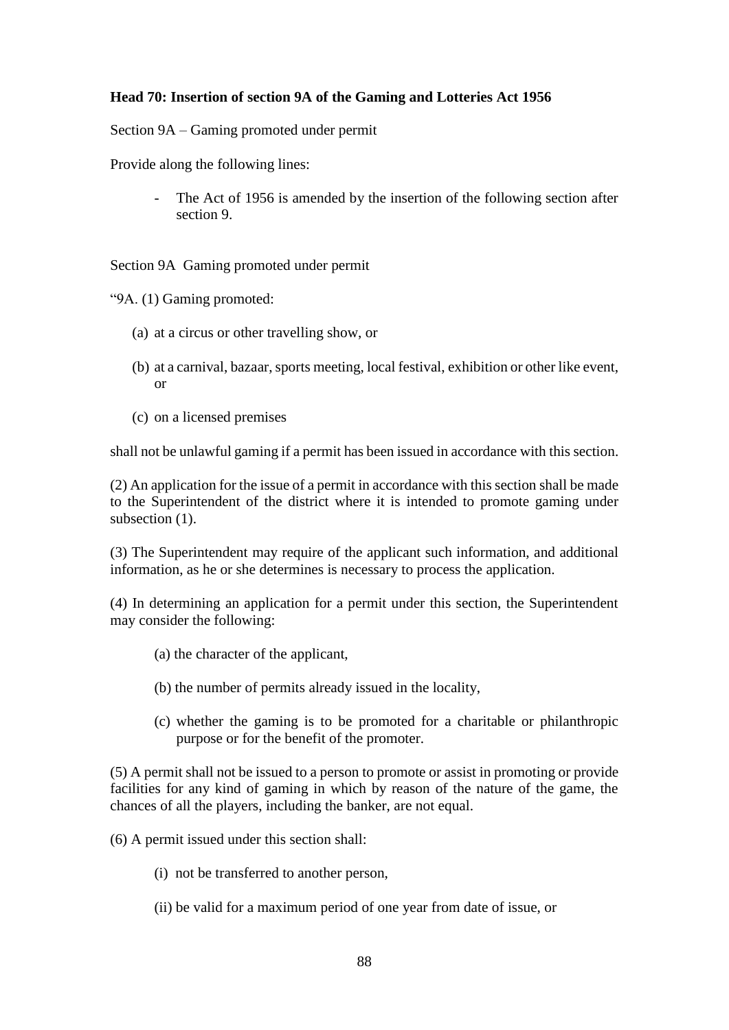**Head 70: Insertion of section 9A of the Gaming and Lotteries Act 1956**

Section 9A – Gaming promoted under permit

Provide along the following lines:

- The Act of 1956 is amended by the insertion of the following section after section 9.

Section 9A Gaming promoted under permit

"9A. (1) Gaming promoted:

(a) at a circus or other travelling show, or

(b) at a carnival, bazaar, sports meeting, local festival, exhibition or other like event, or

(c) on a licensed premises

shall not be unlawful gaming if a permit has been issued in accordance with this section.

(2) An application for the issue of a permit in accordance with this section shall be made to the Superintendent of the district where it is intended to promote gaming under subsection (1).

(3) The Superintendent may require of the applicant such information, and additional information, as he or she determines is necessary to process the application.

(4) In determining an application for a permit under this section, the Superintendent may consider the following:

(a) the character of the applicant,

(b) the number of permits already issued in the locality,

(c) whether the gaming is to be promoted for a charitable or philanthropic purpose or for the benefit of the promoter.

(5) A permit shall not be issued to a person to promote or assist in promoting or provide facilities for any kind of gaming in which by reason of the nature of the game, the chances of all the players, including the banker, are not equal.

(6) A permit issued under this section shall:

(i) not be transferred to another person,

(ii) be valid for a maximum period of one year from date of issue, or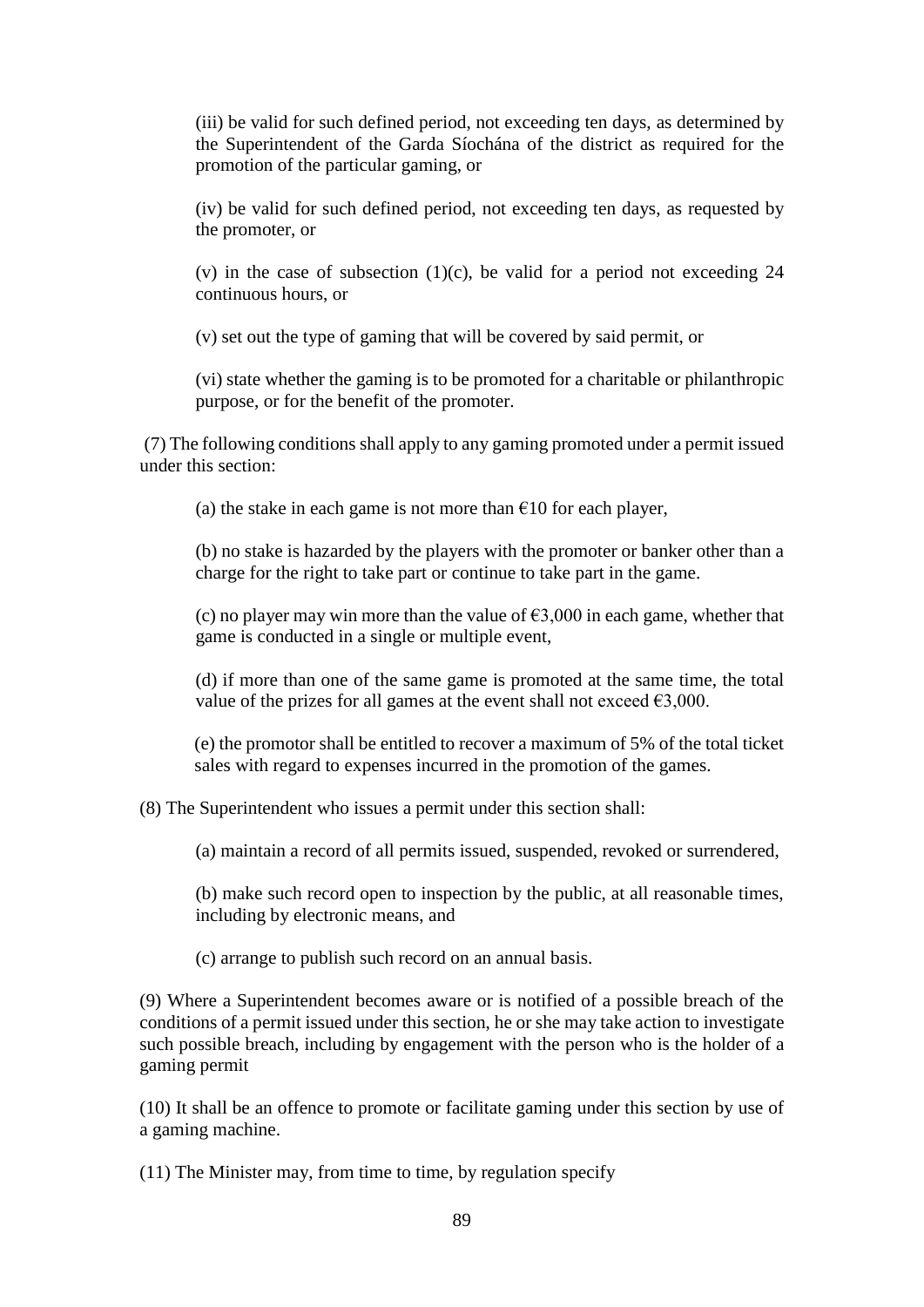(iii) be valid for such defined period, not exceeding ten days, as determined by the Superintendent of the Garda Síochána of the district as required for the promotion of the particular gaming, or

(iv) be valid for such defined period, not exceeding ten days, as requested by the promoter, or

(v) in the case of subsection (1)(c), be valid for a period not exceeding 24 continuous hours, or

(v) set out the type of gaming that will be covered by said permit, or

(vi) state whether the gaming is to be promoted for a charitable or philanthropic purpose, or for the benefit of the promoter.

(7) The following conditions shall apply to any gaming promoted under a permit issued under this section:

(a) the stake in each game is not more than €10 for each player,

(b) no stake is hazarded by the players with the promoter or banker other than a charge for the right to take part or continue to take part in the game.

(c) no player may win more than the value of €3,000 in each game, whether that game is conducted in a single or multiple event,

(d) if more than one of the same game is promoted at the same time, the total value of the prizes for all games at the event shall not exceed €3,000.

(e) the promotor shall be entitled to recover a maximum of 5% of the total ticket sales with regard to expenses incurred in the promotion of the games.

(8) The Superintendent who issues a permit under this section shall:

(a) maintain a record of all permits issued, suspended, revoked or surrendered,

(b) make such record open to inspection by the public, at all reasonable times, including by electronic means, and

(c) arrange to publish such record on an annual basis.

(9) Where a Superintendent becomes aware or is notified of a possible breach of the conditions of a permit issued under this section, he or she may take action to investigate such possible breach, including by engagement with the person who is the holder of a gaming permit

(10) It shall be an offence to promote or facilitate gaming under this section by use of a gaming machine.

(11) The Minister may, from time to time, by regulation specify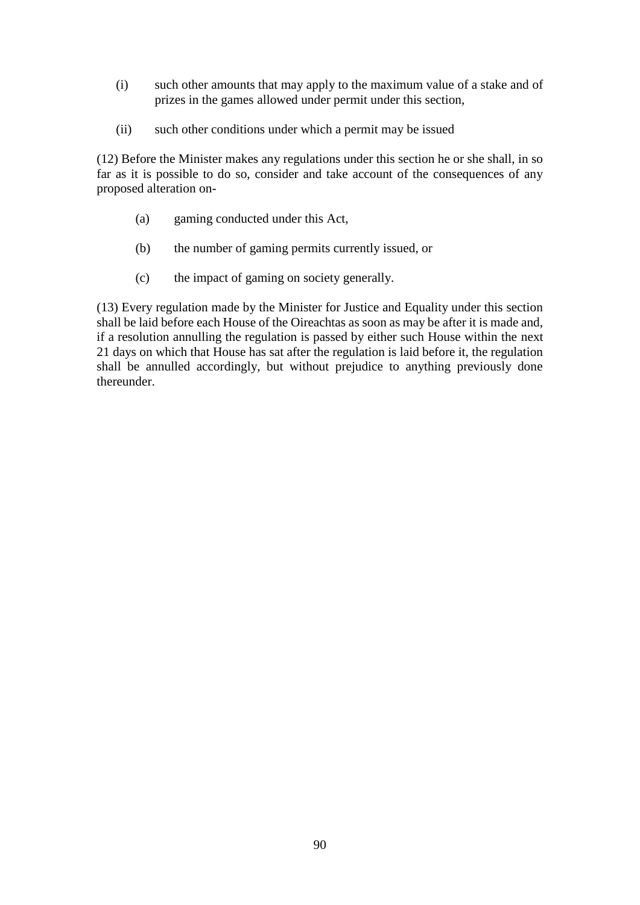(i) such other amounts that may apply to the maximum value of a stake and of prizes in the games allowed under permit under this section,

(ii) such other conditions under which a permit may be issued

(12) Before the Minister makes any regulations under this section he or she shall, in so far as it is possible to do so, consider and take account of the consequences of any proposed alteration on-

(a) gaming conducted under this Act,

(b) the number of gaming permits currently issued, or

(c) the impact of gaming on society generally.

(13) Every regulation made by the Minister for Justice and Equality under this section shall be laid before each House of the Oireachtas as soon as may be after it is made and, if a resolution annulling the regulation is passed by either such House within the next 21 days on which that House has sat after the regulation is laid before it, the regulation shall be annulled accordingly, but without prejudice to anything previously done thereunder.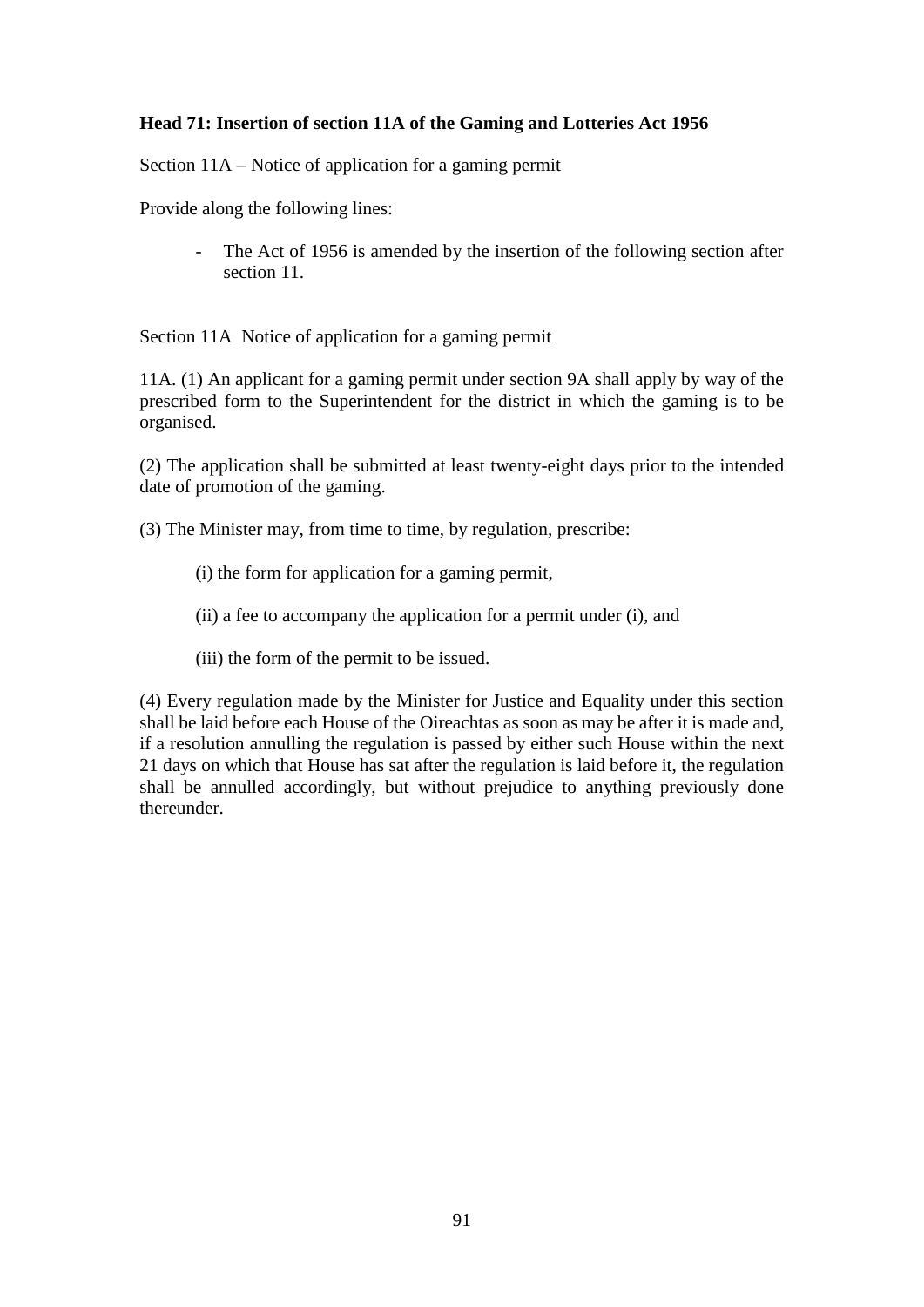**Head 71: Insertion of section 11A of the Gaming and Lotteries Act 1956**

Section 11A – Notice of application for a gaming permit

Provide along the following lines:

- The Act of 1956 is amended by the insertion of the following section after section 11.

Section 11A  Notice of application for a gaming permit

11A. (1) An applicant for a gaming permit under section 9A shall apply by way of the prescribed form to the Superintendent for the district in which the gaming is to be organised.

(2) The application shall be submitted at least twenty-eight days prior to the intended date of promotion of the gaming.

(3) The Minister may, from time to time, by regulation, prescribe:

(i) the form for application for a gaming permit,

(ii) a fee to accompany the application for a permit under (i), and

(iii) the form of the permit to be issued.

(4) Every regulation made by the Minister for Justice and Equality under this section shall be laid before each House of the Oireachtas as soon as may be after it is made and, if a resolution annulling the regulation is passed by either such House within the next 21 days on which that House has sat after the regulation is laid before it, the regulation shall be annulled accordingly, but without prejudice to anything previously done thereunder.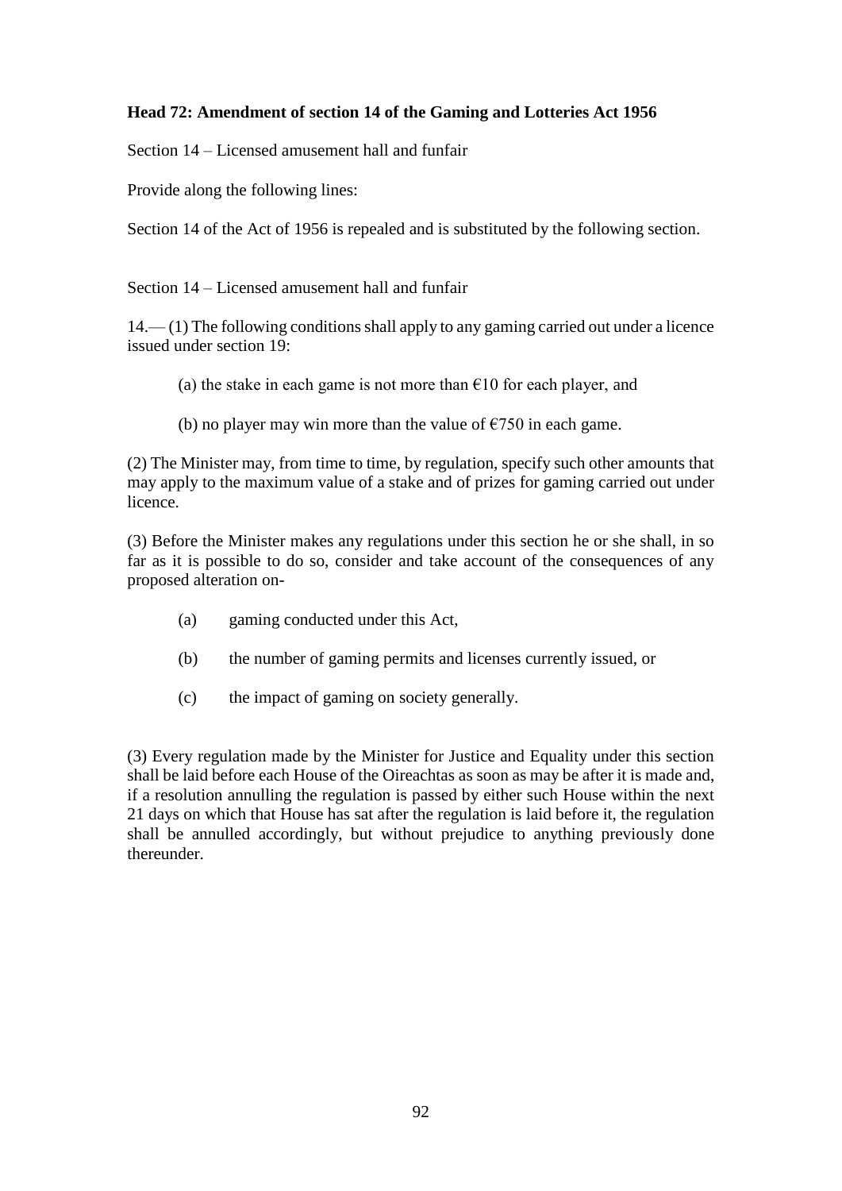**Head 72: Amendment of section 14 of the Gaming and Lotteries Act 1956**

Section 14 – Licensed amusement hall and funfair

Provide along the following lines:

Section 14 of the Act of 1956 is repealed and is substituted by the following section.

Section 14 – Licensed amusement hall and funfair

14.— (1) The following conditions shall apply to any gaming carried out under a licence issued under section 19:

(a) the stake in each game is not more than €10 for each player, and

(b) no player may win more than the value of €750 in each game.

(2) The Minister may, from time to time, by regulation, specify such other amounts that may apply to the maximum value of a stake and of prizes for gaming carried out under licence.

(3) Before the Minister makes any regulations under this section he or she shall, in so far as it is possible to do so, consider and take account of the consequences of any proposed alteration on-

(a) gaming conducted under this Act,

(b) the number of gaming permits and licenses currently issued, or

(c) the impact of gaming on society generally.

(3) Every regulation made by the Minister for Justice and Equality under this section shall be laid before each House of the Oireachtas as soon as may be after it is made and, if a resolution annulling the regulation is passed by either such House within the next 21 days on which that House has sat after the regulation is laid before it, the regulation shall be annulled accordingly, but without prejudice to anything previously done thereunder.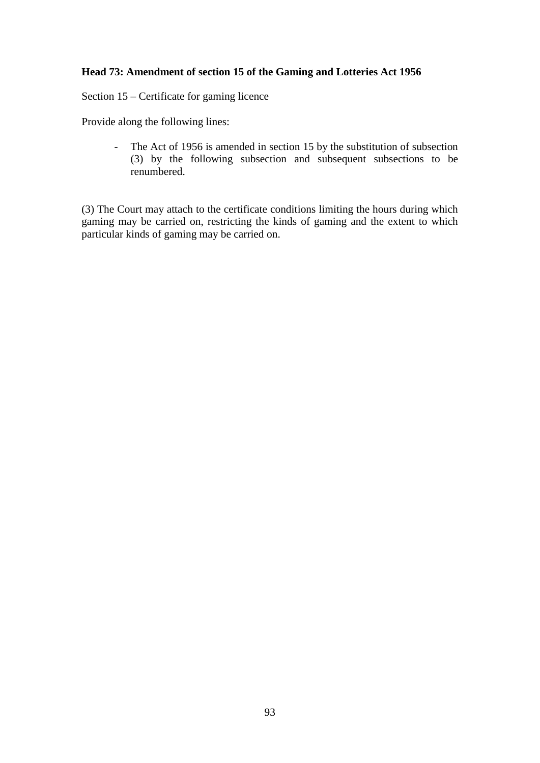**Head 73: Amendment of section 15 of the Gaming and Lotteries Act 1956**

Section 15 – Certificate for gaming licence

Provide along the following lines:

- The Act of 1956 is amended in section 15 by the substitution of subsection (3) by the following subsection and subsequent subsections to be renumbered.

(3) The Court may attach to the certificate conditions limiting the hours during which gaming may be carried on, restricting the kinds of gaming and the extent to which particular kinds of gaming may be carried on.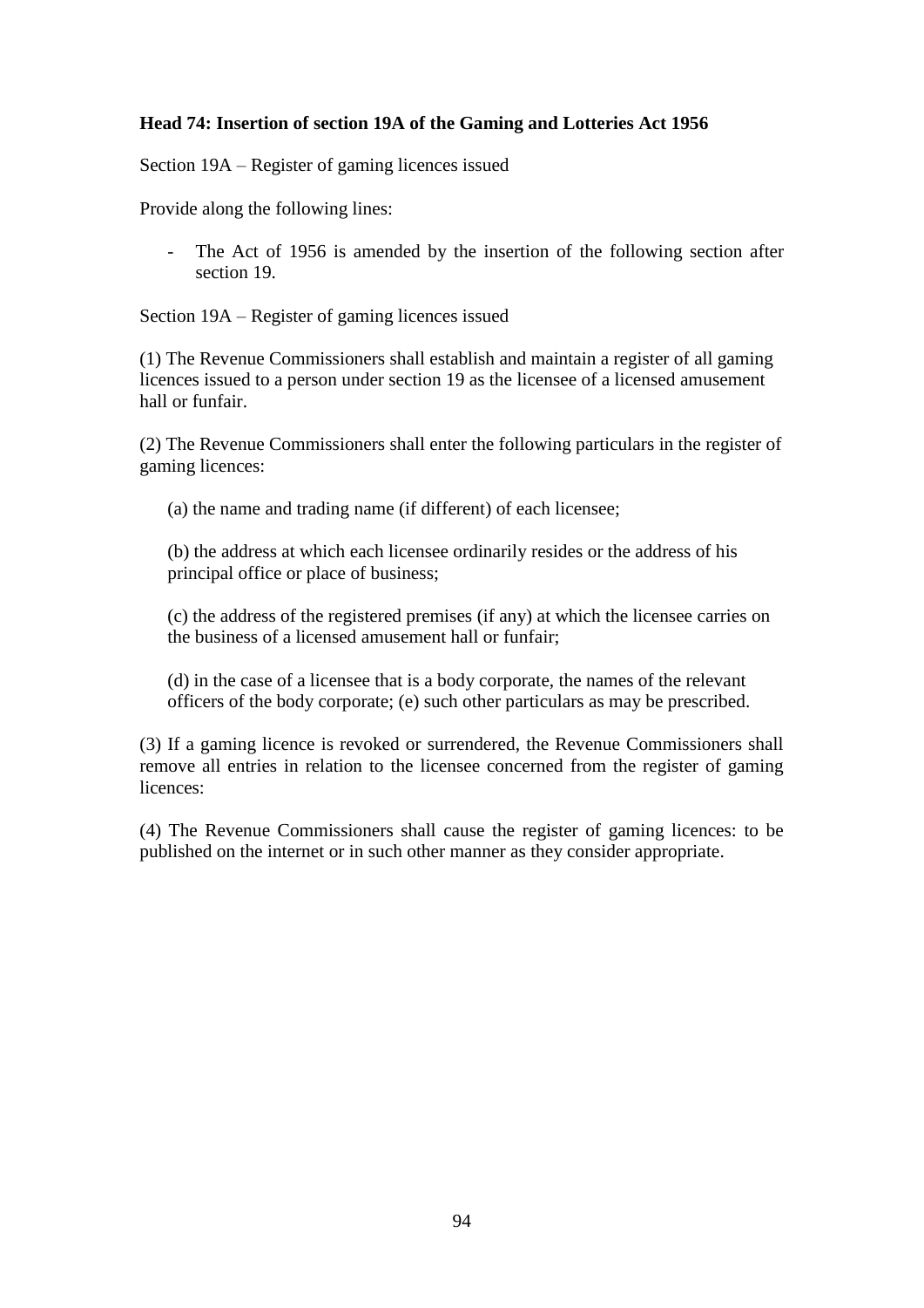**Head 74: Insertion of section 19A of the Gaming and Lotteries Act 1956**

Section 19A – Register of gaming licences issued

Provide along the following lines:

- The Act of 1956 is amended by the insertion of the following section after section 19.

Section 19A – Register of gaming licences issued

(1) The Revenue Commissioners shall establish and maintain a register of all gaming licences issued to a person under section 19 as the licensee of a licensed amusement hall or funfair.

(2) The Revenue Commissioners shall enter the following particulars in the register of gaming licences:

(a) the name and trading name (if different) of each licensee;

(b) the address at which each licensee ordinarily resides or the address of his principal office or place of business;

(c) the address of the registered premises (if any) at which the licensee carries on the business of a licensed amusement hall or funfair;

(d) in the case of a licensee that is a body corporate, the names of the relevant officers of the body corporate; (e) such other particulars as may be prescribed.

(3) If a gaming licence is revoked or surrendered, the Revenue Commissioners shall remove all entries in relation to the licensee concerned from the register of gaming licences:

(4) The Revenue Commissioners shall cause the register of gaming licences: to be published on the internet or in such other manner as they consider appropriate.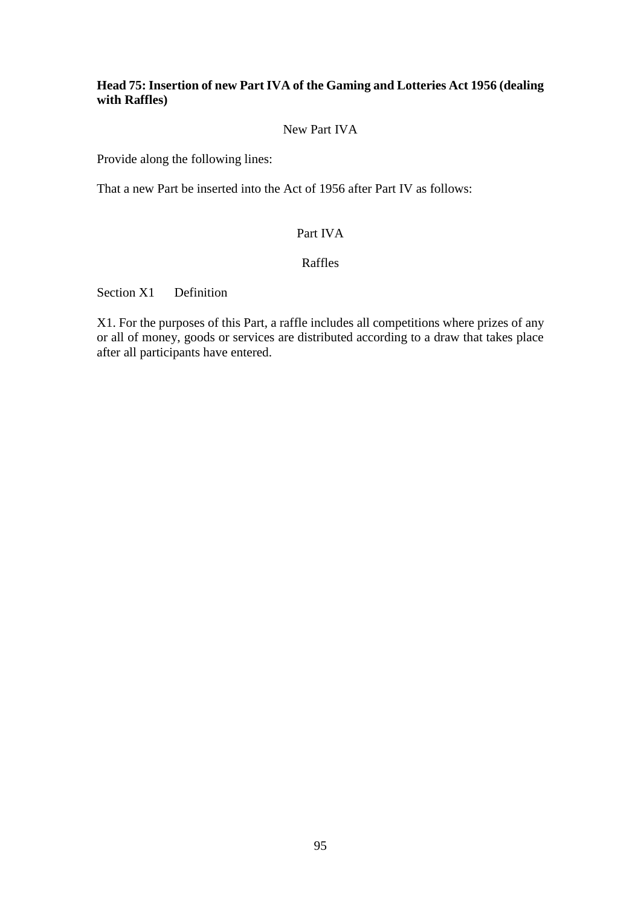**Head 75: Insertion of new Part IVA of the Gaming and Lotteries Act 1956 (dealing with Raffles)**

New Part IVA

Provide along the following lines:

That a new Part be inserted into the Act of 1956 after Part IV as follows:

Part IVA

Raffles

Section X1 Definition

X1. For the purposes of this Part, a raffle includes all competitions where prizes of any or all of money, goods or services are distributed according to a draw that takes place after all participants have entered.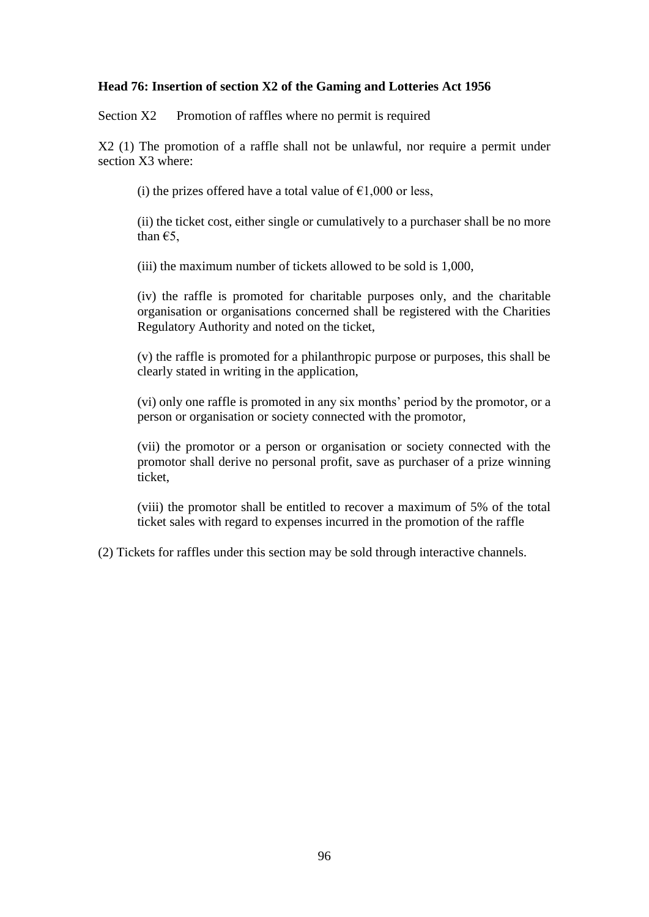**Head 76: Insertion of section X2 of the Gaming and Lotteries Act 1956**

Section X2 Promotion of raffles where no permit is required

X2 (1) The promotion of a raffle shall not be unlawful, nor require a permit under section X3 where:

(i) the prizes offered have a total value of €1,000 or less,

(ii) the ticket cost, either single or cumulatively to a purchaser shall be no more than €5,

(iii) the maximum number of tickets allowed to be sold is 1,000,

(iv) the raffle is promoted for charitable purposes only, and the charitable organisation or organisations concerned shall be registered with the Charities Regulatory Authority and noted on the ticket,

(v) the raffle is promoted for a philanthropic purpose or purposes, this shall be clearly stated in writing in the application,

(vi) only one raffle is promoted in any six months' period by the promotor, or a person or organisation or society connected with the promotor,

(vii) the promotor or a person or organisation or society connected with the promotor shall derive no personal profit, save as purchaser of a prize winning ticket,

(viii) the promotor shall be entitled to recover a maximum of 5% of the total ticket sales with regard to expenses incurred in the promotion of the raffle

(2) Tickets for raffles under this section may be sold through interactive channels.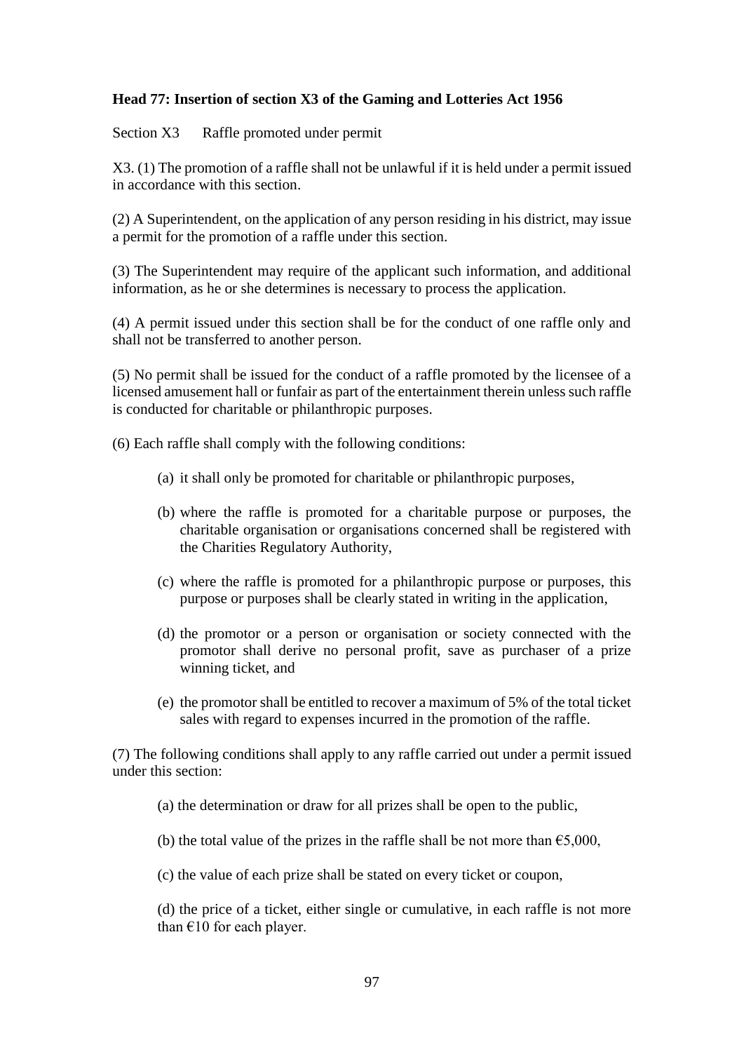**Head 77: Insertion of section X3 of the Gaming and Lotteries Act 1956**

Section X3 Raffle promoted under permit

X3. (1) The promotion of a raffle shall not be unlawful if it is held under a permit issued in accordance with this section.

(2) A Superintendent, on the application of any person residing in his district, may issue a permit for the promotion of a raffle under this section.

(3) The Superintendent may require of the applicant such information, and additional information, as he or she determines is necessary to process the application.

(4) A permit issued under this section shall be for the conduct of one raffle only and shall not be transferred to another person.

(5) No permit shall be issued for the conduct of a raffle promoted by the licensee of a licensed amusement hall or funfair as part of the entertainment therein unless such raffle is conducted for charitable or philanthropic purposes.

(6) Each raffle shall comply with the following conditions:

(a) it shall only be promoted for charitable or philanthropic purposes,

(b) where the raffle is promoted for a charitable purpose or purposes, the charitable organisation or organisations concerned shall be registered with the Charities Regulatory Authority,

(c) where the raffle is promoted for a philanthropic purpose or purposes, this purpose or purposes shall be clearly stated in writing in the application,

(d) the promotor or a person or organisation or society connected with the promotor shall derive no personal profit, save as purchaser of a prize winning ticket, and

(e) the promotor shall be entitled to recover a maximum of 5% of the total ticket sales with regard to expenses incurred in the promotion of the raffle.

(7) The following conditions shall apply to any raffle carried out under a permit issued under this section:

(a) the determination or draw for all prizes shall be open to the public,

(b) the total value of the prizes in the raffle shall be not more than €5,000,

(c) the value of each prize shall be stated on every ticket or coupon,

(d) the price of a ticket, either single or cumulative, in each raffle is not more than €10 for each player.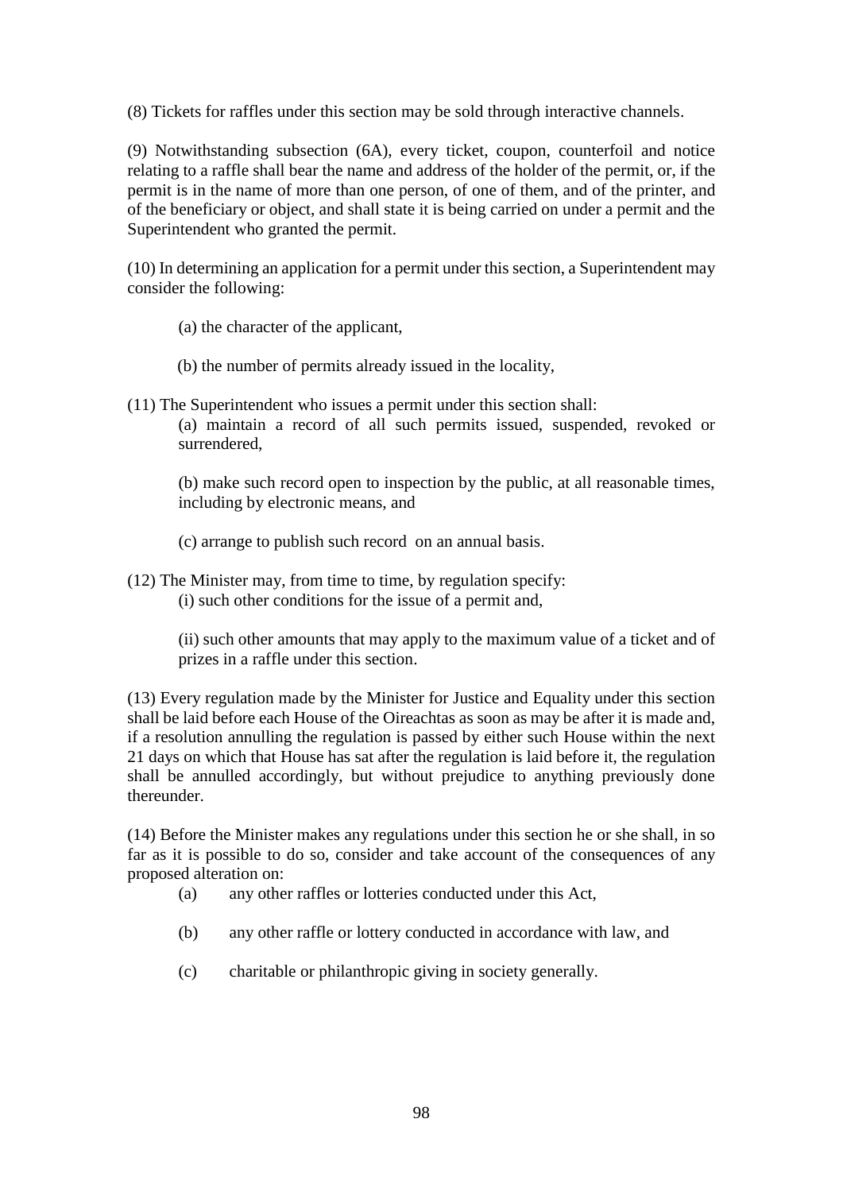(8) Tickets for raffles under this section may be sold through interactive channels.

(9) Notwithstanding subsection (6A), every ticket, coupon, counterfoil and notice relating to a raffle shall bear the name and address of the holder of the permit, or, if the permit is in the name of more than one person, of one of them, and of the printer, and of the beneficiary or object, and shall state it is being carried on under a permit and the Superintendent who granted the permit.

(10) In determining an application for a permit under this section, a Superintendent may consider the following:

(a) the character of the applicant,

(b) the number of permits already issued in the locality,

(11) The Superintendent who issues a permit under this section shall:

(a) maintain a record of all such permits issued, suspended, revoked or surrendered,

(b) make such record open to inspection by the public, at all reasonable times, including by electronic means, and

(c) arrange to publish such record on an annual basis.

(12) The Minister may, from time to time, by regulation specify:

(i) such other conditions for the issue of a permit and,

(ii) such other amounts that may apply to the maximum value of a ticket and of prizes in a raffle under this section.

(13) Every regulation made by the Minister for Justice and Equality under this section shall be laid before each House of the Oireachtas as soon as may be after it is made and, if a resolution annulling the regulation is passed by either such House within the next 21 days on which that House has sat after the regulation is laid before it, the regulation shall be annulled accordingly, but without prejudice to anything previously done thereunder.

(14) Before the Minister makes any regulations under this section he or she shall, in so far as it is possible to do so, consider and take account of the consequences of any proposed alteration on:

(a) any other raffles or lotteries conducted under this Act,

(b) any other raffle or lottery conducted in accordance with law, and

(c) charitable or philanthropic giving in society generally.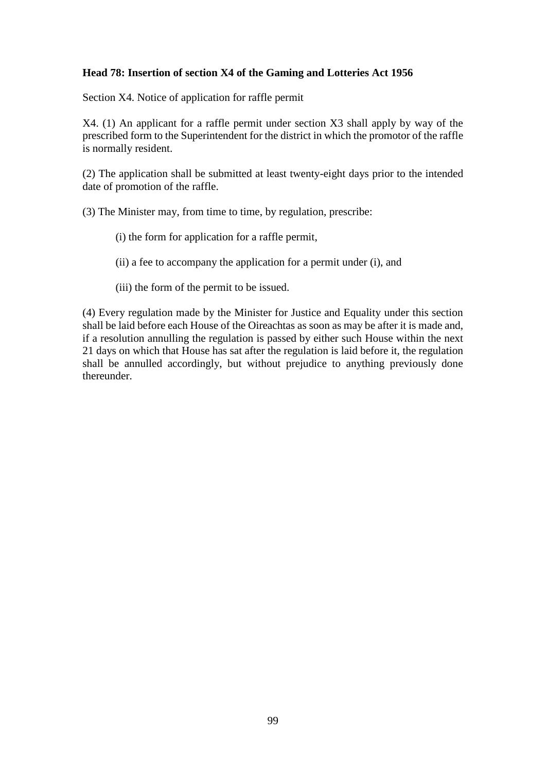**Head 78: Insertion of section X4 of the Gaming and Lotteries Act 1956**

Section X4. Notice of application for raffle permit

X4. (1) An applicant for a raffle permit under section X3 shall apply by way of the prescribed form to the Superintendent for the district in which the promotor of the raffle is normally resident.

(2) The application shall be submitted at least twenty-eight days prior to the intended date of promotion of the raffle.

(3) The Minister may, from time to time, by regulation, prescribe:

(i) the form for application for a raffle permit,

(ii) a fee to accompany the application for a permit under (i), and

(iii) the form of the permit to be issued.

(4) Every regulation made by the Minister for Justice and Equality under this section shall be laid before each House of the Oireachtas as soon as may be after it is made and, if a resolution annulling the regulation is passed by either such House within the next 21 days on which that House has sat after the regulation is laid before it, the regulation shall be annulled accordingly, but without prejudice to anything previously done thereunder.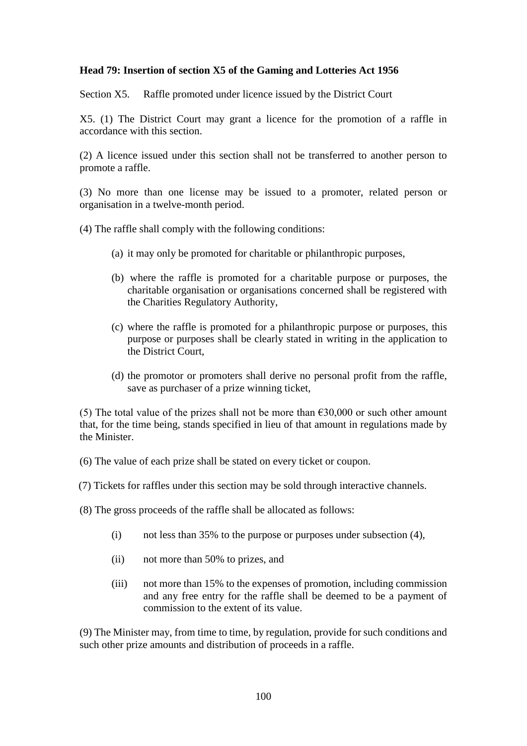**Head 79: Insertion of section X5 of the Gaming and Lotteries Act 1956**

Section X5. Raffle promoted under licence issued by the District Court

X5. (1) The District Court may grant a licence for the promotion of a raffle in accordance with this section.

(2) A licence issued under this section shall not be transferred to another person to promote a raffle.

(3) No more than one license may be issued to a promoter, related person or organisation in a twelve-month period.

(4) The raffle shall comply with the following conditions:

(a) it may only be promoted for charitable or philanthropic purposes,

(b) where the raffle is promoted for a charitable purpose or purposes, the charitable organisation or organisations concerned shall be registered with the Charities Regulatory Authority,

(c) where the raffle is promoted for a philanthropic purpose or purposes, this purpose or purposes shall be clearly stated in writing in the application to the District Court,

(d) the promotor or promoters shall derive no personal profit from the raffle, save as purchaser of a prize winning ticket,

(5) The total value of the prizes shall not be more than €30,000 or such other amount that, for the time being, stands specified in lieu of that amount in regulations made by the Minister.

(6) The value of each prize shall be stated on every ticket or coupon.

(7) Tickets for raffles under this section may be sold through interactive channels.

(8) The gross proceeds of the raffle shall be allocated as follows:

(i) not less than 35% to the purpose or purposes under subsection (4),

(ii) not more than 50% to prizes, and

(iii) not more than 15% to the expenses of promotion, including commission and any free entry for the raffle shall be deemed to be a payment of commission to the extent of its value.

(9) The Minister may, from time to time, by regulation, provide for such conditions and such other prize amounts and distribution of proceeds in a raffle.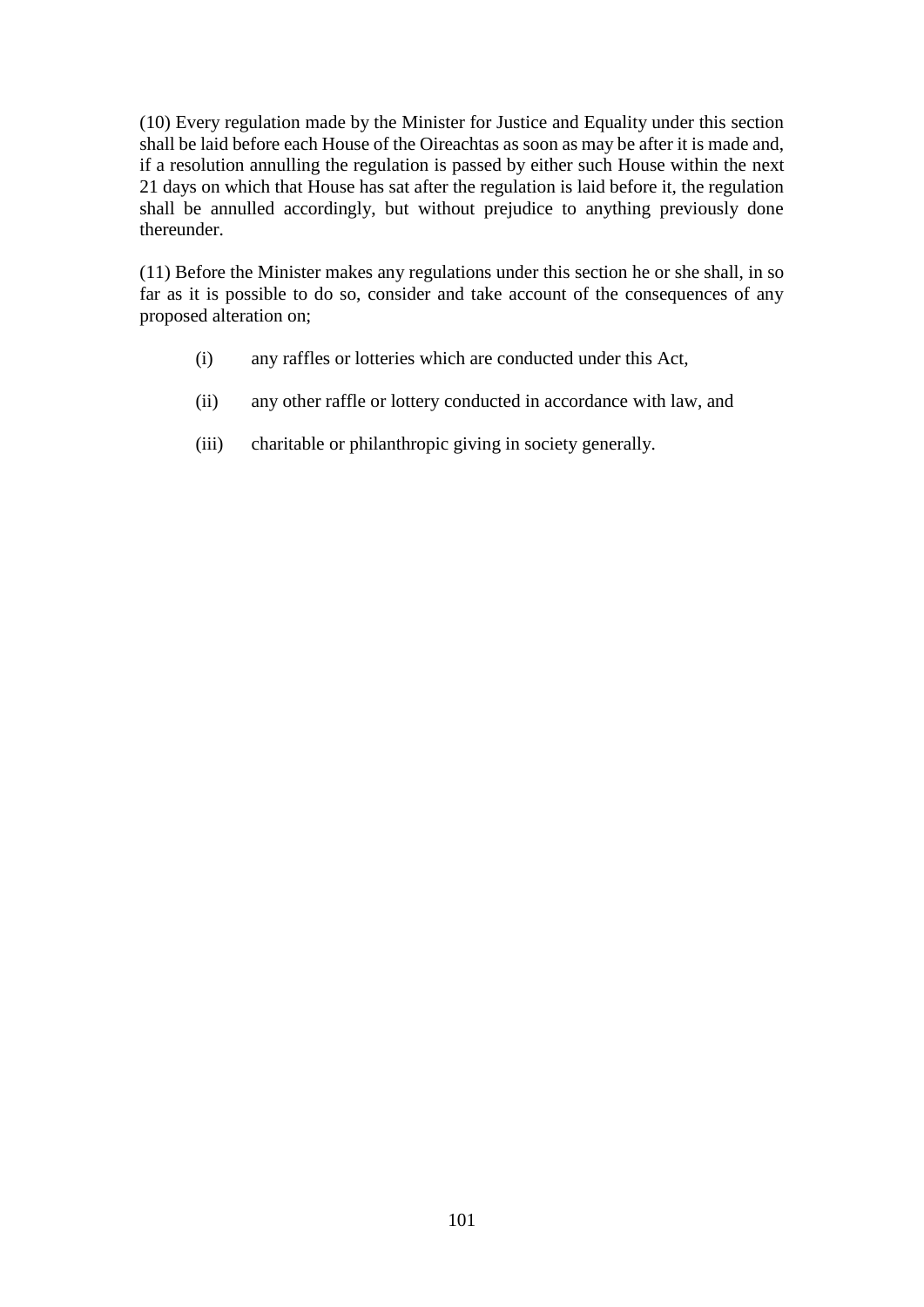(10) Every regulation made by the Minister for Justice and Equality under this section shall be laid before each House of the Oireachtas as soon as may be after it is made and, if a resolution annulling the regulation is passed by either such House within the next 21 days on which that House has sat after the regulation is laid before it, the regulation shall be annulled accordingly, but without prejudice to anything previously done thereunder.

(11) Before the Minister makes any regulations under this section he or she shall, in so far as it is possible to do so, consider and take account of the consequences of any proposed alteration on;

- (i) any raffles or lotteries which are conducted under this Act,
- (ii) any other raffle or lottery conducted in accordance with law, and
- (iii) charitable or philanthropic giving in society generally.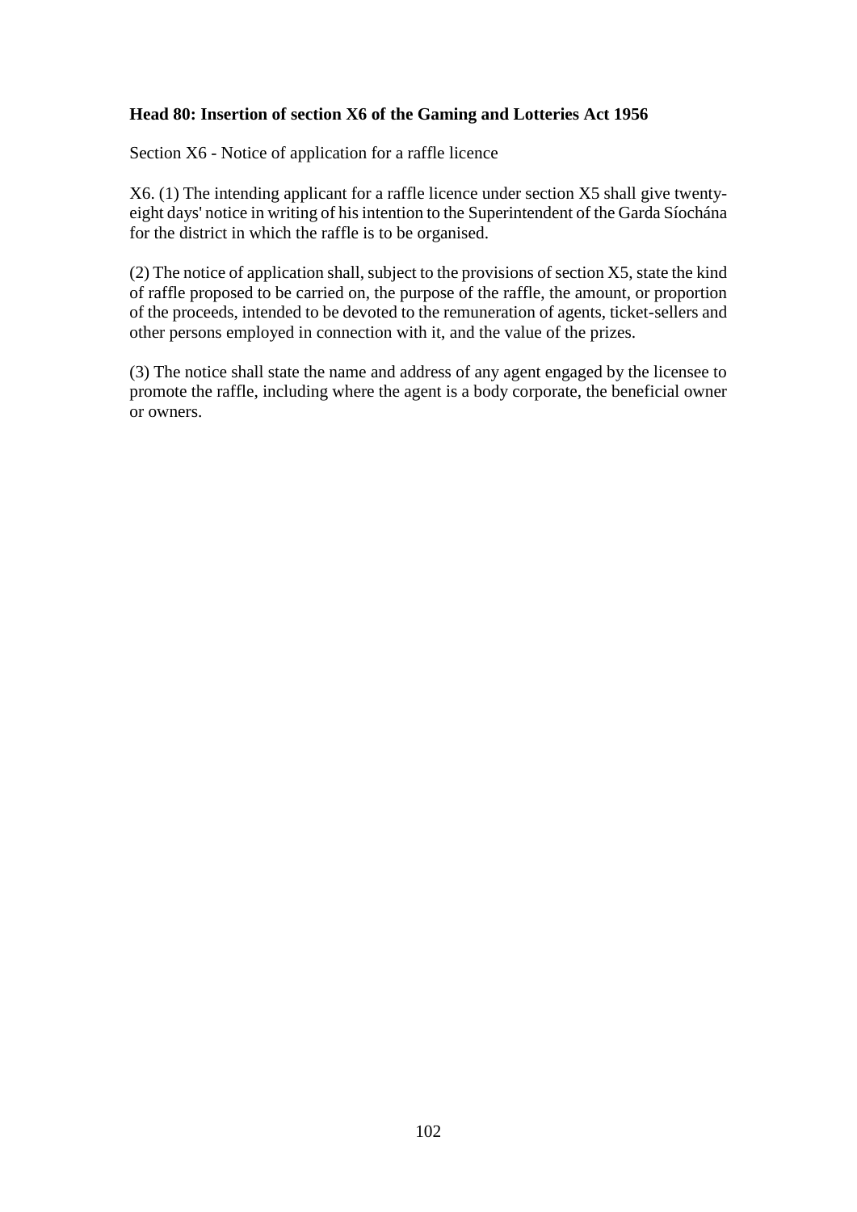**Head 80: Insertion of section X6 of the Gaming and Lotteries Act 1956**

Section X6 - Notice of application for a raffle licence

X6. (1) The intending applicant for a raffle licence under section X5 shall give twenty-eight days' notice in writing of his intention to the Superintendent of the Garda Síochána for the district in which the raffle is to be organised.

(2) The notice of application shall, subject to the provisions of section X5, state the kind of raffle proposed to be carried on, the purpose of the raffle, the amount, or proportion of the proceeds, intended to be devoted to the remuneration of agents, ticket-sellers and other persons employed in connection with it, and the value of the prizes.

(3) The notice shall state the name and address of any agent engaged by the licensee to promote the raffle, including where the agent is a body corporate, the beneficial owner or owners.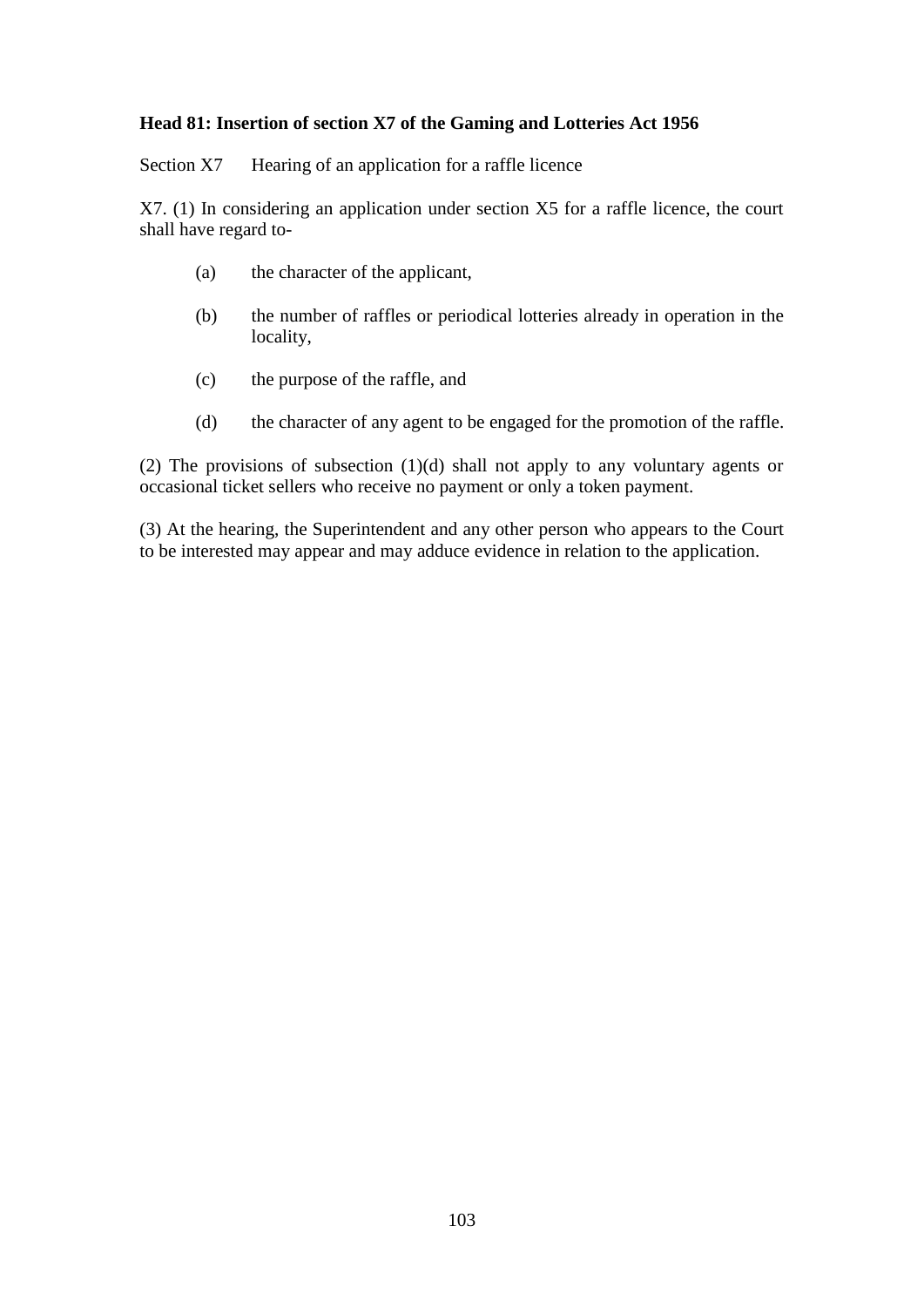**Head 81: Insertion of section X7 of the Gaming and Lotteries Act 1956**

Section X7 Hearing of an application for a raffle licence

X7. (1) In considering an application under section X5 for a raffle licence, the court shall have regard to-

(a) the character of the applicant,

(b) the number of raffles or periodical lotteries already in operation in the locality,

(c) the purpose of the raffle, and

(d) the character of any agent to be engaged for the promotion of the raffle.

(2) The provisions of subsection (1)(d) shall not apply to any voluntary agents or occasional ticket sellers who receive no payment or only a token payment.

(3) At the hearing, the Superintendent and any other person who appears to the Court to be interested may appear and may adduce evidence in relation to the application.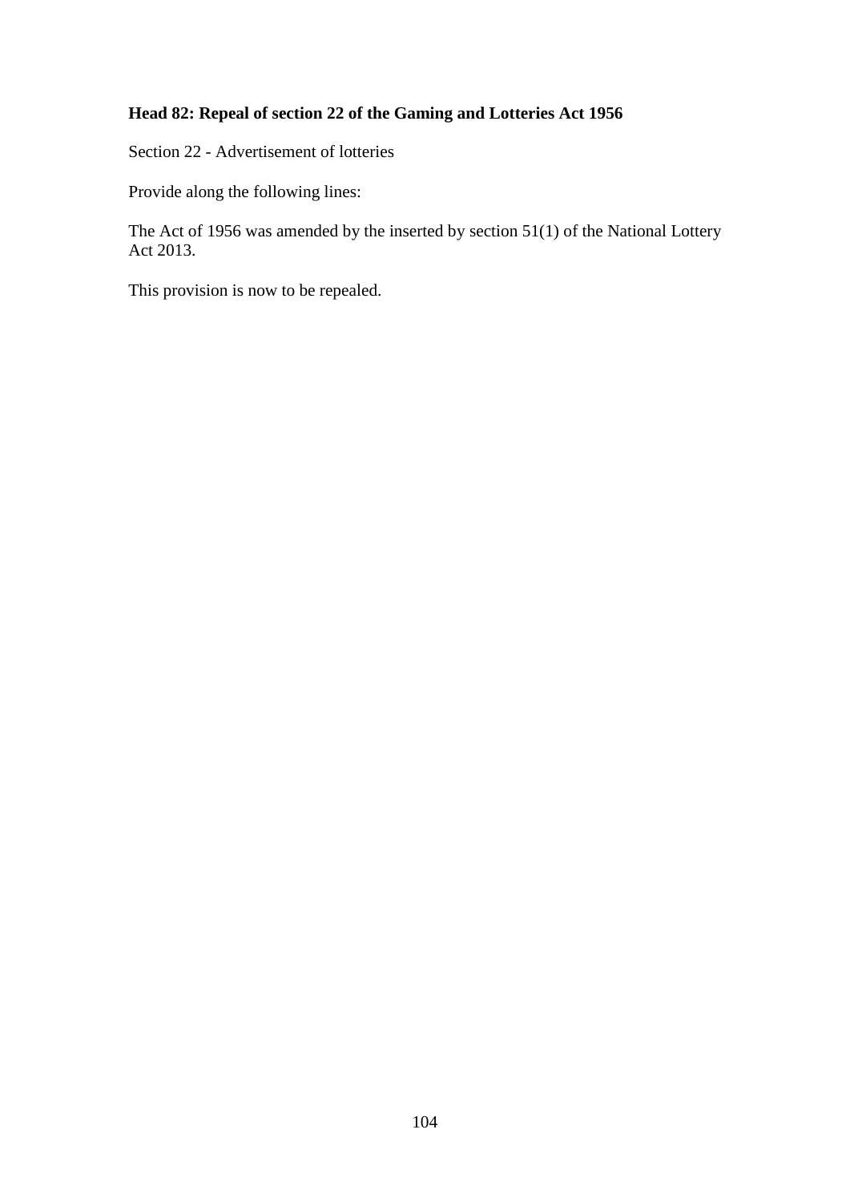**Head 82: Repeal of section 22 of the Gaming and Lotteries Act 1956**

Section 22 - Advertisement of lotteries

Provide along the following lines:

The Act of 1956 was amended by the inserted by section 51(1) of the National Lottery Act 2013.

This provision is now to be repealed.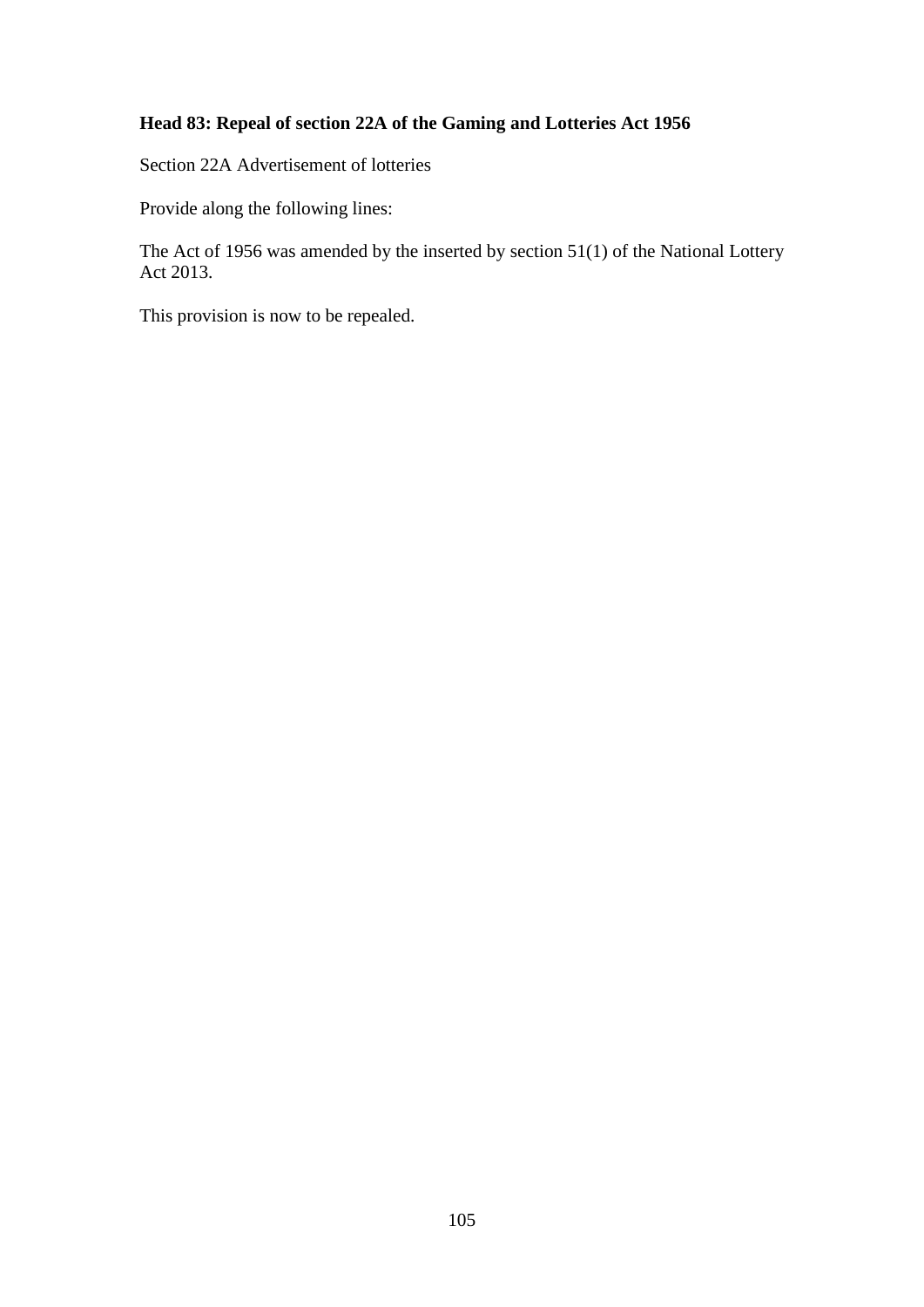**Head 83: Repeal of section 22A of the Gaming and Lotteries Act 1956**

Section 22A Advertisement of lotteries

Provide along the following lines:

The Act of 1956 was amended by the inserted by section 51(1) of the National Lottery Act 2013.

This provision is now to be repealed.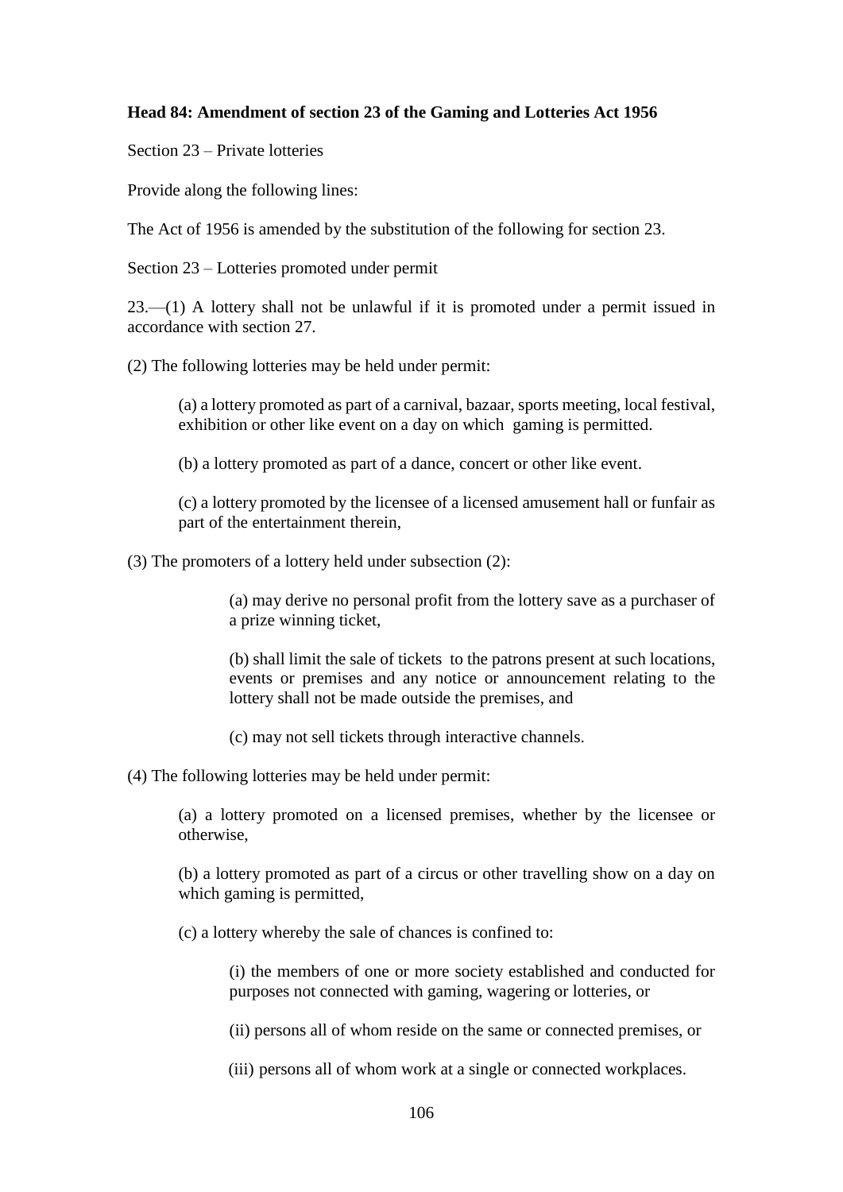**Head 84: Amendment of section 23 of the Gaming and Lotteries Act 1956**

Section 23 – Private lotteries

Provide along the following lines:

The Act of 1956 is amended by the substitution of the following for section 23.

Section 23 – Lotteries promoted under permit

23.—(1) A lottery shall not be unlawful if it is promoted under a permit issued in accordance with section 27.

(2) The following lotteries may be held under permit:

> (a) a lottery promoted as part of a carnival, bazaar, sports meeting, local festival, exhibition or other like event on a day on which gaming is permitted.
>
> (b) a lottery promoted as part of a dance, concert or other like event.
>
> (c) a lottery promoted by the licensee of a licensed amusement hall or funfair as part of the entertainment therein,

(3) The promoters of a lottery held under subsection (2):

> (a) may derive no personal profit from the lottery save as a purchaser of a prize winning ticket,
>
> (b) shall limit the sale of tickets to the patrons present at such locations, events or premises and any notice or announcement relating to the lottery shall not be made outside the premises, and
>
> (c) may not sell tickets through interactive channels.

(4) The following lotteries may be held under permit:

> (a) a lottery promoted on a licensed premises, whether by the licensee or otherwise,
>
> (b) a lottery promoted as part of a circus or other travelling show on a day on which gaming is permitted,
>
> (c) a lottery whereby the sale of chances is confined to:
>
> > (i) the members of one or more society established and conducted for purposes not connected with gaming, wagering or lotteries, or
> >
> > (ii) persons all of whom reside on the same or connected premises, or
> >
> > (iii) persons all of whom work at a single or connected workplaces.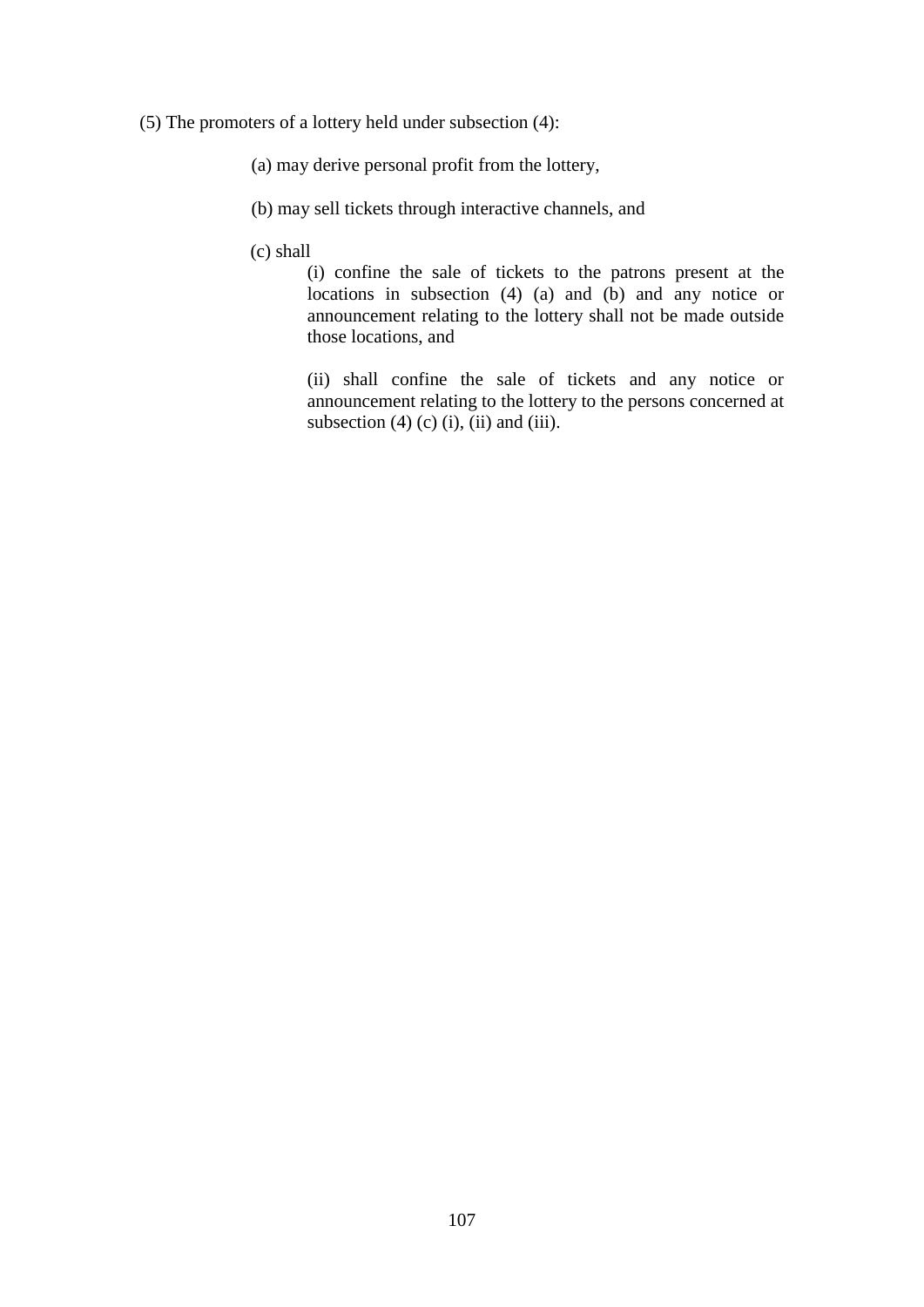(5) The promoters of a lottery held under subsection (4):

(a) may derive personal profit from the lottery,

(b) may sell tickets through interactive channels, and

(c) shall

(i) confine the sale of tickets to the patrons present at the locations in subsection (4) (a) and (b) and any notice or announcement relating to the lottery shall not be made outside those locations, and

(ii) shall confine the sale of tickets and any notice or announcement relating to the lottery to the persons concerned at subsection (4) (c) (i), (ii) and (iii).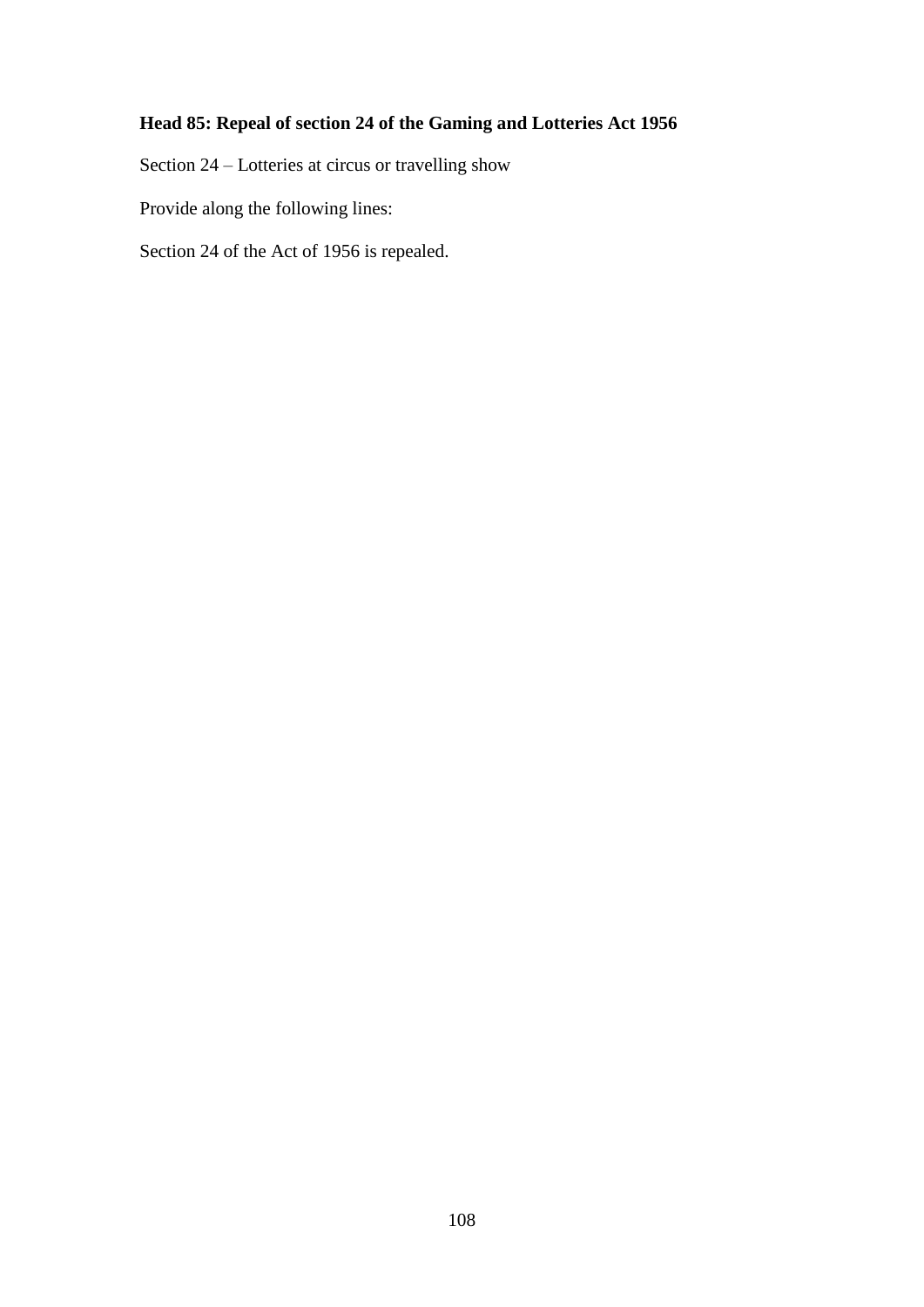**Head 85: Repeal of section 24 of the Gaming and Lotteries Act 1956**

Section 24 – Lotteries at circus or travelling show

Provide along the following lines:

Section 24 of the Act of 1956 is repealed.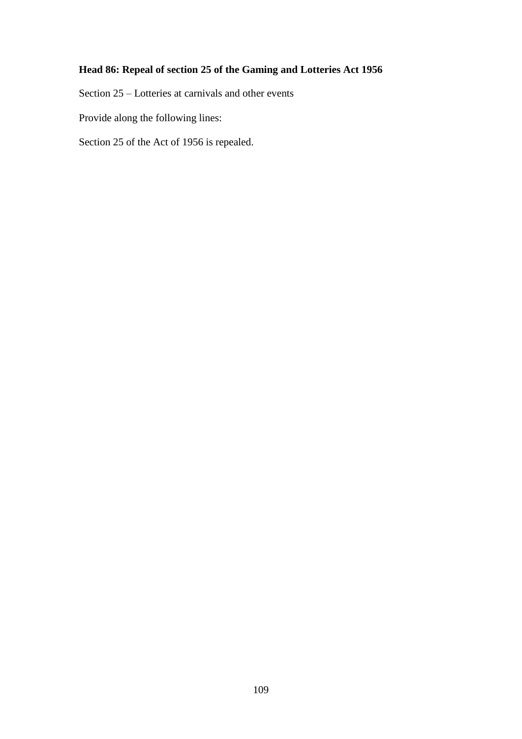**Head 86: Repeal of section 25 of the Gaming and Lotteries Act 1956**

Section 25 – Lotteries at carnivals and other events

Provide along the following lines:

Section 25 of the Act of 1956 is repealed.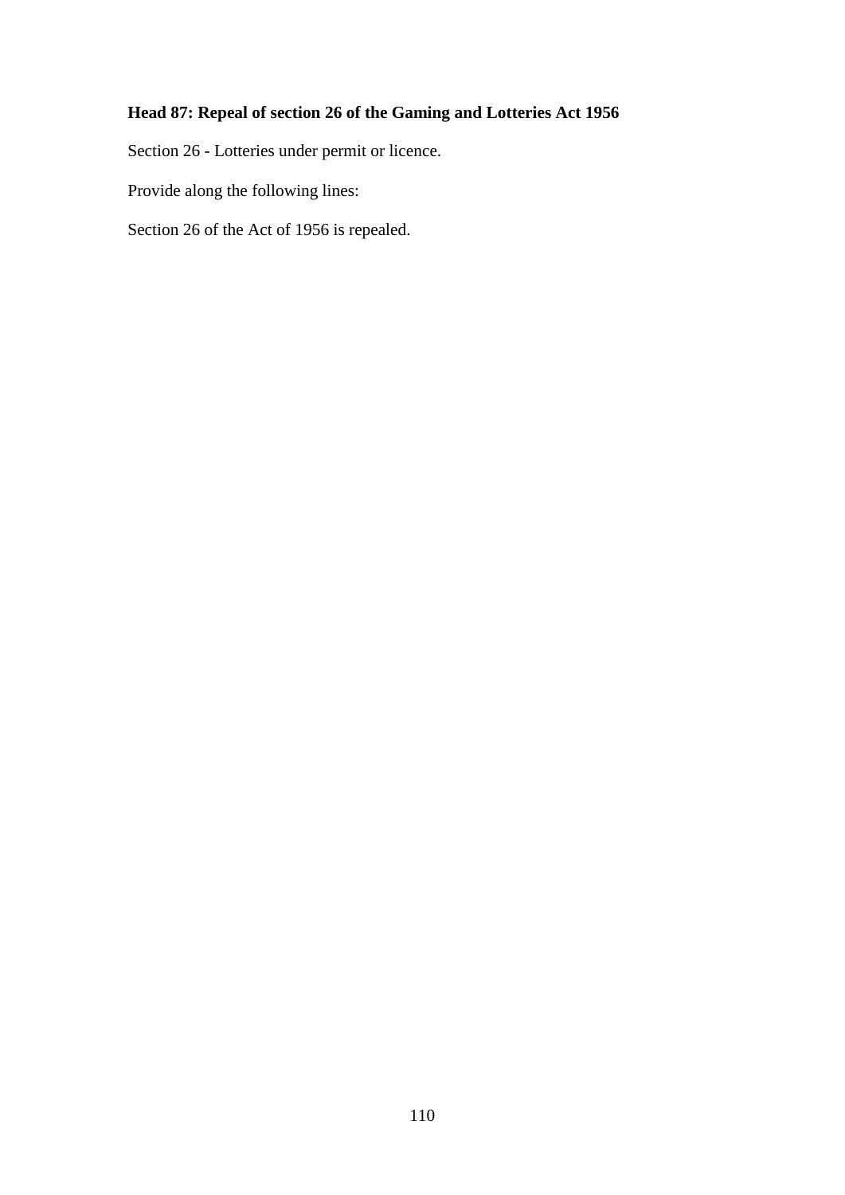**Head 87: Repeal of section 26 of the Gaming and Lotteries Act 1956**

Section 26 - Lotteries under permit or licence.

Provide along the following lines:

Section 26 of the Act of 1956 is repealed.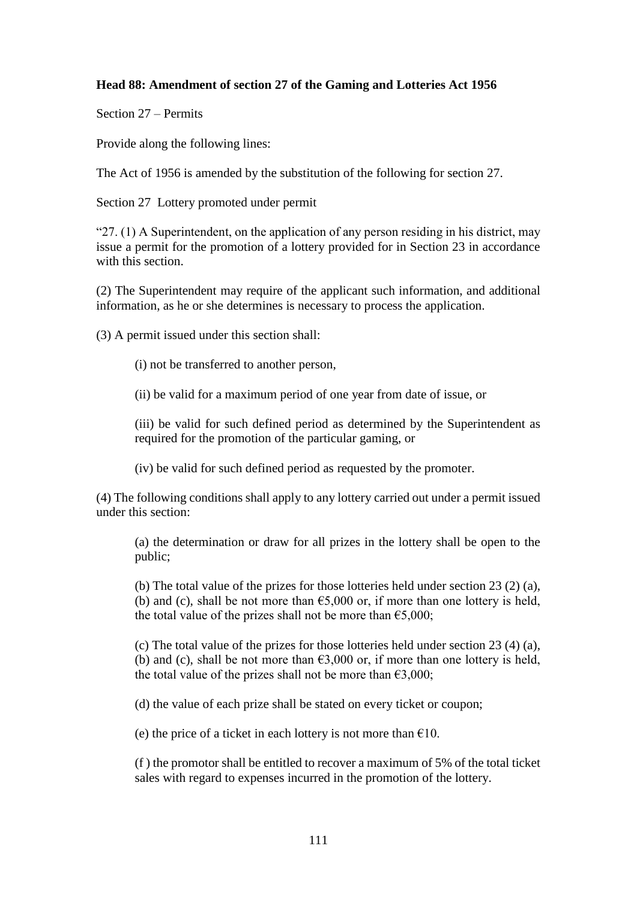**Head 88: Amendment of section 27 of the Gaming and Lotteries Act 1956**

Section 27 – Permits

Provide along the following lines:

The Act of 1956 is amended by the substitution of the following for section 27.

Section 27 Lottery promoted under permit

"27. (1) A Superintendent, on the application of any person residing in his district, may issue a permit for the promotion of a lottery provided for in Section 23 in accordance with this section.

(2) The Superintendent may require of the applicant such information, and additional information, as he or she determines is necessary to process the application.

(3) A permit issued under this section shall:

> (i) not be transferred to another person,
>
> (ii) be valid for a maximum period of one year from date of issue, or
>
> (iii) be valid for such defined period as determined by the Superintendent as required for the promotion of the particular gaming, or
>
> (iv) be valid for such defined period as requested by the promoter.

(4) The following conditions shall apply to any lottery carried out under a permit issued under this section:

> (a) the determination or draw for all prizes in the lottery shall be open to the public;
>
> (b) The total value of the prizes for those lotteries held under section 23 (2) (a), (b) and (c), shall be not more than €5,000 or, if more than one lottery is held, the total value of the prizes shall not be more than €5,000;
>
> (c) The total value of the prizes for those lotteries held under section 23 (4) (a), (b) and (c), shall be not more than €3,000 or, if more than one lottery is held, the total value of the prizes shall not be more than €3,000;
>
> (d) the value of each prize shall be stated on every ticket or coupon;
>
> (e) the price of a ticket in each lottery is not more than €10.
>
> (f ) the promotor shall be entitled to recover a maximum of 5% of the total ticket sales with regard to expenses incurred in the promotion of the lottery.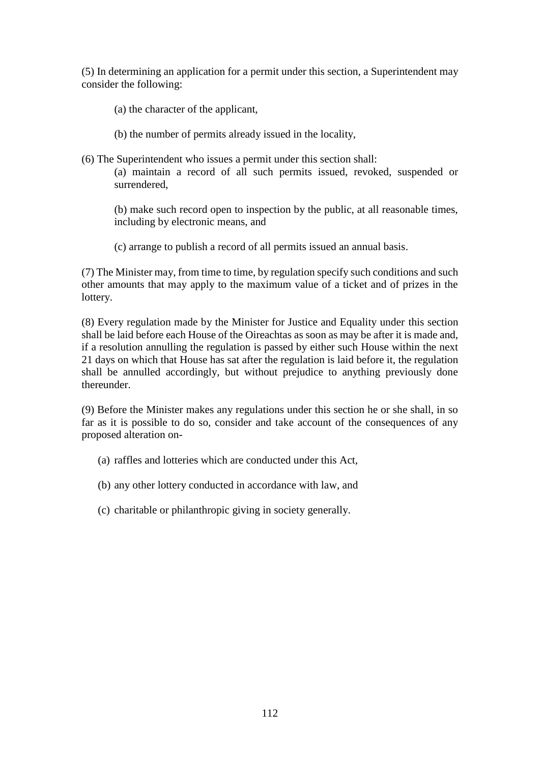(5) In determining an application for a permit under this section, a Superintendent may consider the following:

(a) the character of the applicant,

(b) the number of permits already issued in the locality,

(6) The Superintendent who issues a permit under this section shall:

(a) maintain a record of all such permits issued, revoked, suspended or surrendered,

(b) make such record open to inspection by the public, at all reasonable times, including by electronic means, and

(c) arrange to publish a record of all permits issued an annual basis.

(7) The Minister may, from time to time, by regulation specify such conditions and such other amounts that may apply to the maximum value of a ticket and of prizes in the lottery.

(8) Every regulation made by the Minister for Justice and Equality under this section shall be laid before each House of the Oireachtas as soon as may be after it is made and, if a resolution annulling the regulation is passed by either such House within the next 21 days on which that House has sat after the regulation is laid before it, the regulation shall be annulled accordingly, but without prejudice to anything previously done thereunder.

(9) Before the Minister makes any regulations under this section he or she shall, in so far as it is possible to do so, consider and take account of the consequences of any proposed alteration on-

(a) raffles and lotteries which are conducted under this Act,

(b) any other lottery conducted in accordance with law, and

(c) charitable or philanthropic giving in society generally.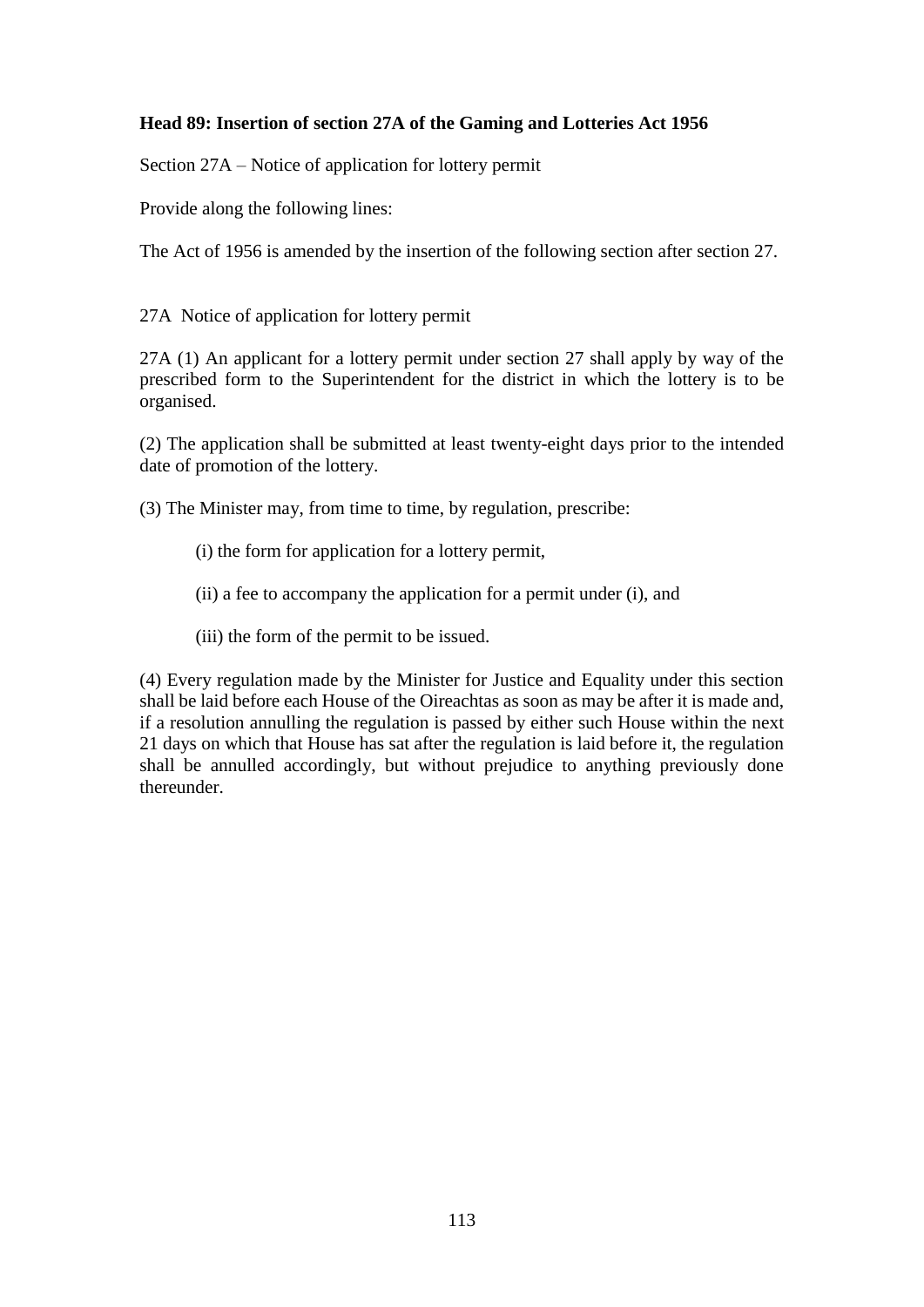**Head 89: Insertion of section 27A of the Gaming and Lotteries Act 1956**

Section 27A – Notice of application for lottery permit

Provide along the following lines:

The Act of 1956 is amended by the insertion of the following section after section 27.

27A Notice of application for lottery permit

27A (1) An applicant for a lottery permit under section 27 shall apply by way of the prescribed form to the Superintendent for the district in which the lottery is to be organised.

(2) The application shall be submitted at least twenty-eight days prior to the intended date of promotion of the lottery.

(3) The Minister may, from time to time, by regulation, prescribe:

(i) the form for application for a lottery permit,

(ii) a fee to accompany the application for a permit under (i), and

(iii) the form of the permit to be issued.

(4) Every regulation made by the Minister for Justice and Equality under this section shall be laid before each House of the Oireachtas as soon as may be after it is made and, if a resolution annulling the regulation is passed by either such House within the next 21 days on which that House has sat after the regulation is laid before it, the regulation shall be annulled accordingly, but without prejudice to anything previously done thereunder.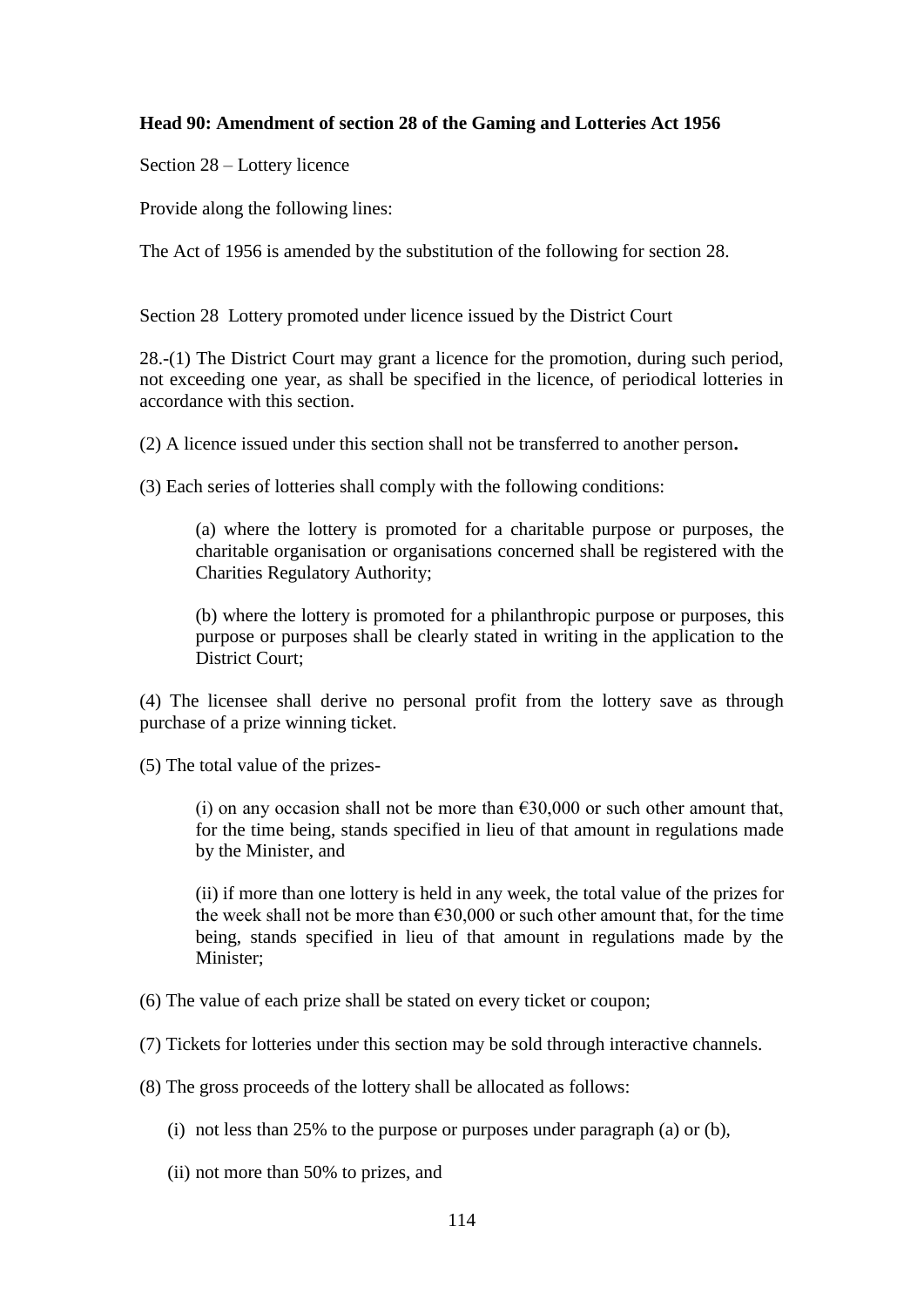**Head 90: Amendment of section 28 of the Gaming and Lotteries Act 1956**

Section 28 – Lottery licence

Provide along the following lines:

The Act of 1956 is amended by the substitution of the following for section 28.

Section 28 Lottery promoted under licence issued by the District Court

28.-(1) The District Court may grant a licence for the promotion, during such period, not exceeding one year, as shall be specified in the licence, of periodical lotteries in accordance with this section.

(2) A licence issued under this section shall not be transferred to another person**.**

(3) Each series of lotteries shall comply with the following conditions:

> (a) where the lottery is promoted for a charitable purpose or purposes, the charitable organisation or organisations concerned shall be registered with the Charities Regulatory Authority;
>
> (b) where the lottery is promoted for a philanthropic purpose or purposes, this purpose or purposes shall be clearly stated in writing in the application to the District Court;

(4) The licensee shall derive no personal profit from the lottery save as through purchase of a prize winning ticket.

(5) The total value of the prizes-

> (i) on any occasion shall not be more than €30,000 or such other amount that, for the time being, stands specified in lieu of that amount in regulations made by the Minister, and
>
> (ii) if more than one lottery is held in any week, the total value of the prizes for the week shall not be more than €30,000 or such other amount that, for the time being, stands specified in lieu of that amount in regulations made by the Minister;

(6) The value of each prize shall be stated on every ticket or coupon;

(7) Tickets for lotteries under this section may be sold through interactive channels.

(8) The gross proceeds of the lottery shall be allocated as follows:

> (i) not less than 25% to the purpose or purposes under paragraph (a) or (b),
>
> (ii) not more than 50% to prizes, and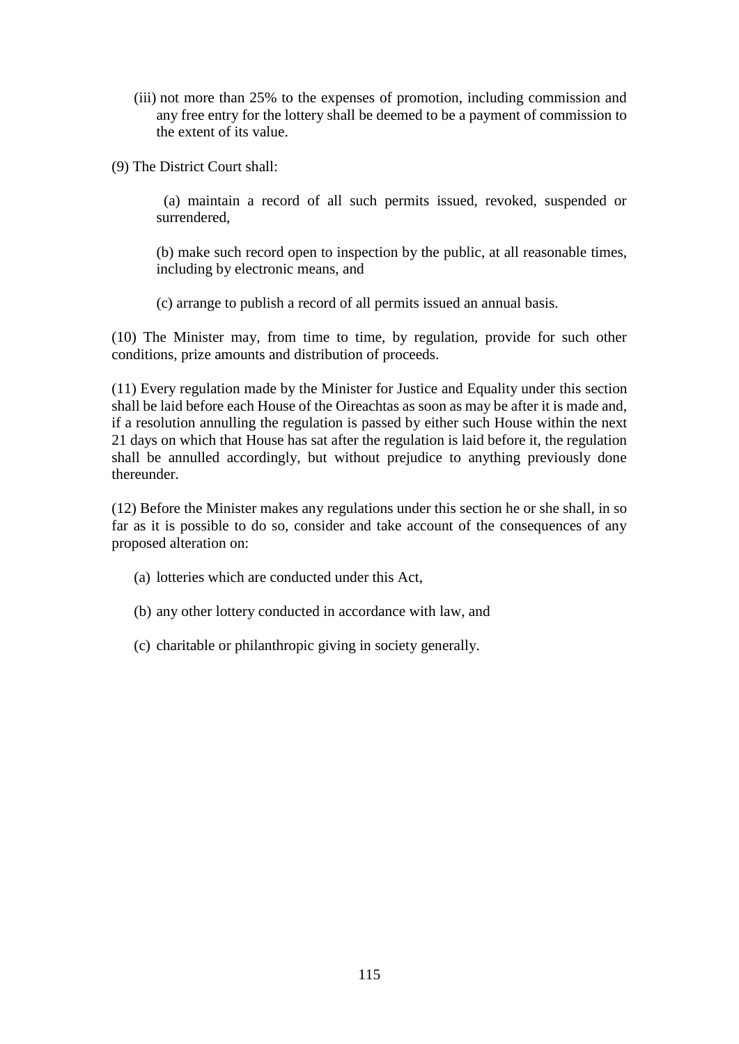(iii) not more than 25% to the expenses of promotion, including commission and any free entry for the lottery shall be deemed to be a payment of commission to the extent of its value.

(9) The District Court shall:

(a) maintain a record of all such permits issued, revoked, suspended or surrendered,

(b) make such record open to inspection by the public, at all reasonable times, including by electronic means, and

(c) arrange to publish a record of all permits issued an annual basis.

(10) The Minister may, from time to time, by regulation, provide for such other conditions, prize amounts and distribution of proceeds.

(11) Every regulation made by the Minister for Justice and Equality under this section shall be laid before each House of the Oireachtas as soon as may be after it is made and, if a resolution annulling the regulation is passed by either such House within the next 21 days on which that House has sat after the regulation is laid before it, the regulation shall be annulled accordingly, but without prejudice to anything previously done thereunder.

(12) Before the Minister makes any regulations under this section he or she shall, in so far as it is possible to do so, consider and take account of the consequences of any proposed alteration on:

(a) lotteries which are conducted under this Act,

(b) any other lottery conducted in accordance with law, and

(c) charitable or philanthropic giving in society generally.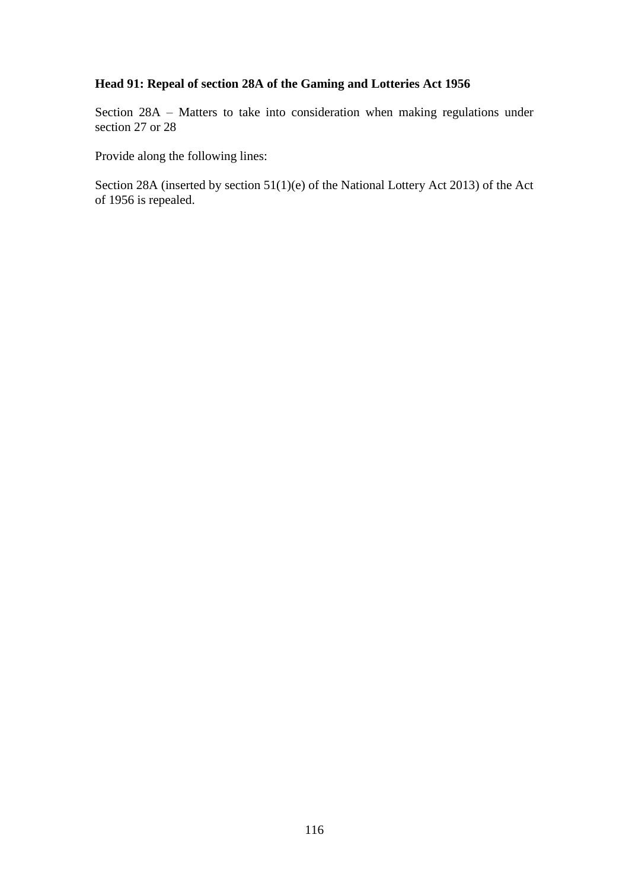**Head 91: Repeal of section 28A of the Gaming and Lotteries Act 1956**

Section 28A – Matters to take into consideration when making regulations under section 27 or 28

Provide along the following lines:

Section 28A (inserted by section 51(1)(e) of the National Lottery Act 2013) of the Act of 1956 is repealed.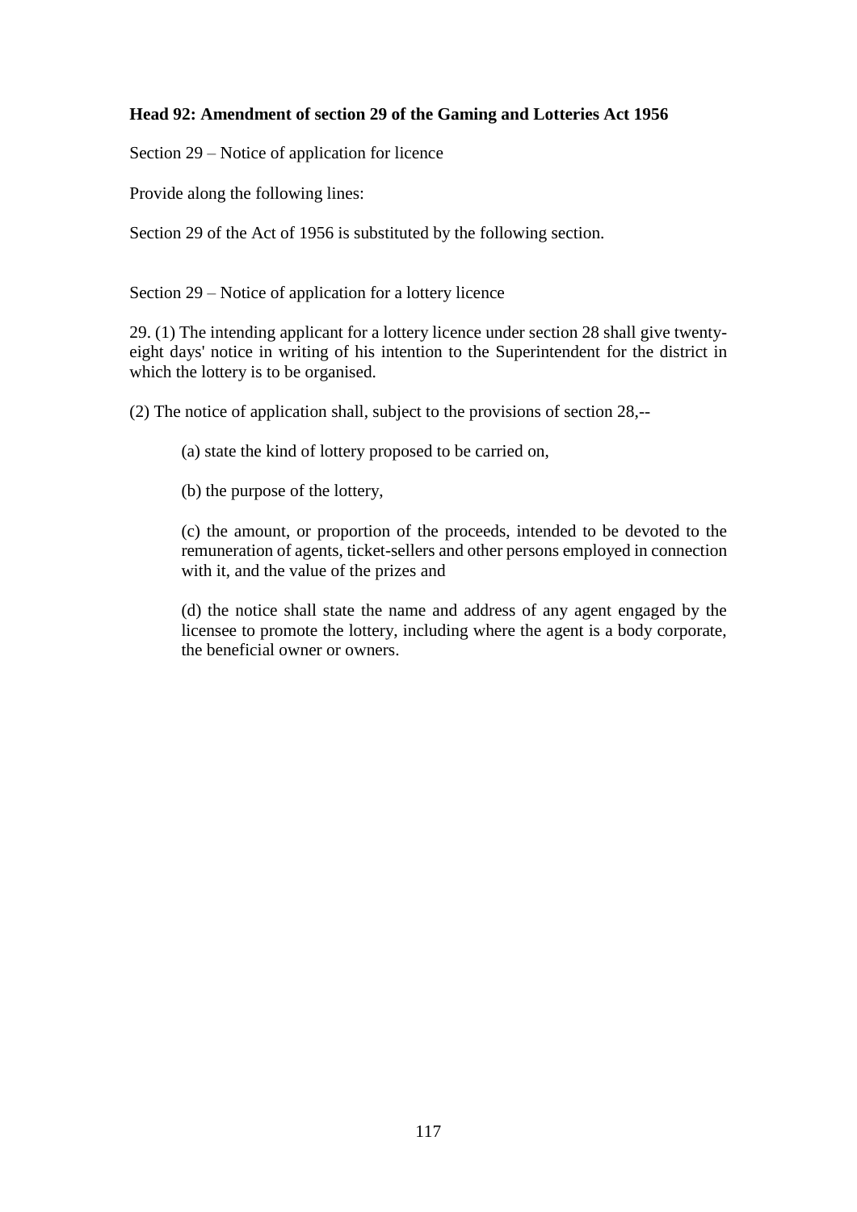**Head 92: Amendment of section 29 of the Gaming and Lotteries Act 1956**

Section 29 – Notice of application for licence

Provide along the following lines:

Section 29 of the Act of 1956 is substituted by the following section.

Section 29 – Notice of application for a lottery licence

29. (1) The intending applicant for a lottery licence under section 28 shall give twenty-eight days' notice in writing of his intention to the Superintendent for the district in which the lottery is to be organised.

(2) The notice of application shall, subject to the provisions of section 28,--

> (a) state the kind of lottery proposed to be carried on,
>
> (b) the purpose of the lottery,
>
> (c) the amount, or proportion of the proceeds, intended to be devoted to the remuneration of agents, ticket-sellers and other persons employed in connection with it, and the value of the prizes and
>
> (d) the notice shall state the name and address of any agent engaged by the licensee to promote the lottery, including where the agent is a body corporate, the beneficial owner or owners.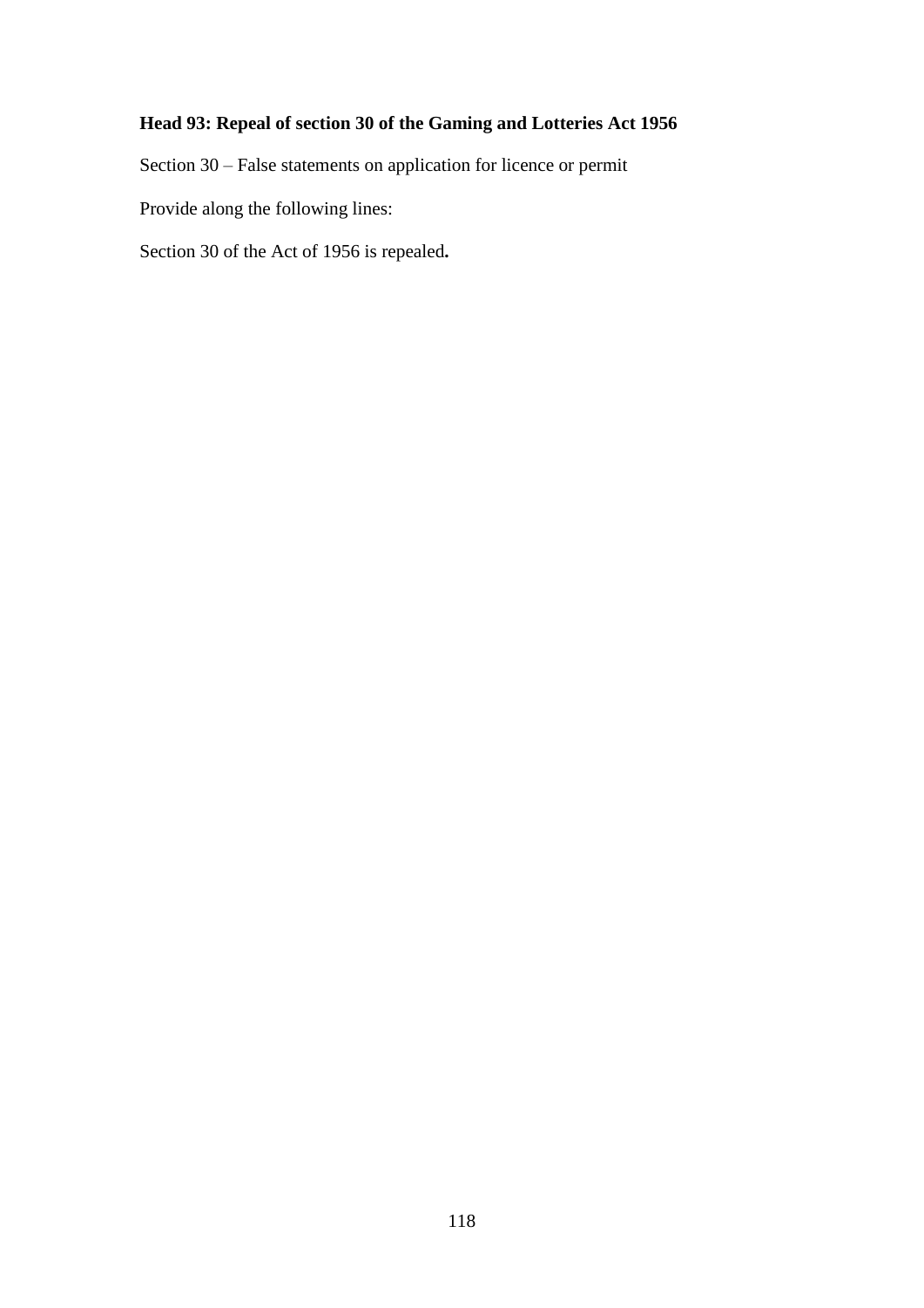**Head 93: Repeal of section 30 of the Gaming and Lotteries Act 1956**

Section 30 – False statements on application for licence or permit

Provide along the following lines:

Section 30 of the Act of 1956 is repealed**.**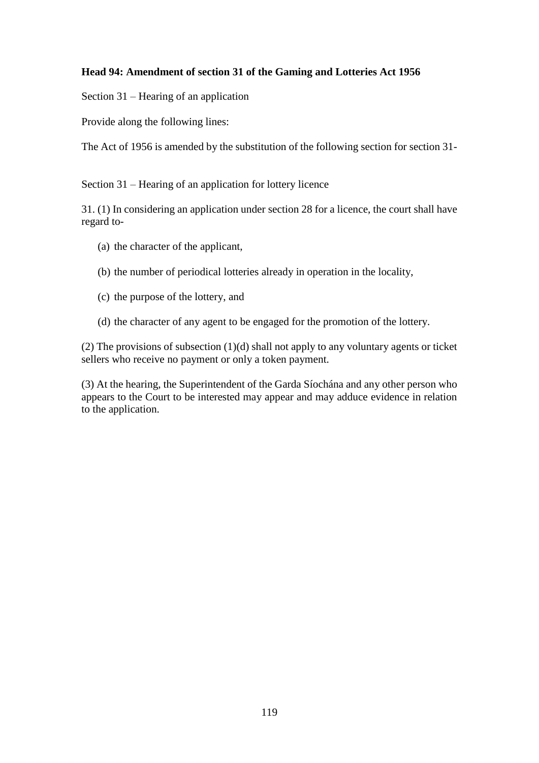**Head 94: Amendment of section 31 of the Gaming and Lotteries Act 1956**

Section 31 – Hearing of an application

Provide along the following lines:

The Act of 1956 is amended by the substitution of the following section for section 31-

Section 31 – Hearing of an application for lottery licence

31. (1) In considering an application under section 28 for a licence, the court shall have regard to-

(a) the character of the applicant,

(b) the number of periodical lotteries already in operation in the locality,

(c) the purpose of the lottery, and

(d) the character of any agent to be engaged for the promotion of the lottery.

(2) The provisions of subsection (1)(d) shall not apply to any voluntary agents or ticket sellers who receive no payment or only a token payment.

(3) At the hearing, the Superintendent of the Garda Síochána and any other person who appears to the Court to be interested may appear and may adduce evidence in relation to the application.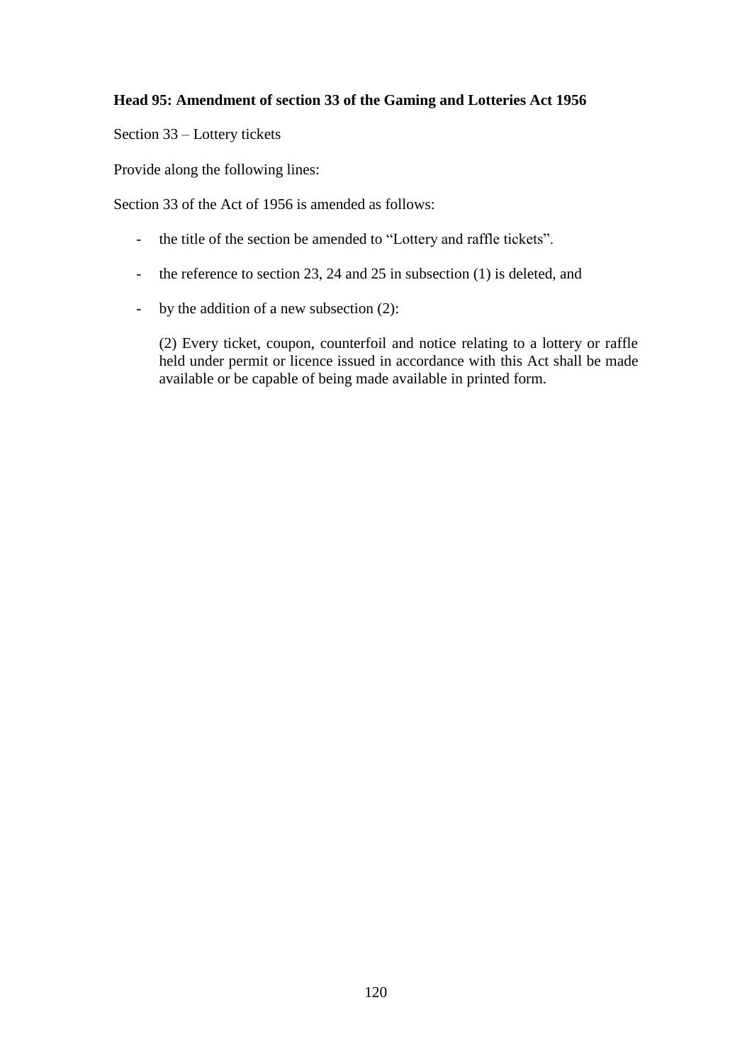**Head 95: Amendment of section 33 of the Gaming and Lotteries Act 1956**

Section 33 – Lottery tickets

Provide along the following lines:

Section 33 of the Act of 1956 is amended as follows:

- the title of the section be amended to "Lottery and raffle tickets".
- the reference to section 23, 24 and 25 in subsection (1) is deleted, and
- by the addition of a new subsection (2):

  (2) Every ticket, coupon, counterfoil and notice relating to a lottery or raffle held under permit or licence issued in accordance with this Act shall be made available or be capable of being made available in printed form.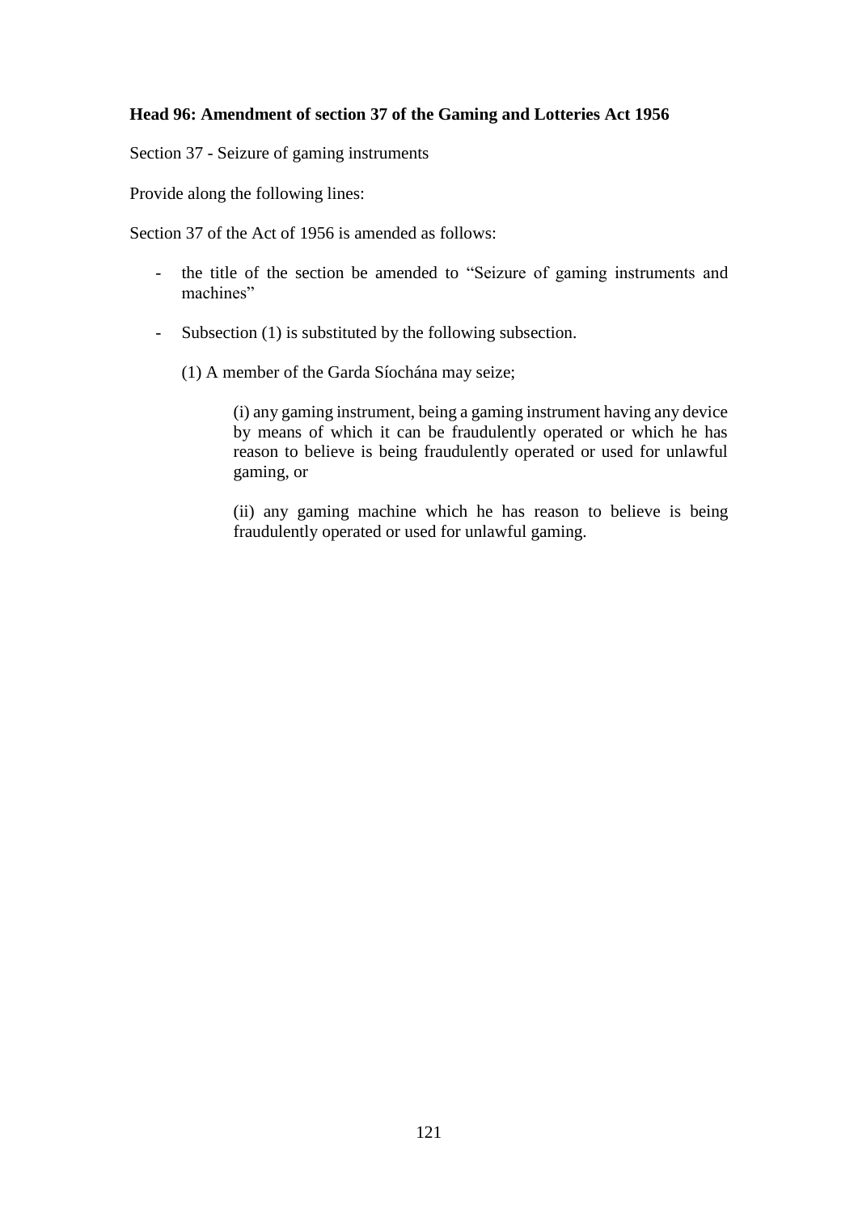**Head 96: Amendment of section 37 of the Gaming and Lotteries Act 1956**

Section 37 - Seizure of gaming instruments

Provide along the following lines:

Section 37 of the Act of 1956 is amended as follows:

- the title of the section be amended to "Seizure of gaming instruments and machines"

- Subsection (1) is substituted by the following subsection.

  (1) A member of the Garda Síochána may seize;

  > (i) any gaming instrument, being a gaming instrument having any device by means of which it can be fraudulently operated or which he has reason to believe is being fraudulently operated or used for unlawful gaming, or
  >
  > (ii) any gaming machine which he has reason to believe is being fraudulently operated or used for unlawful gaming.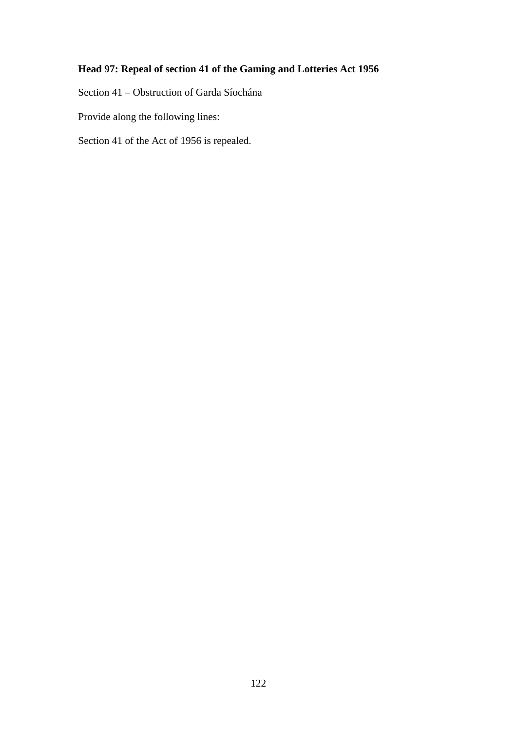**Head 97: Repeal of section 41 of the Gaming and Lotteries Act 1956**

Section 41 – Obstruction of Garda Síochána

Provide along the following lines:

Section 41 of the Act of 1956 is repealed.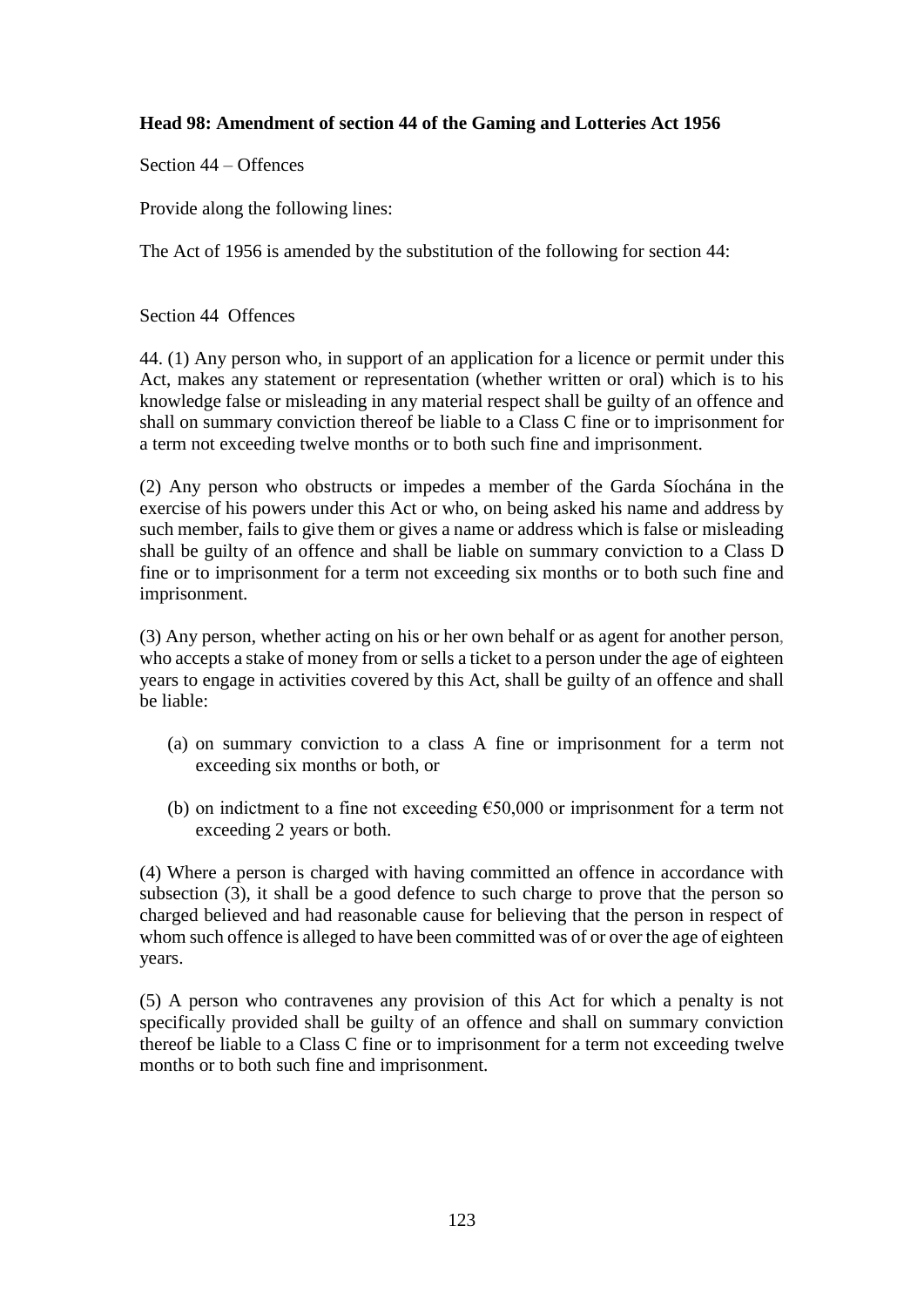**Head 98: Amendment of section 44 of the Gaming and Lotteries Act 1956**

Section 44 – Offences

Provide along the following lines:

The Act of 1956 is amended by the substitution of the following for section 44:

Section 44 Offences

44. (1) Any person who, in support of an application for a licence or permit under this Act, makes any statement or representation (whether written or oral) which is to his knowledge false or misleading in any material respect shall be guilty of an offence and shall on summary conviction thereof be liable to a Class C fine or to imprisonment for a term not exceeding twelve months or to both such fine and imprisonment.

(2) Any person who obstructs or impedes a member of the Garda Síochána in the exercise of his powers under this Act or who, on being asked his name and address by such member, fails to give them or gives a name or address which is false or misleading shall be guilty of an offence and shall be liable on summary conviction to a Class D fine or to imprisonment for a term not exceeding six months or to both such fine and imprisonment.

(3) Any person, whether acting on his or her own behalf or as agent for another person, who accepts a stake of money from or sells a ticket to a person under the age of eighteen years to engage in activities covered by this Act, shall be guilty of an offence and shall be liable:

(a) on summary conviction to a class A fine or imprisonment for a term not exceeding six months or both, or

(b) on indictment to a fine not exceeding €50,000 or imprisonment for a term not exceeding 2 years or both.

(4) Where a person is charged with having committed an offence in accordance with subsection (3), it shall be a good defence to such charge to prove that the person so charged believed and had reasonable cause for believing that the person in respect of whom such offence is alleged to have been committed was of or over the age of eighteen years.

(5) A person who contravenes any provision of this Act for which a penalty is not specifically provided shall be guilty of an offence and shall on summary conviction thereof be liable to a Class C fine or to imprisonment for a term not exceeding twelve months or to both such fine and imprisonment.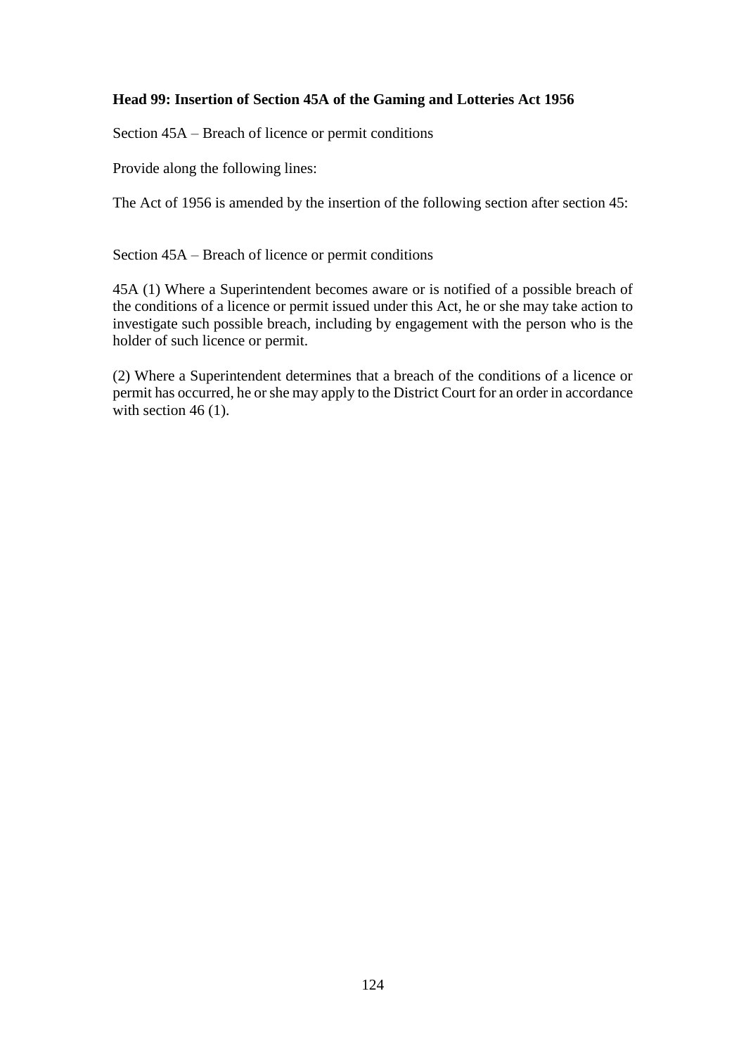**Head 99: Insertion of Section 45A of the Gaming and Lotteries Act 1956**

Section 45A – Breach of licence or permit conditions

Provide along the following lines:

The Act of 1956 is amended by the insertion of the following section after section 45:

Section 45A – Breach of licence or permit conditions

45A (1) Where a Superintendent becomes aware or is notified of a possible breach of the conditions of a licence or permit issued under this Act, he or she may take action to investigate such possible breach, including by engagement with the person who is the holder of such licence or permit.

(2) Where a Superintendent determines that a breach of the conditions of a licence or permit has occurred, he or she may apply to the District Court for an order in accordance with section 46 (1).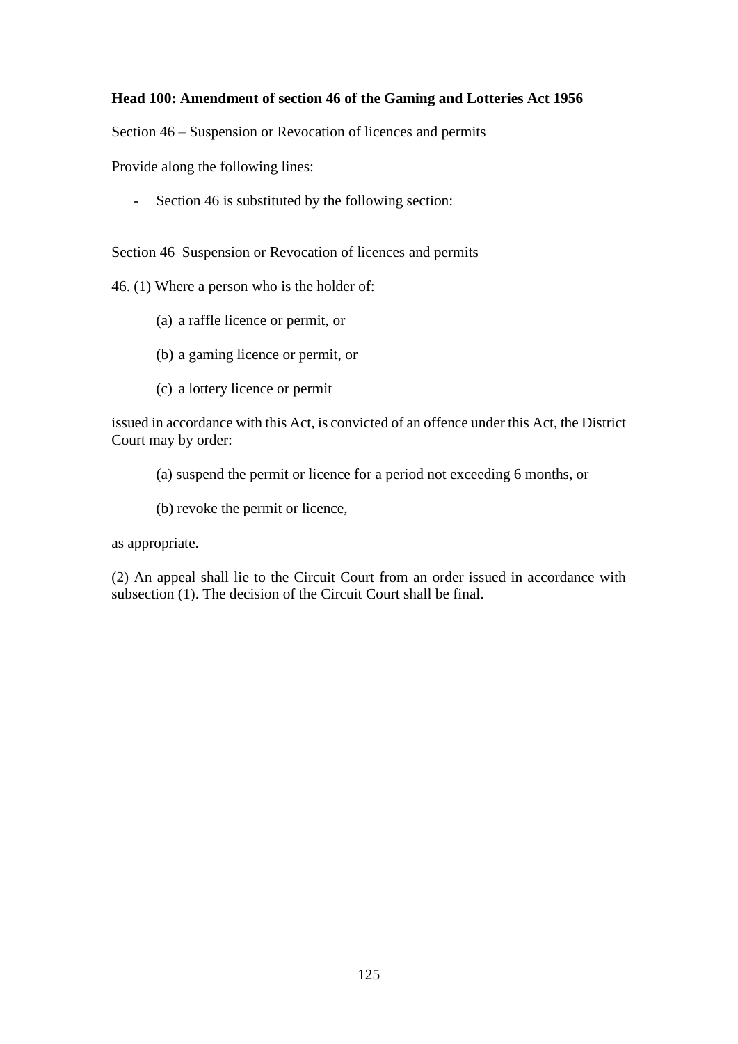**Head 100: Amendment of section 46 of the Gaming and Lotteries Act 1956**

Section 46 – Suspension or Revocation of licences and permits

Provide along the following lines:

- Section 46 is substituted by the following section:

Section 46 Suspension or Revocation of licences and permits

46. (1) Where a person who is the holder of:

(a) a raffle licence or permit, or

(b) a gaming licence or permit, or

(c) a lottery licence or permit

issued in accordance with this Act, is convicted of an offence under this Act, the District Court may by order:

(a) suspend the permit or licence for a period not exceeding 6 months, or

(b) revoke the permit or licence,

as appropriate.

(2) An appeal shall lie to the Circuit Court from an order issued in accordance with subsection (1). The decision of the Circuit Court shall be final.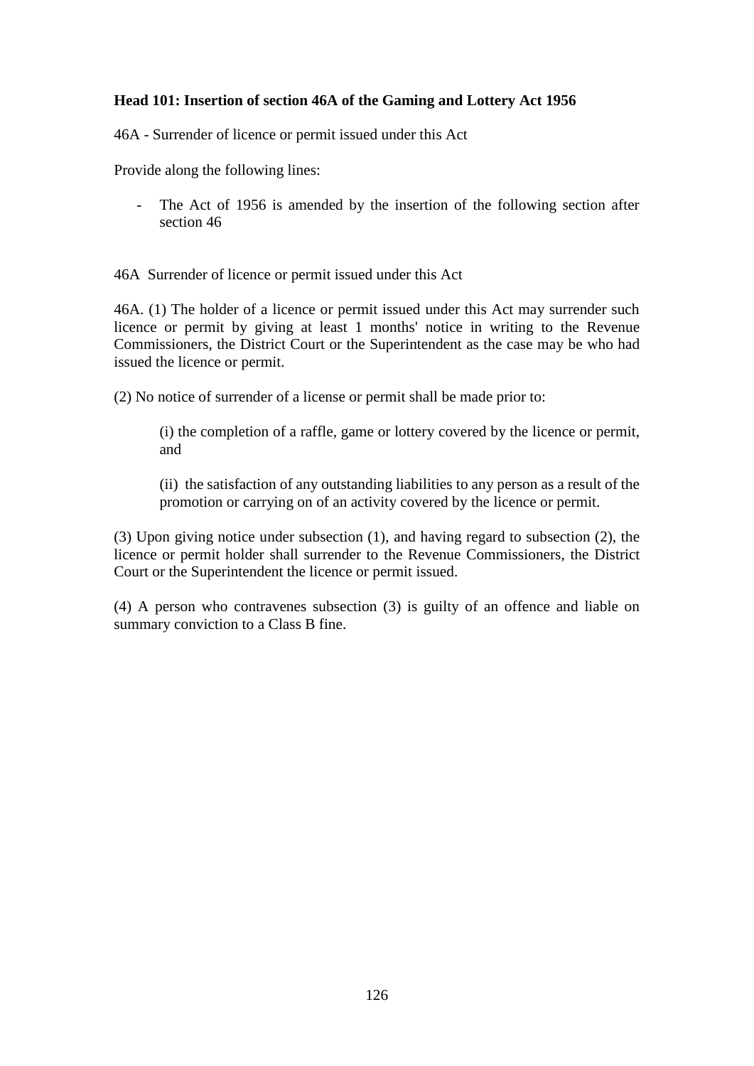**Head 101: Insertion of section 46A of the Gaming and Lottery Act 1956**

46A - Surrender of licence or permit issued under this Act

Provide along the following lines:

- The Act of 1956 is amended by the insertion of the following section after section 46

46A Surrender of licence or permit issued under this Act

46A. (1) The holder of a licence or permit issued under this Act may surrender such licence or permit by giving at least 1 months' notice in writing to the Revenue Commissioners, the District Court or the Superintendent as the case may be who had issued the licence or permit.

(2) No notice of surrender of a license or permit shall be made prior to:

> (i) the completion of a raffle, game or lottery covered by the licence or permit, and
>
> (ii) the satisfaction of any outstanding liabilities to any person as a result of the promotion or carrying on of an activity covered by the licence or permit.

(3) Upon giving notice under subsection (1), and having regard to subsection (2), the licence or permit holder shall surrender to the Revenue Commissioners, the District Court or the Superintendent the licence or permit issued.

(4) A person who contravenes subsection (3) is guilty of an offence and liable on summary conviction to a Class B fine.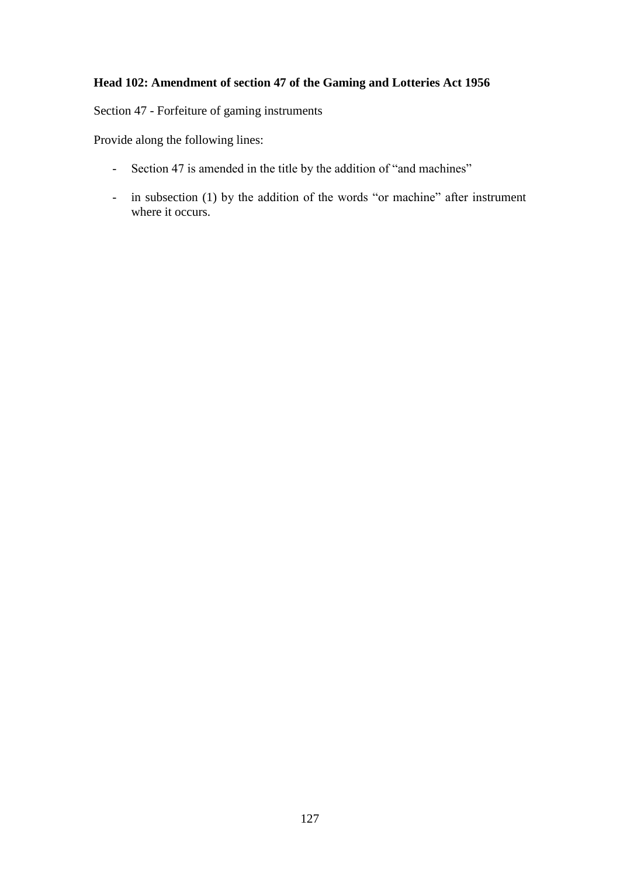**Head 102: Amendment of section 47 of the Gaming and Lotteries Act 1956**

Section 47 - Forfeiture of gaming instruments

Provide along the following lines:

- Section 47 is amended in the title by the addition of "and machines"
- in subsection (1) by the addition of the words "or machine" after instrument where it occurs.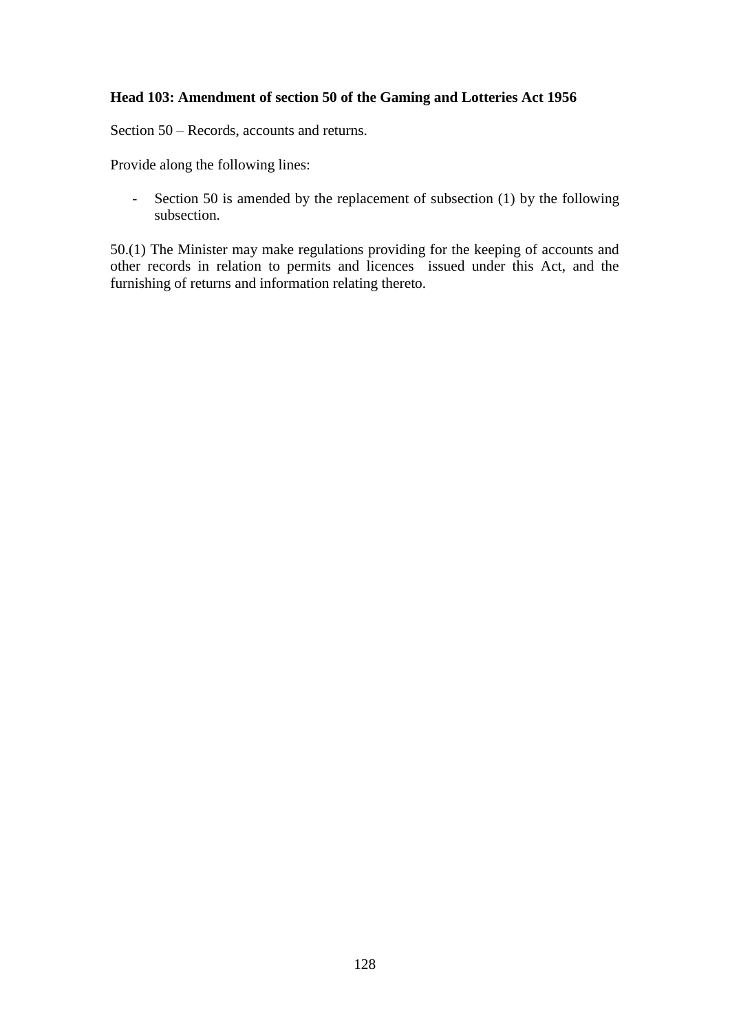**Head 103: Amendment of section 50 of the Gaming and Lotteries Act 1956**

Section 50 – Records, accounts and returns.

Provide along the following lines:

- Section 50 is amended by the replacement of subsection (1) by the following subsection.

50.(1) The Minister may make regulations providing for the keeping of accounts and other records in relation to permits and licences issued under this Act, and the furnishing of returns and information relating thereto.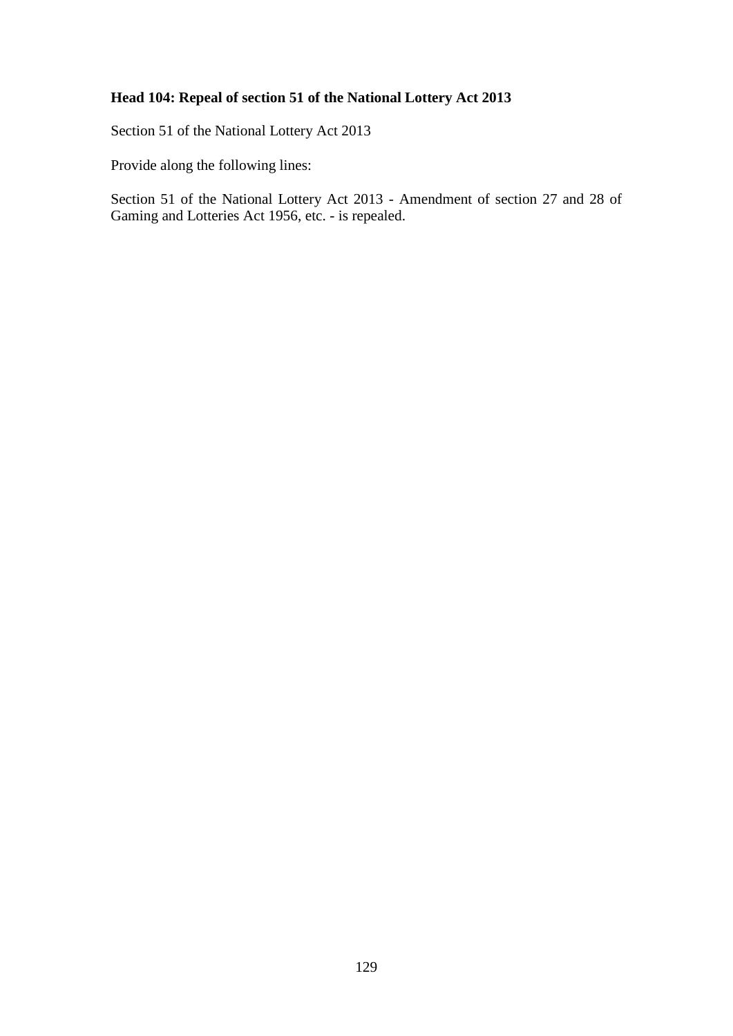**Head 104: Repeal of section 51 of the National Lottery Act 2013**

Section 51 of the National Lottery Act 2013

Provide along the following lines:

Section 51 of the National Lottery Act 2013 - Amendment of section 27 and 28 of Gaming and Lotteries Act 1956, etc. - is repealed.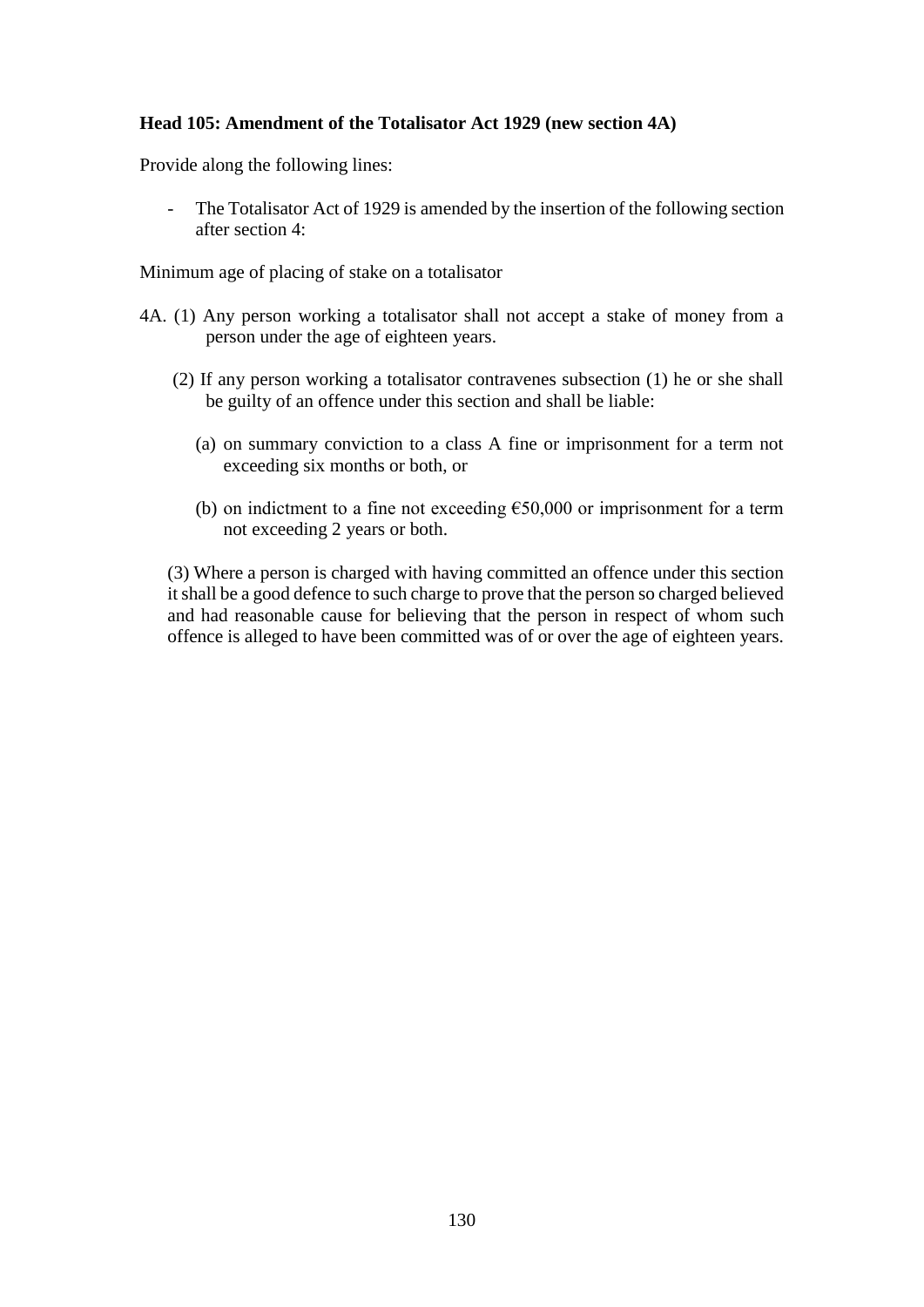**Head 105: Amendment of the Totalisator Act 1929 (new section 4A)**

Provide along the following lines:

- The Totalisator Act of 1929 is amended by the insertion of the following section after section 4:

Minimum age of placing of stake on a totalisator

4A. (1) Any person working a totalisator shall not accept a stake of money from a person under the age of eighteen years.

(2) If any person working a totalisator contravenes subsection (1) he or she shall be guilty of an offence under this section and shall be liable:

(a) on summary conviction to a class A fine or imprisonment for a term not exceeding six months or both, or

(b) on indictment to a fine not exceeding €50,000 or imprisonment for a term not exceeding 2 years or both.

(3) Where a person is charged with having committed an offence under this section it shall be a good defence to such charge to prove that the person so charged believed and had reasonable cause for believing that the person in respect of whom such offence is alleged to have been committed was of or over the age of eighteen years.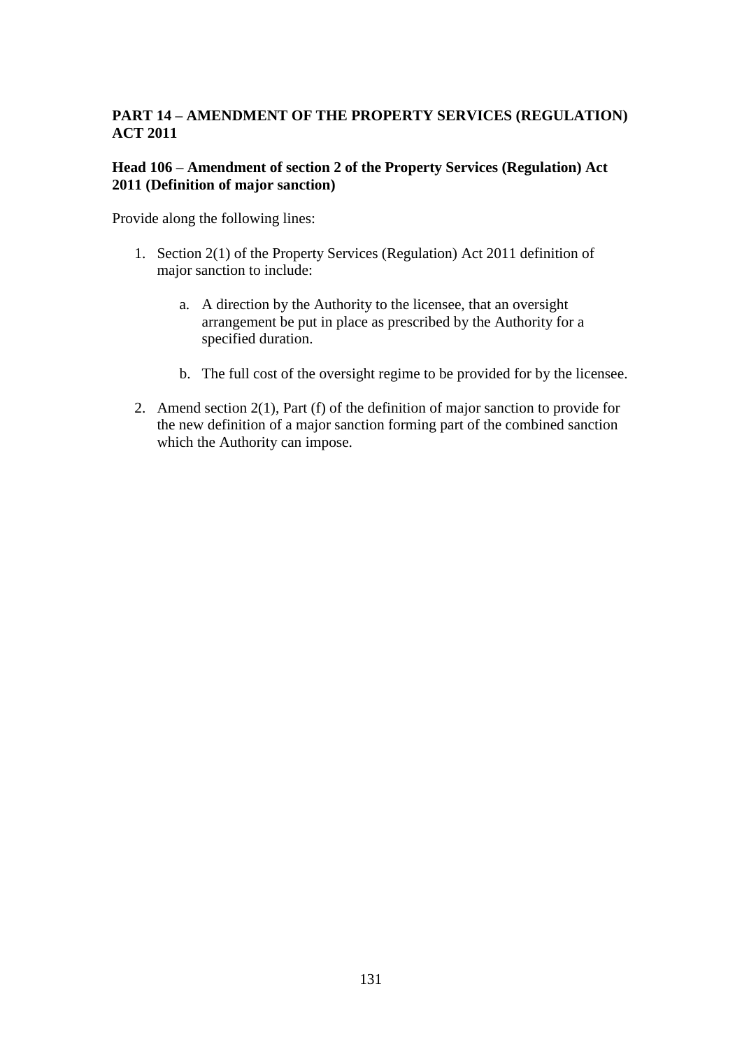**PART 14 – AMENDMENT OF THE PROPERTY SERVICES (REGULATION) ACT 2011**

**Head 106 – Amendment of section 2 of the Property Services (Regulation) Act 2011 (Definition of major sanction)**

Provide along the following lines:

1. Section 2(1) of the Property Services (Regulation) Act 2011 definition of major sanction to include:

    a. A direction by the Authority to the licensee, that an oversight arrangement be put in place as prescribed by the Authority for a specified duration.

    b. The full cost of the oversight regime to be provided for by the licensee.

2. Amend section 2(1), Part (f) of the definition of major sanction to provide for the new definition of a major sanction forming part of the combined sanction which the Authority can impose.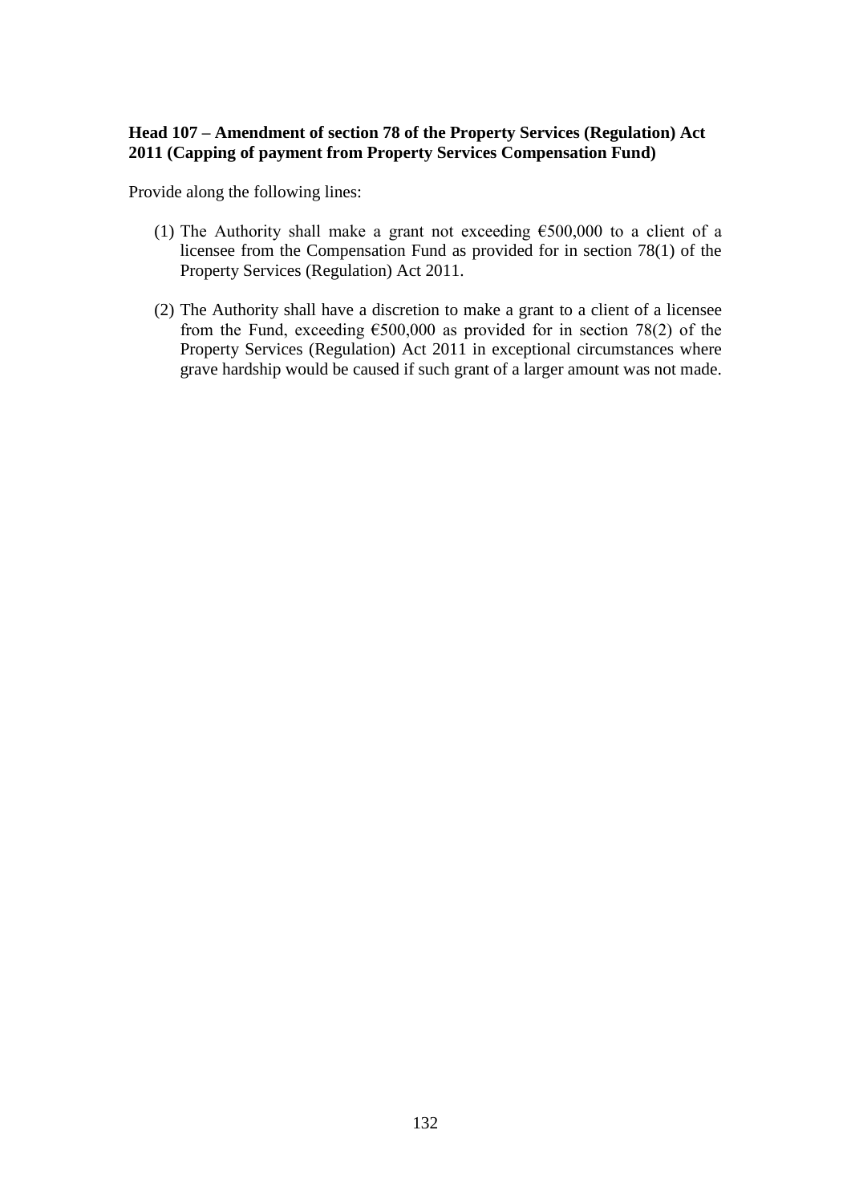**Head 107 – Amendment of section 78 of the Property Services (Regulation) Act 2011 (Capping of payment from Property Services Compensation Fund)**

Provide along the following lines:

(1) The Authority shall make a grant not exceeding €500,000 to a client of a licensee from the Compensation Fund as provided for in section 78(1) of the Property Services (Regulation) Act 2011.

(2) The Authority shall have a discretion to make a grant to a client of a licensee from the Fund, exceeding €500,000 as provided for in section 78(2) of the Property Services (Regulation) Act 2011 in exceptional circumstances where grave hardship would be caused if such grant of a larger amount was not made.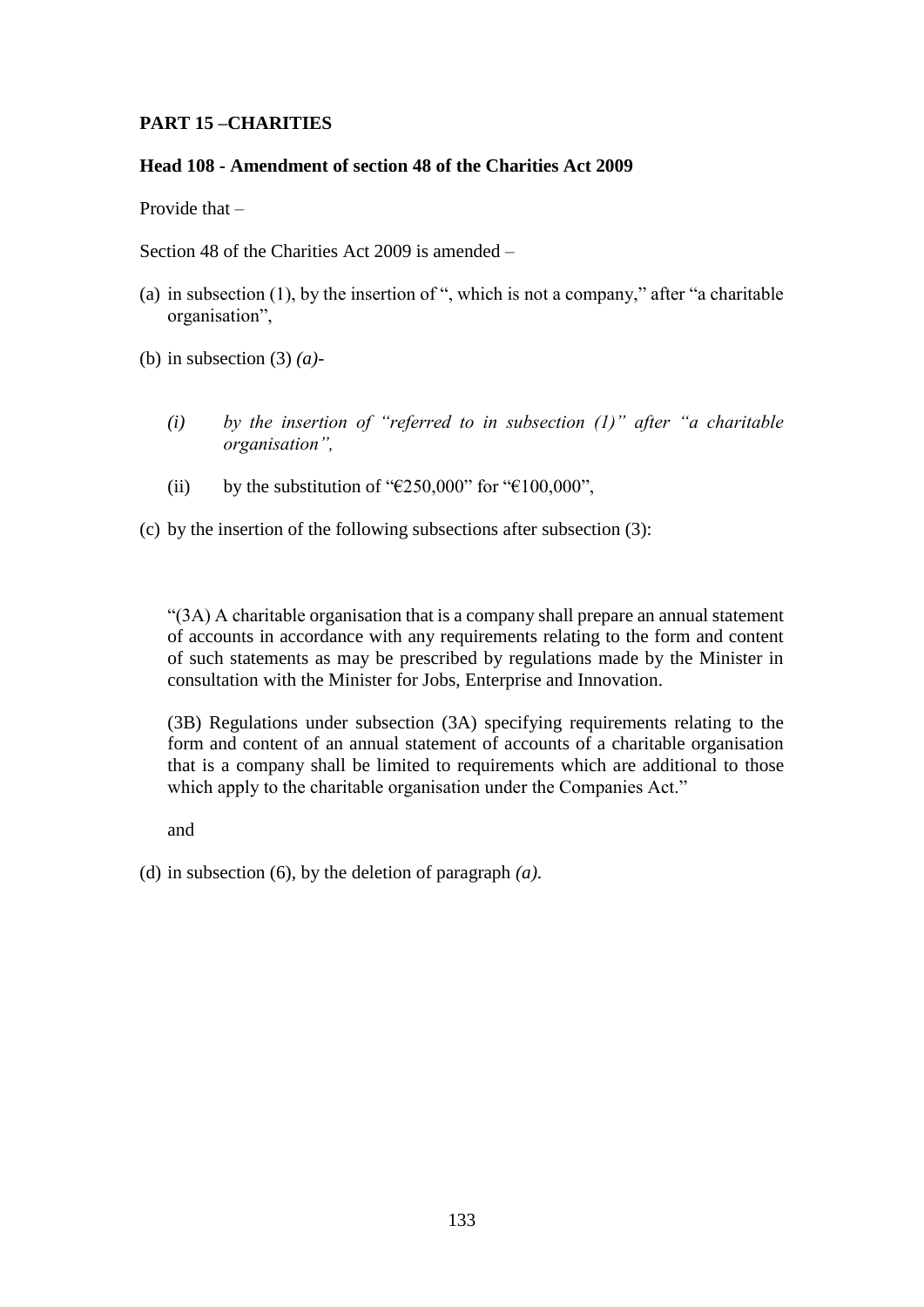**PART 15 –CHARITIES**

**Head 108 - Amendment of section 48 of the Charities Act 2009**

Provide that –

Section 48 of the Charities Act 2009 is amended –

(a) in subsection (1), by the insertion of ", which is not a company," after "a charitable organisation",

(b) in subsection (3) *(a)*-

  *(i) by the insertion of "referred to in subsection (1)" after "a charitable organisation",*

  (ii) by the substitution of "€250,000" for "€100,000",

(c) by the insertion of the following subsections after subsection (3):

"(3A) A charitable organisation that is a company shall prepare an annual statement of accounts in accordance with any requirements relating to the form and content of such statements as may be prescribed by regulations made by the Minister in consultation with the Minister for Jobs, Enterprise and Innovation.

(3B) Regulations under subsection (3A) specifying requirements relating to the form and content of an annual statement of accounts of a charitable organisation that is a company shall be limited to requirements which are additional to those which apply to the charitable organisation under the Companies Act."

and

(d) in subsection (6), by the deletion of paragraph *(a)*.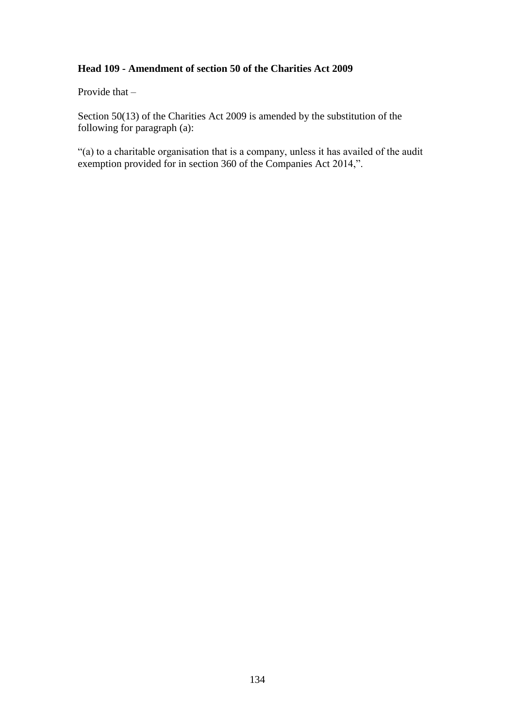**Head 109 - Amendment of section 50 of the Charities Act 2009**

Provide that –

Section 50(13) of the Charities Act 2009 is amended by the substitution of the following for paragraph (a):

"(a) to a charitable organisation that is a company, unless it has availed of the audit exemption provided for in section 360 of the Companies Act 2014,".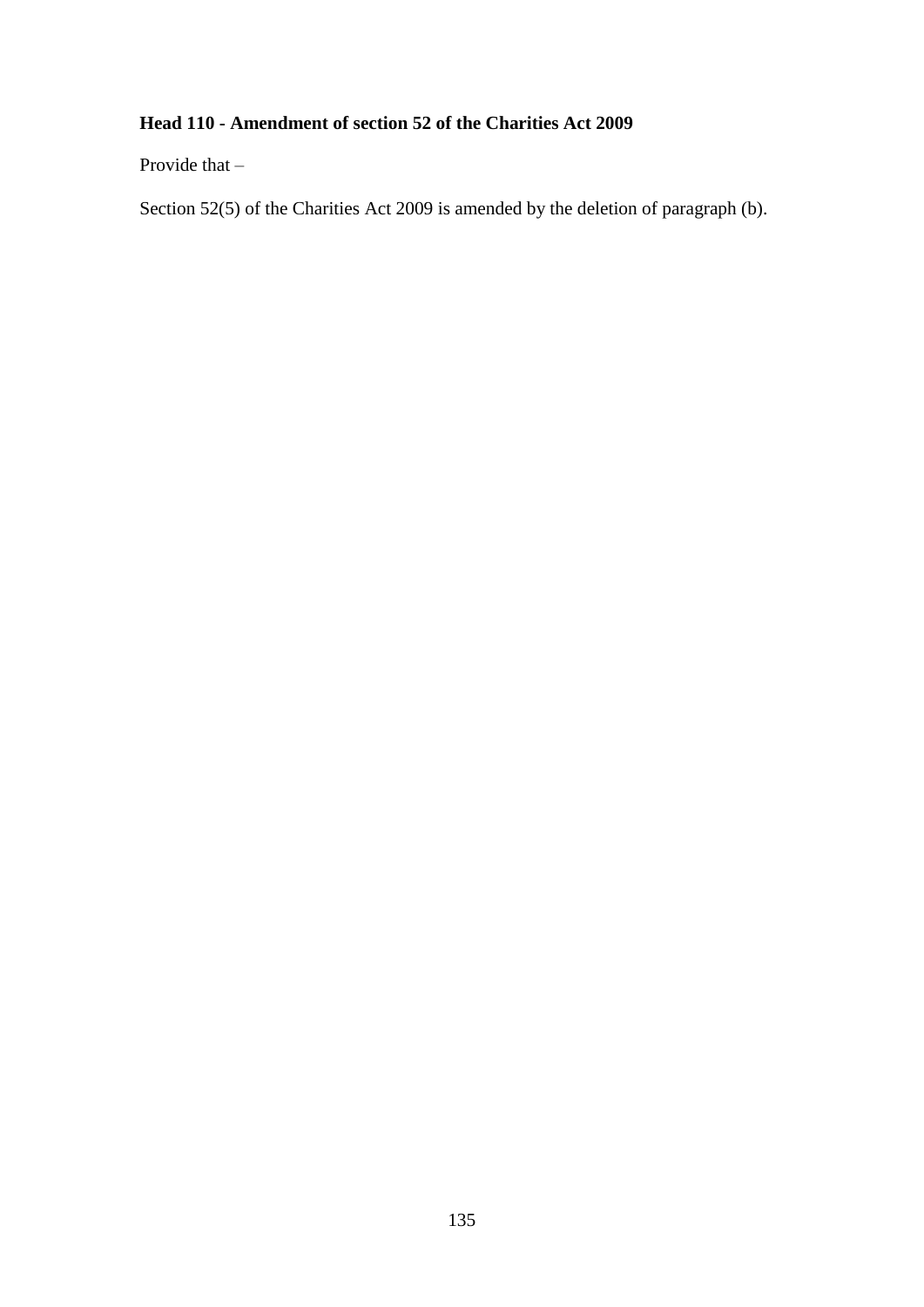**Head 110 - Amendment of section 52 of the Charities Act 2009**

Provide that –

Section 52(5) of the Charities Act 2009 is amended by the deletion of paragraph (b).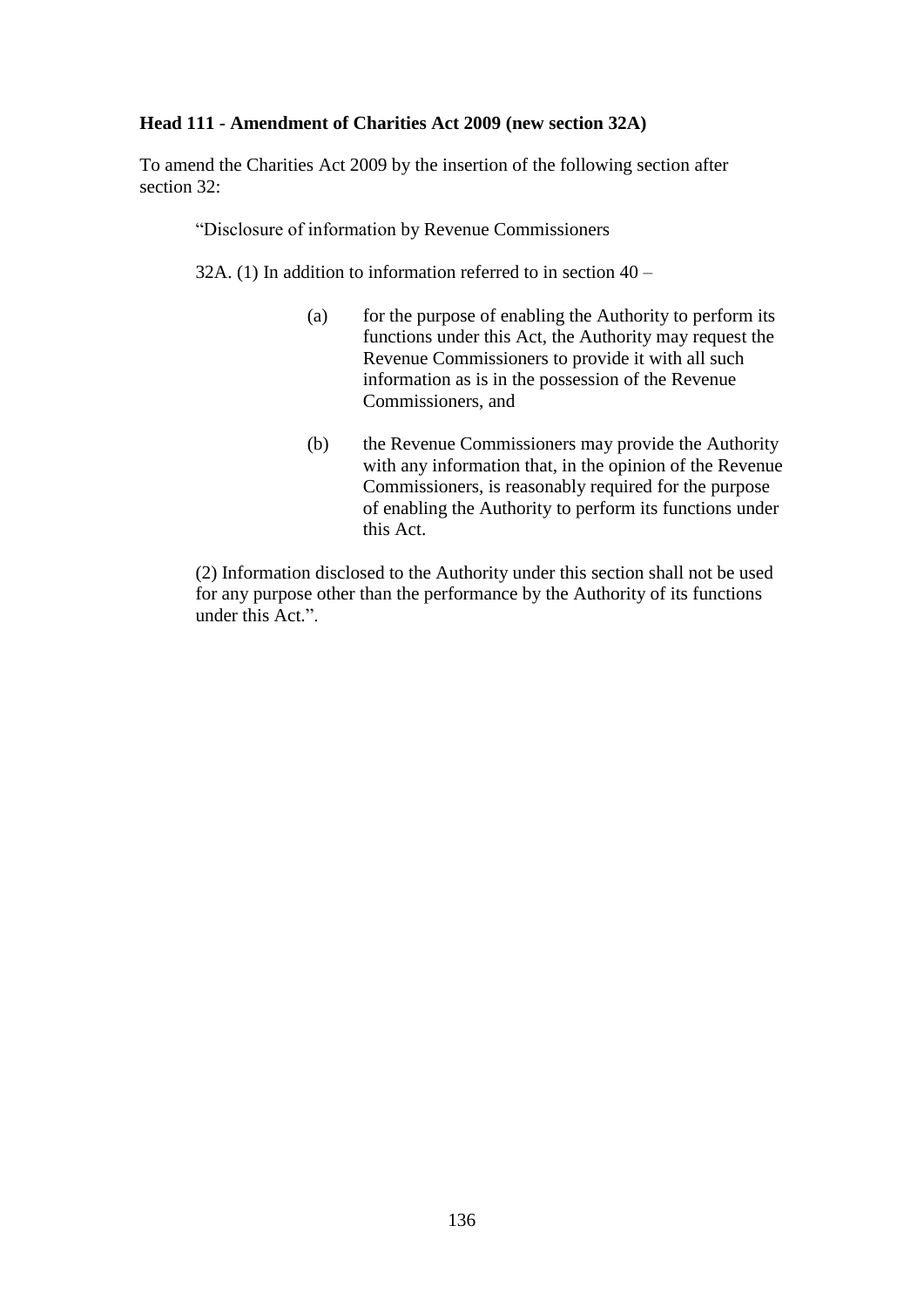**Head 111 - Amendment of Charities Act 2009 (new section 32A)**

To amend the Charities Act 2009 by the insertion of the following section after section 32:

> "Disclosure of information by Revenue Commissioners
>
> 32A. (1) In addition to information referred to in section 40 –
>
> > (a) for the purpose of enabling the Authority to perform its functions under this Act, the Authority may request the Revenue Commissioners to provide it with all such information as is in the possession of the Revenue Commissioners, and
> >
> > (b) the Revenue Commissioners may provide the Authority with any information that, in the opinion of the Revenue Commissioners, is reasonably required for the purpose of enabling the Authority to perform its functions under this Act.
>
> (2) Information disclosed to the Authority under this section shall not be used for any purpose other than the performance by the Authority of its functions under this Act.".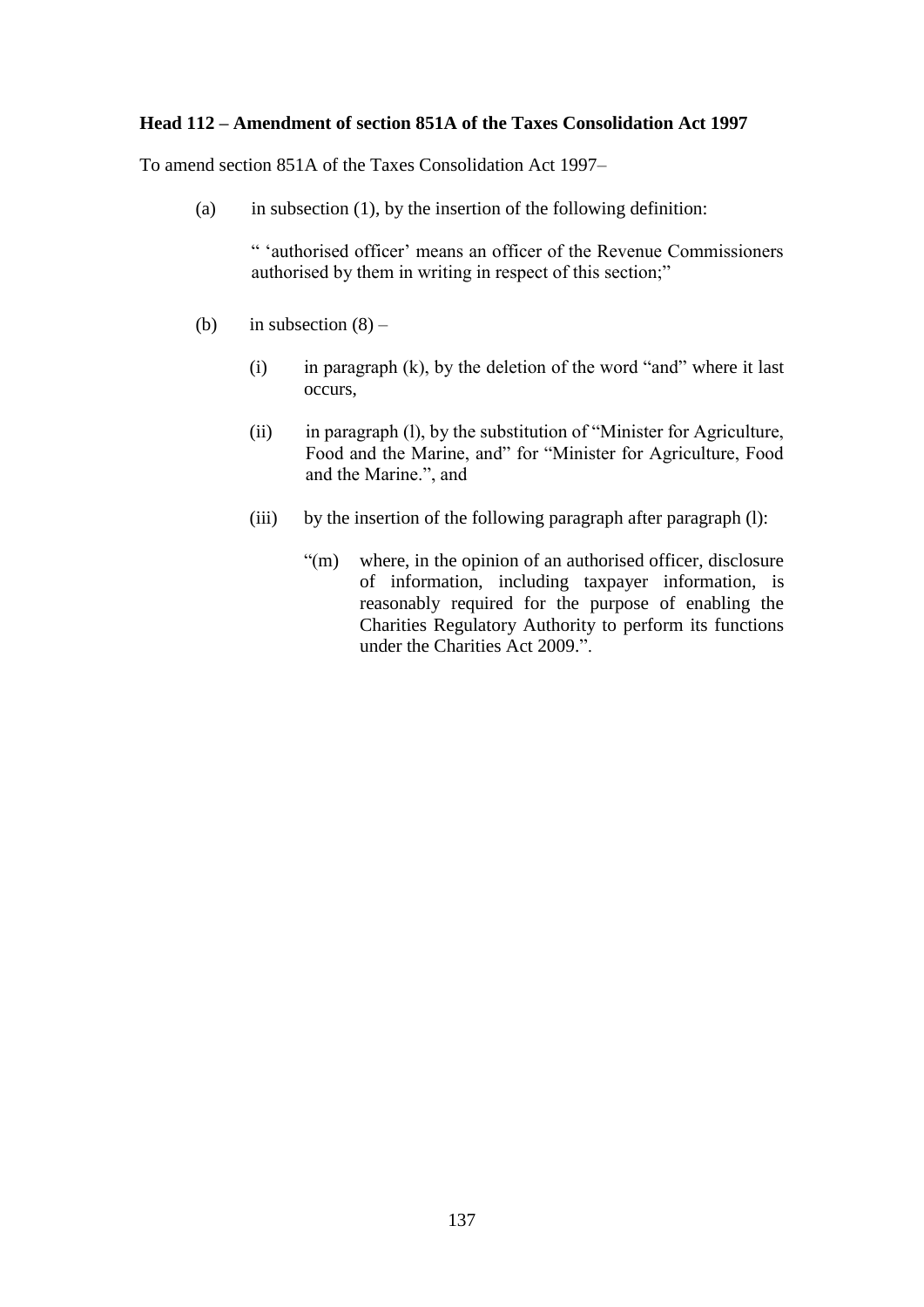**Head 112 – Amendment of section 851A of the Taxes Consolidation Act 1997**

To amend section 851A of the Taxes Consolidation Act 1997–

(a) in subsection (1), by the insertion of the following definition:

  " 'authorised officer' means an officer of the Revenue Commissioners authorised by them in writing in respect of this section;"

(b) in subsection (8) –

  (i) in paragraph (k), by the deletion of the word "and" where it last occurs,

  (ii) in paragraph (l), by the substitution of "Minister for Agriculture, Food and the Marine, and" for "Minister for Agriculture, Food and the Marine.", and

  (iii) by the insertion of the following paragraph after paragraph (l):

    "(m) where, in the opinion of an authorised officer, disclosure of information, including taxpayer information, is reasonably required for the purpose of enabling the Charities Regulatory Authority to perform its functions under the Charities Act 2009.".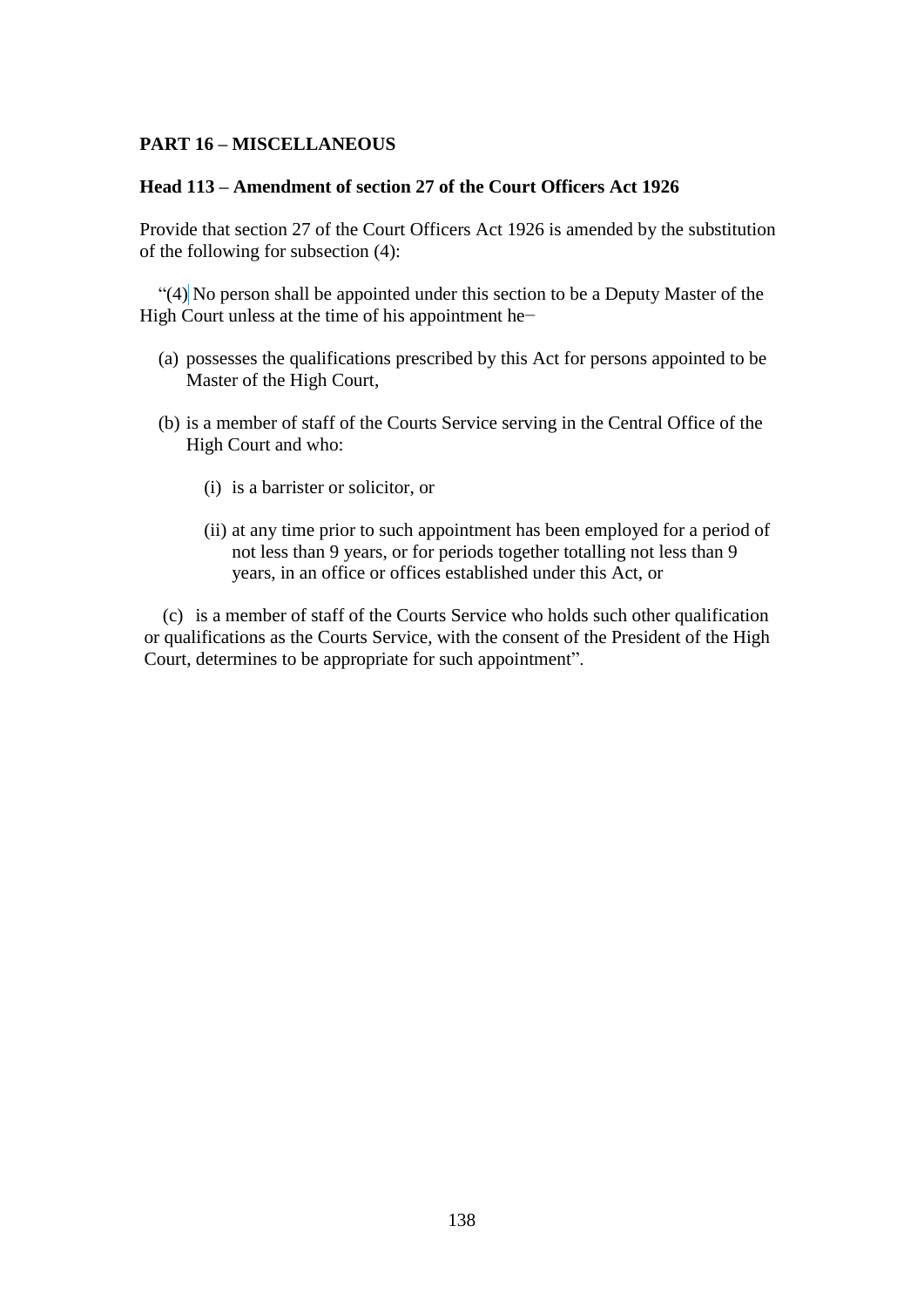**PART 16 – MISCELLANEOUS**

**Head 113 – Amendment of section 27 of the Court Officers Act 1926**

Provide that section 27 of the Court Officers Act 1926 is amended by the substitution of the following for subsection (4):

"(4) No person shall be appointed under this section to be a Deputy Master of the High Court unless at the time of his appointment he−

(a) possesses the qualifications prescribed by this Act for persons appointed to be Master of the High Court,

(b) is a member of staff of the Courts Service serving in the Central Office of the High Court and who:

(i) is a barrister or solicitor, or

(ii) at any time prior to such appointment has been employed for a period of not less than 9 years, or for periods together totalling not less than 9 years, in an office or offices established under this Act, or

(c) is a member of staff of the Courts Service who holds such other qualification or qualifications as the Courts Service, with the consent of the President of the High Court, determines to be appropriate for such appointment".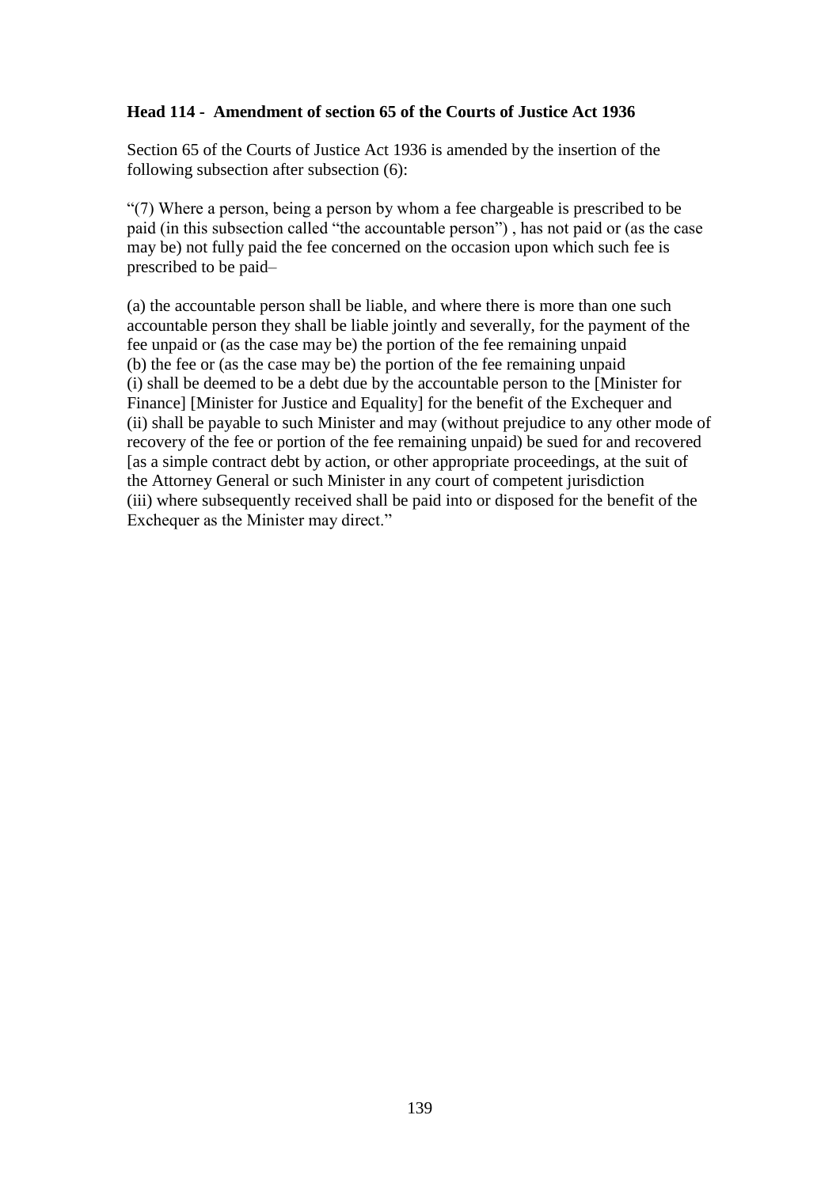**Head 114 - Amendment of section 65 of the Courts of Justice Act 1936**

Section 65 of the Courts of Justice Act 1936 is amended by the insertion of the following subsection after subsection (6):

"(7) Where a person, being a person by whom a fee chargeable is prescribed to be paid (in this subsection called "the accountable person") , has not paid or (as the case may be) not fully paid the fee concerned on the occasion upon which such fee is prescribed to be paid–

(a) the accountable person shall be liable, and where there is more than one such accountable person they shall be liable jointly and severally, for the payment of the fee unpaid or (as the case may be) the portion of the fee remaining unpaid
(b) the fee or (as the case may be) the portion of the fee remaining unpaid
(i) shall be deemed to be a debt due by the accountable person to the [Minister for Finance] [Minister for Justice and Equality] for the benefit of the Exchequer and
(ii) shall be payable to such Minister and may (without prejudice to any other mode of recovery of the fee or portion of the fee remaining unpaid) be sued for and recovered [as a simple contract debt by action, or other appropriate proceedings, at the suit of the Attorney General or such Minister in any court of competent jurisdiction
(iii) where subsequently received shall be paid into or disposed for the benefit of the Exchequer as the Minister may direct."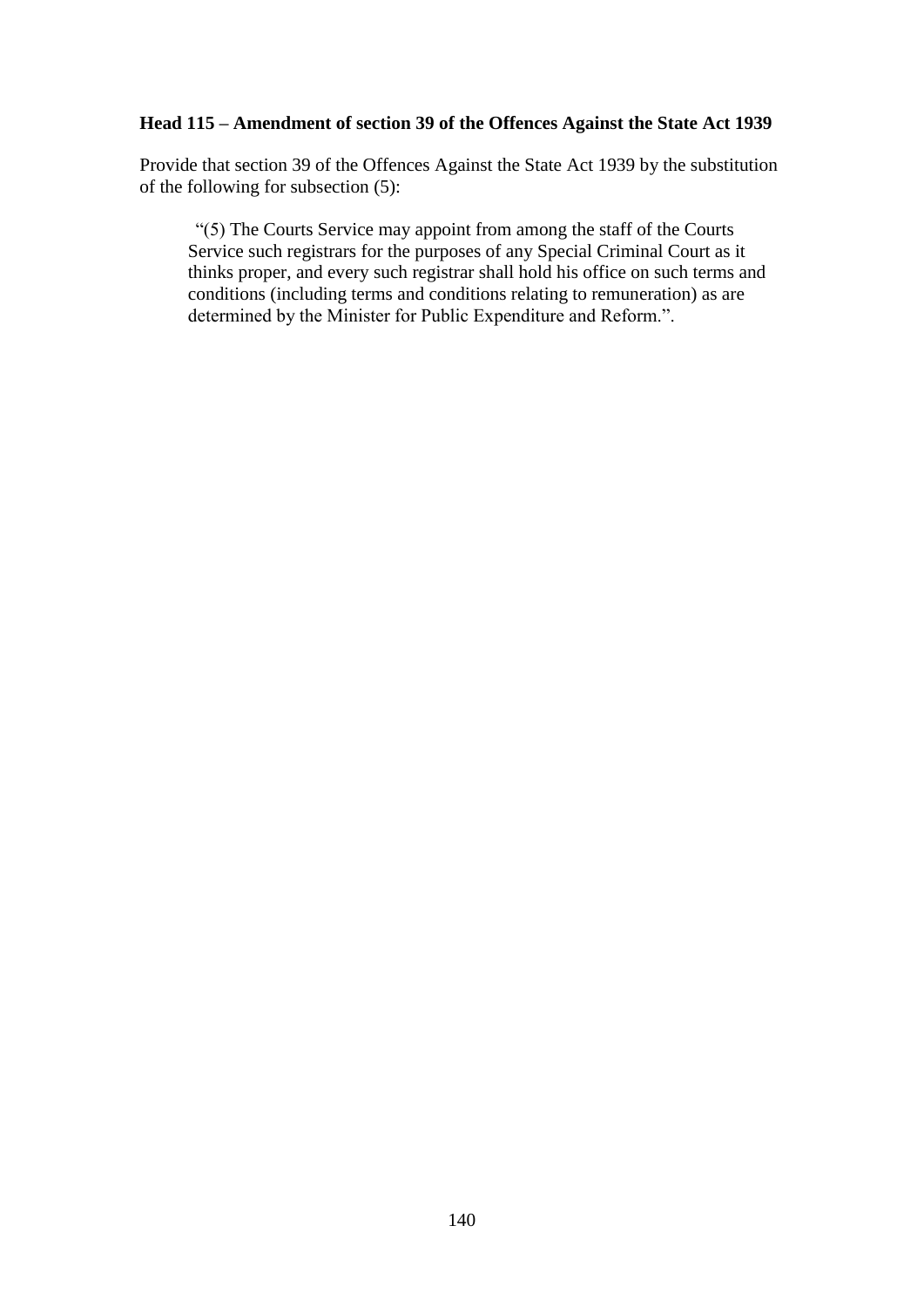**Head 115 – Amendment of section 39 of the Offences Against the State Act 1939**

Provide that section 39 of the Offences Against the State Act 1939 by the substitution of the following for subsection (5):

> "(5) The Courts Service may appoint from among the staff of the Courts Service such registrars for the purposes of any Special Criminal Court as it thinks proper, and every such registrar shall hold his office on such terms and conditions (including terms and conditions relating to remuneration) as are determined by the Minister for Public Expenditure and Reform.".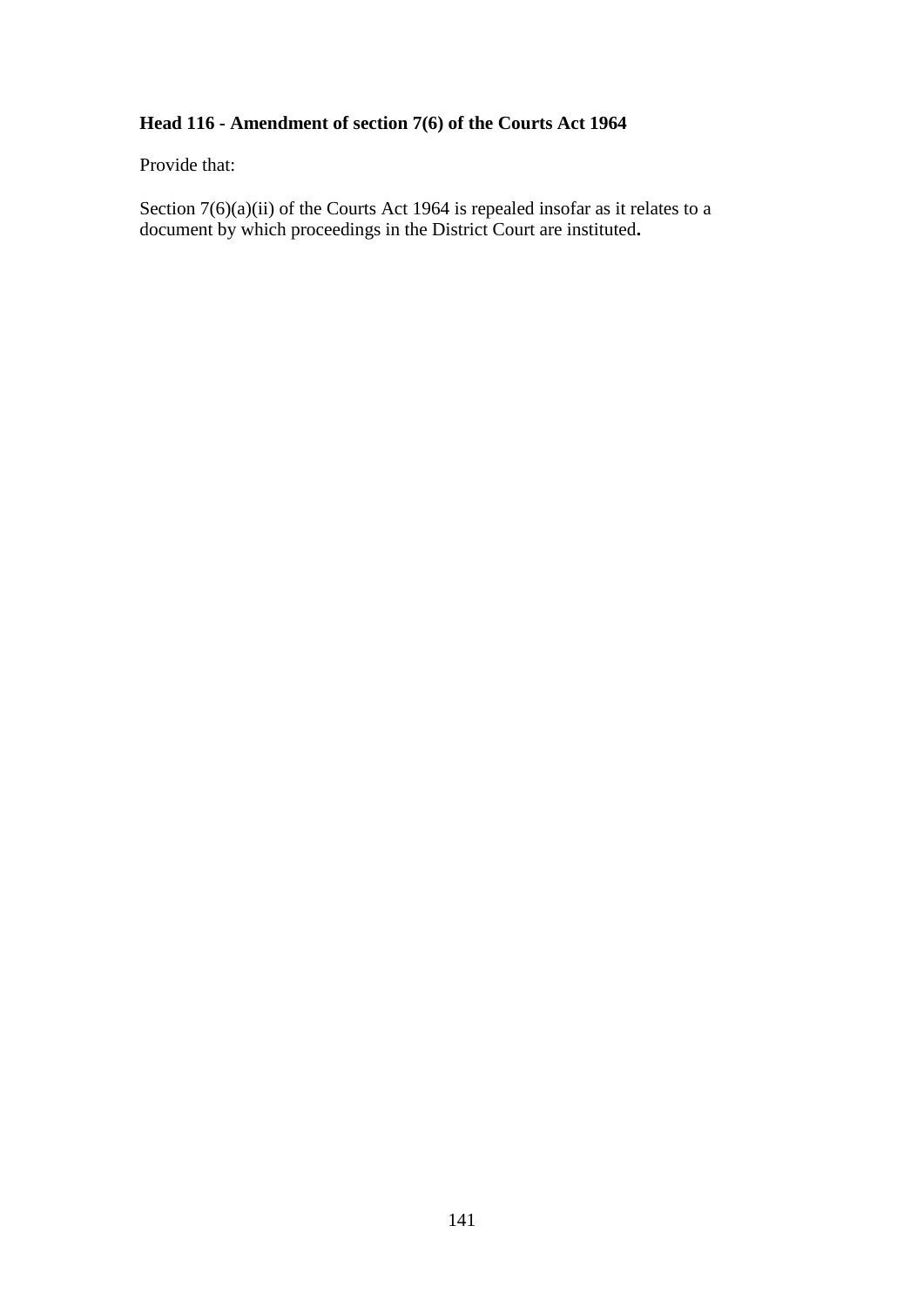**Head 116 - Amendment of section 7(6) of the Courts Act 1964**

Provide that:

Section 7(6)(a)(ii) of the Courts Act 1964 is repealed insofar as it relates to a document by which proceedings in the District Court are instituted**.**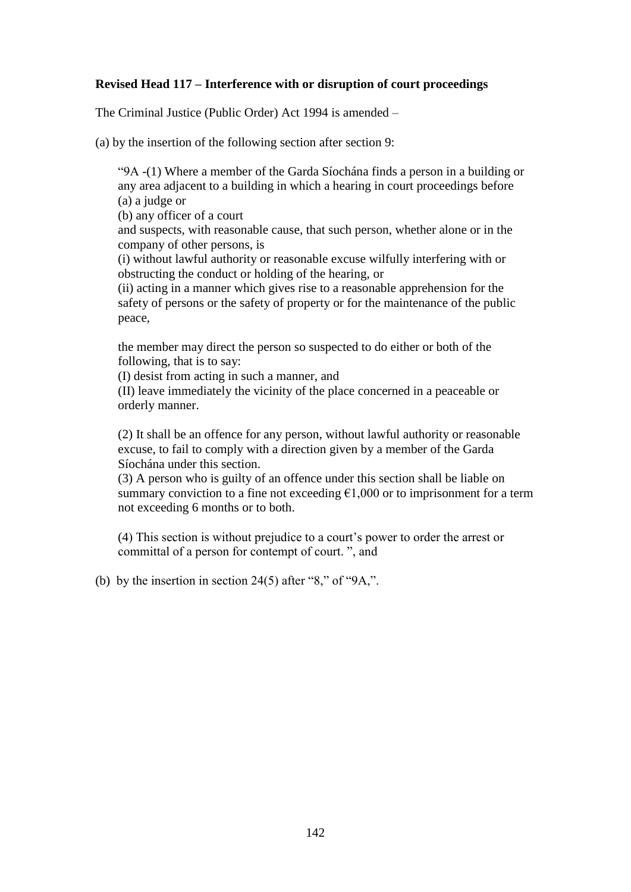**Revised Head 117 – Interference with or disruption of court proceedings**

The Criminal Justice (Public Order) Act 1994 is amended –

(a) by the insertion of the following section after section 9:

> "9A -(1) Where a member of the Garda Síochána finds a person in a building or any area adjacent to a building in which a hearing in court proceedings before
> (a) a judge or
> (b) any officer of a court
> and suspects, with reasonable cause, that such person, whether alone or in the company of other persons, is
> (i) without lawful authority or reasonable excuse wilfully interfering with or obstructing the conduct or holding of the hearing, or
> (ii) acting in a manner which gives rise to a reasonable apprehension for the safety of persons or the safety of property or for the maintenance of the public peace,
>
> the member may direct the person so suspected to do either or both of the following, that is to say:
> (I) desist from acting in such a manner, and
> (II) leave immediately the vicinity of the place concerned in a peaceable or orderly manner.
>
> (2) It shall be an offence for any person, without lawful authority or reasonable excuse, to fail to comply with a direction given by a member of the Garda Síochána under this section.
> (3) A person who is guilty of an offence under this section shall be liable on summary conviction to a fine not exceeding €1,000 or to imprisonment for a term not exceeding 6 months or to both.
>
> (4) This section is without prejudice to a court's power to order the arrest or committal of a person for contempt of court. ", and

(b) by the insertion in section 24(5) after "8," of "9A,".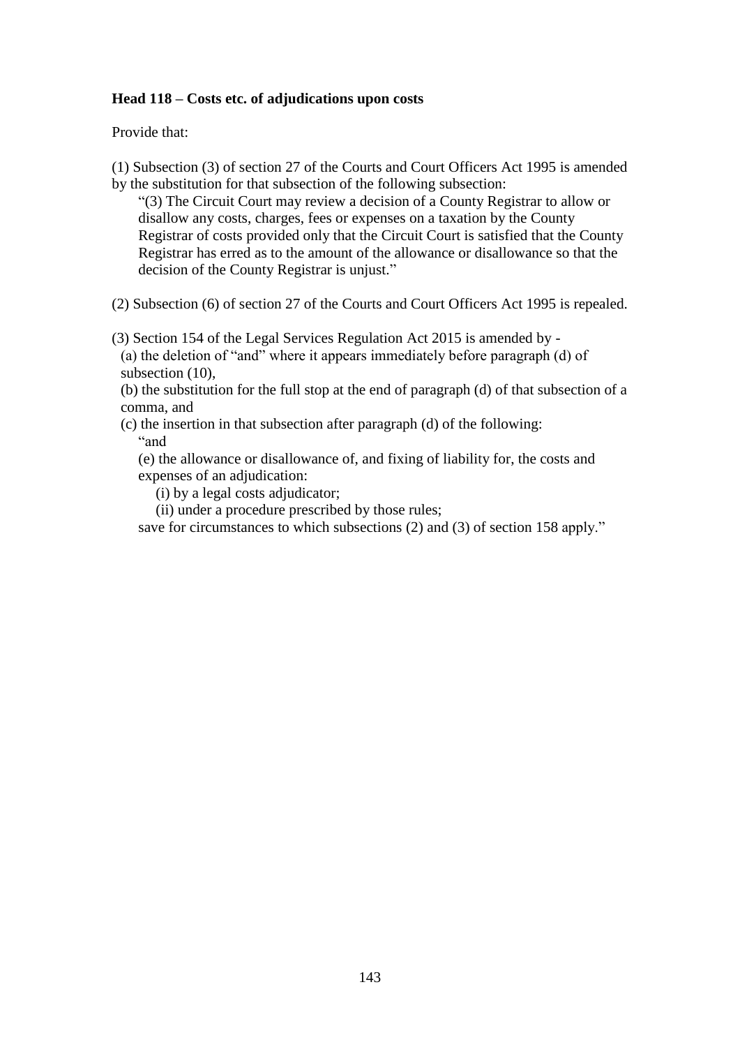**Head 118 – Costs etc. of adjudications upon costs**

Provide that:

(1) Subsection (3) of section 27 of the Courts and Court Officers Act 1995 is amended by the substitution for that subsection of the following subsection:

> "(3) The Circuit Court may review a decision of a County Registrar to allow or disallow any costs, charges, fees or expenses on a taxation by the County Registrar of costs provided only that the Circuit Court is satisfied that the County Registrar has erred as to the amount of the allowance or disallowance so that the decision of the County Registrar is unjust."

(2) Subsection (6) of section 27 of the Courts and Court Officers Act 1995 is repealed.

(3) Section 154 of the Legal Services Regulation Act 2015 is amended by -

(a) the deletion of "and" where it appears immediately before paragraph (d) of subsection (10),

(b) the substitution for the full stop at the end of paragraph (d) of that subsection of a comma, and

(c) the insertion in that subsection after paragraph (d) of the following:

> "and
>
> (e) the allowance or disallowance of, and fixing of liability for, the costs and expenses of an adjudication:
>
> (i) by a legal costs adjudicator;
>
> (ii) under a procedure prescribed by those rules;
>
> save for circumstances to which subsections (2) and (3) of section 158 apply."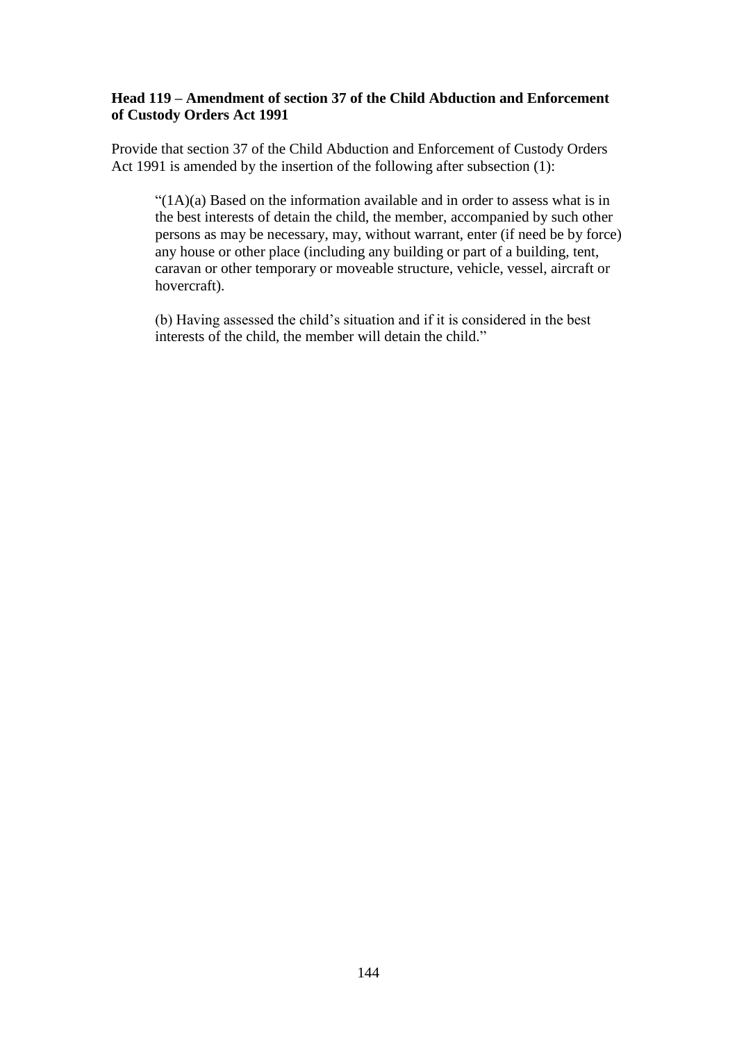**Head 119 – Amendment of section 37 of the Child Abduction and Enforcement of Custody Orders Act 1991**

Provide that section 37 of the Child Abduction and Enforcement of Custody Orders Act 1991 is amended by the insertion of the following after subsection (1):

> "(1A)(a) Based on the information available and in order to assess what is in the best interests of detain the child, the member, accompanied by such other persons as may be necessary, may, without warrant, enter (if need be by force) any house or other place (including any building or part of a building, tent, caravan or other temporary or moveable structure, vehicle, vessel, aircraft or hovercraft).
>
> (b) Having assessed the child's situation and if it is considered in the best interests of the child, the member will detain the child."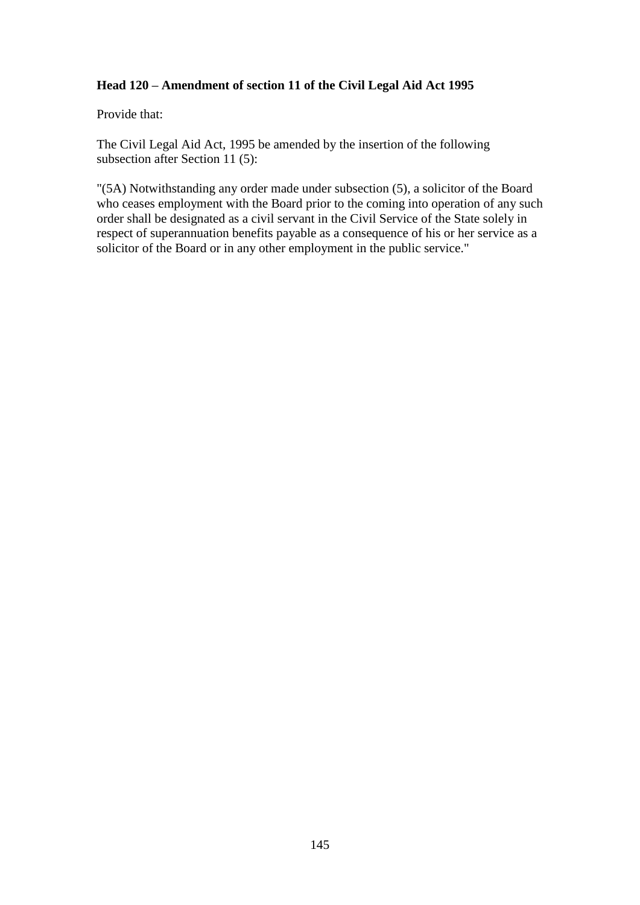**Head 120 – Amendment of section 11 of the Civil Legal Aid Act 1995**

Provide that:

The Civil Legal Aid Act, 1995 be amended by the insertion of the following subsection after Section 11 (5):

"(5A) Notwithstanding any order made under subsection (5), a solicitor of the Board who ceases employment with the Board prior to the coming into operation of any such order shall be designated as a civil servant in the Civil Service of the State solely in respect of superannuation benefits payable as a consequence of his or her service as a solicitor of the Board or in any other employment in the public service."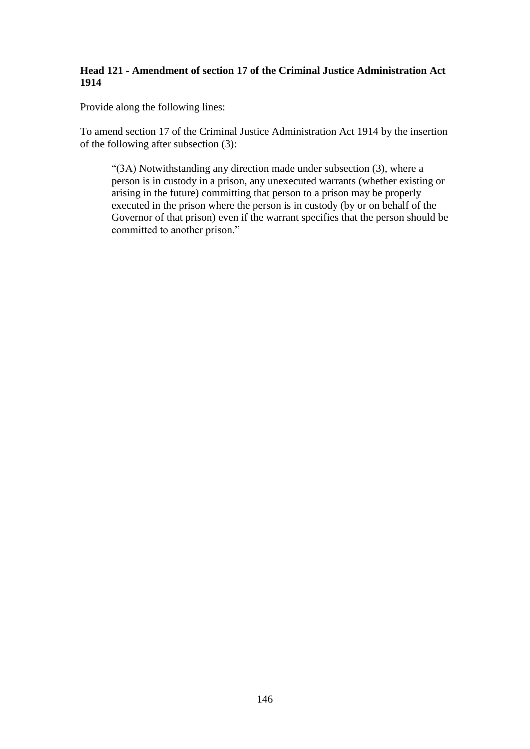**Head 121 - Amendment of section 17 of the Criminal Justice Administration Act 1914**

Provide along the following lines:

To amend section 17 of the Criminal Justice Administration Act 1914 by the insertion of the following after subsection (3):

> "(3A) Notwithstanding any direction made under subsection (3), where a person is in custody in a prison, any unexecuted warrants (whether existing or arising in the future) committing that person to a prison may be properly executed in the prison where the person is in custody (by or on behalf of the Governor of that prison) even if the warrant specifies that the person should be committed to another prison."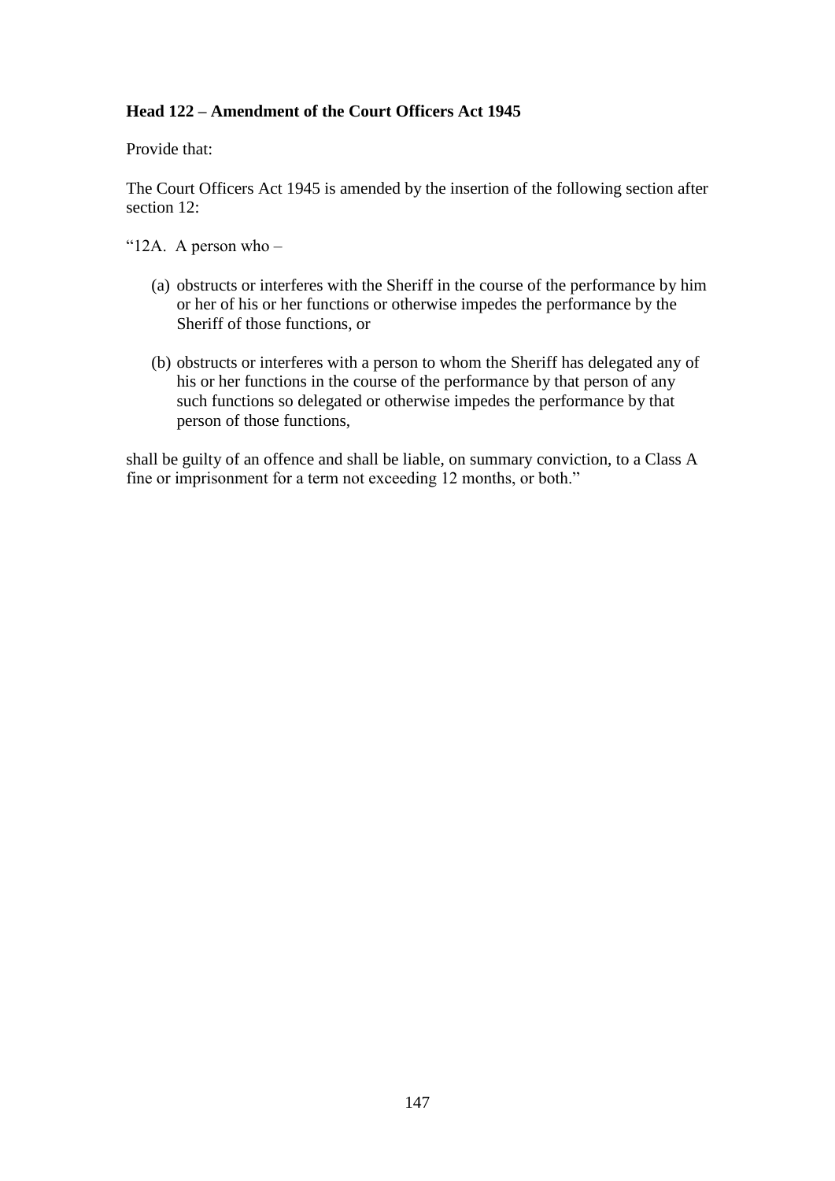**Head 122 – Amendment of the Court Officers Act 1945**

Provide that:

The Court Officers Act 1945 is amended by the insertion of the following section after section 12:

"12A. A person who –

(a) obstructs or interferes with the Sheriff in the course of the performance by him or her of his or her functions or otherwise impedes the performance by the Sheriff of those functions, or

(b) obstructs or interferes with a person to whom the Sheriff has delegated any of his or her functions in the course of the performance by that person of any such functions so delegated or otherwise impedes the performance by that person of those functions,

shall be guilty of an offence and shall be liable, on summary conviction, to a Class A fine or imprisonment for a term not exceeding 12 months, or both."